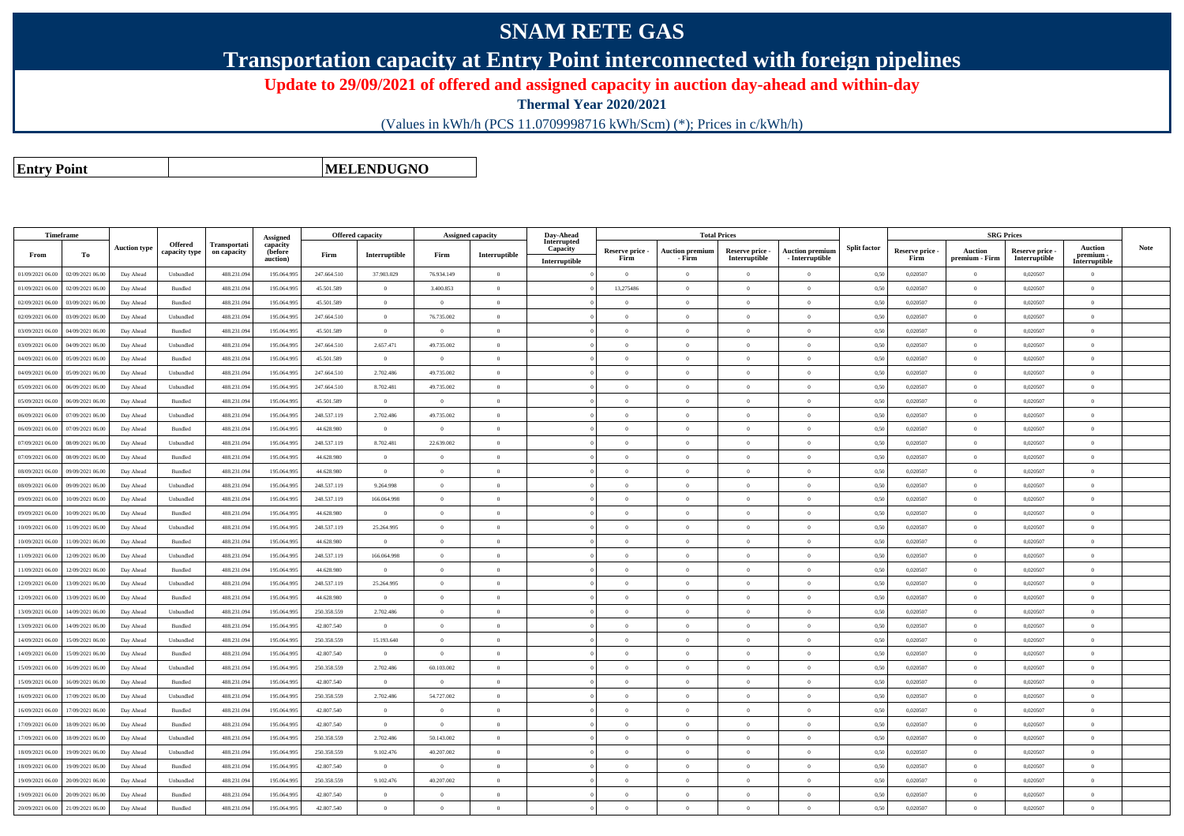# SNAM RETE GAS

## Transportation capacity at Entry Point interconnected with foreign pipelines

**Update to 29/09/2021 of offered and assigned capacity in auction day-ahead and within-day**

**Thermal Year 2020/2021**

(Values in kWh/h (PCS 11.0709998716 kWh/Scm) (*); Prices in c/kWh/h)

| **Entry Point** | **MELENDUGNO** |
|---|---|

| Timeframe | | Auction type | Offered capacity type | Transportation capacity | Assigned capacity (before auction) | Offered capacity | | Assigned capacity | | Day-Ahead Interrupted Capacity | Total Prices | | | | Split factor | SRG Prices | | | | Note |
|---|---|---|---|---|---|---|---|---|---|---|---|---|---|---|---|---|---|---|---|---|
| From | To | | | | | Firm | Interruptible | Firm | Interruptible | Interruptible | Reserve price - Firm | Auction premium - Firm | Reserve price - Interruptible | Auction premium - Interruptible | | Reserve price - Firm | Auction premium - Firm | Reserve price - Interruptible | Auction premium - Interruptible | |
| 01/09/2021 06.00 | 02/09/2021 06.00 | Day Ahead | Unbundled | 488.231.094 | 195.064.995 | 247.664.510 | 37.903.029 | 76.934.149 | 0 | | 0 | 0 | 0 | 0 | 0,50 | 0,020507 | 0 | 0,020507 | 0 | |
| 01/09/2021 06.00 | 02/09/2021 06.00 | Day Ahead | Bundled | 488.231.094 | 195.064.995 | 45.501.589 | 0 | 3.400.853 | 0 | | 13,275486 | 0 | 0 | 0 | 0,50 | 0,020507 | 0 | 0,020507 | 0 | |
| 02/09/2021 06.00 | 03/09/2021 06.00 | Day Ahead | Bundled | 488.231.094 | 195.064.995 | 45.501.589 | 0 | 0 | 0 | | 0 | 0 | 0 | 0 | 0,50 | 0,020507 | 0 | 0,020507 | 0 | |
| 02/09/2021 06.00 | 03/09/2021 06.00 | Day Ahead | Unbundled | 488.231.094 | 195.064.995 | 247.664.510 | 0 | 76.735.002 | 0 | | 0 | 0 | 0 | 0 | 0,50 | 0,020507 | 0 | 0,020507 | 0 | |
| 03/09/2021 06.00 | 04/09/2021 06.00 | Day Ahead | Bundled | 488.231.094 | 195.064.995 | 45.501.589 | 0 | 0 | 0 | | 0 | 0 | 0 | 0 | 0,50 | 0,020507 | 0 | 0,020507 | 0 | |
| 03/09/2021 06.00 | 04/09/2021 06.00 | Day Ahead | Unbundled | 488.231.094 | 195.064.995 | 247.664.510 | 2.657.471 | 49.735.002 | 0 | | 0 | 0 | 0 | 0 | 0,50 | 0,020507 | 0 | 0,020507 | 0 | |
| 04/09/2021 06.00 | 05/09/2021 06.00 | Day Ahead | Bundled | 488.231.094 | 195.064.995 | 45.501.589 | 0 | 0 | 0 | | 0 | 0 | 0 | 0 | 0,50 | 0,020507 | 0 | 0,020507 | 0 | |
| 04/09/2021 06.00 | 05/09/2021 06.00 | Day Ahead | Unbundled | 488.231.094 | 195.064.995 | 247.664.510 | 2.702.486 | 49.735.002 | 0 | | 0 | 0 | 0 | 0 | 0,50 | 0,020507 | 0 | 0,020507 | 0 | |
| 05/09/2021 06.00 | 06/09/2021 06.00 | Day Ahead | Unbundled | 488.231.094 | 195.064.995 | 247.664.510 | 8.702.481 | 49.735.002 | 0 | | 0 | 0 | 0 | 0 | 0,50 | 0,020507 | 0 | 0,020507 | 0 | |
| 05/09/2021 06.00 | 06/09/2021 06.00 | Day Ahead | Bundled | 488.231.094 | 195.064.995 | 45.501.589 | 0 | 0 | 0 | | 0 | 0 | 0 | 0 | 0,50 | 0,020507 | 0 | 0,020507 | 0 | |
| 06/09/2021 06.00 | 07/09/2021 06.00 | Day Ahead | Unbundled | 488.231.094 | 195.064.995 | 248.537.119 | 2.702.486 | 49.735.002 | 0 | | 0 | 0 | 0 | 0 | 0,50 | 0,020507 | 0 | 0,020507 | 0 | |
| 06/09/2021 06.00 | 07/09/2021 06.00 | Day Ahead | Bundled | 488.231.094 | 195.064.995 | 44.628.980 | 0 | 0 | 0 | | 0 | 0 | 0 | 0 | 0,50 | 0,020507 | 0 | 0,020507 | 0 | |
| 07/09/2021 06.00 | 08/09/2021 06.00 | Day Ahead | Unbundled | 488.231.094 | 195.064.995 | 248.537.119 | 8.702.481 | 22.639.002 | 0 | | 0 | 0 | 0 | 0 | 0,50 | 0,020507 | 0 | 0,020507 | 0 | |
| 07/09/2021 06.00 | 08/09/2021 06.00 | Day Ahead | Bundled | 488.231.094 | 195.064.995 | 44.628.980 | 0 | 0 | 0 | | 0 | 0 | 0 | 0 | 0,50 | 0,020507 | 0 | 0,020507 | 0 | |
| 08/09/2021 06.00 | 09/09/2021 06.00 | Day Ahead | Bundled | 488.231.094 | 195.064.995 | 44.628.980 | 0 | 0 | 0 | | 0 | 0 | 0 | 0 | 0,50 | 0,020507 | 0 | 0,020507 | 0 | |
| 08/09/2021 06.00 | 09/09/2021 06.00 | Day Ahead | Unbundled | 488.231.094 | 195.064.995 | 248.537.119 | 9.264.998 | 0 | 0 | | 0 | 0 | 0 | 0 | 0,50 | 0,020507 | 0 | 0,020507 | 0 | |
| 09/09/2021 06.00 | 10/09/2021 06.00 | Day Ahead | Unbundled | 488.231.094 | 195.064.995 | 248.537.119 | 166.064.998 | 0 | 0 | | 0 | 0 | 0 | 0 | 0,50 | 0,020507 | 0 | 0,020507 | 0 | |
| 09/09/2021 06.00 | 10/09/2021 06.00 | Day Ahead | Bundled | 488.231.094 | 195.064.995 | 44.628.980 | 0 | 0 | 0 | | 0 | 0 | 0 | 0 | 0,50 | 0,020507 | 0 | 0,020507 | 0 | |
| 10/09/2021 06.00 | 11/09/2021 06.00 | Day Ahead | Unbundled | 488.231.094 | 195.064.995 | 248.537.119 | 25.264.995 | 0 | 0 | | 0 | 0 | 0 | 0 | 0,50 | 0,020507 | 0 | 0,020507 | 0 | |
| 10/09/2021 06.00 | 11/09/2021 06.00 | Day Ahead | Bundled | 488.231.094 | 195.064.995 | 44.628.980 | 0 | 0 | 0 | | 0 | 0 | 0 | 0 | 0,50 | 0,020507 | 0 | 0,020507 | 0 | |
| 11/09/2021 06.00 | 12/09/2021 06.00 | Day Ahead | Unbundled | 488.231.094 | 195.064.995 | 248.537.119 | 166.064.998 | 0 | 0 | | 0 | 0 | 0 | 0 | 0,50 | 0,020507 | 0 | 0,020507 | 0 | |
| 11/09/2021 06.00 | 12/09/2021 06.00 | Day Ahead | Bundled | 488.231.094 | 195.064.995 | 44.628.980 | 0 | 0 | 0 | | 0 | 0 | 0 | 0 | 0,50 | 0,020507 | 0 | 0,020507 | 0 | |
| 12/09/2021 06.00 | 13/09/2021 06.00 | Day Ahead | Unbundled | 488.231.094 | 195.064.995 | 248.537.119 | 25.264.995 | 0 | 0 | | 0 | 0 | 0 | 0 | 0,50 | 0,020507 | 0 | 0,020507 | 0 | |
| 12/09/2021 06.00 | 13/09/2021 06.00 | Day Ahead | Bundled | 488.231.094 | 195.064.995 | 44.628.980 | 0 | 0 | 0 | | 0 | 0 | 0 | 0 | 0,50 | 0,020507 | 0 | 0,020507 | 0 | |
| 13/09/2021 06.00 | 14/09/2021 06.00 | Day Ahead | Unbundled | 488.231.094 | 195.064.995 | 250.358.559 | 2.702.486 | 0 | 0 | | 0 | 0 | 0 | 0 | 0,50 | 0,020507 | 0 | 0,020507 | 0 | |
| 13/09/2021 06.00 | 14/09/2021 06.00 | Day Ahead | Bundled | 488.231.094 | 195.064.995 | 42.807.540 | 0 | 0 | 0 | | 0 | 0 | 0 | 0 | 0,50 | 0,020507 | 0 | 0,020507 | 0 | |
| 14/09/2021 06.00 | 15/09/2021 06.00 | Day Ahead | Unbundled | 488.231.094 | 195.064.995 | 250.358.559 | 15.193.640 | 0 | 0 | | 0 | 0 | 0 | 0 | 0,50 | 0,020507 | 0 | 0,020507 | 0 | |
| 14/09/2021 06.00 | 15/09/2021 06.00 | Day Ahead | Bundled | 488.231.094 | 195.064.995 | 42.807.540 | 0 | 0 | 0 | | 0 | 0 | 0 | 0 | 0,50 | 0,020507 | 0 | 0,020507 | 0 | |
| 15/09/2021 06.00 | 16/09/2021 06.00 | Day Ahead | Unbundled | 488.231.094 | 195.064.995 | 250.358.559 | 2.702.486 | 60.103.002 | 0 | | 0 | 0 | 0 | 0 | 0,50 | 0,020507 | 0 | 0,020507 | 0 | |
| 15/09/2021 06.00 | 16/09/2021 06.00 | Day Ahead | Bundled | 488.231.094 | 195.064.995 | 42.807.540 | 0 | 0 | 0 | | 0 | 0 | 0 | 0 | 0,50 | 0,020507 | 0 | 0,020507 | 0 | |
| 16/09/2021 06.00 | 17/09/2021 06.00 | Day Ahead | Unbundled | 488.231.094 | 195.064.995 | 250.358.559 | 2.702.486 | 54.727.002 | 0 | | 0 | 0 | 0 | 0 | 0,50 | 0,020507 | 0 | 0,020507 | 0 | |
| 16/09/2021 06.00 | 17/09/2021 06.00 | Day Ahead | Bundled | 488.231.094 | 195.064.995 | 42.807.540 | 0 | 0 | 0 | | 0 | 0 | 0 | 0 | 0,50 | 0,020507 | 0 | 0,020507 | 0 | |
| 17/09/2021 06.00 | 18/09/2021 06.00 | Day Ahead | Bundled | 488.231.094 | 195.064.995 | 42.807.540 | 0 | 0 | 0 | | 0 | 0 | 0 | 0 | 0,50 | 0,020507 | 0 | 0,020507 | 0 | |
| 17/09/2021 06.00 | 18/09/2021 06.00 | Day Ahead | Unbundled | 488.231.094 | 195.064.995 | 250.358.559 | 2.702.486 | 50.143.002 | 0 | | 0 | 0 | 0 | 0 | 0,50 | 0,020507 | 0 | 0,020507 | 0 | |
| 18/09/2021 06.00 | 19/09/2021 06.00 | Day Ahead | Unbundled | 488.231.094 | 195.064.995 | 250.358.559 | 9.102.476 | 40.207.002 | 0 | | 0 | 0 | 0 | 0 | 0,50 | 0,020507 | 0 | 0,020507 | 0 | |
| 18/09/2021 06.00 | 19/09/2021 06.00 | Day Ahead | Bundled | 488.231.094 | 195.064.995 | 42.807.540 | 0 | 0 | 0 | | 0 | 0 | 0 | 0 | 0,50 | 0,020507 | 0 | 0,020507 | 0 | |
| 19/09/2021 06.00 | 20/09/2021 06.00 | Day Ahead | Unbundled | 488.231.094 | 195.064.995 | 250.358.559 | 9.102.476 | 40.207.002 | 0 | | 0 | 0 | 0 | 0 | 0,50 | 0,020507 | 0 | 0,020507 | 0 | |
| 19/09/2021 06.00 | 20/09/2021 06.00 | Day Ahead | Bundled | 488.231.094 | 195.064.995 | 42.807.540 | 0 | 0 | 0 | | 0 | 0 | 0 | 0 | 0,50 | 0,020507 | 0 | 0,020507 | 0 | |
| 20/09/2021 06.00 | 21/09/2021 06.00 | Day Ahead | Bundled | 488.231.094 | 195.064.995 | 42.807.540 | 0 | 0 | 0 | | 0 | 0 | 0 | 0 | 0,50 | 0,020507 | 0 | 0,020507 | 0 | |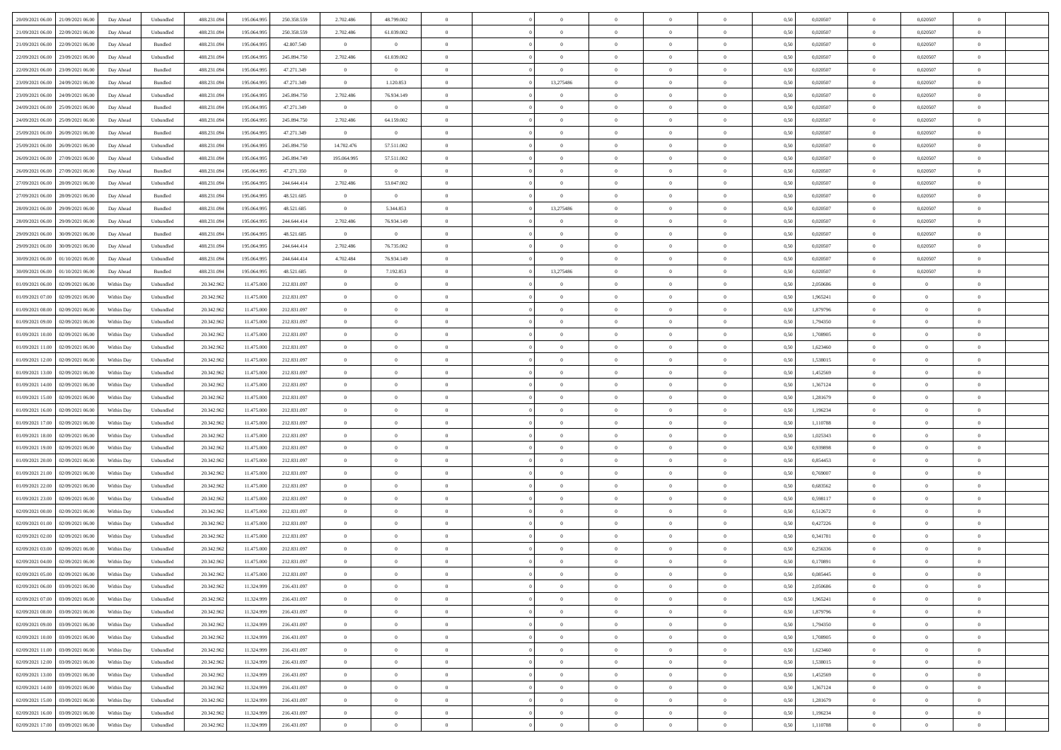| 20/09/2021 06:00 | 21/09/2021 06:00 | Day Ahead | Unbundled | 488.231.094 | 195.064.995 | 250.358.559 | 2.702.486 | 48.799.002 | 0 | | 0 | 0 | 0 | 0 | 0,50 | 0,020507 | 0 | 0,020507 | 0 | |
|---|---|---|---|---|---|---|---|---|---|---|---|---|---|---|---|---|---|---|---|---|
| 21/09/2021 06:00 | 22/09/2021 06:00 | Day Ahead | Unbundled | 488.231.094 | 195.064.995 | 250.358.559 | 2.702.486 | 61.039.002 | 0 | | 0 | 0 | 0 | 0 | 0,50 | 0,020507 | 0 | 0,020507 | 0 | |
| 21/09/2021 06:00 | 22/09/2021 06:00 | Day Ahead | Bundled | 488.231.094 | 195.064.995 | 42.807.540 | 0 | 0 | 0 | | 0 | 0 | 0 | 0 | 0,50 | 0,020507 | 0 | 0,020507 | 0 | |
| 22/09/2021 06:00 | 23/09/2021 06:00 | Day Ahead | Unbundled | 488.231.094 | 195.064.995 | 245.894.750 | 2.702.486 | 61.039.002 | 0 | | 0 | 0 | 0 | 0 | 0,50 | 0,020507 | 0 | 0,020507 | 0 | |
| 22/09/2021 06:00 | 23/09/2021 06:00 | Day Ahead | Bundled | 488.231.094 | 195.064.995 | 47.271.349 | 0 | 0 | 0 | | 0 | 0 | 0 | 0 | 0,50 | 0,020507 | 0 | 0,020507 | 0 | |
| 23/09/2021 06:00 | 24/09/2021 06:00 | Day Ahead | Bundled | 488.231.094 | 195.064.995 | 47.271.349 | 0 | 1.120.853 | 0 | | 13,275486 | 0 | 0 | 0 | 0,50 | 0,020507 | 0 | 0,020507 | 0 | |
| 23/09/2021 06:00 | 24/09/2021 06:00 | Day Ahead | Unbundled | 488.231.094 | 195.064.995 | 245.894.750 | 2.702.486 | 76.934.149 | 0 | | 0 | 0 | 0 | 0 | 0,50 | 0,020507 | 0 | 0,020507 | 0 | |
| 24/09/2021 06:00 | 25/09/2021 06:00 | Day Ahead | Bundled | 488.231.094 | 195.064.995 | 47.271.349 | 0 | 0 | 0 | | 0 | 0 | 0 | 0 | 0,50 | 0,020507 | 0 | 0,020507 | 0 | |
| 24/09/2021 06:00 | 25/09/2021 06:00 | Day Ahead | Unbundled | 488.231.094 | 195.064.995 | 245.894.750 | 2.702.486 | 64.159.002 | 0 | | 0 | 0 | 0 | 0 | 0,50 | 0,020507 | 0 | 0,020507 | 0 | |
| 25/09/2021 06:00 | 26/09/2021 06:00 | Day Ahead | Bundled | 488.231.094 | 195.064.995 | 47.271.349 | 0 | 0 | 0 | | 0 | 0 | 0 | 0 | 0,50 | 0,020507 | 0 | 0,020507 | 0 | |
| 25/09/2021 06:00 | 26/09/2021 06:00 | Day Ahead | Unbundled | 488.231.094 | 195.064.995 | 245.894.750 | 14.702.476 | 57.511.002 | 0 | | 0 | 0 | 0 | 0 | 0,50 | 0,020507 | 0 | 0,020507 | 0 | |
| 26/09/2021 06:00 | 27/09/2021 06:00 | Day Ahead | Unbundled | 488.231.094 | 195.064.995 | 245.894.749 | 195.064.995 | 57.511.002 | 0 | | 0 | 0 | 0 | 0 | 0,50 | 0,020507 | 0 | 0,020507 | 0 | |
| 26/09/2021 06:00 | 27/09/2021 06:00 | Day Ahead | Bundled | 488.231.094 | 195.064.995 | 47.271.350 | 0 | 0 | 0 | | 0 | 0 | 0 | 0 | 0,50 | 0,020507 | 0 | 0,020507 | 0 | |
| 27/09/2021 06:00 | 28/09/2021 06:00 | Day Ahead | Unbundled | 488.231.094 | 195.064.995 | 244.644.414 | 2.702.486 | 53.047.002 | 0 | | 0 | 0 | 0 | 0 | 0,50 | 0,020507 | 0 | 0,020507 | 0 | |
| 27/09/2021 06:00 | 28/09/2021 06:00 | Day Ahead | Bundled | 488.231.094 | 195.064.995 | 48.521.685 | 0 | 0 | 0 | | 0 | 0 | 0 | 0 | 0,50 | 0,020507 | 0 | 0,020507 | 0 | |
| 28/09/2021 06:00 | 29/09/2021 06:00 | Day Ahead | Bundled | 488.231.094 | 195.064.995 | 48.521.685 | 0 | 5.344.853 | 0 | | 13,275486 | 0 | 0 | 0 | 0,50 | 0,020507 | 0 | 0,020507 | 0 | |
| 28/09/2021 06:00 | 29/09/2021 06:00 | Day Ahead | Unbundled | 488.231.094 | 195.064.995 | 244.644.414 | 2.702.486 | 76.934.149 | 0 | | 0 | 0 | 0 | 0 | 0,50 | 0,020507 | 0 | 0,020507 | 0 | |
| 29/09/2021 06:00 | 30/09/2021 06:00 | Day Ahead | Bundled | 488.231.094 | 195.064.995 | 48.521.685 | 0 | 0 | 0 | | 0 | 0 | 0 | 0 | 0,50 | 0,020507 | 0 | 0,020507 | 0 | |
| 29/09/2021 06:00 | 30/09/2021 06:00 | Day Ahead | Unbundled | 488.231.094 | 195.064.995 | 244.644.414 | 2.702.486 | 76.735.002 | 0 | | 0 | 0 | 0 | 0 | 0,50 | 0,020507 | 0 | 0,020507 | 0 | |
| 30/09/2021 06:00 | 01/10/2021 06:00 | Day Ahead | Unbundled | 488.231.094 | 195.064.995 | 244.644.414 | 4.702.484 | 76.934.149 | 0 | | 0 | 0 | 0 | 0 | 0,50 | 0,020507 | 0 | 0,020507 | 0 | |
| 30/09/2021 06:00 | 01/10/2021 06:00 | Day Ahead | Bundled | 488.231.094 | 195.064.995 | 48.521.685 | 0 | 7.192.853 | 0 | | 13,275486 | 0 | 0 | 0 | 0,50 | 0,020507 | 0 | 0,020507 | 0 | |
| 01/09/2021 06:00 | 02/09/2021 06:00 | Within Day | Unbundled | 20.342.962 | 11.475.000 | 212.831.097 | 0 | 0 | 0 | | 0 | 0 | 0 | 0 | 0,50 | 2,050686 | 0 | 0 | 0 | |
| 01/09/2021 07:00 | 02/09/2021 06:00 | Within Day | Unbundled | 20.342.962 | 11.475.000 | 212.831.097 | 0 | 0 | 0 | | 0 | 0 | 0 | 0 | 0,50 | 1,965241 | 0 | 0 | 0 | |
| 01/09/2021 08:00 | 02/09/2021 06:00 | Within Day | Unbundled | 20.342.962 | 11.475.000 | 212.831.097 | 0 | 0 | 0 | | 0 | 0 | 0 | 0 | 0,50 | 1,879796 | 0 | 0 | 0 | |
| 01/09/2021 09:00 | 02/09/2021 06:00 | Within Day | Unbundled | 20.342.962 | 11.475.000 | 212.831.097 | 0 | 0 | 0 | | 0 | 0 | 0 | 0 | 0,50 | 1,794350 | 0 | 0 | 0 | |
| 01/09/2021 10:00 | 02/09/2021 06:00 | Within Day | Unbundled | 20.342.962 | 11.475.000 | 212.831.097 | 0 | 0 | 0 | | 0 | 0 | 0 | 0 | 0,50 | 1,708905 | 0 | 0 | 0 | |
| 01/09/2021 11:00 | 02/09/2021 06:00 | Within Day | Unbundled | 20.342.962 | 11.475.000 | 212.831.097 | 0 | 0 | 0 | | 0 | 0 | 0 | 0 | 0,50 | 1,623460 | 0 | 0 | 0 | |
| 01/09/2021 12:00 | 02/09/2021 06:00 | Within Day | Unbundled | 20.342.962 | 11.475.000 | 212.831.097 | 0 | 0 | 0 | | 0 | 0 | 0 | 0 | 0,50 | 1,538015 | 0 | 0 | 0 | |
| 01/09/2021 13:00 | 02/09/2021 06:00 | Within Day | Unbundled | 20.342.962 | 11.475.000 | 212.831.097 | 0 | 0 | 0 | | 0 | 0 | 0 | 0 | 0,50 | 1,452569 | 0 | 0 | 0 | |
| 01/09/2021 14:00 | 02/09/2021 06:00 | Within Day | Unbundled | 20.342.962 | 11.475.000 | 212.831.097 | 0 | 0 | 0 | | 0 | 0 | 0 | 0 | 0,50 | 1,367124 | 0 | 0 | 0 | |
| 01/09/2021 15:00 | 02/09/2021 06:00 | Within Day | Unbundled | 20.342.962 | 11.475.000 | 212.831.097 | 0 | 0 | 0 | | 0 | 0 | 0 | 0 | 0,50 | 1,281679 | 0 | 0 | 0 | |
| 01/09/2021 16:00 | 02/09/2021 06:00 | Within Day | Unbundled | 20.342.962 | 11.475.000 | 212.831.097 | 0 | 0 | 0 | | 0 | 0 | 0 | 0 | 0,50 | 1,196234 | 0 | 0 | 0 | |
| 01/09/2021 17:00 | 02/09/2021 06:00 | Within Day | Unbundled | 20.342.962 | 11.475.000 | 212.831.097 | 0 | 0 | 0 | | 0 | 0 | 0 | 0 | 0,50 | 1,110788 | 0 | 0 | 0 | |
| 01/09/2021 18:00 | 02/09/2021 06:00 | Within Day | Unbundled | 20.342.962 | 11.475.000 | 212.831.097 | 0 | 0 | 0 | | 0 | 0 | 0 | 0 | 0,50 | 1,025343 | 0 | 0 | 0 | |
| 01/09/2021 19:00 | 02/09/2021 06:00 | Within Day | Unbundled | 20.342.962 | 11.475.000 | 212.831.097 | 0 | 0 | 0 | | 0 | 0 | 0 | 0 | 0,50 | 0,939898 | 0 | 0 | 0 | |
| 01/09/2021 20:00 | 02/09/2021 06:00 | Within Day | Unbundled | 20.342.962 | 11.475.000 | 212.831.097 | 0 | 0 | 0 | | 0 | 0 | 0 | 0 | 0,50 | 0,854453 | 0 | 0 | 0 | |
| 01/09/2021 21:00 | 02/09/2021 06:00 | Within Day | Unbundled | 20.342.962 | 11.475.000 | 212.831.097 | 0 | 0 | 0 | | 0 | 0 | 0 | 0 | 0,50 | 0,769007 | 0 | 0 | 0 | |
| 01/09/2021 22:00 | 02/09/2021 06:00 | Within Day | Unbundled | 20.342.962 | 11.475.000 | 212.831.097 | 0 | 0 | 0 | | 0 | 0 | 0 | 0 | 0,50 | 0,683562 | 0 | 0 | 0 | |
| 01/09/2021 23:00 | 02/09/2021 06:00 | Within Day | Unbundled | 20.342.962 | 11.475.000 | 212.831.097 | 0 | 0 | 0 | | 0 | 0 | 0 | 0 | 0,50 | 0,598117 | 0 | 0 | 0 | |
| 02/09/2021 00:00 | 02/09/2021 06:00 | Within Day | Unbundled | 20.342.962 | 11.475.000 | 212.831.097 | 0 | 0 | 0 | | 0 | 0 | 0 | 0 | 0,50 | 0,512672 | 0 | 0 | 0 | |
| 02/09/2021 01:00 | 02/09/2021 06:00 | Within Day | Unbundled | 20.342.962 | 11.475.000 | 212.831.097 | 0 | 0 | 0 | | 0 | 0 | 0 | 0 | 0,50 | 0,427226 | 0 | 0 | 0 | |
| 02/09/2021 02:00 | 02/09/2021 06:00 | Within Day | Unbundled | 20.342.962 | 11.475.000 | 212.831.097 | 0 | 0 | 0 | | 0 | 0 | 0 | 0 | 0,50 | 0,341781 | 0 | 0 | 0 | |
| 02/09/2021 03:00 | 02/09/2021 06:00 | Within Day | Unbundled | 20.342.962 | 11.475.000 | 212.831.097 | 0 | 0 | 0 | | 0 | 0 | 0 | 0 | 0,50 | 0,256336 | 0 | 0 | 0 | |
| 02/09/2021 04:00 | 02/09/2021 06:00 | Within Day | Unbundled | 20.342.962 | 11.475.000 | 212.831.097 | 0 | 0 | 0 | | 0 | 0 | 0 | 0 | 0,50 | 0,170891 | 0 | 0 | 0 | |
| 02/09/2021 05:00 | 02/09/2021 06:00 | Within Day | Unbundled | 20.342.962 | 11.475.000 | 212.831.097 | 0 | 0 | 0 | | 0 | 0 | 0 | 0 | 0,50 | 0,085445 | 0 | 0 | 0 | |
| 02/09/2021 06:00 | 03/09/2021 06:00 | Within Day | Unbundled | 20.342.962 | 11.324.999 | 216.431.097 | 0 | 0 | 0 | | 0 | 0 | 0 | 0 | 0,50 | 2,050686 | 0 | 0 | 0 | |
| 02/09/2021 07:00 | 03/09/2021 06:00 | Within Day | Unbundled | 20.342.962 | 11.324.999 | 216.431.097 | 0 | 0 | 0 | | 0 | 0 | 0 | 0 | 0,50 | 1,965241 | 0 | 0 | 0 | |
| 02/09/2021 08:00 | 03/09/2021 06:00 | Within Day | Unbundled | 20.342.962 | 11.324.999 | 216.431.097 | 0 | 0 | 0 | | 0 | 0 | 0 | 0 | 0,50 | 1,879796 | 0 | 0 | 0 | |
| 02/09/2021 09:00 | 03/09/2021 06:00 | Within Day | Unbundled | 20.342.962 | 11.324.999 | 216.431.097 | 0 | 0 | 0 | | 0 | 0 | 0 | 0 | 0,50 | 1,794350 | 0 | 0 | 0 | |
| 02/09/2021 10:00 | 03/09/2021 06:00 | Within Day | Unbundled | 20.342.962 | 11.324.999 | 216.431.097 | 0 | 0 | 0 | | 0 | 0 | 0 | 0 | 0,50 | 1,708905 | 0 | 0 | 0 | |
| 02/09/2021 11:00 | 03/09/2021 06:00 | Within Day | Unbundled | 20.342.962 | 11.324.999 | 216.431.097 | 0 | 0 | 0 | | 0 | 0 | 0 | 0 | 0,50 | 1,623460 | 0 | 0 | 0 | |
| 02/09/2021 12:00 | 03/09/2021 06:00 | Within Day | Unbundled | 20.342.962 | 11.324.999 | 216.431.097 | 0 | 0 | 0 | | 0 | 0 | 0 | 0 | 0,50 | 1,538015 | 0 | 0 | 0 | |
| 02/09/2021 13:00 | 03/09/2021 06:00 | Within Day | Unbundled | 20.342.962 | 11.324.999 | 216.431.097 | 0 | 0 | 0 | | 0 | 0 | 0 | 0 | 0,50 | 1,452569 | 0 | 0 | 0 | |
| 02/09/2021 14:00 | 03/09/2021 06:00 | Within Day | Unbundled | 20.342.962 | 11.324.999 | 216.431.097 | 0 | 0 | 0 | | 0 | 0 | 0 | 0 | 0,50 | 1,367124 | 0 | 0 | 0 | |
| 02/09/2021 15:00 | 03/09/2021 06:00 | Within Day | Unbundled | 20.342.962 | 11.324.999 | 216.431.097 | 0 | 0 | 0 | | 0 | 0 | 0 | 0 | 0,50 | 1,281679 | 0 | 0 | 0 | |
| 02/09/2021 16:00 | 03/09/2021 06:00 | Within Day | Unbundled | 20.342.962 | 11.324.999 | 216.431.097 | 0 | 0 | 0 | | 0 | 0 | 0 | 0 | 0,50 | 1,196234 | 0 | 0 | 0 | |
| 02/09/2021 17:00 | 03/09/2021 06:00 | Within Day | Unbundled | 20.342.962 | 11.324.999 | 216.431.097 | 0 | 0 | 0 | | 0 | 0 | 0 | 0 | 0,50 | 1,110788 | 0 | 0 | 0 | |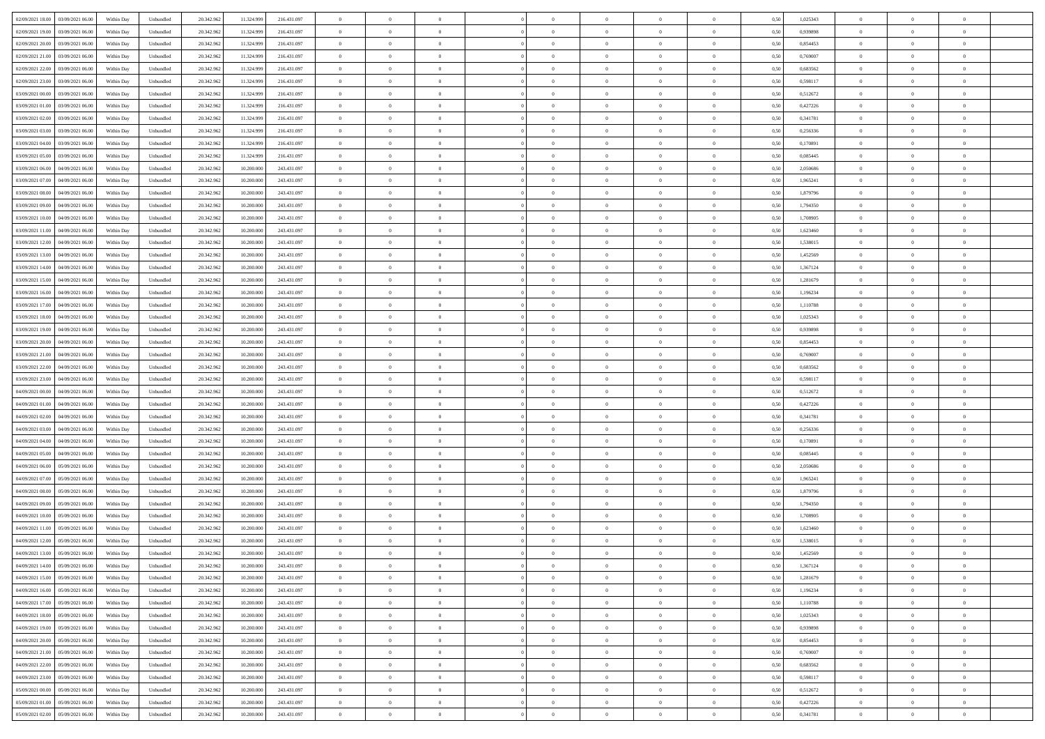| | | | | | | | | | | | | | | | | | | | | |
|---|---|---|---|---|---|---|---|---|---|---|---|---|---|---|---|---|---|---|---|---|
| 02/09/2021 18:00 | 03/09/2021 06:00 | Within Day | Unbundled | 20.342.962 | 11.324.999 | 216.431.097 | 0 | 0 | 0 | | 0 | 0 | 0 | 0 | 0,50 | 1,025343 | 0 | 0 | 0 | |
| 02/09/2021 19:00 | 03/09/2021 06:00 | Within Day | Unbundled | 20.342.962 | 11.324.999 | 216.431.097 | 0 | 0 | 0 | | 0 | 0 | 0 | 0 | 0,50 | 0,939898 | 0 | 0 | 0 | |
| 02/09/2021 20:00 | 03/09/2021 06:00 | Within Day | Unbundled | 20.342.962 | 11.324.999 | 216.431.097 | 0 | 0 | 0 | | 0 | 0 | 0 | 0 | 0,50 | 0,854453 | 0 | 0 | 0 | |
| 02/09/2021 21:00 | 03/09/2021 06:00 | Within Day | Unbundled | 20.342.962 | 11.324.999 | 216.431.097 | 0 | 0 | 0 | | 0 | 0 | 0 | 0 | 0,50 | 0,769007 | 0 | 0 | 0 | |
| 02/09/2021 22:00 | 03/09/2021 06:00 | Within Day | Unbundled | 20.342.962 | 11.324.999 | 216.431.097 | 0 | 0 | 0 | | 0 | 0 | 0 | 0 | 0,50 | 0,683562 | 0 | 0 | 0 | |
| 02/09/2021 23:00 | 03/09/2021 06:00 | Within Day | Unbundled | 20.342.962 | 11.324.999 | 216.431.097 | 0 | 0 | 0 | | 0 | 0 | 0 | 0 | 0,50 | 0,598117 | 0 | 0 | 0 | |
| 03/09/2021 00:00 | 03/09/2021 06:00 | Within Day | Unbundled | 20.342.962 | 11.324.999 | 216.431.097 | 0 | 0 | 0 | | 0 | 0 | 0 | 0 | 0,50 | 0,512672 | 0 | 0 | 0 | |
| 03/09/2021 01:00 | 03/09/2021 06:00 | Within Day | Unbundled | 20.342.962 | 11.324.999 | 216.431.097 | 0 | 0 | 0 | | 0 | 0 | 0 | 0 | 0,50 | 0,427226 | 0 | 0 | 0 | |
| 03/09/2021 02:00 | 03/09/2021 06:00 | Within Day | Unbundled | 20.342.962 | 11.324.999 | 216.431.097 | 0 | 0 | 0 | | 0 | 0 | 0 | 0 | 0,50 | 0,341781 | 0 | 0 | 0 | |
| 03/09/2021 03:00 | 03/09/2021 06:00 | Within Day | Unbundled | 20.342.962 | 11.324.999 | 216.431.097 | 0 | 0 | 0 | | 0 | 0 | 0 | 0 | 0,50 | 0,256336 | 0 | 0 | 0 | |
| 03/09/2021 04:00 | 03/09/2021 06:00 | Within Day | Unbundled | 20.342.962 | 11.324.999 | 216.431.097 | 0 | 0 | 0 | | 0 | 0 | 0 | 0 | 0,50 | 0,170891 | 0 | 0 | 0 | |
| 03/09/2021 05:00 | 03/09/2021 06:00 | Within Day | Unbundled | 20.342.962 | 11.324.999 | 216.431.097 | 0 | 0 | 0 | | 0 | 0 | 0 | 0 | 0,50 | 0,085445 | 0 | 0 | 0 | |
| 03/09/2021 06:00 | 04/09/2021 06:00 | Within Day | Unbundled | 20.342.962 | 10.200.000 | 243.431.097 | 0 | 0 | 0 | | 0 | 0 | 0 | 0 | 0,50 | 2,050686 | 0 | 0 | 0 | |
| 03/09/2021 07:00 | 04/09/2021 06:00 | Within Day | Unbundled | 20.342.962 | 10.200.000 | 243.431.097 | 0 | 0 | 0 | | 0 | 0 | 0 | 0 | 0,50 | 1,965241 | 0 | 0 | 0 | |
| 03/09/2021 08:00 | 04/09/2021 06:00 | Within Day | Unbundled | 20.342.962 | 10.200.000 | 243.431.097 | 0 | 0 | 0 | | 0 | 0 | 0 | 0 | 0,50 | 1,879796 | 0 | 0 | 0 | |
| 03/09/2021 09:00 | 04/09/2021 06:00 | Within Day | Unbundled | 20.342.962 | 10.200.000 | 243.431.097 | 0 | 0 | 0 | | 0 | 0 | 0 | 0 | 0,50 | 1,794350 | 0 | 0 | 0 | |
| 03/09/2021 10:00 | 04/09/2021 06:00 | Within Day | Unbundled | 20.342.962 | 10.200.000 | 243.431.097 | 0 | 0 | 0 | | 0 | 0 | 0 | 0 | 0,50 | 1,708905 | 0 | 0 | 0 | |
| 03/09/2021 11:00 | 04/09/2021 06:00 | Within Day | Unbundled | 20.342.962 | 10.200.000 | 243.431.097 | 0 | 0 | 0 | | 0 | 0 | 0 | 0 | 0,50 | 1,623460 | 0 | 0 | 0 | |
| 03/09/2021 12:00 | 04/09/2021 06:00 | Within Day | Unbundled | 20.342.962 | 10.200.000 | 243.431.097 | 0 | 0 | 0 | | 0 | 0 | 0 | 0 | 0,50 | 1,538015 | 0 | 0 | 0 | |
| 03/09/2021 13:00 | 04/09/2021 06:00 | Within Day | Unbundled | 20.342.962 | 10.200.000 | 243.431.097 | 0 | 0 | 0 | | 0 | 0 | 0 | 0 | 0,50 | 1,452569 | 0 | 0 | 0 | |
| 03/09/2021 14:00 | 04/09/2021 06:00 | Within Day | Unbundled | 20.342.962 | 10.200.000 | 243.431.097 | 0 | 0 | 0 | | 0 | 0 | 0 | 0 | 0,50 | 1,367124 | 0 | 0 | 0 | |
| 03/09/2021 15:00 | 04/09/2021 06:00 | Within Day | Unbundled | 20.342.962 | 10.200.000 | 243.431.097 | 0 | 0 | 0 | | 0 | 0 | 0 | 0 | 0,50 | 1,281679 | 0 | 0 | 0 | |
| 03/09/2021 16:00 | 04/09/2021 06:00 | Within Day | Unbundled | 20.342.962 | 10.200.000 | 243.431.097 | 0 | 0 | 0 | | 0 | 0 | 0 | 0 | 0,50 | 1,196234 | 0 | 0 | 0 | |
| 03/09/2021 17:00 | 04/09/2021 06:00 | Within Day | Unbundled | 20.342.962 | 10.200.000 | 243.431.097 | 0 | 0 | 0 | | 0 | 0 | 0 | 0 | 0,50 | 1,110788 | 0 | 0 | 0 | |
| 03/09/2021 18:00 | 04/09/2021 06:00 | Within Day | Unbundled | 20.342.962 | 10.200.000 | 243.431.097 | 0 | 0 | 0 | | 0 | 0 | 0 | 0 | 0,50 | 1,025343 | 0 | 0 | 0 | |
| 03/09/2021 19:00 | 04/09/2021 06:00 | Within Day | Unbundled | 20.342.962 | 10.200.000 | 243.431.097 | 0 | 0 | 0 | | 0 | 0 | 0 | 0 | 0,50 | 0,939898 | 0 | 0 | 0 | |
| 03/09/2021 20:00 | 04/09/2021 06:00 | Within Day | Unbundled | 20.342.962 | 10.200.000 | 243.431.097 | 0 | 0 | 0 | | 0 | 0 | 0 | 0 | 0,50 | 0,854453 | 0 | 0 | 0 | |
| 03/09/2021 21:00 | 04/09/2021 06:00 | Within Day | Unbundled | 20.342.962 | 10.200.000 | 243.431.097 | 0 | 0 | 0 | | 0 | 0 | 0 | 0 | 0,50 | 0,769007 | 0 | 0 | 0 | |
| 03/09/2021 22:00 | 04/09/2021 06:00 | Within Day | Unbundled | 20.342.962 | 10.200.000 | 243.431.097 | 0 | 0 | 0 | | 0 | 0 | 0 | 0 | 0,50 | 0,683562 | 0 | 0 | 0 | |
| 03/09/2021 23:00 | 04/09/2021 06:00 | Within Day | Unbundled | 20.342.962 | 10.200.000 | 243.431.097 | 0 | 0 | 0 | | 0 | 0 | 0 | 0 | 0,50 | 0,598117 | 0 | 0 | 0 | |
| 04/09/2021 00:00 | 04/09/2021 06:00 | Within Day | Unbundled | 20.342.962 | 10.200.000 | 243.431.097 | 0 | 0 | 0 | | 0 | 0 | 0 | 0 | 0,50 | 0,512672 | 0 | 0 | 0 | |
| 04/09/2021 01:00 | 04/09/2021 06:00 | Within Day | Unbundled | 20.342.962 | 10.200.000 | 243.431.097 | 0 | 0 | 0 | | 0 | 0 | 0 | 0 | 0,50 | 0,427226 | 0 | 0 | 0 | |
| 04/09/2021 02:00 | 04/09/2021 06:00 | Within Day | Unbundled | 20.342.962 | 10.200.000 | 243.431.097 | 0 | 0 | 0 | | 0 | 0 | 0 | 0 | 0,50 | 0,341781 | 0 | 0 | 0 | |
| 04/09/2021 03:00 | 04/09/2021 06:00 | Within Day | Unbundled | 20.342.962 | 10.200.000 | 243.431.097 | 0 | 0 | 0 | | 0 | 0 | 0 | 0 | 0,50 | 0,256336 | 0 | 0 | 0 | |
| 04/09/2021 04:00 | 04/09/2021 06:00 | Within Day | Unbundled | 20.342.962 | 10.200.000 | 243.431.097 | 0 | 0 | 0 | | 0 | 0 | 0 | 0 | 0,50 | 0,170891 | 0 | 0 | 0 | |
| 04/09/2021 05:00 | 04/09/2021 06:00 | Within Day | Unbundled | 20.342.962 | 10.200.000 | 243.431.097 | 0 | 0 | 0 | | 0 | 0 | 0 | 0 | 0,50 | 0,085445 | 0 | 0 | 0 | |
| 04/09/2021 06:00 | 05/09/2021 06:00 | Within Day | Unbundled | 20.342.962 | 10.200.000 | 243.431.097 | 0 | 0 | 0 | | 0 | 0 | 0 | 0 | 0,50 | 2,050686 | 0 | 0 | 0 | |
| 04/09/2021 07:00 | 05/09/2021 06:00 | Within Day | Unbundled | 20.342.962 | 10.200.000 | 243.431.097 | 0 | 0 | 0 | | 0 | 0 | 0 | 0 | 0,50 | 1,965241 | 0 | 0 | 0 | |
| 04/09/2021 08:00 | 05/09/2021 06:00 | Within Day | Unbundled | 20.342.962 | 10.200.000 | 243.431.097 | 0 | 0 | 0 | | 0 | 0 | 0 | 0 | 0,50 | 1,879796 | 0 | 0 | 0 | |
| 04/09/2021 09:00 | 05/09/2021 06:00 | Within Day | Unbundled | 20.342.962 | 10.200.000 | 243.431.097 | 0 | 0 | 0 | | 0 | 0 | 0 | 0 | 0,50 | 1,794350 | 0 | 0 | 0 | |
| 04/09/2021 10:00 | 05/09/2021 06:00 | Within Day | Unbundled | 20.342.962 | 10.200.000 | 243.431.097 | 0 | 0 | 0 | | 0 | 0 | 0 | 0 | 0,50 | 1,708905 | 0 | 0 | 0 | |
| 04/09/2021 11:00 | 05/09/2021 06:00 | Within Day | Unbundled | 20.342.962 | 10.200.000 | 243.431.097 | 0 | 0 | 0 | | 0 | 0 | 0 | 0 | 0,50 | 1,623460 | 0 | 0 | 0 | |
| 04/09/2021 12:00 | 05/09/2021 06:00 | Within Day | Unbundled | 20.342.962 | 10.200.000 | 243.431.097 | 0 | 0 | 0 | | 0 | 0 | 0 | 0 | 0,50 | 1,538015 | 0 | 0 | 0 | |
| 04/09/2021 13:00 | 05/09/2021 06:00 | Within Day | Unbundled | 20.342.962 | 10.200.000 | 243.431.097 | 0 | 0 | 0 | | 0 | 0 | 0 | 0 | 0,50 | 1,452569 | 0 | 0 | 0 | |
| 04/09/2021 14:00 | 05/09/2021 06:00 | Within Day | Unbundled | 20.342.962 | 10.200.000 | 243.431.097 | 0 | 0 | 0 | | 0 | 0 | 0 | 0 | 0,50 | 1,367124 | 0 | 0 | 0 | |
| 04/09/2021 15:00 | 05/09/2021 06:00 | Within Day | Unbundled | 20.342.962 | 10.200.000 | 243.431.097 | 0 | 0 | 0 | | 0 | 0 | 0 | 0 | 0,50 | 1,281679 | 0 | 0 | 0 | |
| 04/09/2021 16:00 | 05/09/2021 06:00 | Within Day | Unbundled | 20.342.962 | 10.200.000 | 243.431.097 | 0 | 0 | 0 | | 0 | 0 | 0 | 0 | 0,50 | 1,196234 | 0 | 0 | 0 | |
| 04/09/2021 17:00 | 05/09/2021 06:00 | Within Day | Unbundled | 20.342.962 | 10.200.000 | 243.431.097 | 0 | 0 | 0 | | 0 | 0 | 0 | 0 | 0,50 | 1,110788 | 0 | 0 | 0 | |
| 04/09/2021 18:00 | 05/09/2021 06:00 | Within Day | Unbundled | 20.342.962 | 10.200.000 | 243.431.097 | 0 | 0 | 0 | | 0 | 0 | 0 | 0 | 0,50 | 1,025343 | 0 | 0 | 0 | |
| 04/09/2021 19:00 | 05/09/2021 06:00 | Within Day | Unbundled | 20.342.962 | 10.200.000 | 243.431.097 | 0 | 0 | 0 | | 0 | 0 | 0 | 0 | 0,50 | 0,939898 | 0 | 0 | 0 | |
| 04/09/2021 20:00 | 05/09/2021 06:00 | Within Day | Unbundled | 20.342.962 | 10.200.000 | 243.431.097 | 0 | 0 | 0 | | 0 | 0 | 0 | 0 | 0,50 | 0,854453 | 0 | 0 | 0 | |
| 04/09/2021 21:00 | 05/09/2021 06:00 | Within Day | Unbundled | 20.342.962 | 10.200.000 | 243.431.097 | 0 | 0 | 0 | | 0 | 0 | 0 | 0 | 0,50 | 0,769007 | 0 | 0 | 0 | |
| 04/09/2021 22:00 | 05/09/2021 06:00 | Within Day | Unbundled | 20.342.962 | 10.200.000 | 243.431.097 | 0 | 0 | 0 | | 0 | 0 | 0 | 0 | 0,50 | 0,683562 | 0 | 0 | 0 | |
| 04/09/2021 23:00 | 05/09/2021 06:00 | Within Day | Unbundled | 20.342.962 | 10.200.000 | 243.431.097 | 0 | 0 | 0 | | 0 | 0 | 0 | 0 | 0,50 | 0,598117 | 0 | 0 | 0 | |
| 05/09/2021 00:00 | 05/09/2021 06:00 | Within Day | Unbundled | 20.342.962 | 10.200.000 | 243.431.097 | 0 | 0 | 0 | | 0 | 0 | 0 | 0 | 0,50 | 0,512672 | 0 | 0 | 0 | |
| 05/09/2021 01:00 | 05/09/2021 06:00 | Within Day | Unbundled | 20.342.962 | 10.200.000 | 243.431.097 | 0 | 0 | 0 | | 0 | 0 | 0 | 0 | 0,50 | 0,427226 | 0 | 0 | 0 | |
| 05/09/2021 02:00 | 05/09/2021 06:00 | Within Day | Unbundled | 20.342.962 | 10.200.000 | 243.431.097 | 0 | 0 | 0 | | 0 | 0 | 0 | 0 | 0,50 | 0,341781 | 0 | 0 | 0 | |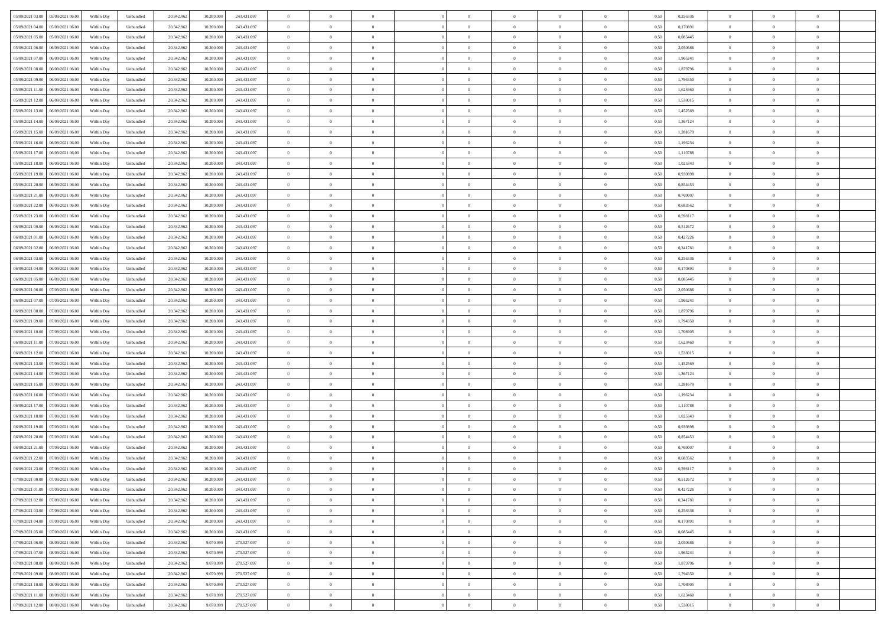| | | | | | | | | | | | | | | | | | | | | | |
|---|---|---|---|---|---|---|---|---|---|---|---|---|---|---|---|---|---|---|---|---|---|
| 05/09/2021 03:00 | 05/09/2021 06:00 | Within Day | Unbundled | 20.342.962 | 10.200.000 | 243.431.097 | 0 | 0 | 0 | | 0 | 0 | 0 | 0 | 0,50 | 0,256336 | 0 | 0 | 0 | |
| 05/09/2021 04:00 | 05/09/2021 06:00 | Within Day | Unbundled | 20.342.962 | 10.200.000 | 243.431.097 | 0 | 0 | 0 | | 0 | 0 | 0 | 0 | 0,50 | 0,170891 | 0 | 0 | 0 | |
| 05/09/2021 05:00 | 05/09/2021 06:00 | Within Day | Unbundled | 20.342.962 | 10.200.000 | 243.431.097 | 0 | 0 | 0 | | 0 | 0 | 0 | 0 | 0,50 | 0,085445 | 0 | 0 | 0 | |
| 05/09/2021 06:00 | 06/09/2021 06:00 | Within Day | Unbundled | 20.342.962 | 10.200.000 | 243.431.097 | 0 | 0 | 0 | | 0 | 0 | 0 | 0 | 0,50 | 2,050686 | 0 | 0 | 0 | |
| 05/09/2021 07:00 | 06/09/2021 06:00 | Within Day | Unbundled | 20.342.962 | 10.200.000 | 243.431.097 | 0 | 0 | 0 | | 0 | 0 | 0 | 0 | 0,50 | 1,965241 | 0 | 0 | 0 | |
| 05/09/2021 08:00 | 06/09/2021 06:00 | Within Day | Unbundled | 20.342.962 | 10.200.000 | 243.431.097 | 0 | 0 | 0 | | 0 | 0 | 0 | 0 | 0,50 | 1,879796 | 0 | 0 | 0 | |
| 05/09/2021 09:00 | 06/09/2021 06:00 | Within Day | Unbundled | 20.342.962 | 10.200.000 | 243.431.097 | 0 | 0 | 0 | | 0 | 0 | 0 | 0 | 0,50 | 1,794350 | 0 | 0 | 0 | |
| 05/09/2021 11:00 | 06/09/2021 06:00 | Within Day | Unbundled | 20.342.962 | 10.200.000 | 243.431.097 | 0 | 0 | 0 | | 0 | 0 | 0 | 0 | 0,50 | 1,623460 | 0 | 0 | 0 | |
| 05/09/2021 12:00 | 06/09/2021 06:00 | Within Day | Unbundled | 20.342.962 | 10.200.000 | 243.431.097 | 0 | 0 | 0 | | 0 | 0 | 0 | 0 | 0,50 | 1,538015 | 0 | 0 | 0 | |
| 05/09/2021 13:00 | 06/09/2021 06:00 | Within Day | Unbundled | 20.342.962 | 10.200.000 | 243.431.097 | 0 | 0 | 0 | | 0 | 0 | 0 | 0 | 0,50 | 1,452569 | 0 | 0 | 0 | |
| 05/09/2021 14:00 | 06/09/2021 06:00 | Within Day | Unbundled | 20.342.962 | 10.200.000 | 243.431.097 | 0 | 0 | 0 | | 0 | 0 | 0 | 0 | 0,50 | 1,367124 | 0 | 0 | 0 | |
| 05/09/2021 15:00 | 06/09/2021 06:00 | Within Day | Unbundled | 20.342.962 | 10.200.000 | 243.431.097 | 0 | 0 | 0 | | 0 | 0 | 0 | 0 | 0,50 | 1,281679 | 0 | 0 | 0 | |
| 05/09/2021 16:00 | 06/09/2021 06:00 | Within Day | Unbundled | 20.342.962 | 10.200.000 | 243.431.097 | 0 | 0 | 0 | | 0 | 0 | 0 | 0 | 0,50 | 1,196234 | 0 | 0 | 0 | |
| 05/09/2021 17:00 | 06/09/2021 06:00 | Within Day | Unbundled | 20.342.962 | 10.200.000 | 243.431.097 | 0 | 0 | 0 | | 0 | 0 | 0 | 0 | 0,50 | 1,110788 | 0 | 0 | 0 | |
| 05/09/2021 18:00 | 06/09/2021 06:00 | Within Day | Unbundled | 20.342.962 | 10.200.000 | 243.431.097 | 0 | 0 | 0 | | 0 | 0 | 0 | 0 | 0,50 | 1,025343 | 0 | 0 | 0 | |
| 05/09/2021 19:00 | 06/09/2021 06:00 | Within Day | Unbundled | 20.342.962 | 10.200.000 | 243.431.097 | 0 | 0 | 0 | | 0 | 0 | 0 | 0 | 0,50 | 0,939898 | 0 | 0 | 0 | |
| 05/09/2021 20:00 | 06/09/2021 06:00 | Within Day | Unbundled | 20.342.962 | 10.200.000 | 243.431.097 | 0 | 0 | 0 | | 0 | 0 | 0 | 0 | 0,50 | 0,854453 | 0 | 0 | 0 | |
| 05/09/2021 21:00 | 06/09/2021 06:00 | Within Day | Unbundled | 20.342.962 | 10.200.000 | 243.431.097 | 0 | 0 | 0 | | 0 | 0 | 0 | 0 | 0,50 | 0,769007 | 0 | 0 | 0 | |
| 05/09/2021 22:00 | 06/09/2021 06:00 | Within Day | Unbundled | 20.342.962 | 10.200.000 | 243.431.097 | 0 | 0 | 0 | | 0 | 0 | 0 | 0 | 0,50 | 0,683562 | 0 | 0 | 0 | |
| 05/09/2021 23:00 | 06/09/2021 06:00 | Within Day | Unbundled | 20.342.962 | 10.200.000 | 243.431.097 | 0 | 0 | 0 | | 0 | 0 | 0 | 0 | 0,50 | 0,598117 | 0 | 0 | 0 | |
| 06/09/2021 00:00 | 06/09/2021 06:00 | Within Day | Unbundled | 20.342.962 | 10.200.000 | 243.431.097 | 0 | 0 | 0 | | 0 | 0 | 0 | 0 | 0,50 | 0,512672 | 0 | 0 | 0 | |
| 06/09/2021 01:00 | 06/09/2021 06:00 | Within Day | Unbundled | 20.342.962 | 10.200.000 | 243.431.097 | 0 | 0 | 0 | | 0 | 0 | 0 | 0 | 0,50 | 0,427226 | 0 | 0 | 0 | |
| 06/09/2021 02:00 | 06/09/2021 06:00 | Within Day | Unbundled | 20.342.962 | 10.200.000 | 243.431.097 | 0 | 0 | 0 | | 0 | 0 | 0 | 0 | 0,50 | 0,341781 | 0 | 0 | 0 | |
| 06/09/2021 03:00 | 06/09/2021 06:00 | Within Day | Unbundled | 20.342.962 | 10.200.000 | 243.431.097 | 0 | 0 | 0 | | 0 | 0 | 0 | 0 | 0,50 | 0,256336 | 0 | 0 | 0 | |
| 06/09/2021 04:00 | 06/09/2021 06:00 | Within Day | Unbundled | 20.342.962 | 10.200.000 | 243.431.097 | 0 | 0 | 0 | | 0 | 0 | 0 | 0 | 0,50 | 0,170891 | 0 | 0 | 0 | |
| 06/09/2021 05:00 | 06/09/2021 06:00 | Within Day | Unbundled | 20.342.962 | 10.200.000 | 243.431.097 | 0 | 0 | 0 | | 0 | 0 | 0 | 0 | 0,50 | 0,085445 | 0 | 0 | 0 | |
| 06/09/2021 06:00 | 07/09/2021 06:00 | Within Day | Unbundled | 20.342.962 | 10.200.000 | 243.431.097 | 0 | 0 | 0 | | 0 | 0 | 0 | 0 | 0,50 | 2,050686 | 0 | 0 | 0 | |
| 06/09/2021 07:00 | 07/09/2021 06:00 | Within Day | Unbundled | 20.342.962 | 10.200.000 | 243.431.097 | 0 | 0 | 0 | | 0 | 0 | 0 | 0 | 0,50 | 1,965241 | 0 | 0 | 0 | |
| 06/09/2021 08:00 | 07/09/2021 06:00 | Within Day | Unbundled | 20.342.962 | 10.200.000 | 243.431.097 | 0 | 0 | 0 | | 0 | 0 | 0 | 0 | 0,50 | 1,879796 | 0 | 0 | 0 | |
| 06/09/2021 09:00 | 07/09/2021 06:00 | Within Day | Unbundled | 20.342.962 | 10.200.000 | 243.431.097 | 0 | 0 | 0 | | 0 | 0 | 0 | 0 | 0,50 | 1,794350 | 0 | 0 | 0 | |
| 06/09/2021 10:00 | 07/09/2021 06:00 | Within Day | Unbundled | 20.342.962 | 10.200.000 | 243.431.097 | 0 | 0 | 0 | | 0 | 0 | 0 | 0 | 0,50 | 1,708905 | 0 | 0 | 0 | |
| 06/09/2021 11:00 | 07/09/2021 06:00 | Within Day | Unbundled | 20.342.962 | 10.200.000 | 243.431.097 | 0 | 0 | 0 | | 0 | 0 | 0 | 0 | 0,50 | 1,623460 | 0 | 0 | 0 | |
| 06/09/2021 12:00 | 07/09/2021 06:00 | Within Day | Unbundled | 20.342.962 | 10.200.000 | 243.431.097 | 0 | 0 | 0 | | 0 | 0 | 0 | 0 | 0,50 | 1,538015 | 0 | 0 | 0 | |
| 06/09/2021 13:00 | 07/09/2021 06:00 | Within Day | Unbundled | 20.342.962 | 10.200.000 | 243.431.097 | 0 | 0 | 0 | | 0 | 0 | 0 | 0 | 0,50 | 1,452569 | 0 | 0 | 0 | |
| 06/09/2021 14:00 | 07/09/2021 06:00 | Within Day | Unbundled | 20.342.962 | 10.200.000 | 243.431.097 | 0 | 0 | 0 | | 0 | 0 | 0 | 0 | 0,50 | 1,367124 | 0 | 0 | 0 | |
| 06/09/2021 15:00 | 07/09/2021 06:00 | Within Day | Unbundled | 20.342.962 | 10.200.000 | 243.431.097 | 0 | 0 | 0 | | 0 | 0 | 0 | 0 | 0,50 | 1,281679 | 0 | 0 | 0 | |
| 06/09/2021 16:00 | 07/09/2021 06:00 | Within Day | Unbundled | 20.342.962 | 10.200.000 | 243.431.097 | 0 | 0 | 0 | | 0 | 0 | 0 | 0 | 0,50 | 1,196234 | 0 | 0 | 0 | |
| 06/09/2021 17:00 | 07/09/2021 06:00 | Within Day | Unbundled | 20.342.962 | 10.200.000 | 243.431.097 | 0 | 0 | 0 | | 0 | 0 | 0 | 0 | 0,50 | 1,110788 | 0 | 0 | 0 | |
| 06/09/2021 18:00 | 07/09/2021 06:00 | Within Day | Unbundled | 20.342.962 | 10.200.000 | 243.431.097 | 0 | 0 | 0 | | 0 | 0 | 0 | 0 | 0,50 | 1,025343 | 0 | 0 | 0 | |
| 06/09/2021 19:00 | 07/09/2021 06:00 | Within Day | Unbundled | 20.342.962 | 10.200.000 | 243.431.097 | 0 | 0 | 0 | | 0 | 0 | 0 | 0 | 0,50 | 0,939898 | 0 | 0 | 0 | |
| 06/09/2021 20:00 | 07/09/2021 06:00 | Within Day | Unbundled | 20.342.962 | 10.200.000 | 243.431.097 | 0 | 0 | 0 | | 0 | 0 | 0 | 0 | 0,50 | 0,854453 | 0 | 0 | 0 | |
| 06/09/2021 21:00 | 07/09/2021 06:00 | Within Day | Unbundled | 20.342.962 | 10.200.000 | 243.431.097 | 0 | 0 | 0 | | 0 | 0 | 0 | 0 | 0,50 | 0,769007 | 0 | 0 | 0 | |
| 06/09/2021 22:00 | 07/09/2021 06:00 | Within Day | Unbundled | 20.342.962 | 10.200.000 | 243.431.097 | 0 | 0 | 0 | | 0 | 0 | 0 | 0 | 0,50 | 0,683562 | 0 | 0 | 0 | |
| 06/09/2021 23:00 | 07/09/2021 06:00 | Within Day | Unbundled | 20.342.962 | 10.200.000 | 243.431.097 | 0 | 0 | 0 | | 0 | 0 | 0 | 0 | 0,50 | 0,598117 | 0 | 0 | 0 | |
| 07/09/2021 00:00 | 07/09/2021 06:00 | Within Day | Unbundled | 20.342.962 | 10.200.000 | 243.431.097 | 0 | 0 | 0 | | 0 | 0 | 0 | 0 | 0,50 | 0,512672 | 0 | 0 | 0 | |
| 07/09/2021 01:00 | 07/09/2021 06:00 | Within Day | Unbundled | 20.342.962 | 10.200.000 | 243.431.097 | 0 | 0 | 0 | | 0 | 0 | 0 | 0 | 0,50 | 0,427226 | 0 | 0 | 0 | |
| 07/09/2021 02:00 | 07/09/2021 06:00 | Within Day | Unbundled | 20.342.962 | 10.200.000 | 243.431.097 | 0 | 0 | 0 | | 0 | 0 | 0 | 0 | 0,50 | 0,341781 | 0 | 0 | 0 | |
| 07/09/2021 03:00 | 07/09/2021 06:00 | Within Day | Unbundled | 20.342.962 | 10.200.000 | 243.431.097 | 0 | 0 | 0 | | 0 | 0 | 0 | 0 | 0,50 | 0,256336 | 0 | 0 | 0 | |
| 07/09/2021 04:00 | 07/09/2021 06:00 | Within Day | Unbundled | 20.342.962 | 10.200.000 | 243.431.097 | 0 | 0 | 0 | | 0 | 0 | 0 | 0 | 0,50 | 0,170891 | 0 | 0 | 0 | |
| 07/09/2021 05:00 | 07/09/2021 06:00 | Within Day | Unbundled | 20.342.962 | 10.200.000 | 243.431.097 | 0 | 0 | 0 | | 0 | 0 | 0 | 0 | 0,50 | 0,085445 | 0 | 0 | 0 | |
| 07/09/2021 06:00 | 08/09/2021 06:00 | Within Day | Unbundled | 20.342.962 | 9.070.999 | 270.527.097 | 0 | 0 | 0 | | 0 | 0 | 0 | 0 | 0,50 | 2,050686 | 0 | 0 | 0 | |
| 07/09/2021 07:00 | 08/09/2021 06:00 | Within Day | Unbundled | 20.342.962 | 9.070.999 | 270.527.097 | 0 | 0 | 0 | | 0 | 0 | 0 | 0 | 0,50 | 1,965241 | 0 | 0 | 0 | |
| 07/09/2021 08:00 | 08/09/2021 06:00 | Within Day | Unbundled | 20.342.962 | 9.070.999 | 270.527.097 | 0 | 0 | 0 | | 0 | 0 | 0 | 0 | 0,50 | 1,879796 | 0 | 0 | 0 | |
| 07/09/2021 09:00 | 08/09/2021 06:00 | Within Day | Unbundled | 20.342.962 | 9.070.999 | 270.527.097 | 0 | 0 | 0 | | 0 | 0 | 0 | 0 | 0,50 | 1,794350 | 0 | 0 | 0 | |
| 07/09/2021 10:00 | 08/09/2021 06:00 | Within Day | Unbundled | 20.342.962 | 9.070.999 | 270.527.097 | 0 | 0 | 0 | | 0 | 0 | 0 | 0 | 0,50 | 1,708905 | 0 | 0 | 0 | |
| 07/09/2021 11:00 | 08/09/2021 06:00 | Within Day | Unbundled | 20.342.962 | 9.070.999 | 270.527.097 | 0 | 0 | 0 | | 0 | 0 | 0 | 0 | 0,50 | 1,623460 | 0 | 0 | 0 | |
| 07/09/2021 12:00 | 08/09/2021 06:00 | Within Day | Unbundled | 20.342.962 | 9.070.999 | 270.527.097 | 0 | 0 | 0 | | 0 | 0 | 0 | 0 | 0,50 | 1,538015 | 0 | 0 | 0 | |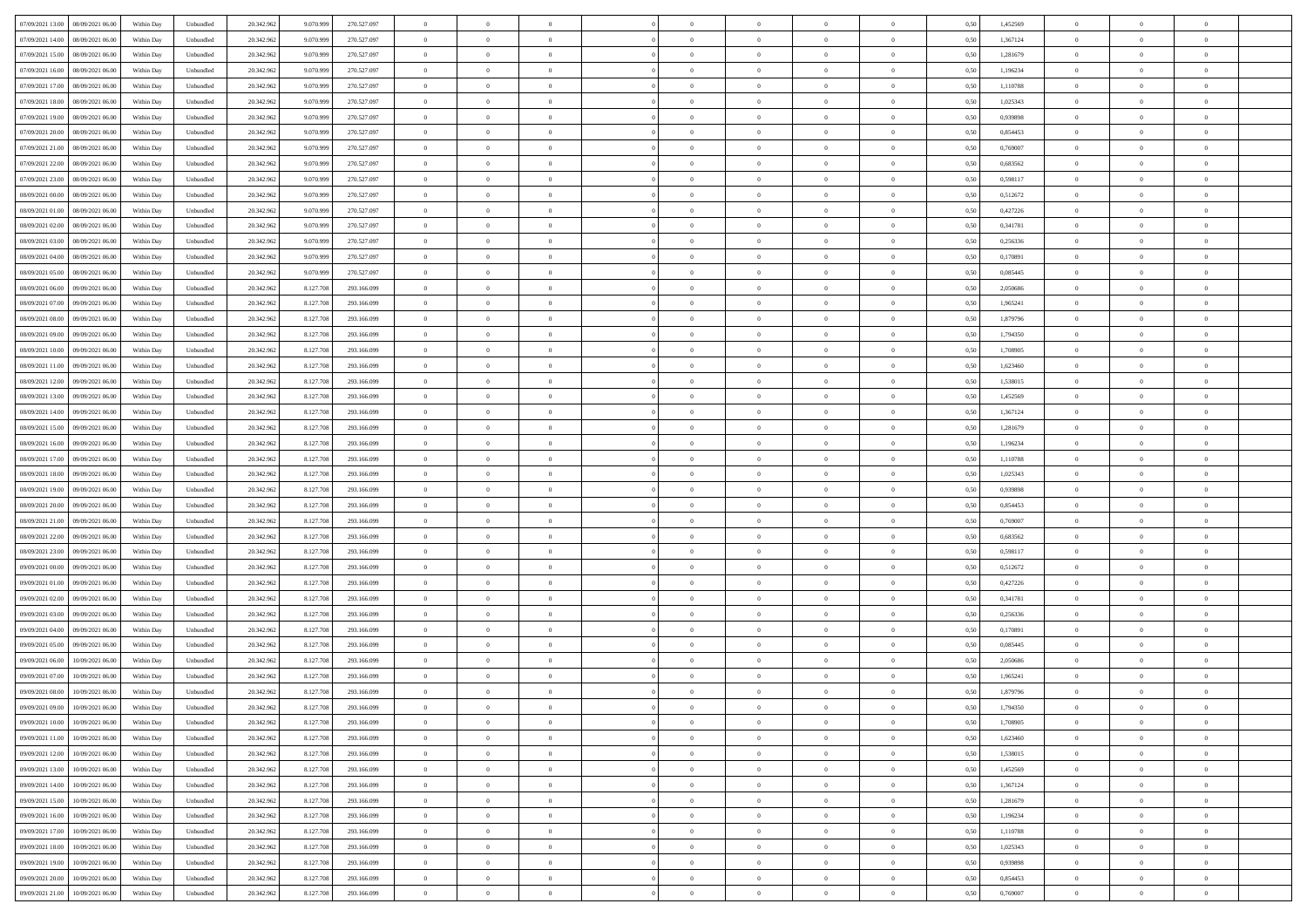| 07/09/2021 13:00 | 08/09/2021 06:00 | Within Day | Unbundled | 20.342.962 | 9.070.999 | 270.527.097 | 0 | 0 | 0 | | 0 | 0 | 0 | 0 | 0,50 | 1,452569 | 0 | 0 | 0 | |
|---|---|---|---|---|---|---|---|---|---|---|---|---|---|---|---|---|---|---|---|---|
| 07/09/2021 14:00 | 08/09/2021 06:00 | Within Day | Unbundled | 20.342.962 | 9.070.999 | 270.527.097 | 0 | 0 | 0 | | 0 | 0 | 0 | 0 | 0,50 | 1,367124 | 0 | 0 | 0 | |
| 07/09/2021 15:00 | 08/09/2021 06:00 | Within Day | Unbundled | 20.342.962 | 9.070.999 | 270.527.097 | 0 | 0 | 0 | | 0 | 0 | 0 | 0 | 0,50 | 1,281679 | 0 | 0 | 0 | |
| 07/09/2021 16:00 | 08/09/2021 06:00 | Within Day | Unbundled | 20.342.962 | 9.070.999 | 270.527.097 | 0 | 0 | 0 | | 0 | 0 | 0 | 0 | 0,50 | 1,196234 | 0 | 0 | 0 | |
| 07/09/2021 17:00 | 08/09/2021 06:00 | Within Day | Unbundled | 20.342.962 | 9.070.999 | 270.527.097 | 0 | 0 | 0 | | 0 | 0 | 0 | 0 | 0,50 | 1,110788 | 0 | 0 | 0 | |
| 07/09/2021 18:00 | 08/09/2021 06:00 | Within Day | Unbundled | 20.342.962 | 9.070.999 | 270.527.097 | 0 | 0 | 0 | | 0 | 0 | 0 | 0 | 0,50 | 1,025343 | 0 | 0 | 0 | |
| 07/09/2021 19:00 | 08/09/2021 06:00 | Within Day | Unbundled | 20.342.962 | 9.070.999 | 270.527.097 | 0 | 0 | 0 | | 0 | 0 | 0 | 0 | 0,50 | 0,939898 | 0 | 0 | 0 | |
| 07/09/2021 20:00 | 08/09/2021 06:00 | Within Day | Unbundled | 20.342.962 | 9.070.999 | 270.527.097 | 0 | 0 | 0 | | 0 | 0 | 0 | 0 | 0,50 | 0,854453 | 0 | 0 | 0 | |
| 07/09/2021 21:00 | 08/09/2021 06:00 | Within Day | Unbundled | 20.342.962 | 9.070.999 | 270.527.097 | 0 | 0 | 0 | | 0 | 0 | 0 | 0 | 0,50 | 0,769007 | 0 | 0 | 0 | |
| 07/09/2021 22:00 | 08/09/2021 06:00 | Within Day | Unbundled | 20.342.962 | 9.070.999 | 270.527.097 | 0 | 0 | 0 | | 0 | 0 | 0 | 0 | 0,50 | 0,683562 | 0 | 0 | 0 | |
| 07/09/2021 23:00 | 08/09/2021 06:00 | Within Day | Unbundled | 20.342.962 | 9.070.999 | 270.527.097 | 0 | 0 | 0 | | 0 | 0 | 0 | 0 | 0,50 | 0,598117 | 0 | 0 | 0 | |
| 08/09/2021 00:00 | 08/09/2021 06:00 | Within Day | Unbundled | 20.342.962 | 9.070.999 | 270.527.097 | 0 | 0 | 0 | | 0 | 0 | 0 | 0 | 0,50 | 0,512672 | 0 | 0 | 0 | |
| 08/09/2021 01:00 | 08/09/2021 06:00 | Within Day | Unbundled | 20.342.962 | 9.070.999 | 270.527.097 | 0 | 0 | 0 | | 0 | 0 | 0 | 0 | 0,50 | 0,427226 | 0 | 0 | 0 | |
| 08/09/2021 02:00 | 08/09/2021 06:00 | Within Day | Unbundled | 20.342.962 | 9.070.999 | 270.527.097 | 0 | 0 | 0 | | 0 | 0 | 0 | 0 | 0,50 | 0,341781 | 0 | 0 | 0 | |
| 08/09/2021 03:00 | 08/09/2021 06:00 | Within Day | Unbundled | 20.342.962 | 9.070.999 | 270.527.097 | 0 | 0 | 0 | | 0 | 0 | 0 | 0 | 0,50 | 0,256336 | 0 | 0 | 0 | |
| 08/09/2021 04:00 | 08/09/2021 06:00 | Within Day | Unbundled | 20.342.962 | 9.070.999 | 270.527.097 | 0 | 0 | 0 | | 0 | 0 | 0 | 0 | 0,50 | 0,170891 | 0 | 0 | 0 | |
| 08/09/2021 05:00 | 08/09/2021 06:00 | Within Day | Unbundled | 20.342.962 | 9.070.999 | 270.527.097 | 0 | 0 | 0 | | 0 | 0 | 0 | 0 | 0,50 | 0,085445 | 0 | 0 | 0 | |
| 08/09/2021 06:00 | 09/09/2021 06:00 | Within Day | Unbundled | 20.342.962 | 8.127.708 | 293.166.099 | 0 | 0 | 0 | | 0 | 0 | 0 | 0 | 0,50 | 2,050686 | 0 | 0 | 0 | |
| 08/09/2021 07:00 | 09/09/2021 06:00 | Within Day | Unbundled | 20.342.962 | 8.127.708 | 293.166.099 | 0 | 0 | 0 | | 0 | 0 | 0 | 0 | 0,50 | 1,965241 | 0 | 0 | 0 | |
| 08/09/2021 08:00 | 09/09/2021 06:00 | Within Day | Unbundled | 20.342.962 | 8.127.708 | 293.166.099 | 0 | 0 | 0 | | 0 | 0 | 0 | 0 | 0,50 | 1,879796 | 0 | 0 | 0 | |
| 08/09/2021 09:00 | 09/09/2021 06:00 | Within Day | Unbundled | 20.342.962 | 8.127.708 | 293.166.099 | 0 | 0 | 0 | | 0 | 0 | 0 | 0 | 0,50 | 1,794350 | 0 | 0 | 0 | |
| 08/09/2021 10:00 | 09/09/2021 06:00 | Within Day | Unbundled | 20.342.962 | 8.127.708 | 293.166.099 | 0 | 0 | 0 | | 0 | 0 | 0 | 0 | 0,50 | 1,708905 | 0 | 0 | 0 | |
| 08/09/2021 11:00 | 09/09/2021 06:00 | Within Day | Unbundled | 20.342.962 | 8.127.708 | 293.166.099 | 0 | 0 | 0 | | 0 | 0 | 0 | 0 | 0,50 | 1,623460 | 0 | 0 | 0 | |
| 08/09/2021 12:00 | 09/09/2021 06:00 | Within Day | Unbundled | 20.342.962 | 8.127.708 | 293.166.099 | 0 | 0 | 0 | | 0 | 0 | 0 | 0 | 0,50 | 1,538015 | 0 | 0 | 0 | |
| 08/09/2021 13:00 | 09/09/2021 06:00 | Within Day | Unbundled | 20.342.962 | 8.127.708 | 293.166.099 | 0 | 0 | 0 | | 0 | 0 | 0 | 0 | 0,50 | 1,452569 | 0 | 0 | 0 | |
| 08/09/2021 14:00 | 09/09/2021 06:00 | Within Day | Unbundled | 20.342.962 | 8.127.708 | 293.166.099 | 0 | 0 | 0 | | 0 | 0 | 0 | 0 | 0,50 | 1,367124 | 0 | 0 | 0 | |
| 08/09/2021 15:00 | 09/09/2021 06:00 | Within Day | Unbundled | 20.342.962 | 8.127.708 | 293.166.099 | 0 | 0 | 0 | | 0 | 0 | 0 | 0 | 0,50 | 1,281679 | 0 | 0 | 0 | |
| 08/09/2021 16:00 | 09/09/2021 06:00 | Within Day | Unbundled | 20.342.962 | 8.127.708 | 293.166.099 | 0 | 0 | 0 | | 0 | 0 | 0 | 0 | 0,50 | 1,196234 | 0 | 0 | 0 | |
| 08/09/2021 17:00 | 09/09/2021 06:00 | Within Day | Unbundled | 20.342.962 | 8.127.708 | 293.166.099 | 0 | 0 | 0 | | 0 | 0 | 0 | 0 | 0,50 | 1,110788 | 0 | 0 | 0 | |
| 08/09/2021 18:00 | 09/09/2021 06:00 | Within Day | Unbundled | 20.342.962 | 8.127.708 | 293.166.099 | 0 | 0 | 0 | | 0 | 0 | 0 | 0 | 0,50 | 1,025343 | 0 | 0 | 0 | |
| 08/09/2021 19:00 | 09/09/2021 06:00 | Within Day | Unbundled | 20.342.962 | 8.127.708 | 293.166.099 | 0 | 0 | 0 | | 0 | 0 | 0 | 0 | 0,50 | 0,939898 | 0 | 0 | 0 | |
| 08/09/2021 20:00 | 09/09/2021 06:00 | Within Day | Unbundled | 20.342.962 | 8.127.708 | 293.166.099 | 0 | 0 | 0 | | 0 | 0 | 0 | 0 | 0,50 | 0,854453 | 0 | 0 | 0 | |
| 08/09/2021 21:00 | 09/09/2021 06:00 | Within Day | Unbundled | 20.342.962 | 8.127.708 | 293.166.099 | 0 | 0 | 0 | | 0 | 0 | 0 | 0 | 0,50 | 0,769007 | 0 | 0 | 0 | |
| 08/09/2021 22:00 | 09/09/2021 06:00 | Within Day | Unbundled | 20.342.962 | 8.127.708 | 293.166.099 | 0 | 0 | 0 | | 0 | 0 | 0 | 0 | 0,50 | 0,683562 | 0 | 0 | 0 | |
| 08/09/2021 23:00 | 09/09/2021 06:00 | Within Day | Unbundled | 20.342.962 | 8.127.708 | 293.166.099 | 0 | 0 | 0 | | 0 | 0 | 0 | 0 | 0,50 | 0,598117 | 0 | 0 | 0 | |
| 09/09/2021 00:00 | 09/09/2021 06:00 | Within Day | Unbundled | 20.342.962 | 8.127.708 | 293.166.099 | 0 | 0 | 0 | | 0 | 0 | 0 | 0 | 0,50 | 0,512672 | 0 | 0 | 0 | |
| 09/09/2021 01:00 | 09/09/2021 06:00 | Within Day | Unbundled | 20.342.962 | 8.127.708 | 293.166.099 | 0 | 0 | 0 | | 0 | 0 | 0 | 0 | 0,50 | 0,427226 | 0 | 0 | 0 | |
| 09/09/2021 02:00 | 09/09/2021 06:00 | Within Day | Unbundled | 20.342.962 | 8.127.708 | 293.166.099 | 0 | 0 | 0 | | 0 | 0 | 0 | 0 | 0,50 | 0,341781 | 0 | 0 | 0 | |
| 09/09/2021 03:00 | 09/09/2021 06:00 | Within Day | Unbundled | 20.342.962 | 8.127.708 | 293.166.099 | 0 | 0 | 0 | | 0 | 0 | 0 | 0 | 0,50 | 0,256336 | 0 | 0 | 0 | |
| 09/09/2021 04:00 | 09/09/2021 06:00 | Within Day | Unbundled | 20.342.962 | 8.127.708 | 293.166.099 | 0 | 0 | 0 | | 0 | 0 | 0 | 0 | 0,50 | 0,170891 | 0 | 0 | 0 | |
| 09/09/2021 05:00 | 09/09/2021 06:00 | Within Day | Unbundled | 20.342.962 | 8.127.708 | 293.166.099 | 0 | 0 | 0 | | 0 | 0 | 0 | 0 | 0,50 | 0,085445 | 0 | 0 | 0 | |
| 09/09/2021 06:00 | 10/09/2021 06:00 | Within Day | Unbundled | 20.342.962 | 8.127.708 | 293.166.099 | 0 | 0 | 0 | | 0 | 0 | 0 | 0 | 0,50 | 2,050686 | 0 | 0 | 0 | |
| 09/09/2021 07:00 | 10/09/2021 06:00 | Within Day | Unbundled | 20.342.962 | 8.127.708 | 293.166.099 | 0 | 0 | 0 | | 0 | 0 | 0 | 0 | 0,50 | 1,965241 | 0 | 0 | 0 | |
| 09/09/2021 08:00 | 10/09/2021 06:00 | Within Day | Unbundled | 20.342.962 | 8.127.708 | 293.166.099 | 0 | 0 | 0 | | 0 | 0 | 0 | 0 | 0,50 | 1,879796 | 0 | 0 | 0 | |
| 09/09/2021 09:00 | 10/09/2021 06:00 | Within Day | Unbundled | 20.342.962 | 8.127.708 | 293.166.099 | 0 | 0 | 0 | | 0 | 0 | 0 | 0 | 0,50 | 1,794350 | 0 | 0 | 0 | |
| 09/09/2021 10:00 | 10/09/2021 06:00 | Within Day | Unbundled | 20.342.962 | 8.127.708 | 293.166.099 | 0 | 0 | 0 | | 0 | 0 | 0 | 0 | 0,50 | 1,708905 | 0 | 0 | 0 | |
| 09/09/2021 11:00 | 10/09/2021 06:00 | Within Day | Unbundled | 20.342.962 | 8.127.708 | 293.166.099 | 0 | 0 | 0 | | 0 | 0 | 0 | 0 | 0,50 | 1,623460 | 0 | 0 | 0 | |
| 09/09/2021 12:00 | 10/09/2021 06:00 | Within Day | Unbundled | 20.342.962 | 8.127.708 | 293.166.099 | 0 | 0 | 0 | | 0 | 0 | 0 | 0 | 0,50 | 1,538015 | 0 | 0 | 0 | |
| 09/09/2021 13:00 | 10/09/2021 06:00 | Within Day | Unbundled | 20.342.962 | 8.127.708 | 293.166.099 | 0 | 0 | 0 | | 0 | 0 | 0 | 0 | 0,50 | 1,452569 | 0 | 0 | 0 | |
| 09/09/2021 14:00 | 10/09/2021 06:00 | Within Day | Unbundled | 20.342.962 | 8.127.708 | 293.166.099 | 0 | 0 | 0 | | 0 | 0 | 0 | 0 | 0,50 | 1,367124 | 0 | 0 | 0 | |
| 09/09/2021 15:00 | 10/09/2021 06:00 | Within Day | Unbundled | 20.342.962 | 8.127.708 | 293.166.099 | 0 | 0 | 0 | | 0 | 0 | 0 | 0 | 0,50 | 1,281679 | 0 | 0 | 0 | |
| 09/09/2021 16:00 | 10/09/2021 06:00 | Within Day | Unbundled | 20.342.962 | 8.127.708 | 293.166.099 | 0 | 0 | 0 | | 0 | 0 | 0 | 0 | 0,50 | 1,196234 | 0 | 0 | 0 | |
| 09/09/2021 17:00 | 10/09/2021 06:00 | Within Day | Unbundled | 20.342.962 | 8.127.708 | 293.166.099 | 0 | 0 | 0 | | 0 | 0 | 0 | 0 | 0,50 | 1,110788 | 0 | 0 | 0 | |
| 09/09/2021 18:00 | 10/09/2021 06:00 | Within Day | Unbundled | 20.342.962 | 8.127.708 | 293.166.099 | 0 | 0 | 0 | | 0 | 0 | 0 | 0 | 0,50 | 1,025343 | 0 | 0 | 0 | |
| 09/09/2021 19:00 | 10/09/2021 06:00 | Within Day | Unbundled | 20.342.962 | 8.127.708 | 293.166.099 | 0 | 0 | 0 | | 0 | 0 | 0 | 0 | 0,50 | 0,939898 | 0 | 0 | 0 | |
| 09/09/2021 20:00 | 10/09/2021 06:00 | Within Day | Unbundled | 20.342.962 | 8.127.708 | 293.166.099 | 0 | 0 | 0 | | 0 | 0 | 0 | 0 | 0,50 | 0,854453 | 0 | 0 | 0 | |
| 09/09/2021 21:00 | 10/09/2021 06:00 | Within Day | Unbundled | 20.342.962 | 8.127.708 | 293.166.099 | 0 | 0 | 0 | | 0 | 0 | 0 | 0 | 0,50 | 0,769007 | 0 | 0 | 0 | |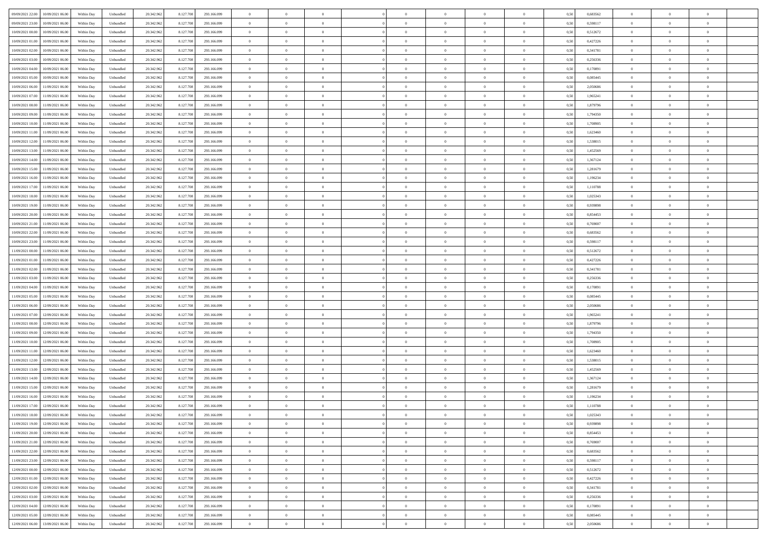| | | | | | | | | | | | | | | | | | | | | |
|---|---|---|---|---|---|---|---|---|---|---|---|---|---|---|---|---|---|---|---|---|
| 09/09/2021 22:00 | 10/09/2021 06:00 | Within Day | Unbundled | 20.342.962 | 8.127.708 | 293.166.099 | 0 | 0 | 0 | | 0 | 0 | 0 | 0 | 0,50 | 0,683562 | 0 | 0 | 0 | |
| 09/09/2021 23:00 | 10/09/2021 06:00 | Within Day | Unbundled | 20.342.962 | 8.127.708 | 293.166.099 | 0 | 0 | 0 | | 0 | 0 | 0 | 0 | 0,50 | 0,598117 | 0 | 0 | 0 | |
| 10/09/2021 00:00 | 10/09/2021 06:00 | Within Day | Unbundled | 20.342.962 | 8.127.708 | 293.166.099 | 0 | 0 | 0 | | 0 | 0 | 0 | 0 | 0,50 | 0,512672 | 0 | 0 | 0 | |
| 10/09/2021 01:00 | 10/09/2021 06:00 | Within Day | Unbundled | 20.342.962 | 8.127.708 | 293.166.099 | 0 | 0 | 0 | | 0 | 0 | 0 | 0 | 0,50 | 0,427226 | 0 | 0 | 0 | |
| 10/09/2021 02:00 | 10/09/2021 06:00 | Within Day | Unbundled | 20.342.962 | 8.127.708 | 293.166.099 | 0 | 0 | 0 | | 0 | 0 | 0 | 0 | 0,50 | 0,341781 | 0 | 0 | 0 | |
| 10/09/2021 03:00 | 10/09/2021 06:00 | Within Day | Unbundled | 20.342.962 | 8.127.708 | 293.166.099 | 0 | 0 | 0 | | 0 | 0 | 0 | 0 | 0,50 | 0,256336 | 0 | 0 | 0 | |
| 10/09/2021 04:00 | 10/09/2021 06:00 | Within Day | Unbundled | 20.342.962 | 8.127.708 | 293.166.099 | 0 | 0 | 0 | | 0 | 0 | 0 | 0 | 0,50 | 0,170891 | 0 | 0 | 0 | |
| 10/09/2021 05:00 | 10/09/2021 06:00 | Within Day | Unbundled | 20.342.962 | 8.127.708 | 293.166.099 | 0 | 0 | 0 | | 0 | 0 | 0 | 0 | 0,50 | 0,085445 | 0 | 0 | 0 | |
| 10/09/2021 06:00 | 11/09/2021 06:00 | Within Day | Unbundled | 20.342.962 | 8.127.708 | 293.166.099 | 0 | 0 | 0 | | 0 | 0 | 0 | 0 | 0,50 | 2,050686 | 0 | 0 | 0 | |
| 10/09/2021 07:00 | 11/09/2021 06:00 | Within Day | Unbundled | 20.342.962 | 8.127.708 | 293.166.099 | 0 | 0 | 0 | | 0 | 0 | 0 | 0 | 0,50 | 1,965241 | 0 | 0 | 0 | |
| 10/09/2021 08:00 | 11/09/2021 06:00 | Within Day | Unbundled | 20.342.962 | 8.127.708 | 293.166.099 | 0 | 0 | 0 | | 0 | 0 | 0 | 0 | 0,50 | 1,879796 | 0 | 0 | 0 | |
| 10/09/2021 09:00 | 11/09/2021 06:00 | Within Day | Unbundled | 20.342.962 | 8.127.708 | 293.166.099 | 0 | 0 | 0 | | 0 | 0 | 0 | 0 | 0,50 | 1,794350 | 0 | 0 | 0 | |
| 10/09/2021 10:00 | 11/09/2021 06:00 | Within Day | Unbundled | 20.342.962 | 8.127.708 | 293.166.099 | 0 | 0 | 0 | | 0 | 0 | 0 | 0 | 0,50 | 1,708905 | 0 | 0 | 0 | |
| 10/09/2021 11:00 | 11/09/2021 06:00 | Within Day | Unbundled | 20.342.962 | 8.127.708 | 293.166.099 | 0 | 0 | 0 | | 0 | 0 | 0 | 0 | 0,50 | 1,623460 | 0 | 0 | 0 | |
| 10/09/2021 12:00 | 11/09/2021 06:00 | Within Day | Unbundled | 20.342.962 | 8.127.708 | 293.166.099 | 0 | 0 | 0 | | 0 | 0 | 0 | 0 | 0,50 | 1,538015 | 0 | 0 | 0 | |
| 10/09/2021 13:00 | 11/09/2021 06:00 | Within Day | Unbundled | 20.342.962 | 8.127.708 | 293.166.099 | 0 | 0 | 0 | | 0 | 0 | 0 | 0 | 0,50 | 1,452569 | 0 | 0 | 0 | |
| 10/09/2021 14:00 | 11/09/2021 06:00 | Within Day | Unbundled | 20.342.962 | 8.127.708 | 293.166.099 | 0 | 0 | 0 | | 0 | 0 | 0 | 0 | 0,50 | 1,367124 | 0 | 0 | 0 | |
| 10/09/2021 15:00 | 11/09/2021 06:00 | Within Day | Unbundled | 20.342.962 | 8.127.708 | 293.166.099 | 0 | 0 | 0 | | 0 | 0 | 0 | 0 | 0,50 | 1,281679 | 0 | 0 | 0 | |
| 10/09/2021 16:00 | 11/09/2021 06:00 | Within Day | Unbundled | 20.342.962 | 8.127.708 | 293.166.099 | 0 | 0 | 0 | | 0 | 0 | 0 | 0 | 0,50 | 1,196234 | 0 | 0 | 0 | |
| 10/09/2021 17:00 | 11/09/2021 06:00 | Within Day | Unbundled | 20.342.962 | 8.127.708 | 293.166.099 | 0 | 0 | 0 | | 0 | 0 | 0 | 0 | 0,50 | 1,110788 | 0 | 0 | 0 | |
| 10/09/2021 18:00 | 11/09/2021 06:00 | Within Day | Unbundled | 20.342.962 | 8.127.708 | 293.166.099 | 0 | 0 | 0 | | 0 | 0 | 0 | 0 | 0,50 | 1,025343 | 0 | 0 | 0 | |
| 10/09/2021 19:00 | 11/09/2021 06:00 | Within Day | Unbundled | 20.342.962 | 8.127.708 | 293.166.099 | 0 | 0 | 0 | | 0 | 0 | 0 | 0 | 0,50 | 0,939898 | 0 | 0 | 0 | |
| 10/09/2021 20:00 | 11/09/2021 06:00 | Within Day | Unbundled | 20.342.962 | 8.127.708 | 293.166.099 | 0 | 0 | 0 | | 0 | 0 | 0 | 0 | 0,50 | 0,854453 | 0 | 0 | 0 | |
| 10/09/2021 21:00 | 11/09/2021 06:00 | Within Day | Unbundled | 20.342.962 | 8.127.708 | 293.166.099 | 0 | 0 | 0 | | 0 | 0 | 0 | 0 | 0,50 | 0,769007 | 0 | 0 | 0 | |
| 10/09/2021 22:00 | 11/09/2021 06:00 | Within Day | Unbundled | 20.342.962 | 8.127.708 | 293.166.099 | 0 | 0 | 0 | | 0 | 0 | 0 | 0 | 0,50 | 0,683562 | 0 | 0 | 0 | |
| 10/09/2021 23:00 | 11/09/2021 06:00 | Within Day | Unbundled | 20.342.962 | 8.127.708 | 293.166.099 | 0 | 0 | 0 | | 0 | 0 | 0 | 0 | 0,50 | 0,598117 | 0 | 0 | 0 | |
| 11/09/2021 00:00 | 11/09/2021 06:00 | Within Day | Unbundled | 20.342.962 | 8.127.708 | 293.166.099 | 0 | 0 | 0 | | 0 | 0 | 0 | 0 | 0,50 | 0,512672 | 0 | 0 | 0 | |
| 11/09/2021 01:00 | 11/09/2021 06:00 | Within Day | Unbundled | 20.342.962 | 8.127.708 | 293.166.099 | 0 | 0 | 0 | | 0 | 0 | 0 | 0 | 0,50 | 0,427226 | 0 | 0 | 0 | |
| 11/09/2021 02:00 | 11/09/2021 06:00 | Within Day | Unbundled | 20.342.962 | 8.127.708 | 293.166.099 | 0 | 0 | 0 | | 0 | 0 | 0 | 0 | 0,50 | 0,341781 | 0 | 0 | 0 | |
| 11/09/2021 03:00 | 11/09/2021 06:00 | Within Day | Unbundled | 20.342.962 | 8.127.708 | 293.166.099 | 0 | 0 | 0 | | 0 | 0 | 0 | 0 | 0,50 | 0,256336 | 0 | 0 | 0 | |
| 11/09/2021 04:00 | 11/09/2021 06:00 | Within Day | Unbundled | 20.342.962 | 8.127.708 | 293.166.099 | 0 | 0 | 0 | | 0 | 0 | 0 | 0 | 0,50 | 0,170891 | 0 | 0 | 0 | |
| 11/09/2021 05:00 | 11/09/2021 06:00 | Within Day | Unbundled | 20.342.962 | 8.127.708 | 293.166.099 | 0 | 0 | 0 | | 0 | 0 | 0 | 0 | 0,50 | 0,085445 | 0 | 0 | 0 | |
| 11/09/2021 06:00 | 12/09/2021 06:00 | Within Day | Unbundled | 20.342.962 | 8.127.708 | 293.166.099 | 0 | 0 | 0 | | 0 | 0 | 0 | 0 | 0,50 | 2,050686 | 0 | 0 | 0 | |
| 11/09/2021 07:00 | 12/09/2021 06:00 | Within Day | Unbundled | 20.342.962 | 8.127.708 | 293.166.099 | 0 | 0 | 0 | | 0 | 0 | 0 | 0 | 0,50 | 1,965241 | 0 | 0 | 0 | |
| 11/09/2021 08:00 | 12/09/2021 06:00 | Within Day | Unbundled | 20.342.962 | 8.127.708 | 293.166.099 | 0 | 0 | 0 | | 0 | 0 | 0 | 0 | 0,50 | 1,879796 | 0 | 0 | 0 | |
| 11/09/2021 09:00 | 12/09/2021 06:00 | Within Day | Unbundled | 20.342.962 | 8.127.708 | 293.166.099 | 0 | 0 | 0 | | 0 | 0 | 0 | 0 | 0,50 | 1,794350 | 0 | 0 | 0 | |
| 11/09/2021 10:00 | 12/09/2021 06:00 | Within Day | Unbundled | 20.342.962 | 8.127.708 | 293.166.099 | 0 | 0 | 0 | | 0 | 0 | 0 | 0 | 0,50 | 1,708905 | 0 | 0 | 0 | |
| 11/09/2021 11:00 | 12/09/2021 06:00 | Within Day | Unbundled | 20.342.962 | 8.127.708 | 293.166.099 | 0 | 0 | 0 | | 0 | 0 | 0 | 0 | 0,50 | 1,623460 | 0 | 0 | 0 | |
| 11/09/2021 12:00 | 12/09/2021 06:00 | Within Day | Unbundled | 20.342.962 | 8.127.708 | 293.166.099 | 0 | 0 | 0 | | 0 | 0 | 0 | 0 | 0,50 | 1,538015 | 0 | 0 | 0 | |
| 11/09/2021 13:00 | 12/09/2021 06:00 | Within Day | Unbundled | 20.342.962 | 8.127.708 | 293.166.099 | 0 | 0 | 0 | | 0 | 0 | 0 | 0 | 0,50 | 1,452569 | 0 | 0 | 0 | |
| 11/09/2021 14:00 | 12/09/2021 06:00 | Within Day | Unbundled | 20.342.962 | 8.127.708 | 293.166.099 | 0 | 0 | 0 | | 0 | 0 | 0 | 0 | 0,50 | 1,367124 | 0 | 0 | 0 | |
| 11/09/2021 15:00 | 12/09/2021 06:00 | Within Day | Unbundled | 20.342.962 | 8.127.708 | 293.166.099 | 0 | 0 | 0 | | 0 | 0 | 0 | 0 | 0,50 | 1,281679 | 0 | 0 | 0 | |
| 11/09/2021 16:00 | 12/09/2021 06:00 | Within Day | Unbundled | 20.342.962 | 8.127.708 | 293.166.099 | 0 | 0 | 0 | | 0 | 0 | 0 | 0 | 0,50 | 1,196234 | 0 | 0 | 0 | |
| 11/09/2021 17:00 | 12/09/2021 06:00 | Within Day | Unbundled | 20.342.962 | 8.127.708 | 293.166.099 | 0 | 0 | 0 | | 0 | 0 | 0 | 0 | 0,50 | 1,110788 | 0 | 0 | 0 | |
| 11/09/2021 18:00 | 12/09/2021 06:00 | Within Day | Unbundled | 20.342.962 | 8.127.708 | 293.166.099 | 0 | 0 | 0 | | 0 | 0 | 0 | 0 | 0,50 | 1,025343 | 0 | 0 | 0 | |
| 11/09/2021 19:00 | 12/09/2021 06:00 | Within Day | Unbundled | 20.342.962 | 8.127.708 | 293.166.099 | 0 | 0 | 0 | | 0 | 0 | 0 | 0 | 0,50 | 0,939898 | 0 | 0 | 0 | |
| 11/09/2021 20:00 | 12/09/2021 06:00 | Within Day | Unbundled | 20.342.962 | 8.127.708 | 293.166.099 | 0 | 0 | 0 | | 0 | 0 | 0 | 0 | 0,50 | 0,854453 | 0 | 0 | 0 | |
| 11/09/2021 21:00 | 12/09/2021 06:00 | Within Day | Unbundled | 20.342.962 | 8.127.708 | 293.166.099 | 0 | 0 | 0 | | 0 | 0 | 0 | 0 | 0,50 | 0,769007 | 0 | 0 | 0 | |
| 11/09/2021 22:00 | 12/09/2021 06:00 | Within Day | Unbundled | 20.342.962 | 8.127.708 | 293.166.099 | 0 | 0 | 0 | | 0 | 0 | 0 | 0 | 0,50 | 0,683562 | 0 | 0 | 0 | |
| 11/09/2021 23:00 | 12/09/2021 06:00 | Within Day | Unbundled | 20.342.962 | 8.127.708 | 293.166.099 | 0 | 0 | 0 | | 0 | 0 | 0 | 0 | 0,50 | 0,598117 | 0 | 0 | 0 | |
| 12/09/2021 00:00 | 12/09/2021 06:00 | Within Day | Unbundled | 20.342.962 | 8.127.708 | 293.166.099 | 0 | 0 | 0 | | 0 | 0 | 0 | 0 | 0,50 | 0,512672 | 0 | 0 | 0 | |
| 12/09/2021 01:00 | 12/09/2021 06:00 | Within Day | Unbundled | 20.342.962 | 8.127.708 | 293.166.099 | 0 | 0 | 0 | | 0 | 0 | 0 | 0 | 0,50 | 0,427226 | 0 | 0 | 0 | |
| 12/09/2021 02:00 | 12/09/2021 06:00 | Within Day | Unbundled | 20.342.962 | 8.127.708 | 293.166.099 | 0 | 0 | 0 | | 0 | 0 | 0 | 0 | 0,50 | 0,341781 | 0 | 0 | 0 | |
| 12/09/2021 03:00 | 12/09/2021 06:00 | Within Day | Unbundled | 20.342.962 | 8.127.708 | 293.166.099 | 0 | 0 | 0 | | 0 | 0 | 0 | 0 | 0,50 | 0,256336 | 0 | 0 | 0 | |
| 12/09/2021 04:00 | 12/09/2021 06:00 | Within Day | Unbundled | 20.342.962 | 8.127.708 | 293.166.099 | 0 | 0 | 0 | | 0 | 0 | 0 | 0 | 0,50 | 0,170891 | 0 | 0 | 0 | |
| 12/09/2021 05:00 | 12/09/2021 06:00 | Within Day | Unbundled | 20.342.962 | 8.127.708 | 293.166.099 | 0 | 0 | 0 | | 0 | 0 | 0 | 0 | 0,50 | 0,085445 | 0 | 0 | 0 | |
| 12/09/2021 06:00 | 13/09/2021 06:00 | Within Day | Unbundled | 20.342.962 | 8.127.708 | 293.166.099 | 0 | 0 | 0 | | 0 | 0 | 0 | 0 | 0,50 | 2,050686 | 0 | 0 | 0 | |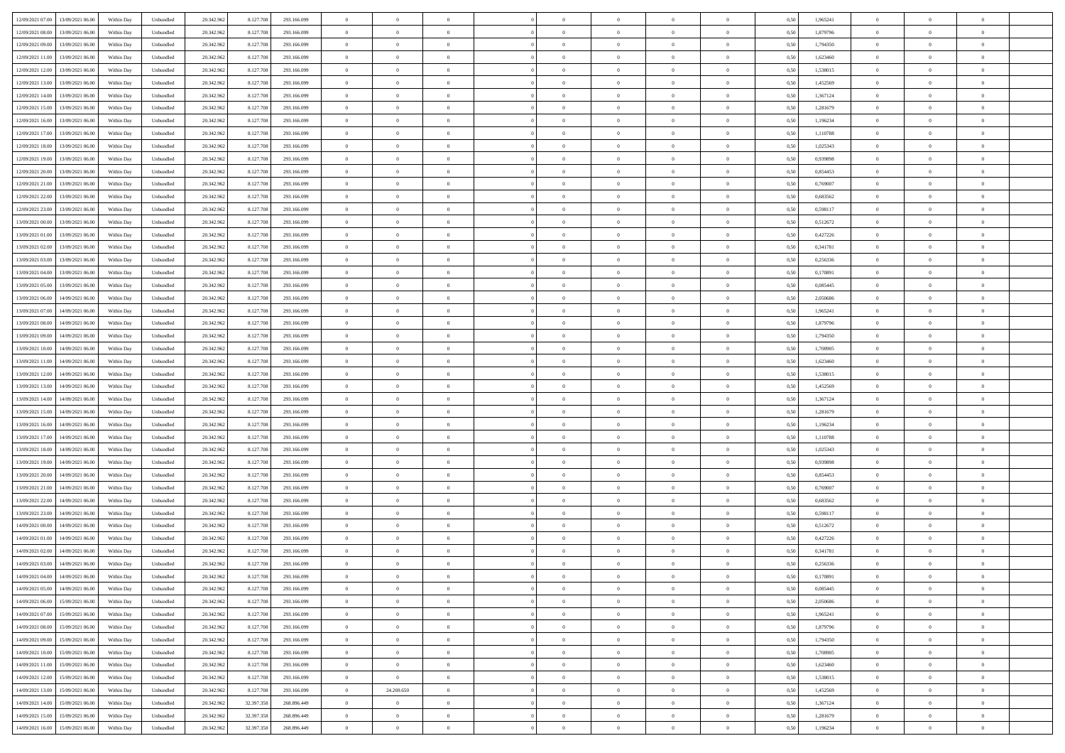| 12/09/2021 07:00 | 13/09/2021 06:00 | Within Day | Unbundled | 20.342.962 | 8.127.708 | 293.166.099 | 0 | 0 | 0 | | 0 | 0 | 0 | 0 | 0,50 | 1,965241 | 0 | 0 | 0 | |
|---|---|---|---|---|---|---|---|---|---|---|---|---|---|---|---|---|---|---|---|---|
| 12/09/2021 08:00 | 13/09/2021 06:00 | Within Day | Unbundled | 20.342.962 | 8.127.708 | 293.166.099 | 0 | 0 | 0 | | 0 | 0 | 0 | 0 | 0,50 | 1,879796 | 0 | 0 | 0 | |
| 12/09/2021 09:00 | 13/09/2021 06:00 | Within Day | Unbundled | 20.342.962 | 8.127.708 | 293.166.099 | 0 | 0 | 0 | | 0 | 0 | 0 | 0 | 0,50 | 1,794350 | 0 | 0 | 0 | |
| 12/09/2021 11:00 | 13/09/2021 06:00 | Within Day | Unbundled | 20.342.962 | 8.127.708 | 293.166.099 | 0 | 0 | 0 | | 0 | 0 | 0 | 0 | 0,50 | 1,623460 | 0 | 0 | 0 | |
| 12/09/2021 12:00 | 13/09/2021 06:00 | Within Day | Unbundled | 20.342.962 | 8.127.708 | 293.166.099 | 0 | 0 | 0 | | 0 | 0 | 0 | 0 | 0,50 | 1,538015 | 0 | 0 | 0 | |
| 12/09/2021 13:00 | 13/09/2021 06:00 | Within Day | Unbundled | 20.342.962 | 8.127.708 | 293.166.099 | 0 | 0 | 0 | | 0 | 0 | 0 | 0 | 0,50 | 1,452569 | 0 | 0 | 0 | |
| 12/09/2021 14:00 | 13/09/2021 06:00 | Within Day | Unbundled | 20.342.962 | 8.127.708 | 293.166.099 | 0 | 0 | 0 | | 0 | 0 | 0 | 0 | 0,50 | 1,367124 | 0 | 0 | 0 | |
| 12/09/2021 15:00 | 13/09/2021 06:00 | Within Day | Unbundled | 20.342.962 | 8.127.708 | 293.166.099 | 0 | 0 | 0 | | 0 | 0 | 0 | 0 | 0,50 | 1,281679 | 0 | 0 | 0 | |
| 12/09/2021 16:00 | 13/09/2021 06:00 | Within Day | Unbundled | 20.342.962 | 8.127.708 | 293.166.099 | 0 | 0 | 0 | | 0 | 0 | 0 | 0 | 0,50 | 1,196234 | 0 | 0 | 0 | |
| 12/09/2021 17:00 | 13/09/2021 06:00 | Within Day | Unbundled | 20.342.962 | 8.127.708 | 293.166.099 | 0 | 0 | 0 | | 0 | 0 | 0 | 0 | 0,50 | 1,110788 | 0 | 0 | 0 | |
| 12/09/2021 18:00 | 13/09/2021 06:00 | Within Day | Unbundled | 20.342.962 | 8.127.708 | 293.166.099 | 0 | 0 | 0 | | 0 | 0 | 0 | 0 | 0,50 | 1,025343 | 0 | 0 | 0 | |
| 12/09/2021 19:00 | 13/09/2021 06:00 | Within Day | Unbundled | 20.342.962 | 8.127.708 | 293.166.099 | 0 | 0 | 0 | | 0 | 0 | 0 | 0 | 0,50 | 0,939898 | 0 | 0 | 0 | |
| 12/09/2021 20:00 | 13/09/2021 06:00 | Within Day | Unbundled | 20.342.962 | 8.127.708 | 293.166.099 | 0 | 0 | 0 | | 0 | 0 | 0 | 0 | 0,50 | 0,854453 | 0 | 0 | 0 | |
| 12/09/2021 21:00 | 13/09/2021 06:00 | Within Day | Unbundled | 20.342.962 | 8.127.708 | 293.166.099 | 0 | 0 | 0 | | 0 | 0 | 0 | 0 | 0,50 | 0,769007 | 0 | 0 | 0 | |
| 12/09/2021 22:00 | 13/09/2021 06:00 | Within Day | Unbundled | 20.342.962 | 8.127.708 | 293.166.099 | 0 | 0 | 0 | | 0 | 0 | 0 | 0 | 0,50 | 0,683562 | 0 | 0 | 0 | |
| 12/09/2021 23:00 | 13/09/2021 06:00 | Within Day | Unbundled | 20.342.962 | 8.127.708 | 293.166.099 | 0 | 0 | 0 | | 0 | 0 | 0 | 0 | 0,50 | 0,598117 | 0 | 0 | 0 | |
| 13/09/2021 00:00 | 13/09/2021 06:00 | Within Day | Unbundled | 20.342.962 | 8.127.708 | 293.166.099 | 0 | 0 | 0 | | 0 | 0 | 0 | 0 | 0,50 | 0,512672 | 0 | 0 | 0 | |
| 13/09/2021 01:00 | 13/09/2021 06:00 | Within Day | Unbundled | 20.342.962 | 8.127.708 | 293.166.099 | 0 | 0 | 0 | | 0 | 0 | 0 | 0 | 0,50 | 0,427226 | 0 | 0 | 0 | |
| 13/09/2021 02:00 | 13/09/2021 06:00 | Within Day | Unbundled | 20.342.962 | 8.127.708 | 293.166.099 | 0 | 0 | 0 | | 0 | 0 | 0 | 0 | 0,50 | 0,341781 | 0 | 0 | 0 | |
| 13/09/2021 03:00 | 13/09/2021 06:00 | Within Day | Unbundled | 20.342.962 | 8.127.708 | 293.166.099 | 0 | 0 | 0 | | 0 | 0 | 0 | 0 | 0,50 | 0,256336 | 0 | 0 | 0 | |
| 13/09/2021 04:00 | 13/09/2021 06:00 | Within Day | Unbundled | 20.342.962 | 8.127.708 | 293.166.099 | 0 | 0 | 0 | | 0 | 0 | 0 | 0 | 0,50 | 0,170891 | 0 | 0 | 0 | |
| 13/09/2021 05:00 | 13/09/2021 06:00 | Within Day | Unbundled | 20.342.962 | 8.127.708 | 293.166.099 | 0 | 0 | 0 | | 0 | 0 | 0 | 0 | 0,50 | 0,085445 | 0 | 0 | 0 | |
| 13/09/2021 06:00 | 14/09/2021 06:00 | Within Day | Unbundled | 20.342.962 | 8.127.708 | 293.166.099 | 0 | 0 | 0 | | 0 | 0 | 0 | 0 | 0,50 | 2,050686 | 0 | 0 | 0 | |
| 13/09/2021 07:00 | 14/09/2021 06:00 | Within Day | Unbundled | 20.342.962 | 8.127.708 | 293.166.099 | 0 | 0 | 0 | | 0 | 0 | 0 | 0 | 0,50 | 1,965241 | 0 | 0 | 0 | |
| 13/09/2021 08:00 | 14/09/2021 06:00 | Within Day | Unbundled | 20.342.962 | 8.127.708 | 293.166.099 | 0 | 0 | 0 | | 0 | 0 | 0 | 0 | 0,50 | 1,879796 | 0 | 0 | 0 | |
| 13/09/2021 09:00 | 14/09/2021 06:00 | Within Day | Unbundled | 20.342.962 | 8.127.708 | 293.166.099 | 0 | 0 | 0 | | 0 | 0 | 0 | 0 | 0,50 | 1,794350 | 0 | 0 | 0 | |
| 13/09/2021 10:00 | 14/09/2021 06:00 | Within Day | Unbundled | 20.342.962 | 8.127.708 | 293.166.099 | 0 | 0 | 0 | | 0 | 0 | 0 | 0 | 0,50 | 1,708905 | 0 | 0 | 0 | |
| 13/09/2021 11:00 | 14/09/2021 06:00 | Within Day | Unbundled | 20.342.962 | 8.127.708 | 293.166.099 | 0 | 0 | 0 | | 0 | 0 | 0 | 0 | 0,50 | 1,623460 | 0 | 0 | 0 | |
| 13/09/2021 12:00 | 14/09/2021 06:00 | Within Day | Unbundled | 20.342.962 | 8.127.708 | 293.166.099 | 0 | 0 | 0 | | 0 | 0 | 0 | 0 | 0,50 | 1,538015 | 0 | 0 | 0 | |
| 13/09/2021 13:00 | 14/09/2021 06:00 | Within Day | Unbundled | 20.342.962 | 8.127.708 | 293.166.099 | 0 | 0 | 0 | | 0 | 0 | 0 | 0 | 0,50 | 1,452569 | 0 | 0 | 0 | |
| 13/09/2021 14:00 | 14/09/2021 06:00 | Within Day | Unbundled | 20.342.962 | 8.127.708 | 293.166.099 | 0 | 0 | 0 | | 0 | 0 | 0 | 0 | 0,50 | 1,367124 | 0 | 0 | 0 | |
| 13/09/2021 15:00 | 14/09/2021 06:00 | Within Day | Unbundled | 20.342.962 | 8.127.708 | 293.166.099 | 0 | 0 | 0 | | 0 | 0 | 0 | 0 | 0,50 | 1,281679 | 0 | 0 | 0 | |
| 13/09/2021 16:00 | 14/09/2021 06:00 | Within Day | Unbundled | 20.342.962 | 8.127.708 | 293.166.099 | 0 | 0 | 0 | | 0 | 0 | 0 | 0 | 0,50 | 1,196234 | 0 | 0 | 0 | |
| 13/09/2021 17:00 | 14/09/2021 06:00 | Within Day | Unbundled | 20.342.962 | 8.127.708 | 293.166.099 | 0 | 0 | 0 | | 0 | 0 | 0 | 0 | 0,50 | 1,110788 | 0 | 0 | 0 | |
| 13/09/2021 18:00 | 14/09/2021 06:00 | Within Day | Unbundled | 20.342.962 | 8.127.708 | 293.166.099 | 0 | 0 | 0 | | 0 | 0 | 0 | 0 | 0,50 | 1,025343 | 0 | 0 | 0 | |
| 13/09/2021 19:00 | 14/09/2021 06:00 | Within Day | Unbundled | 20.342.962 | 8.127.708 | 293.166.099 | 0 | 0 | 0 | | 0 | 0 | 0 | 0 | 0,50 | 0,939898 | 0 | 0 | 0 | |
| 13/09/2021 20:00 | 14/09/2021 06:00 | Within Day | Unbundled | 20.342.962 | 8.127.708 | 293.166.099 | 0 | 0 | 0 | | 0 | 0 | 0 | 0 | 0,50 | 0,854453 | 0 | 0 | 0 | |
| 13/09/2021 21:00 | 14/09/2021 06:00 | Within Day | Unbundled | 20.342.962 | 8.127.708 | 293.166.099 | 0 | 0 | 0 | | 0 | 0 | 0 | 0 | 0,50 | 0,769007 | 0 | 0 | 0 | |
| 13/09/2021 22:00 | 14/09/2021 06:00 | Within Day | Unbundled | 20.342.962 | 8.127.708 | 293.166.099 | 0 | 0 | 0 | | 0 | 0 | 0 | 0 | 0,50 | 0,683562 | 0 | 0 | 0 | |
| 13/09/2021 23:00 | 14/09/2021 06:00 | Within Day | Unbundled | 20.342.962 | 8.127.708 | 293.166.099 | 0 | 0 | 0 | | 0 | 0 | 0 | 0 | 0,50 | 0,598117 | 0 | 0 | 0 | |
| 14/09/2021 00:00 | 14/09/2021 06:00 | Within Day | Unbundled | 20.342.962 | 8.127.708 | 293.166.099 | 0 | 0 | 0 | | 0 | 0 | 0 | 0 | 0,50 | 0,512672 | 0 | 0 | 0 | |
| 14/09/2021 01:00 | 14/09/2021 06:00 | Within Day | Unbundled | 20.342.962 | 8.127.708 | 293.166.099 | 0 | 0 | 0 | | 0 | 0 | 0 | 0 | 0,50 | 0,427226 | 0 | 0 | 0 | |
| 14/09/2021 02:00 | 14/09/2021 06:00 | Within Day | Unbundled | 20.342.962 | 8.127.708 | 293.166.099 | 0 | 0 | 0 | | 0 | 0 | 0 | 0 | 0,50 | 0,341781 | 0 | 0 | 0 | |
| 14/09/2021 03:00 | 14/09/2021 06:00 | Within Day | Unbundled | 20.342.962 | 8.127.708 | 293.166.099 | 0 | 0 | 0 | | 0 | 0 | 0 | 0 | 0,50 | 0,256336 | 0 | 0 | 0 | |
| 14/09/2021 04:00 | 14/09/2021 06:00 | Within Day | Unbundled | 20.342.962 | 8.127.708 | 293.166.099 | 0 | 0 | 0 | | 0 | 0 | 0 | 0 | 0,50 | 0,170891 | 0 | 0 | 0 | |
| 14/09/2021 05:00 | 14/09/2021 06:00 | Within Day | Unbundled | 20.342.962 | 8.127.708 | 293.166.099 | 0 | 0 | 0 | | 0 | 0 | 0 | 0 | 0,50 | 0,085445 | 0 | 0 | 0 | |
| 14/09/2021 06:00 | 15/09/2021 06:00 | Within Day | Unbundled | 20.342.962 | 8.127.708 | 293.166.099 | 0 | 0 | 0 | | 0 | 0 | 0 | 0 | 0,50 | 2,050686 | 0 | 0 | 0 | |
| 14/09/2021 07:00 | 15/09/2021 06:00 | Within Day | Unbundled | 20.342.962 | 8.127.708 | 293.166.099 | 0 | 0 | 0 | | 0 | 0 | 0 | 0 | 0,50 | 1,965241 | 0 | 0 | 0 | |
| 14/09/2021 08:00 | 15/09/2021 06:00 | Within Day | Unbundled | 20.342.962 | 8.127.708 | 293.166.099 | 0 | 0 | 0 | | 0 | 0 | 0 | 0 | 0,50 | 1,879796 | 0 | 0 | 0 | |
| 14/09/2021 09:00 | 15/09/2021 06:00 | Within Day | Unbundled | 20.342.962 | 8.127.708 | 293.166.099 | 0 | 0 | 0 | | 0 | 0 | 0 | 0 | 0,50 | 1,794350 | 0 | 0 | 0 | |
| 14/09/2021 10:00 | 15/09/2021 06:00 | Within Day | Unbundled | 20.342.962 | 8.127.708 | 293.166.099 | 0 | 0 | 0 | | 0 | 0 | 0 | 0 | 0,50 | 1,708905 | 0 | 0 | 0 | |
| 14/09/2021 11:00 | 15/09/2021 06:00 | Within Day | Unbundled | 20.342.962 | 8.127.708 | 293.166.099 | 0 | 0 | 0 | | 0 | 0 | 0 | 0 | 0,50 | 1,623460 | 0 | 0 | 0 | |
| 14/09/2021 12:00 | 15/09/2021 06:00 | Within Day | Unbundled | 20.342.962 | 8.127.708 | 293.166.099 | 0 | 0 | 0 | | 0 | 0 | 0 | 0 | 0,50 | 1,538015 | 0 | 0 | 0 | |
| 14/09/2021 13:00 | 15/09/2021 06:00 | Within Day | Unbundled | 20.342.962 | 8.127.708 | 293.166.099 | 0 | 24.269.650 | 0 | | 0 | 0 | 0 | 0 | 0,50 | 1,452569 | 0 | 0 | 0 | |
| 14/09/2021 14:00 | 15/09/2021 06:00 | Within Day | Unbundled | 20.342.962 | 32.397.358 | 268.896.449 | 0 | 0 | 0 | | 0 | 0 | 0 | 0 | 0,50 | 1,367124 | 0 | 0 | 0 | |
| 14/09/2021 15:00 | 15/09/2021 06:00 | Within Day | Unbundled | 20.342.962 | 32.397.358 | 268.896.449 | 0 | 0 | 0 | | 0 | 0 | 0 | 0 | 0,50 | 1,281679 | 0 | 0 | 0 | |
| 14/09/2021 16:00 | 15/09/2021 06:00 | Within Day | Unbundled | 20.342.962 | 32.397.358 | 268.896.449 | 0 | 0 | 0 | | 0 | 0 | 0 | 0 | 0,50 | 1,196234 | 0 | 0 | 0 | |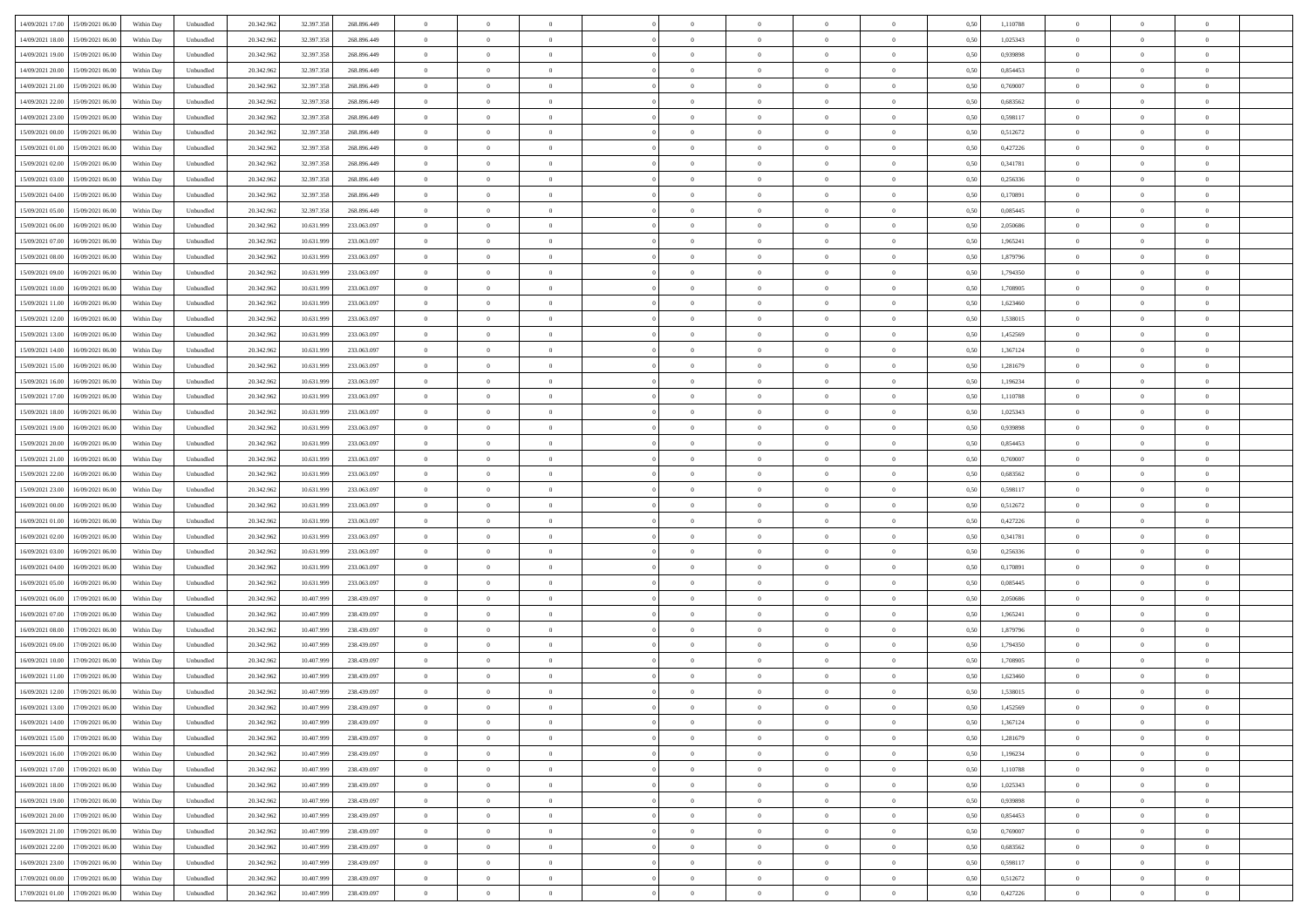| | | | | | | | | | | | | | | | | | | | | | |
|---|---|---|---|---|---|---|---|---|---|---|---|---|---|---|---|---|---|---|---|---|---|
| 14/09/2021 17.00 | 15/09/2021 06.00 | Within Day | Unbundled | 20.342.962 | 32.397.358 | 268.896.449 | 0 | 0 | 0 | | 0 | 0 | 0 | 0 | 0 | 0,50 | 1,110788 | 0 | 0 | 0 | |
| 14/09/2021 18.00 | 15/09/2021 06.00 | Within Day | Unbundled | 20.342.962 | 32.397.358 | 268.896.449 | 0 | 0 | 0 | | 0 | 0 | 0 | 0 | 0 | 0,50 | 1,025343 | 0 | 0 | 0 | |
| 14/09/2021 19.00 | 15/09/2021 06.00 | Within Day | Unbundled | 20.342.962 | 32.397.358 | 268.896.449 | 0 | 0 | 0 | | 0 | 0 | 0 | 0 | 0 | 0,50 | 0,939898 | 0 | 0 | 0 | |
| 14/09/2021 20.00 | 15/09/2021 06.00 | Within Day | Unbundled | 20.342.962 | 32.397.358 | 268.896.449 | 0 | 0 | 0 | | 0 | 0 | 0 | 0 | 0 | 0,50 | 0,854453 | 0 | 0 | 0 | |
| 14/09/2021 21.00 | 15/09/2021 06.00 | Within Day | Unbundled | 20.342.962 | 32.397.358 | 268.896.449 | 0 | 0 | 0 | | 0 | 0 | 0 | 0 | 0 | 0,50 | 0,769007 | 0 | 0 | 0 | |
| 14/09/2021 22.00 | 15/09/2021 06.00 | Within Day | Unbundled | 20.342.962 | 32.397.358 | 268.896.449 | 0 | 0 | 0 | | 0 | 0 | 0 | 0 | 0 | 0,50 | 0,683562 | 0 | 0 | 0 | |
| 14/09/2021 23.00 | 15/09/2021 06.00 | Within Day | Unbundled | 20.342.962 | 32.397.358 | 268.896.449 | 0 | 0 | 0 | | 0 | 0 | 0 | 0 | 0 | 0,50 | 0,598117 | 0 | 0 | 0 | |
| 15/09/2021 00.00 | 15/09/2021 06.00 | Within Day | Unbundled | 20.342.962 | 32.397.358 | 268.896.449 | 0 | 0 | 0 | | 0 | 0 | 0 | 0 | 0 | 0,50 | 0,512672 | 0 | 0 | 0 | |
| 15/09/2021 01.00 | 15/09/2021 06.00 | Within Day | Unbundled | 20.342.962 | 32.397.358 | 268.896.449 | 0 | 0 | 0 | | 0 | 0 | 0 | 0 | 0 | 0,50 | 0,427226 | 0 | 0 | 0 | |
| 15/09/2021 02.00 | 15/09/2021 06.00 | Within Day | Unbundled | 20.342.962 | 32.397.358 | 268.896.449 | 0 | 0 | 0 | | 0 | 0 | 0 | 0 | 0 | 0,50 | 0,341781 | 0 | 0 | 0 | |
| 15/09/2021 03.00 | 15/09/2021 06.00 | Within Day | Unbundled | 20.342.962 | 32.397.358 | 268.896.449 | 0 | 0 | 0 | | 0 | 0 | 0 | 0 | 0 | 0,50 | 0,256336 | 0 | 0 | 0 | |
| 15/09/2021 04.00 | 15/09/2021 06.00 | Within Day | Unbundled | 20.342.962 | 32.397.358 | 268.896.449 | 0 | 0 | 0 | | 0 | 0 | 0 | 0 | 0 | 0,50 | 0,170891 | 0 | 0 | 0 | |
| 15/09/2021 05.00 | 15/09/2021 06.00 | Within Day | Unbundled | 20.342.962 | 32.397.358 | 268.896.449 | 0 | 0 | 0 | | 0 | 0 | 0 | 0 | 0 | 0,50 | 0,085445 | 0 | 0 | 0 | |
| 15/09/2021 06.00 | 16/09/2021 06.00 | Within Day | Unbundled | 20.342.962 | 10.631.999 | 233.063.097 | 0 | 0 | 0 | | 0 | 0 | 0 | 0 | 0 | 0,50 | 2,050686 | 0 | 0 | 0 | |
| 15/09/2021 07.00 | 16/09/2021 06.00 | Within Day | Unbundled | 20.342.962 | 10.631.999 | 233.063.097 | 0 | 0 | 0 | | 0 | 0 | 0 | 0 | 0 | 0,50 | 1,965241 | 0 | 0 | 0 | |
| 15/09/2021 08.00 | 16/09/2021 06.00 | Within Day | Unbundled | 20.342.962 | 10.631.999 | 233.063.097 | 0 | 0 | 0 | | 0 | 0 | 0 | 0 | 0 | 0,50 | 1,879796 | 0 | 0 | 0 | |
| 15/09/2021 09.00 | 16/09/2021 06.00 | Within Day | Unbundled | 20.342.962 | 10.631.999 | 233.063.097 | 0 | 0 | 0 | | 0 | 0 | 0 | 0 | 0 | 0,50 | 1,794350 | 0 | 0 | 0 | |
| 15/09/2021 10.00 | 16/09/2021 06.00 | Within Day | Unbundled | 20.342.962 | 10.631.999 | 233.063.097 | 0 | 0 | 0 | | 0 | 0 | 0 | 0 | 0 | 0,50 | 1,708905 | 0 | 0 | 0 | |
| 15/09/2021 11.00 | 16/09/2021 06.00 | Within Day | Unbundled | 20.342.962 | 10.631.999 | 233.063.097 | 0 | 0 | 0 | | 0 | 0 | 0 | 0 | 0 | 0,50 | 1,623460 | 0 | 0 | 0 | |
| 15/09/2021 12.00 | 16/09/2021 06.00 | Within Day | Unbundled | 20.342.962 | 10.631.999 | 233.063.097 | 0 | 0 | 0 | | 0 | 0 | 0 | 0 | 0 | 0,50 | 1,538015 | 0 | 0 | 0 | |
| 15/09/2021 13.00 | 16/09/2021 06.00 | Within Day | Unbundled | 20.342.962 | 10.631.999 | 233.063.097 | 0 | 0 | 0 | | 0 | 0 | 0 | 0 | 0 | 0,50 | 1,452569 | 0 | 0 | 0 | |
| 15/09/2021 14.00 | 16/09/2021 06.00 | Within Day | Unbundled | 20.342.962 | 10.631.999 | 233.063.097 | 0 | 0 | 0 | | 0 | 0 | 0 | 0 | 0 | 0,50 | 1,367124 | 0 | 0 | 0 | |
| 15/09/2021 15.00 | 16/09/2021 06.00 | Within Day | Unbundled | 20.342.962 | 10.631.999 | 233.063.097 | 0 | 0 | 0 | | 0 | 0 | 0 | 0 | 0 | 0,50 | 1,281679 | 0 | 0 | 0 | |
| 15/09/2021 16.00 | 16/09/2021 06.00 | Within Day | Unbundled | 20.342.962 | 10.631.999 | 233.063.097 | 0 | 0 | 0 | | 0 | 0 | 0 | 0 | 0 | 0,50 | 1,196234 | 0 | 0 | 0 | |
| 15/09/2021 17.00 | 16/09/2021 06.00 | Within Day | Unbundled | 20.342.962 | 10.631.999 | 233.063.097 | 0 | 0 | 0 | | 0 | 0 | 0 | 0 | 0 | 0,50 | 1,110788 | 0 | 0 | 0 | |
| 15/09/2021 18.00 | 16/09/2021 06.00 | Within Day | Unbundled | 20.342.962 | 10.631.999 | 233.063.097 | 0 | 0 | 0 | | 0 | 0 | 0 | 0 | 0 | 0,50 | 1,025343 | 0 | 0 | 0 | |
| 15/09/2021 19.00 | 16/09/2021 06.00 | Within Day | Unbundled | 20.342.962 | 10.631.999 | 233.063.097 | 0 | 0 | 0 | | 0 | 0 | 0 | 0 | 0 | 0,50 | 0,939898 | 0 | 0 | 0 | |
| 15/09/2021 20.00 | 16/09/2021 06.00 | Within Day | Unbundled | 20.342.962 | 10.631.999 | 233.063.097 | 0 | 0 | 0 | | 0 | 0 | 0 | 0 | 0 | 0,50 | 0,854453 | 0 | 0 | 0 | |
| 15/09/2021 21.00 | 16/09/2021 06.00 | Within Day | Unbundled | 20.342.962 | 10.631.999 | 233.063.097 | 0 | 0 | 0 | | 0 | 0 | 0 | 0 | 0 | 0,50 | 0,769007 | 0 | 0 | 0 | |
| 15/09/2021 22.00 | 16/09/2021 06.00 | Within Day | Unbundled | 20.342.962 | 10.631.999 | 233.063.097 | 0 | 0 | 0 | | 0 | 0 | 0 | 0 | 0 | 0,50 | 0,683562 | 0 | 0 | 0 | |
| 15/09/2021 23.00 | 16/09/2021 06.00 | Within Day | Unbundled | 20.342.962 | 10.631.999 | 233.063.097 | 0 | 0 | 0 | | 0 | 0 | 0 | 0 | 0 | 0,50 | 0,598117 | 0 | 0 | 0 | |
| 16/09/2021 00.00 | 16/09/2021 06.00 | Within Day | Unbundled | 20.342.962 | 10.631.999 | 233.063.097 | 0 | 0 | 0 | | 0 | 0 | 0 | 0 | 0 | 0,50 | 0,512672 | 0 | 0 | 0 | |
| 16/09/2021 01.00 | 16/09/2021 06.00 | Within Day | Unbundled | 20.342.962 | 10.631.999 | 233.063.097 | 0 | 0 | 0 | | 0 | 0 | 0 | 0 | 0 | 0,50 | 0,427226 | 0 | 0 | 0 | |
| 16/09/2021 02.00 | 16/09/2021 06.00 | Within Day | Unbundled | 20.342.962 | 10.631.999 | 233.063.097 | 0 | 0 | 0 | | 0 | 0 | 0 | 0 | 0 | 0,50 | 0,341781 | 0 | 0 | 0 | |
| 16/09/2021 03.00 | 16/09/2021 06.00 | Within Day | Unbundled | 20.342.962 | 10.631.999 | 233.063.097 | 0 | 0 | 0 | | 0 | 0 | 0 | 0 | 0 | 0,50 | 0,256336 | 0 | 0 | 0 | |
| 16/09/2021 04.00 | 16/09/2021 06.00 | Within Day | Unbundled | 20.342.962 | 10.631.999 | 233.063.097 | 0 | 0 | 0 | | 0 | 0 | 0 | 0 | 0 | 0,50 | 0,170891 | 0 | 0 | 0 | |
| 16/09/2021 05.00 | 16/09/2021 06.00 | Within Day | Unbundled | 20.342.962 | 10.631.999 | 233.063.097 | 0 | 0 | 0 | | 0 | 0 | 0 | 0 | 0 | 0,50 | 0,085445 | 0 | 0 | 0 | |
| 16/09/2021 06.00 | 17/09/2021 06.00 | Within Day | Unbundled | 20.342.962 | 10.407.999 | 238.439.097 | 0 | 0 | 0 | | 0 | 0 | 0 | 0 | 0 | 0,50 | 2,050686 | 0 | 0 | 0 | |
| 16/09/2021 07.00 | 17/09/2021 06.00 | Within Day | Unbundled | 20.342.962 | 10.407.999 | 238.439.097 | 0 | 0 | 0 | | 0 | 0 | 0 | 0 | 0 | 0,50 | 1,965241 | 0 | 0 | 0 | |
| 16/09/2021 08.00 | 17/09/2021 06.00 | Within Day | Unbundled | 20.342.962 | 10.407.999 | 238.439.097 | 0 | 0 | 0 | | 0 | 0 | 0 | 0 | 0 | 0,50 | 1,879796 | 0 | 0 | 0 | |
| 16/09/2021 09.00 | 17/09/2021 06.00 | Within Day | Unbundled | 20.342.962 | 10.407.999 | 238.439.097 | 0 | 0 | 0 | | 0 | 0 | 0 | 0 | 0 | 0,50 | 1,794350 | 0 | 0 | 0 | |
| 16/09/2021 10.00 | 17/09/2021 06.00 | Within Day | Unbundled | 20.342.962 | 10.407.999 | 238.439.097 | 0 | 0 | 0 | | 0 | 0 | 0 | 0 | 0 | 0,50 | 1,708905 | 0 | 0 | 0 | |
| 16/09/2021 11.00 | 17/09/2021 06.00 | Within Day | Unbundled | 20.342.962 | 10.407.999 | 238.439.097 | 0 | 0 | 0 | | 0 | 0 | 0 | 0 | 0 | 0,50 | 1,623460 | 0 | 0 | 0 | |
| 16/09/2021 12.00 | 17/09/2021 06.00 | Within Day | Unbundled | 20.342.962 | 10.407.999 | 238.439.097 | 0 | 0 | 0 | | 0 | 0 | 0 | 0 | 0 | 0,50 | 1,538015 | 0 | 0 | 0 | |
| 16/09/2021 13.00 | 17/09/2021 06.00 | Within Day | Unbundled | 20.342.962 | 10.407.999 | 238.439.097 | 0 | 0 | 0 | | 0 | 0 | 0 | 0 | 0 | 0,50 | 1,452569 | 0 | 0 | 0 | |
| 16/09/2021 14.00 | 17/09/2021 06.00 | Within Day | Unbundled | 20.342.962 | 10.407.999 | 238.439.097 | 0 | 0 | 0 | | 0 | 0 | 0 | 0 | 0 | 0,50 | 1,367124 | 0 | 0 | 0 | |
| 16/09/2021 15.00 | 17/09/2021 06.00 | Within Day | Unbundled | 20.342.962 | 10.407.999 | 238.439.097 | 0 | 0 | 0 | | 0 | 0 | 0 | 0 | 0 | 0,50 | 1,281679 | 0 | 0 | 0 | |
| 16/09/2021 16.00 | 17/09/2021 06.00 | Within Day | Unbundled | 20.342.962 | 10.407.999 | 238.439.097 | 0 | 0 | 0 | | 0 | 0 | 0 | 0 | 0 | 0,50 | 1,196234 | 0 | 0 | 0 | |
| 16/09/2021 17.00 | 17/09/2021 06.00 | Within Day | Unbundled | 20.342.962 | 10.407.999 | 238.439.097 | 0 | 0 | 0 | | 0 | 0 | 0 | 0 | 0 | 0,50 | 1,110788 | 0 | 0 | 0 | |
| 16/09/2021 18.00 | 17/09/2021 06.00 | Within Day | Unbundled | 20.342.962 | 10.407.999 | 238.439.097 | 0 | 0 | 0 | | 0 | 0 | 0 | 0 | 0 | 0,50 | 1,025343 | 0 | 0 | 0 | |
| 16/09/2021 19.00 | 17/09/2021 06.00 | Within Day | Unbundled | 20.342.962 | 10.407.999 | 238.439.097 | 0 | 0 | 0 | | 0 | 0 | 0 | 0 | 0 | 0,50 | 0,939898 | 0 | 0 | 0 | |
| 16/09/2021 20.00 | 17/09/2021 06.00 | Within Day | Unbundled | 20.342.962 | 10.407.999 | 238.439.097 | 0 | 0 | 0 | | 0 | 0 | 0 | 0 | 0 | 0,50 | 0,854453 | 0 | 0 | 0 | |
| 16/09/2021 21.00 | 17/09/2021 06.00 | Within Day | Unbundled | 20.342.962 | 10.407.999 | 238.439.097 | 0 | 0 | 0 | | 0 | 0 | 0 | 0 | 0 | 0,50 | 0,769007 | 0 | 0 | 0 | |
| 16/09/2021 22.00 | 17/09/2021 06.00 | Within Day | Unbundled | 20.342.962 | 10.407.999 | 238.439.097 | 0 | 0 | 0 | | 0 | 0 | 0 | 0 | 0 | 0,50 | 0,683562 | 0 | 0 | 0 | |
| 16/09/2021 23.00 | 17/09/2021 06.00 | Within Day | Unbundled | 20.342.962 | 10.407.999 | 238.439.097 | 0 | 0 | 0 | | 0 | 0 | 0 | 0 | 0 | 0,50 | 0,598117 | 0 | 0 | 0 | |
| 17/09/2021 00.00 | 17/09/2021 06.00 | Within Day | Unbundled | 20.342.962 | 10.407.999 | 238.439.097 | 0 | 0 | 0 | | 0 | 0 | 0 | 0 | 0 | 0,50 | 0,512672 | 0 | 0 | 0 | |
| 17/09/2021 01.00 | 17/09/2021 06.00 | Within Day | Unbundled | 20.342.962 | 10.407.999 | 238.439.097 | 0 | 0 | 0 | | 0 | 0 | 0 | 0 | 0 | 0,50 | 0,427226 | 0 | 0 | 0 | |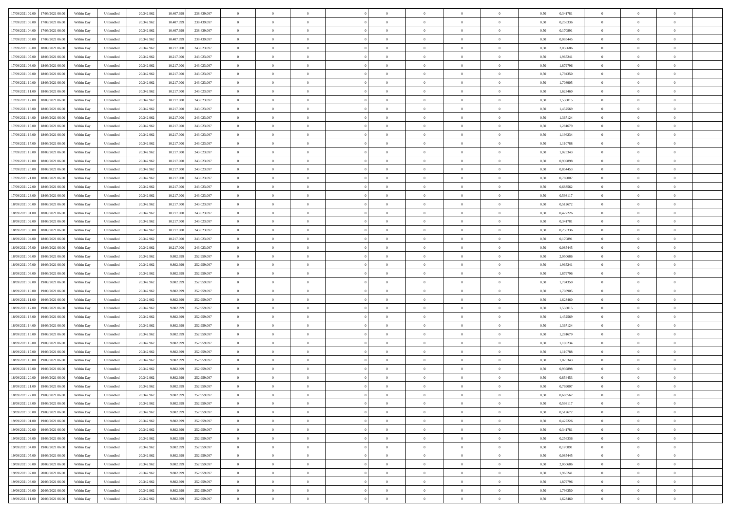| | | | | | | | | | | | | | | | | | | | | |
|---|---|---|---|---|---|---|---|---|---|---|---|---|---|---|---|---|---|---|---|---|
| 17/09/2021 02:00 | 17/09/2021 06:00 | Within Day | Unbundled | 20.342.962 | 10.407.999 | 238.439.097 | 0 | 0 | 0 | | 0 | 0 | 0 | 0 | 0,50 | 0,341781 | 0 | 0 | 0 | |
| 17/09/2021 03:00 | 17/09/2021 06:00 | Within Day | Unbundled | 20.342.962 | 10.407.999 | 238.439.097 | 0 | 0 | 0 | | 0 | 0 | 0 | 0 | 0,50 | 0,256336 | 0 | 0 | 0 | |
| 17/09/2021 04:00 | 17/09/2021 06:00 | Within Day | Unbundled | 20.342.962 | 10.407.999 | 238.439.097 | 0 | 0 | 0 | | 0 | 0 | 0 | 0 | 0,50 | 0,170891 | 0 | 0 | 0 | |
| 17/09/2021 05:00 | 17/09/2021 06:00 | Within Day | Unbundled | 20.342.962 | 10.407.999 | 238.439.097 | 0 | 0 | 0 | | 0 | 0 | 0 | 0 | 0,50 | 0,085445 | 0 | 0 | 0 | |
| 17/09/2021 06:00 | 18/09/2021 06:00 | Within Day | Unbundled | 20.342.962 | 10.217.000 | 243.023.097 | 0 | 0 | 0 | | 0 | 0 | 0 | 0 | 0,50 | 2,050686 | 0 | 0 | 0 | |
| 17/09/2021 07:00 | 18/09/2021 06:00 | Within Day | Unbundled | 20.342.962 | 10.217.000 | 243.023.097 | 0 | 0 | 0 | | 0 | 0 | 0 | 0 | 0,50 | 1,965241 | 0 | 0 | 0 | |
| 17/09/2021 08:00 | 18/09/2021 06:00 | Within Day | Unbundled | 20.342.962 | 10.217.000 | 243.023.097 | 0 | 0 | 0 | | 0 | 0 | 0 | 0 | 0,50 | 1,879796 | 0 | 0 | 0 | |
| 17/09/2021 09:00 | 18/09/2021 06:00 | Within Day | Unbundled | 20.342.962 | 10.217.000 | 243.023.097 | 0 | 0 | 0 | | 0 | 0 | 0 | 0 | 0,50 | 1,794350 | 0 | 0 | 0 | |
| 17/09/2021 10:00 | 18/09/2021 06:00 | Within Day | Unbundled | 20.342.962 | 10.217.000 | 243.023.097 | 0 | 0 | 0 | | 0 | 0 | 0 | 0 | 0,50 | 1,708905 | 0 | 0 | 0 | |
| 17/09/2021 11:00 | 18/09/2021 06:00 | Within Day | Unbundled | 20.342.962 | 10.217.000 | 243.023.097 | 0 | 0 | 0 | | 0 | 0 | 0 | 0 | 0,50 | 1,623460 | 0 | 0 | 0 | |
| 17/09/2021 12:00 | 18/09/2021 06:00 | Within Day | Unbundled | 20.342.962 | 10.217.000 | 243.023.097 | 0 | 0 | 0 | | 0 | 0 | 0 | 0 | 0,50 | 1,538015 | 0 | 0 | 0 | |
| 17/09/2021 13:00 | 18/09/2021 06:00 | Within Day | Unbundled | 20.342.962 | 10.217.000 | 243.023.097 | 0 | 0 | 0 | | 0 | 0 | 0 | 0 | 0,50 | 1,452569 | 0 | 0 | 0 | |
| 17/09/2021 14:00 | 18/09/2021 06:00 | Within Day | Unbundled | 20.342.962 | 10.217.000 | 243.023.097 | 0 | 0 | 0 | | 0 | 0 | 0 | 0 | 0,50 | 1,367124 | 0 | 0 | 0 | |
| 17/09/2021 15:00 | 18/09/2021 06:00 | Within Day | Unbundled | 20.342.962 | 10.217.000 | 243.023.097 | 0 | 0 | 0 | | 0 | 0 | 0 | 0 | 0,50 | 1,281679 | 0 | 0 | 0 | |
| 17/09/2021 16:00 | 18/09/2021 06:00 | Within Day | Unbundled | 20.342.962 | 10.217.000 | 243.023.097 | 0 | 0 | 0 | | 0 | 0 | 0 | 0 | 0,50 | 1,196234 | 0 | 0 | 0 | |
| 17/09/2021 17:00 | 18/09/2021 06:00 | Within Day | Unbundled | 20.342.962 | 10.217.000 | 243.023.097 | 0 | 0 | 0 | | 0 | 0 | 0 | 0 | 0,50 | 1,110788 | 0 | 0 | 0 | |
| 17/09/2021 18:00 | 18/09/2021 06:00 | Within Day | Unbundled | 20.342.962 | 10.217.000 | 243.023.097 | 0 | 0 | 0 | | 0 | 0 | 0 | 0 | 0,50 | 1,025343 | 0 | 0 | 0 | |
| 17/09/2021 19:00 | 18/09/2021 06:00 | Within Day | Unbundled | 20.342.962 | 10.217.000 | 243.023.097 | 0 | 0 | 0 | | 0 | 0 | 0 | 0 | 0,50 | 0,939898 | 0 | 0 | 0 | |
| 17/09/2021 20:00 | 18/09/2021 06:00 | Within Day | Unbundled | 20.342.962 | 10.217.000 | 243.023.097 | 0 | 0 | 0 | | 0 | 0 | 0 | 0 | 0,50 | 0,854453 | 0 | 0 | 0 | |
| 17/09/2021 21:00 | 18/09/2021 06:00 | Within Day | Unbundled | 20.342.962 | 10.217.000 | 243.023.097 | 0 | 0 | 0 | | 0 | 0 | 0 | 0 | 0,50 | 0,769007 | 0 | 0 | 0 | |
| 17/09/2021 22:00 | 18/09/2021 06:00 | Within Day | Unbundled | 20.342.962 | 10.217.000 | 243.023.097 | 0 | 0 | 0 | | 0 | 0 | 0 | 0 | 0,50 | 0,683562 | 0 | 0 | 0 | |
| 17/09/2021 23:00 | 18/09/2021 06:00 | Within Day | Unbundled | 20.342.962 | 10.217.000 | 243.023.097 | 0 | 0 | 0 | | 0 | 0 | 0 | 0 | 0,50 | 0,598117 | 0 | 0 | 0 | |
| 18/09/2021 00:00 | 18/09/2021 06:00 | Within Day | Unbundled | 20.342.962 | 10.217.000 | 243.023.097 | 0 | 0 | 0 | | 0 | 0 | 0 | 0 | 0,50 | 0,512672 | 0 | 0 | 0 | |
| 18/09/2021 01:00 | 18/09/2021 06:00 | Within Day | Unbundled | 20.342.962 | 10.217.000 | 243.023.097 | 0 | 0 | 0 | | 0 | 0 | 0 | 0 | 0,50 | 0,427226 | 0 | 0 | 0 | |
| 18/09/2021 02:00 | 18/09/2021 06:00 | Within Day | Unbundled | 20.342.962 | 10.217.000 | 243.023.097 | 0 | 0 | 0 | | 0 | 0 | 0 | 0 | 0,50 | 0,341781 | 0 | 0 | 0 | |
| 18/09/2021 03:00 | 18/09/2021 06:00 | Within Day | Unbundled | 20.342.962 | 10.217.000 | 243.023.097 | 0 | 0 | 0 | | 0 | 0 | 0 | 0 | 0,50 | 0,256336 | 0 | 0 | 0 | |
| 18/09/2021 04:00 | 18/09/2021 06:00 | Within Day | Unbundled | 20.342.962 | 10.217.000 | 243.023.097 | 0 | 0 | 0 | | 0 | 0 | 0 | 0 | 0,50 | 0,170891 | 0 | 0 | 0 | |
| 18/09/2021 05:00 | 18/09/2021 06:00 | Within Day | Unbundled | 20.342.962 | 10.217.000 | 243.023.097 | 0 | 0 | 0 | | 0 | 0 | 0 | 0 | 0,50 | 0,085445 | 0 | 0 | 0 | |
| 18/09/2021 06:00 | 19/09/2021 06:00 | Within Day | Unbundled | 20.342.962 | 9.802.999 | 252.959.097 | 0 | 0 | 0 | | 0 | 0 | 0 | 0 | 0,50 | 2,050686 | 0 | 0 | 0 | |
| 18/09/2021 07:00 | 19/09/2021 06:00 | Within Day | Unbundled | 20.342.962 | 9.802.999 | 252.959.097 | 0 | 0 | 0 | | 0 | 0 | 0 | 0 | 0,50 | 1,965241 | 0 | 0 | 0 | |
| 18/09/2021 08:00 | 19/09/2021 06:00 | Within Day | Unbundled | 20.342.962 | 9.802.999 | 252.959.097 | 0 | 0 | 0 | | 0 | 0 | 0 | 0 | 0,50 | 1,879796 | 0 | 0 | 0 | |
| 18/09/2021 09:00 | 19/09/2021 06:00 | Within Day | Unbundled | 20.342.962 | 9.802.999 | 252.959.097 | 0 | 0 | 0 | | 0 | 0 | 0 | 0 | 0,50 | 1,794350 | 0 | 0 | 0 | |
| 18/09/2021 10:00 | 19/09/2021 06:00 | Within Day | Unbundled | 20.342.962 | 9.802.999 | 252.959.097 | 0 | 0 | 0 | | 0 | 0 | 0 | 0 | 0,50 | 1,708905 | 0 | 0 | 0 | |
| 18/09/2021 11:00 | 19/09/2021 06:00 | Within Day | Unbundled | 20.342.962 | 9.802.999 | 252.959.097 | 0 | 0 | 0 | | 0 | 0 | 0 | 0 | 0,50 | 1,623460 | 0 | 0 | 0 | |
| 18/09/2021 12:00 | 19/09/2021 06:00 | Within Day | Unbundled | 20.342.962 | 9.802.999 | 252.959.097 | 0 | 0 | 0 | | 0 | 0 | 0 | 0 | 0,50 | 1,538015 | 0 | 0 | 0 | |
| 18/09/2021 13:00 | 19/09/2021 06:00 | Within Day | Unbundled | 20.342.962 | 9.802.999 | 252.959.097 | 0 | 0 | 0 | | 0 | 0 | 0 | 0 | 0,50 | 1,452569 | 0 | 0 | 0 | |
| 18/09/2021 14:00 | 19/09/2021 06:00 | Within Day | Unbundled | 20.342.962 | 9.802.999 | 252.959.097 | 0 | 0 | 0 | | 0 | 0 | 0 | 0 | 0,50 | 1,367124 | 0 | 0 | 0 | |
| 18/09/2021 15:00 | 19/09/2021 06:00 | Within Day | Unbundled | 20.342.962 | 9.802.999 | 252.959.097 | 0 | 0 | 0 | | 0 | 0 | 0 | 0 | 0,50 | 1,281679 | 0 | 0 | 0 | |
| 18/09/2021 16:00 | 19/09/2021 06:00 | Within Day | Unbundled | 20.342.962 | 9.802.999 | 252.959.097 | 0 | 0 | 0 | | 0 | 0 | 0 | 0 | 0,50 | 1,196234 | 0 | 0 | 0 | |
| 18/09/2021 17:00 | 19/09/2021 06:00 | Within Day | Unbundled | 20.342.962 | 9.802.999 | 252.959.097 | 0 | 0 | 0 | | 0 | 0 | 0 | 0 | 0,50 | 1,110788 | 0 | 0 | 0 | |
| 18/09/2021 18:00 | 19/09/2021 06:00 | Within Day | Unbundled | 20.342.962 | 9.802.999 | 252.959.097 | 0 | 0 | 0 | | 0 | 0 | 0 | 0 | 0,50 | 1,025343 | 0 | 0 | 0 | |
| 18/09/2021 19:00 | 19/09/2021 06:00 | Within Day | Unbundled | 20.342.962 | 9.802.999 | 252.959.097 | 0 | 0 | 0 | | 0 | 0 | 0 | 0 | 0,50 | 0,939898 | 0 | 0 | 0 | |
| 18/09/2021 20:00 | 19/09/2021 06:00 | Within Day | Unbundled | 20.342.962 | 9.802.999 | 252.959.097 | 0 | 0 | 0 | | 0 | 0 | 0 | 0 | 0,50 | 0,854453 | 0 | 0 | 0 | |
| 18/09/2021 21:00 | 19/09/2021 06:00 | Within Day | Unbundled | 20.342.962 | 9.802.999 | 252.959.097 | 0 | 0 | 0 | | 0 | 0 | 0 | 0 | 0,50 | 0,769007 | 0 | 0 | 0 | |
| 18/09/2021 22:00 | 19/09/2021 06:00 | Within Day | Unbundled | 20.342.962 | 9.802.999 | 252.959.097 | 0 | 0 | 0 | | 0 | 0 | 0 | 0 | 0,50 | 0,683562 | 0 | 0 | 0 | |
| 18/09/2021 23:00 | 19/09/2021 06:00 | Within Day | Unbundled | 20.342.962 | 9.802.999 | 252.959.097 | 0 | 0 | 0 | | 0 | 0 | 0 | 0 | 0,50 | 0,598117 | 0 | 0 | 0 | |
| 19/09/2021 00:00 | 19/09/2021 06:00 | Within Day | Unbundled | 20.342.962 | 9.802.999 | 252.959.097 | 0 | 0 | 0 | | 0 | 0 | 0 | 0 | 0,50 | 0,512672 | 0 | 0 | 0 | |
| 19/09/2021 01:00 | 19/09/2021 06:00 | Within Day | Unbundled | 20.342.962 | 9.802.999 | 252.959.097 | 0 | 0 | 0 | | 0 | 0 | 0 | 0 | 0,50 | 0,427226 | 0 | 0 | 0 | |
| 19/09/2021 02:00 | 19/09/2021 06:00 | Within Day | Unbundled | 20.342.962 | 9.802.999 | 252.959.097 | 0 | 0 | 0 | | 0 | 0 | 0 | 0 | 0,50 | 0,341781 | 0 | 0 | 0 | |
| 19/09/2021 03:00 | 19/09/2021 06:00 | Within Day | Unbundled | 20.342.962 | 9.802.999 | 252.959.097 | 0 | 0 | 0 | | 0 | 0 | 0 | 0 | 0,50 | 0,256336 | 0 | 0 | 0 | |
| 19/09/2021 04:00 | 19/09/2021 06:00 | Within Day | Unbundled | 20.342.962 | 9.802.999 | 252.959.097 | 0 | 0 | 0 | | 0 | 0 | 0 | 0 | 0,50 | 0,170891 | 0 | 0 | 0 | |
| 19/09/2021 05:00 | 19/09/2021 06:00 | Within Day | Unbundled | 20.342.962 | 9.802.999 | 252.959.097 | 0 | 0 | 0 | | 0 | 0 | 0 | 0 | 0,50 | 0,085445 | 0 | 0 | 0 | |
| 19/09/2021 06:00 | 20/09/2021 06:00 | Within Day | Unbundled | 20.342.962 | 9.802.999 | 252.959.097 | 0 | 0 | 0 | | 0 | 0 | 0 | 0 | 0,50 | 2,050686 | 0 | 0 | 0 | |
| 19/09/2021 07:00 | 20/09/2021 06:00 | Within Day | Unbundled | 20.342.962 | 9.802.999 | 252.959.097 | 0 | 0 | 0 | | 0 | 0 | 0 | 0 | 0,50 | 1,965241 | 0 | 0 | 0 | |
| 19/09/2021 08:00 | 20/09/2021 06:00 | Within Day | Unbundled | 20.342.962 | 9.802.999 | 252.959.097 | 0 | 0 | 0 | | 0 | 0 | 0 | 0 | 0,50 | 1,879796 | 0 | 0 | 0 | |
| 19/09/2021 09:00 | 20/09/2021 06:00 | Within Day | Unbundled | 20.342.962 | 9.802.999 | 252.959.097 | 0 | 0 | 0 | | 0 | 0 | 0 | 0 | 0,50 | 1,794350 | 0 | 0 | 0 | |
| 19/09/2021 11:00 | 20/09/2021 06:00 | Within Day | Unbundled | 20.342.962 | 9.802.999 | 252.959.097 | 0 | 0 | 0 | | 0 | 0 | 0 | 0 | 0,50 | 1,623460 | 0 | 0 | 0 | |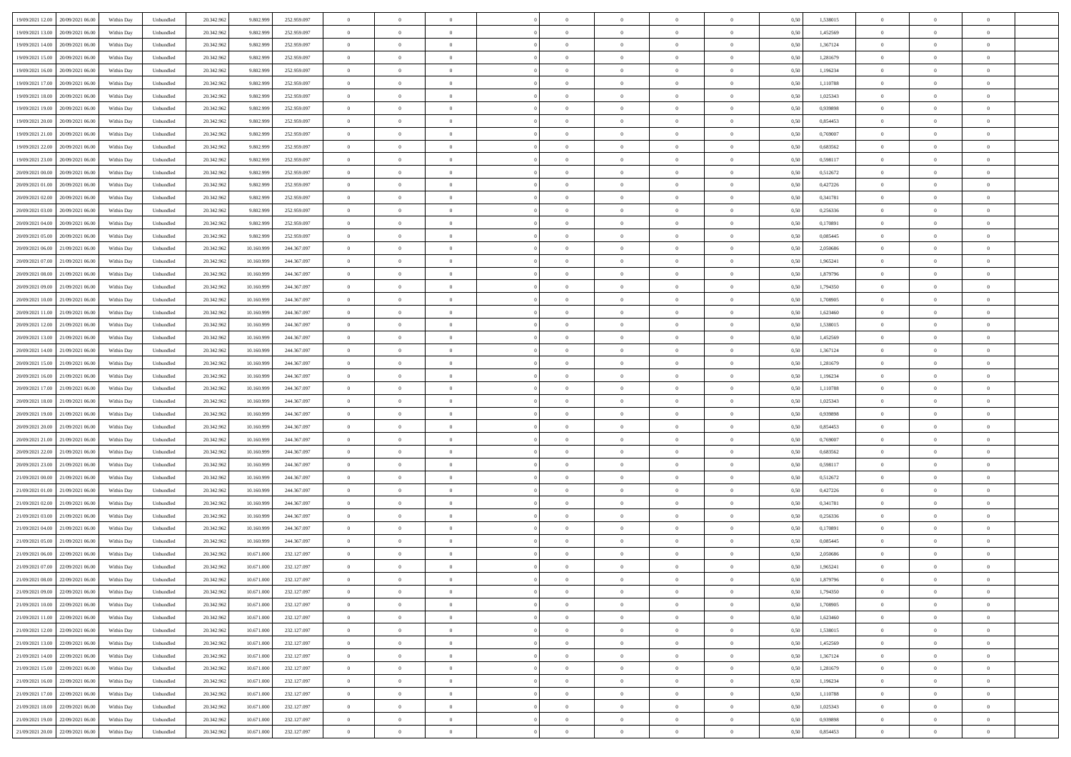| | | | | | | | | | | | | | | | | | | | | | |
|---|---|---|---|---|---|---|---|---|---|---|---|---|---|---|---|---|---|---|---|---|---|
| 19/09/2021 12:00 | 20/09/2021 06:00 | Within Day | Unbundled | 20.342.962 | 9.802.999 | 252.959.097 | 0 | 0 | 0 | | 0 | 0 | 0 | 0 | 0 | 0,50 | 1,538015 | 0 | 0 | 0 | |
| 19/09/2021 13:00 | 20/09/2021 06:00 | Within Day | Unbundled | 20.342.962 | 9.802.999 | 252.959.097 | 0 | 0 | 0 | | 0 | 0 | 0 | 0 | 0 | 0,50 | 1,452569 | 0 | 0 | 0 | |
| 19/09/2021 14:00 | 20/09/2021 06:00 | Within Day | Unbundled | 20.342.962 | 9.802.999 | 252.959.097 | 0 | 0 | 0 | | 0 | 0 | 0 | 0 | 0 | 0,50 | 1,367124 | 0 | 0 | 0 | |
| 19/09/2021 15:00 | 20/09/2021 06:00 | Within Day | Unbundled | 20.342.962 | 9.802.999 | 252.959.097 | 0 | 0 | 0 | | 0 | 0 | 0 | 0 | 0 | 0,50 | 1,281679 | 0 | 0 | 0 | |
| 19/09/2021 16:00 | 20/09/2021 06:00 | Within Day | Unbundled | 20.342.962 | 9.802.999 | 252.959.097 | 0 | 0 | 0 | | 0 | 0 | 0 | 0 | 0 | 0,50 | 1,196234 | 0 | 0 | 0 | |
| 19/09/2021 17:00 | 20/09/2021 06:00 | Within Day | Unbundled | 20.342.962 | 9.802.999 | 252.959.097 | 0 | 0 | 0 | | 0 | 0 | 0 | 0 | 0 | 0,50 | 1,110788 | 0 | 0 | 0 | |
| 19/09/2021 18:00 | 20/09/2021 06:00 | Within Day | Unbundled | 20.342.962 | 9.802.999 | 252.959.097 | 0 | 0 | 0 | | 0 | 0 | 0 | 0 | 0 | 0,50 | 1,025343 | 0 | 0 | 0 | |
| 19/09/2021 19:00 | 20/09/2021 06:00 | Within Day | Unbundled | 20.342.962 | 9.802.999 | 252.959.097 | 0 | 0 | 0 | | 0 | 0 | 0 | 0 | 0 | 0,50 | 0,939898 | 0 | 0 | 0 | |
| 19/09/2021 20:00 | 20/09/2021 06:00 | Within Day | Unbundled | 20.342.962 | 9.802.999 | 252.959.097 | 0 | 0 | 0 | | 0 | 0 | 0 | 0 | 0 | 0,50 | 0,854453 | 0 | 0 | 0 | |
| 19/09/2021 21:00 | 20/09/2021 06:00 | Within Day | Unbundled | 20.342.962 | 9.802.999 | 252.959.097 | 0 | 0 | 0 | | 0 | 0 | 0 | 0 | 0 | 0,50 | 0,769007 | 0 | 0 | 0 | |
| 19/09/2021 22:00 | 20/09/2021 06:00 | Within Day | Unbundled | 20.342.962 | 9.802.999 | 252.959.097 | 0 | 0 | 0 | | 0 | 0 | 0 | 0 | 0 | 0,50 | 0,683562 | 0 | 0 | 0 | |
| 19/09/2021 23:00 | 20/09/2021 06:00 | Within Day | Unbundled | 20.342.962 | 9.802.999 | 252.959.097 | 0 | 0 | 0 | | 0 | 0 | 0 | 0 | 0 | 0,50 | 0,598117 | 0 | 0 | 0 | |
| 20/09/2021 00:00 | 20/09/2021 06:00 | Within Day | Unbundled | 20.342.962 | 9.802.999 | 252.959.097 | 0 | 0 | 0 | | 0 | 0 | 0 | 0 | 0 | 0,50 | 0,512672 | 0 | 0 | 0 | |
| 20/09/2021 01:00 | 20/09/2021 06:00 | Within Day | Unbundled | 20.342.962 | 9.802.999 | 252.959.097 | 0 | 0 | 0 | | 0 | 0 | 0 | 0 | 0 | 0,50 | 0,427226 | 0 | 0 | 0 | |
| 20/09/2021 02:00 | 20/09/2021 06:00 | Within Day | Unbundled | 20.342.962 | 9.802.999 | 252.959.097 | 0 | 0 | 0 | | 0 | 0 | 0 | 0 | 0 | 0,50 | 0,341781 | 0 | 0 | 0 | |
| 20/09/2021 03:00 | 20/09/2021 06:00 | Within Day | Unbundled | 20.342.962 | 9.802.999 | 252.959.097 | 0 | 0 | 0 | | 0 | 0 | 0 | 0 | 0 | 0,50 | 0,256336 | 0 | 0 | 0 | |
| 20/09/2021 04:00 | 20/09/2021 06:00 | Within Day | Unbundled | 20.342.962 | 9.802.999 | 252.959.097 | 0 | 0 | 0 | | 0 | 0 | 0 | 0 | 0 | 0,50 | 0,170891 | 0 | 0 | 0 | |
| 20/09/2021 05:00 | 20/09/2021 06:00 | Within Day | Unbundled | 20.342.962 | 9.802.999 | 252.959.097 | 0 | 0 | 0 | | 0 | 0 | 0 | 0 | 0 | 0,50 | 0,085445 | 0 | 0 | 0 | |
| 20/09/2021 06:00 | 21/09/2021 06:00 | Within Day | Unbundled | 20.342.962 | 10.160.999 | 244.367.097 | 0 | 0 | 0 | | 0 | 0 | 0 | 0 | 0 | 0,50 | 2,050686 | 0 | 0 | 0 | |
| 20/09/2021 07:00 | 21/09/2021 06:00 | Within Day | Unbundled | 20.342.962 | 10.160.999 | 244.367.097 | 0 | 0 | 0 | | 0 | 0 | 0 | 0 | 0 | 0,50 | 1,965241 | 0 | 0 | 0 | |
| 20/09/2021 08:00 | 21/09/2021 06:00 | Within Day | Unbundled | 20.342.962 | 10.160.999 | 244.367.097 | 0 | 0 | 0 | | 0 | 0 | 0 | 0 | 0 | 0,50 | 1,879796 | 0 | 0 | 0 | |
| 20/09/2021 09:00 | 21/09/2021 06:00 | Within Day | Unbundled | 20.342.962 | 10.160.999 | 244.367.097 | 0 | 0 | 0 | | 0 | 0 | 0 | 0 | 0 | 0,50 | 1,794350 | 0 | 0 | 0 | |
| 20/09/2021 10:00 | 21/09/2021 06:00 | Within Day | Unbundled | 20.342.962 | 10.160.999 | 244.367.097 | 0 | 0 | 0 | | 0 | 0 | 0 | 0 | 0 | 0,50 | 1,708905 | 0 | 0 | 0 | |
| 20/09/2021 11:00 | 21/09/2021 06:00 | Within Day | Unbundled | 20.342.962 | 10.160.999 | 244.367.097 | 0 | 0 | 0 | | 0 | 0 | 0 | 0 | 0 | 0,50 | 1,623460 | 0 | 0 | 0 | |
| 20/09/2021 12:00 | 21/09/2021 06:00 | Within Day | Unbundled | 20.342.962 | 10.160.999 | 244.367.097 | 0 | 0 | 0 | | 0 | 0 | 0 | 0 | 0 | 0,50 | 1,538015 | 0 | 0 | 0 | |
| 20/09/2021 13:00 | 21/09/2021 06:00 | Within Day | Unbundled | 20.342.962 | 10.160.999 | 244.367.097 | 0 | 0 | 0 | | 0 | 0 | 0 | 0 | 0 | 0,50 | 1,452569 | 0 | 0 | 0 | |
| 20/09/2021 14:00 | 21/09/2021 06:00 | Within Day | Unbundled | 20.342.962 | 10.160.999 | 244.367.097 | 0 | 0 | 0 | | 0 | 0 | 0 | 0 | 0 | 0,50 | 1,367124 | 0 | 0 | 0 | |
| 20/09/2021 15:00 | 21/09/2021 06:00 | Within Day | Unbundled | 20.342.962 | 10.160.999 | 244.367.097 | 0 | 0 | 0 | | 0 | 0 | 0 | 0 | 0 | 0,50 | 1,281679 | 0 | 0 | 0 | |
| 20/09/2021 16:00 | 21/09/2021 06:00 | Within Day | Unbundled | 20.342.962 | 10.160.999 | 244.367.097 | 0 | 0 | 0 | | 0 | 0 | 0 | 0 | 0 | 0,50 | 1,196234 | 0 | 0 | 0 | |
| 20/09/2021 17:00 | 21/09/2021 06:00 | Within Day | Unbundled | 20.342.962 | 10.160.999 | 244.367.097 | 0 | 0 | 0 | | 0 | 0 | 0 | 0 | 0 | 0,50 | 1,110788 | 0 | 0 | 0 | |
| 20/09/2021 18:00 | 21/09/2021 06:00 | Within Day | Unbundled | 20.342.962 | 10.160.999 | 244.367.097 | 0 | 0 | 0 | | 0 | 0 | 0 | 0 | 0 | 0,50 | 1,025343 | 0 | 0 | 0 | |
| 20/09/2021 19:00 | 21/09/2021 06:00 | Within Day | Unbundled | 20.342.962 | 10.160.999 | 244.367.097 | 0 | 0 | 0 | | 0 | 0 | 0 | 0 | 0 | 0,50 | 0,939898 | 0 | 0 | 0 | |
| 20/09/2021 20:00 | 21/09/2021 06:00 | Within Day | Unbundled | 20.342.962 | 10.160.999 | 244.367.097 | 0 | 0 | 0 | | 0 | 0 | 0 | 0 | 0 | 0,50 | 0,854453 | 0 | 0 | 0 | |
| 20/09/2021 21:00 | 21/09/2021 06:00 | Within Day | Unbundled | 20.342.962 | 10.160.999 | 244.367.097 | 0 | 0 | 0 | | 0 | 0 | 0 | 0 | 0 | 0,50 | 0,769007 | 0 | 0 | 0 | |
| 20/09/2021 22:00 | 21/09/2021 06:00 | Within Day | Unbundled | 20.342.962 | 10.160.999 | 244.367.097 | 0 | 0 | 0 | | 0 | 0 | 0 | 0 | 0 | 0,50 | 0,683562 | 0 | 0 | 0 | |
| 20/09/2021 23:00 | 21/09/2021 06:00 | Within Day | Unbundled | 20.342.962 | 10.160.999 | 244.367.097 | 0 | 0 | 0 | | 0 | 0 | 0 | 0 | 0 | 0,50 | 0,598117 | 0 | 0 | 0 | |
| 21/09/2021 00:00 | 21/09/2021 06:00 | Within Day | Unbundled | 20.342.962 | 10.160.999 | 244.367.097 | 0 | 0 | 0 | | 0 | 0 | 0 | 0 | 0 | 0,50 | 0,512672 | 0 | 0 | 0 | |
| 21/09/2021 01:00 | 21/09/2021 06:00 | Within Day | Unbundled | 20.342.962 | 10.160.999 | 244.367.097 | 0 | 0 | 0 | | 0 | 0 | 0 | 0 | 0 | 0,50 | 0,427226 | 0 | 0 | 0 | |
| 21/09/2021 02:00 | 21/09/2021 06:00 | Within Day | Unbundled | 20.342.962 | 10.160.999 | 244.367.097 | 0 | 0 | 0 | | 0 | 0 | 0 | 0 | 0 | 0,50 | 0,341781 | 0 | 0 | 0 | |
| 21/09/2021 03:00 | 21/09/2021 06:00 | Within Day | Unbundled | 20.342.962 | 10.160.999 | 244.367.097 | 0 | 0 | 0 | | 0 | 0 | 0 | 0 | 0 | 0,50 | 0,256336 | 0 | 0 | 0 | |
| 21/09/2021 04:00 | 21/09/2021 06:00 | Within Day | Unbundled | 20.342.962 | 10.160.999 | 244.367.097 | 0 | 0 | 0 | | 0 | 0 | 0 | 0 | 0 | 0,50 | 0,170891 | 0 | 0 | 0 | |
| 21/09/2021 05:00 | 21/09/2021 06:00 | Within Day | Unbundled | 20.342.962 | 10.160.999 | 244.367.097 | 0 | 0 | 0 | | 0 | 0 | 0 | 0 | 0 | 0,50 | 0,085445 | 0 | 0 | 0 | |
| 21/09/2021 06:00 | 22/09/2021 06:00 | Within Day | Unbundled | 20.342.962 | 10.671.000 | 232.127.097 | 0 | 0 | 0 | | 0 | 0 | 0 | 0 | 0 | 0,50 | 2,050686 | 0 | 0 | 0 | |
| 21/09/2021 07:00 | 22/09/2021 06:00 | Within Day | Unbundled | 20.342.962 | 10.671.000 | 232.127.097 | 0 | 0 | 0 | | 0 | 0 | 0 | 0 | 0 | 0,50 | 1,965241 | 0 | 0 | 0 | |
| 21/09/2021 08:00 | 22/09/2021 06:00 | Within Day | Unbundled | 20.342.962 | 10.671.000 | 232.127.097 | 0 | 0 | 0 | | 0 | 0 | 0 | 0 | 0 | 0,50 | 1,879796 | 0 | 0 | 0 | |
| 21/09/2021 09:00 | 22/09/2021 06:00 | Within Day | Unbundled | 20.342.962 | 10.671.000 | 232.127.097 | 0 | 0 | 0 | | 0 | 0 | 0 | 0 | 0 | 0,50 | 1,794350 | 0 | 0 | 0 | |
| 21/09/2021 10:00 | 22/09/2021 06:00 | Within Day | Unbundled | 20.342.962 | 10.671.000 | 232.127.097 | 0 | 0 | 0 | | 0 | 0 | 0 | 0 | 0 | 0,50 | 1,708905 | 0 | 0 | 0 | |
| 21/09/2021 11:00 | 22/09/2021 06:00 | Within Day | Unbundled | 20.342.962 | 10.671.000 | 232.127.097 | 0 | 0 | 0 | | 0 | 0 | 0 | 0 | 0 | 0,50 | 1,623460 | 0 | 0 | 0 | |
| 21/09/2021 12:00 | 22/09/2021 06:00 | Within Day | Unbundled | 20.342.962 | 10.671.000 | 232.127.097 | 0 | 0 | 0 | | 0 | 0 | 0 | 0 | 0 | 0,50 | 1,538015 | 0 | 0 | 0 | |
| 21/09/2021 13:00 | 22/09/2021 06:00 | Within Day | Unbundled | 20.342.962 | 10.671.000 | 232.127.097 | 0 | 0 | 0 | | 0 | 0 | 0 | 0 | 0 | 0,50 | 1,452569 | 0 | 0 | 0 | |
| 21/09/2021 14:00 | 22/09/2021 06:00 | Within Day | Unbundled | 20.342.962 | 10.671.000 | 232.127.097 | 0 | 0 | 0 | | 0 | 0 | 0 | 0 | 0 | 0,50 | 1,367124 | 0 | 0 | 0 | |
| 21/09/2021 15:00 | 22/09/2021 06:00 | Within Day | Unbundled | 20.342.962 | 10.671.000 | 232.127.097 | 0 | 0 | 0 | | 0 | 0 | 0 | 0 | 0 | 0,50 | 1,281679 | 0 | 0 | 0 | |
| 21/09/2021 16:00 | 22/09/2021 06:00 | Within Day | Unbundled | 20.342.962 | 10.671.000 | 232.127.097 | 0 | 0 | 0 | | 0 | 0 | 0 | 0 | 0 | 0,50 | 1,196234 | 0 | 0 | 0 | |
| 21/09/2021 17:00 | 22/09/2021 06:00 | Within Day | Unbundled | 20.342.962 | 10.671.000 | 232.127.097 | 0 | 0 | 0 | | 0 | 0 | 0 | 0 | 0 | 0,50 | 1,110788 | 0 | 0 | 0 | |
| 21/09/2021 18:00 | 22/09/2021 06:00 | Within Day | Unbundled | 20.342.962 | 10.671.000 | 232.127.097 | 0 | 0 | 0 | | 0 | 0 | 0 | 0 | 0 | 0,50 | 1,025343 | 0 | 0 | 0 | |
| 21/09/2021 19:00 | 22/09/2021 06:00 | Within Day | Unbundled | 20.342.962 | 10.671.000 | 232.127.097 | 0 | 0 | 0 | | 0 | 0 | 0 | 0 | 0 | 0,50 | 0,939898 | 0 | 0 | 0 | |
| 21/09/2021 20:00 | 22/09/2021 06:00 | Within Day | Unbundled | 20.342.962 | 10.671.000 | 232.127.097 | 0 | 0 | 0 | | 0 | 0 | 0 | 0 | 0 | 0,50 | 0,854453 | 0 | 0 | 0 | |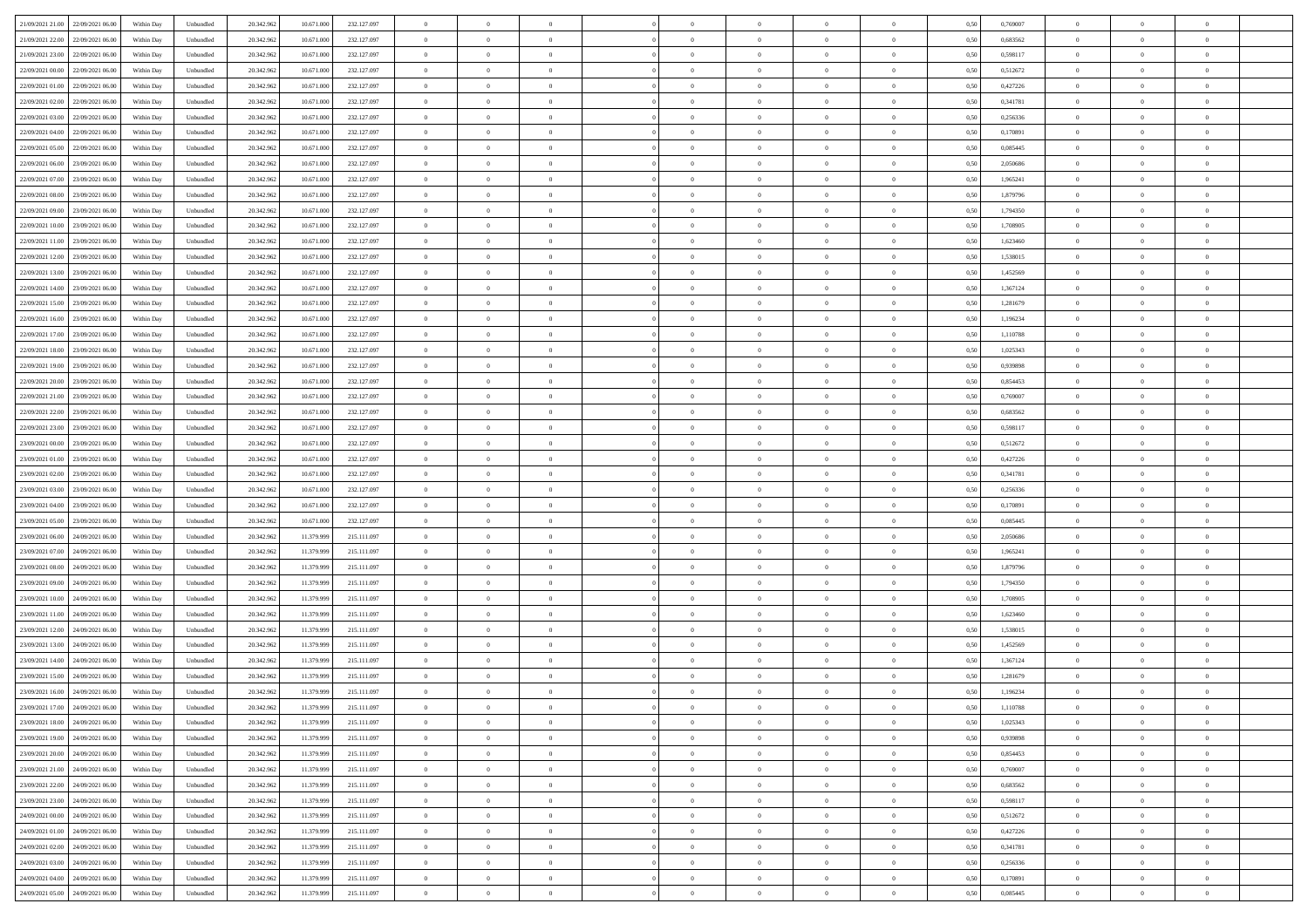| 21/09/2021 21:00 | 22/09/2021 06:00 | Within Day | Unbundled | 20.342.962 | 10.671.000 | 232.127.097 | 0 | 0 | 0 | | 0 | 0 | 0 | 0 | 0,50 | 0,769007 | 0 | 0 | 0 | |
|---|---|---|---|---|---|---|---|---|---|---|---|---|---|---|---|---|---|---|---|---|
| 21/09/2021 22:00 | 22/09/2021 06:00 | Within Day | Unbundled | 20.342.962 | 10.671.000 | 232.127.097 | 0 | 0 | 0 | | 0 | 0 | 0 | 0 | 0,50 | 0,683562 | 0 | 0 | 0 | |
| 21/09/2021 23:00 | 22/09/2021 06:00 | Within Day | Unbundled | 20.342.962 | 10.671.000 | 232.127.097 | 0 | 0 | 0 | | 0 | 0 | 0 | 0 | 0,50 | 0,598117 | 0 | 0 | 0 | |
| 22/09/2021 00:00 | 22/09/2021 06:00 | Within Day | Unbundled | 20.342.962 | 10.671.000 | 232.127.097 | 0 | 0 | 0 | | 0 | 0 | 0 | 0 | 0,50 | 0,512672 | 0 | 0 | 0 | |
| 22/09/2021 01:00 | 22/09/2021 06:00 | Within Day | Unbundled | 20.342.962 | 10.671.000 | 232.127.097 | 0 | 0 | 0 | | 0 | 0 | 0 | 0 | 0,50 | 0,427226 | 0 | 0 | 0 | |
| 22/09/2021 02:00 | 22/09/2021 06:00 | Within Day | Unbundled | 20.342.962 | 10.671.000 | 232.127.097 | 0 | 0 | 0 | | 0 | 0 | 0 | 0 | 0,50 | 0,341781 | 0 | 0 | 0 | |
| 22/09/2021 03:00 | 22/09/2021 06:00 | Within Day | Unbundled | 20.342.962 | 10.671.000 | 232.127.097 | 0 | 0 | 0 | | 0 | 0 | 0 | 0 | 0,50 | 0,256336 | 0 | 0 | 0 | |
| 22/09/2021 04:00 | 22/09/2021 06:00 | Within Day | Unbundled | 20.342.962 | 10.671.000 | 232.127.097 | 0 | 0 | 0 | | 0 | 0 | 0 | 0 | 0,50 | 0,170891 | 0 | 0 | 0 | |
| 22/09/2021 05:00 | 22/09/2021 06:00 | Within Day | Unbundled | 20.342.962 | 10.671.000 | 232.127.097 | 0 | 0 | 0 | | 0 | 0 | 0 | 0 | 0,50 | 0,085445 | 0 | 0 | 0 | |
| 22/09/2021 06:00 | 23/09/2021 06:00 | Within Day | Unbundled | 20.342.962 | 10.671.000 | 232.127.097 | 0 | 0 | 0 | | 0 | 0 | 0 | 0 | 0,50 | 2,050686 | 0 | 0 | 0 | |
| 22/09/2021 07:00 | 23/09/2021 06:00 | Within Day | Unbundled | 20.342.962 | 10.671.000 | 232.127.097 | 0 | 0 | 0 | | 0 | 0 | 0 | 0 | 0,50 | 1,965241 | 0 | 0 | 0 | |
| 22/09/2021 08:00 | 23/09/2021 06:00 | Within Day | Unbundled | 20.342.962 | 10.671.000 | 232.127.097 | 0 | 0 | 0 | | 0 | 0 | 0 | 0 | 0,50 | 1,879796 | 0 | 0 | 0 | |
| 22/09/2021 09:00 | 23/09/2021 06:00 | Within Day | Unbundled | 20.342.962 | 10.671.000 | 232.127.097 | 0 | 0 | 0 | | 0 | 0 | 0 | 0 | 0,50 | 1,794350 | 0 | 0 | 0 | |
| 22/09/2021 10:00 | 23/09/2021 06:00 | Within Day | Unbundled | 20.342.962 | 10.671.000 | 232.127.097 | 0 | 0 | 0 | | 0 | 0 | 0 | 0 | 0,50 | 1,708905 | 0 | 0 | 0 | |
| 22/09/2021 11:00 | 23/09/2021 06:00 | Within Day | Unbundled | 20.342.962 | 10.671.000 | 232.127.097 | 0 | 0 | 0 | | 0 | 0 | 0 | 0 | 0,50 | 1,623460 | 0 | 0 | 0 | |
| 22/09/2021 12:00 | 23/09/2021 06:00 | Within Day | Unbundled | 20.342.962 | 10.671.000 | 232.127.097 | 0 | 0 | 0 | | 0 | 0 | 0 | 0 | 0,50 | 1,538015 | 0 | 0 | 0 | |
| 22/09/2021 13:00 | 23/09/2021 06:00 | Within Day | Unbundled | 20.342.962 | 10.671.000 | 232.127.097 | 0 | 0 | 0 | | 0 | 0 | 0 | 0 | 0,50 | 1,452569 | 0 | 0 | 0 | |
| 22/09/2021 14:00 | 23/09/2021 06:00 | Within Day | Unbundled | 20.342.962 | 10.671.000 | 232.127.097 | 0 | 0 | 0 | | 0 | 0 | 0 | 0 | 0,50 | 1,367124 | 0 | 0 | 0 | |
| 22/09/2021 15:00 | 23/09/2021 06:00 | Within Day | Unbundled | 20.342.962 | 10.671.000 | 232.127.097 | 0 | 0 | 0 | | 0 | 0 | 0 | 0 | 0,50 | 1,281679 | 0 | 0 | 0 | |
| 22/09/2021 16:00 | 23/09/2021 06:00 | Within Day | Unbundled | 20.342.962 | 10.671.000 | 232.127.097 | 0 | 0 | 0 | | 0 | 0 | 0 | 0 | 0,50 | 1,196234 | 0 | 0 | 0 | |
| 22/09/2021 17:00 | 23/09/2021 06:00 | Within Day | Unbundled | 20.342.962 | 10.671.000 | 232.127.097 | 0 | 0 | 0 | | 0 | 0 | 0 | 0 | 0,50 | 1,110788 | 0 | 0 | 0 | |
| 22/09/2021 18:00 | 23/09/2021 06:00 | Within Day | Unbundled | 20.342.962 | 10.671.000 | 232.127.097 | 0 | 0 | 0 | | 0 | 0 | 0 | 0 | 0,50 | 1,025343 | 0 | 0 | 0 | |
| 22/09/2021 19:00 | 23/09/2021 06:00 | Within Day | Unbundled | 20.342.962 | 10.671.000 | 232.127.097 | 0 | 0 | 0 | | 0 | 0 | 0 | 0 | 0,50 | 0,939898 | 0 | 0 | 0 | |
| 22/09/2021 20:00 | 23/09/2021 06:00 | Within Day | Unbundled | 20.342.962 | 10.671.000 | 232.127.097 | 0 | 0 | 0 | | 0 | 0 | 0 | 0 | 0,50 | 0,854453 | 0 | 0 | 0 | |
| 22/09/2021 21:00 | 23/09/2021 06:00 | Within Day | Unbundled | 20.342.962 | 10.671.000 | 232.127.097 | 0 | 0 | 0 | | 0 | 0 | 0 | 0 | 0,50 | 0,769007 | 0 | 0 | 0 | |
| 22/09/2021 22:00 | 23/09/2021 06:00 | Within Day | Unbundled | 20.342.962 | 10.671.000 | 232.127.097 | 0 | 0 | 0 | | 0 | 0 | 0 | 0 | 0,50 | 0,683562 | 0 | 0 | 0 | |
| 22/09/2021 23:00 | 23/09/2021 06:00 | Within Day | Unbundled | 20.342.962 | 10.671.000 | 232.127.097 | 0 | 0 | 0 | | 0 | 0 | 0 | 0 | 0,50 | 0,598117 | 0 | 0 | 0 | |
| 23/09/2021 00:00 | 23/09/2021 06:00 | Within Day | Unbundled | 20.342.962 | 10.671.000 | 232.127.097 | 0 | 0 | 0 | | 0 | 0 | 0 | 0 | 0,50 | 0,512672 | 0 | 0 | 0 | |
| 23/09/2021 01:00 | 23/09/2021 06:00 | Within Day | Unbundled | 20.342.962 | 10.671.000 | 232.127.097 | 0 | 0 | 0 | | 0 | 0 | 0 | 0 | 0,50 | 0,427226 | 0 | 0 | 0 | |
| 23/09/2021 02:00 | 23/09/2021 06:00 | Within Day | Unbundled | 20.342.962 | 10.671.000 | 232.127.097 | 0 | 0 | 0 | | 0 | 0 | 0 | 0 | 0,50 | 0,341781 | 0 | 0 | 0 | |
| 23/09/2021 03:00 | 23/09/2021 06:00 | Within Day | Unbundled | 20.342.962 | 10.671.000 | 232.127.097 | 0 | 0 | 0 | | 0 | 0 | 0 | 0 | 0,50 | 0,256336 | 0 | 0 | 0 | |
| 23/09/2021 04:00 | 23/09/2021 06:00 | Within Day | Unbundled | 20.342.962 | 10.671.000 | 232.127.097 | 0 | 0 | 0 | | 0 | 0 | 0 | 0 | 0,50 | 0,170891 | 0 | 0 | 0 | |
| 23/09/2021 05:00 | 23/09/2021 06:00 | Within Day | Unbundled | 20.342.962 | 10.671.000 | 232.127.097 | 0 | 0 | 0 | | 0 | 0 | 0 | 0 | 0,50 | 0,085445 | 0 | 0 | 0 | |
| 23/09/2021 06:00 | 24/09/2021 06:00 | Within Day | Unbundled | 20.342.962 | 11.379.999 | 215.111.097 | 0 | 0 | 0 | | 0 | 0 | 0 | 0 | 0,50 | 2,050686 | 0 | 0 | 0 | |
| 23/09/2021 07:00 | 24/09/2021 06:00 | Within Day | Unbundled | 20.342.962 | 11.379.999 | 215.111.097 | 0 | 0 | 0 | | 0 | 0 | 0 | 0 | 0,50 | 1,965241 | 0 | 0 | 0 | |
| 23/09/2021 08:00 | 24/09/2021 06:00 | Within Day | Unbundled | 20.342.962 | 11.379.999 | 215.111.097 | 0 | 0 | 0 | | 0 | 0 | 0 | 0 | 0,50 | 1,879796 | 0 | 0 | 0 | |
| 23/09/2021 09:00 | 24/09/2021 06:00 | Within Day | Unbundled | 20.342.962 | 11.379.999 | 215.111.097 | 0 | 0 | 0 | | 0 | 0 | 0 | 0 | 0,50 | 1,794350 | 0 | 0 | 0 | |
| 23/09/2021 10:00 | 24/09/2021 06:00 | Within Day | Unbundled | 20.342.962 | 11.379.999 | 215.111.097 | 0 | 0 | 0 | | 0 | 0 | 0 | 0 | 0,50 | 1,708905 | 0 | 0 | 0 | |
| 23/09/2021 11:00 | 24/09/2021 06:00 | Within Day | Unbundled | 20.342.962 | 11.379.999 | 215.111.097 | 0 | 0 | 0 | | 0 | 0 | 0 | 0 | 0,50 | 1,623460 | 0 | 0 | 0 | |
| 23/09/2021 12:00 | 24/09/2021 06:00 | Within Day | Unbundled | 20.342.962 | 11.379.999 | 215.111.097 | 0 | 0 | 0 | | 0 | 0 | 0 | 0 | 0,50 | 1,538015 | 0 | 0 | 0 | |
| 23/09/2021 13:00 | 24/09/2021 06:00 | Within Day | Unbundled | 20.342.962 | 11.379.999 | 215.111.097 | 0 | 0 | 0 | | 0 | 0 | 0 | 0 | 0,50 | 1,452569 | 0 | 0 | 0 | |
| 23/09/2021 14:00 | 24/09/2021 06:00 | Within Day | Unbundled | 20.342.962 | 11.379.999 | 215.111.097 | 0 | 0 | 0 | | 0 | 0 | 0 | 0 | 0,50 | 1,367124 | 0 | 0 | 0 | |
| 23/09/2021 15:00 | 24/09/2021 06:00 | Within Day | Unbundled | 20.342.962 | 11.379.999 | 215.111.097 | 0 | 0 | 0 | | 0 | 0 | 0 | 0 | 0,50 | 1,281679 | 0 | 0 | 0 | |
| 23/09/2021 16:00 | 24/09/2021 06:00 | Within Day | Unbundled | 20.342.962 | 11.379.999 | 215.111.097 | 0 | 0 | 0 | | 0 | 0 | 0 | 0 | 0,50 | 1,196234 | 0 | 0 | 0 | |
| 23/09/2021 17:00 | 24/09/2021 06:00 | Within Day | Unbundled | 20.342.962 | 11.379.999 | 215.111.097 | 0 | 0 | 0 | | 0 | 0 | 0 | 0 | 0,50 | 1,110788 | 0 | 0 | 0 | |
| 23/09/2021 18:00 | 24/09/2021 06:00 | Within Day | Unbundled | 20.342.962 | 11.379.999 | 215.111.097 | 0 | 0 | 0 | | 0 | 0 | 0 | 0 | 0,50 | 1,025343 | 0 | 0 | 0 | |
| 23/09/2021 19:00 | 24/09/2021 06:00 | Within Day | Unbundled | 20.342.962 | 11.379.999 | 215.111.097 | 0 | 0 | 0 | | 0 | 0 | 0 | 0 | 0,50 | 0,939898 | 0 | 0 | 0 | |
| 23/09/2021 20:00 | 24/09/2021 06:00 | Within Day | Unbundled | 20.342.962 | 11.379.999 | 215.111.097 | 0 | 0 | 0 | | 0 | 0 | 0 | 0 | 0,50 | 0,854453 | 0 | 0 | 0 | |
| 23/09/2021 21:00 | 24/09/2021 06:00 | Within Day | Unbundled | 20.342.962 | 11.379.999 | 215.111.097 | 0 | 0 | 0 | | 0 | 0 | 0 | 0 | 0,50 | 0,769007 | 0 | 0 | 0 | |
| 23/09/2021 22:00 | 24/09/2021 06:00 | Within Day | Unbundled | 20.342.962 | 11.379.999 | 215.111.097 | 0 | 0 | 0 | | 0 | 0 | 0 | 0 | 0,50 | 0,683562 | 0 | 0 | 0 | |
| 23/09/2021 23:00 | 24/09/2021 06:00 | Within Day | Unbundled | 20.342.962 | 11.379.999 | 215.111.097 | 0 | 0 | 0 | | 0 | 0 | 0 | 0 | 0,50 | 0,598117 | 0 | 0 | 0 | |
| 24/09/2021 00:00 | 24/09/2021 06:00 | Within Day | Unbundled | 20.342.962 | 11.379.999 | 215.111.097 | 0 | 0 | 0 | | 0 | 0 | 0 | 0 | 0,50 | 0,512672 | 0 | 0 | 0 | |
| 24/09/2021 01:00 | 24/09/2021 06:00 | Within Day | Unbundled | 20.342.962 | 11.379.999 | 215.111.097 | 0 | 0 | 0 | | 0 | 0 | 0 | 0 | 0,50 | 0,427226 | 0 | 0 | 0 | |
| 24/09/2021 02:00 | 24/09/2021 06:00 | Within Day | Unbundled | 20.342.962 | 11.379.999 | 215.111.097 | 0 | 0 | 0 | | 0 | 0 | 0 | 0 | 0,50 | 0,341781 | 0 | 0 | 0 | |
| 24/09/2021 03:00 | 24/09/2021 06:00 | Within Day | Unbundled | 20.342.962 | 11.379.999 | 215.111.097 | 0 | 0 | 0 | | 0 | 0 | 0 | 0 | 0,50 | 0,256336 | 0 | 0 | 0 | |
| 24/09/2021 04:00 | 24/09/2021 06:00 | Within Day | Unbundled | 20.342.962 | 11.379.999 | 215.111.097 | 0 | 0 | 0 | | 0 | 0 | 0 | 0 | 0,50 | 0,170891 | 0 | 0 | 0 | |
| 24/09/2021 05:00 | 24/09/2021 06:00 | Within Day | Unbundled | 20.342.962 | 11.379.999 | 215.111.097 | 0 | 0 | 0 | | 0 | 0 | 0 | 0 | 0,50 | 0,085445 | 0 | 0 | 0 | |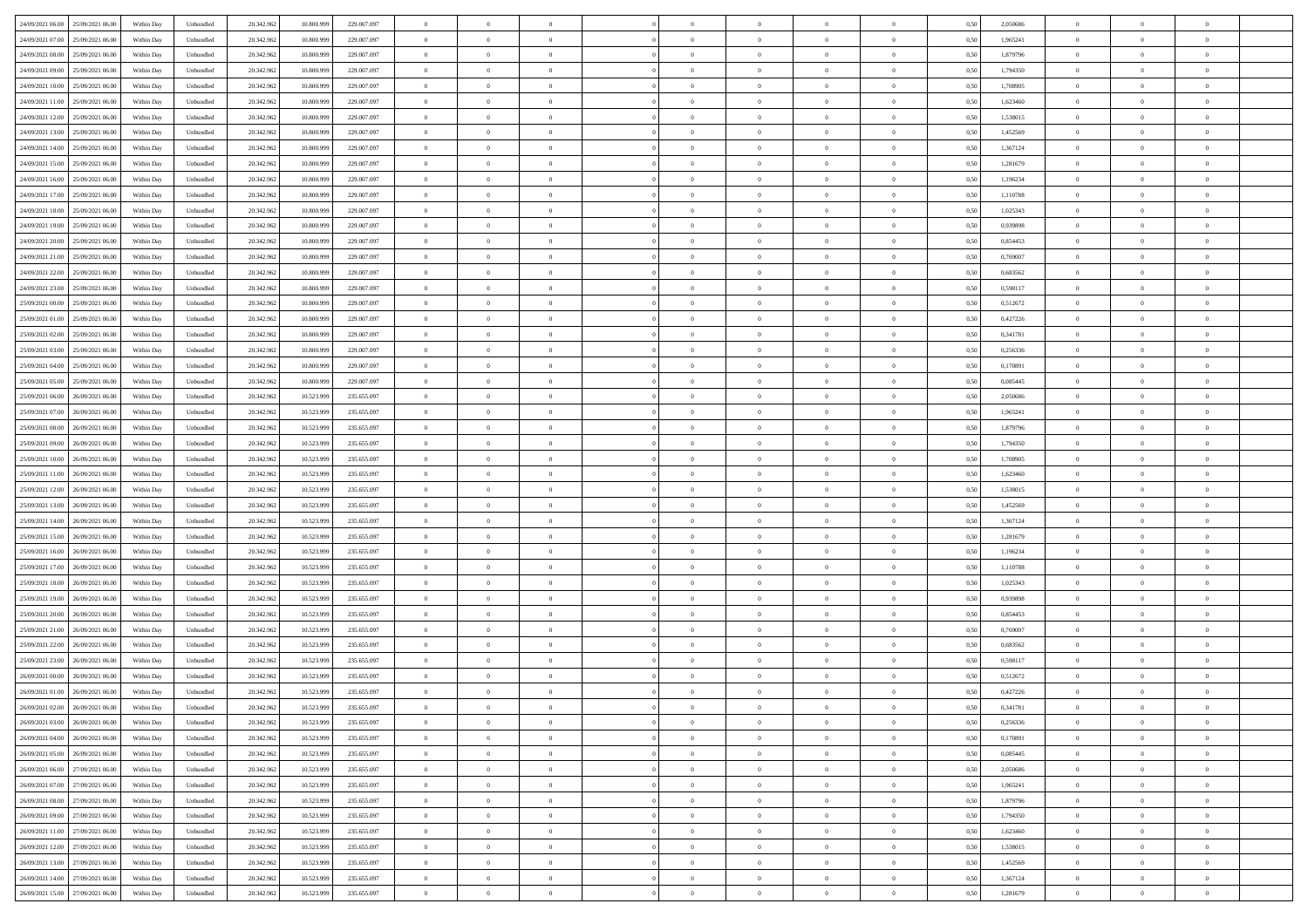| | | | | | | | | | | | | | | | | | | | | |
|---|---|---|---|---|---|---|---|---|---|---|---|---|---|---|---|---|---|---|---|---|
| 24/09/2021 06:00 | 25/09/2021 06:00 | Within Day | Unbundled | 20.342.962 | 10.800.999 | 229.007.097 | 0 | 0 | 0 | | 0 | 0 | 0 | 0 | 0,50 | 2,050686 | 0 | 0 | 0 | |
| 24/09/2021 07:00 | 25/09/2021 06:00 | Within Day | Unbundled | 20.342.962 | 10.800.999 | 229.007.097 | 0 | 0 | 0 | | 0 | 0 | 0 | 0 | 0,50 | 1,965241 | 0 | 0 | 0 | |
| 24/09/2021 08:00 | 25/09/2021 06:00 | Within Day | Unbundled | 20.342.962 | 10.800.999 | 229.007.097 | 0 | 0 | 0 | | 0 | 0 | 0 | 0 | 0,50 | 1,879796 | 0 | 0 | 0 | |
| 24/09/2021 09:00 | 25/09/2021 06:00 | Within Day | Unbundled | 20.342.962 | 10.800.999 | 229.007.097 | 0 | 0 | 0 | | 0 | 0 | 0 | 0 | 0,50 | 1,794350 | 0 | 0 | 0 | |
| 24/09/2021 10:00 | 25/09/2021 06:00 | Within Day | Unbundled | 20.342.962 | 10.800.999 | 229.007.097 | 0 | 0 | 0 | | 0 | 0 | 0 | 0 | 0,50 | 1,708905 | 0 | 0 | 0 | |
| 24/09/2021 11:00 | 25/09/2021 06:00 | Within Day | Unbundled | 20.342.962 | 10.800.999 | 229.007.097 | 0 | 0 | 0 | | 0 | 0 | 0 | 0 | 0,50 | 1,623460 | 0 | 0 | 0 | |
| 24/09/2021 12:00 | 25/09/2021 06:00 | Within Day | Unbundled | 20.342.962 | 10.800.999 | 229.007.097 | 0 | 0 | 0 | | 0 | 0 | 0 | 0 | 0,50 | 1,538015 | 0 | 0 | 0 | |
| 24/09/2021 13:00 | 25/09/2021 06:00 | Within Day | Unbundled | 20.342.962 | 10.800.999 | 229.007.097 | 0 | 0 | 0 | | 0 | 0 | 0 | 0 | 0,50 | 1,452569 | 0 | 0 | 0 | |
| 24/09/2021 14:00 | 25/09/2021 06:00 | Within Day | Unbundled | 20.342.962 | 10.800.999 | 229.007.097 | 0 | 0 | 0 | | 0 | 0 | 0 | 0 | 0,50 | 1,367124 | 0 | 0 | 0 | |
| 24/09/2021 15:00 | 25/09/2021 06:00 | Within Day | Unbundled | 20.342.962 | 10.800.999 | 229.007.097 | 0 | 0 | 0 | | 0 | 0 | 0 | 0 | 0,50 | 1,281679 | 0 | 0 | 0 | |
| 24/09/2021 16:00 | 25/09/2021 06:00 | Within Day | Unbundled | 20.342.962 | 10.800.999 | 229.007.097 | 0 | 0 | 0 | | 0 | 0 | 0 | 0 | 0,50 | 1,196234 | 0 | 0 | 0 | |
| 24/09/2021 17:00 | 25/09/2021 06:00 | Within Day | Unbundled | 20.342.962 | 10.800.999 | 229.007.097 | 0 | 0 | 0 | | 0 | 0 | 0 | 0 | 0,50 | 1,110788 | 0 | 0 | 0 | |
| 24/09/2021 18:00 | 25/09/2021 06:00 | Within Day | Unbundled | 20.342.962 | 10.800.999 | 229.007.097 | 0 | 0 | 0 | | 0 | 0 | 0 | 0 | 0,50 | 1,025343 | 0 | 0 | 0 | |
| 24/09/2021 19:00 | 25/09/2021 06:00 | Within Day | Unbundled | 20.342.962 | 10.800.999 | 229.007.097 | 0 | 0 | 0 | | 0 | 0 | 0 | 0 | 0,50 | 0,939898 | 0 | 0 | 0 | |
| 24/09/2021 20:00 | 25/09/2021 06:00 | Within Day | Unbundled | 20.342.962 | 10.800.999 | 229.007.097 | 0 | 0 | 0 | | 0 | 0 | 0 | 0 | 0,50 | 0,854453 | 0 | 0 | 0 | |
| 24/09/2021 21:00 | 25/09/2021 06:00 | Within Day | Unbundled | 20.342.962 | 10.800.999 | 229.007.097 | 0 | 0 | 0 | | 0 | 0 | 0 | 0 | 0,50 | 0,769007 | 0 | 0 | 0 | |
| 24/09/2021 22:00 | 25/09/2021 06:00 | Within Day | Unbundled | 20.342.962 | 10.800.999 | 229.007.097 | 0 | 0 | 0 | | 0 | 0 | 0 | 0 | 0,50 | 0,683562 | 0 | 0 | 0 | |
| 24/09/2021 23:00 | 25/09/2021 06:00 | Within Day | Unbundled | 20.342.962 | 10.800.999 | 229.007.097 | 0 | 0 | 0 | | 0 | 0 | 0 | 0 | 0,50 | 0,598117 | 0 | 0 | 0 | |
| 25/09/2021 00:00 | 25/09/2021 06:00 | Within Day | Unbundled | 20.342.962 | 10.800.999 | 229.007.097 | 0 | 0 | 0 | | 0 | 0 | 0 | 0 | 0,50 | 0,512672 | 0 | 0 | 0 | |
| 25/09/2021 01:00 | 25/09/2021 06:00 | Within Day | Unbundled | 20.342.962 | 10.800.999 | 229.007.097 | 0 | 0 | 0 | | 0 | 0 | 0 | 0 | 0,50 | 0,427226 | 0 | 0 | 0 | |
| 25/09/2021 02:00 | 25/09/2021 06:00 | Within Day | Unbundled | 20.342.962 | 10.800.999 | 229.007.097 | 0 | 0 | 0 | | 0 | 0 | 0 | 0 | 0,50 | 0,341781 | 0 | 0 | 0 | |
| 25/09/2021 03:00 | 25/09/2021 06:00 | Within Day | Unbundled | 20.342.962 | 10.800.999 | 229.007.097 | 0 | 0 | 0 | | 0 | 0 | 0 | 0 | 0,50 | 0,256336 | 0 | 0 | 0 | |
| 25/09/2021 04:00 | 25/09/2021 06:00 | Within Day | Unbundled | 20.342.962 | 10.800.999 | 229.007.097 | 0 | 0 | 0 | | 0 | 0 | 0 | 0 | 0,50 | 0,170891 | 0 | 0 | 0 | |
| 25/09/2021 05:00 | 25/09/2021 06:00 | Within Day | Unbundled | 20.342.962 | 10.800.999 | 229.007.097 | 0 | 0 | 0 | | 0 | 0 | 0 | 0 | 0,50 | 0,085445 | 0 | 0 | 0 | |
| 25/09/2021 06:00 | 26/09/2021 06:00 | Within Day | Unbundled | 20.342.962 | 10.523.999 | 235.655.097 | 0 | 0 | 0 | | 0 | 0 | 0 | 0 | 0,50 | 2,050686 | 0 | 0 | 0 | |
| 25/09/2021 07:00 | 26/09/2021 06:00 | Within Day | Unbundled | 20.342.962 | 10.523.999 | 235.655.097 | 0 | 0 | 0 | | 0 | 0 | 0 | 0 | 0,50 | 1,965241 | 0 | 0 | 0 | |
| 25/09/2021 08:00 | 26/09/2021 06:00 | Within Day | Unbundled | 20.342.962 | 10.523.999 | 235.655.097 | 0 | 0 | 0 | | 0 | 0 | 0 | 0 | 0,50 | 1,879796 | 0 | 0 | 0 | |
| 25/09/2021 09:00 | 26/09/2021 06:00 | Within Day | Unbundled | 20.342.962 | 10.523.999 | 235.655.097 | 0 | 0 | 0 | | 0 | 0 | 0 | 0 | 0,50 | 1,794350 | 0 | 0 | 0 | |
| 25/09/2021 10:00 | 26/09/2021 06:00 | Within Day | Unbundled | 20.342.962 | 10.523.999 | 235.655.097 | 0 | 0 | 0 | | 0 | 0 | 0 | 0 | 0,50 | 1,708905 | 0 | 0 | 0 | |
| 25/09/2021 11:00 | 26/09/2021 06:00 | Within Day | Unbundled | 20.342.962 | 10.523.999 | 235.655.097 | 0 | 0 | 0 | | 0 | 0 | 0 | 0 | 0,50 | 1,623460 | 0 | 0 | 0 | |
| 25/09/2021 12:00 | 26/09/2021 06:00 | Within Day | Unbundled | 20.342.962 | 10.523.999 | 235.655.097 | 0 | 0 | 0 | | 0 | 0 | 0 | 0 | 0,50 | 1,538015 | 0 | 0 | 0 | |
| 25/09/2021 13:00 | 26/09/2021 06:00 | Within Day | Unbundled | 20.342.962 | 10.523.999 | 235.655.097 | 0 | 0 | 0 | | 0 | 0 | 0 | 0 | 0,50 | 1,452569 | 0 | 0 | 0 | |
| 25/09/2021 14:00 | 26/09/2021 06:00 | Within Day | Unbundled | 20.342.962 | 10.523.999 | 235.655.097 | 0 | 0 | 0 | | 0 | 0 | 0 | 0 | 0,50 | 1,367124 | 0 | 0 | 0 | |
| 25/09/2021 15:00 | 26/09/2021 06:00 | Within Day | Unbundled | 20.342.962 | 10.523.999 | 235.655.097 | 0 | 0 | 0 | | 0 | 0 | 0 | 0 | 0,50 | 1,281679 | 0 | 0 | 0 | |
| 25/09/2021 16:00 | 26/09/2021 06:00 | Within Day | Unbundled | 20.342.962 | 10.523.999 | 235.655.097 | 0 | 0 | 0 | | 0 | 0 | 0 | 0 | 0,50 | 1,196234 | 0 | 0 | 0 | |
| 25/09/2021 17:00 | 26/09/2021 06:00 | Within Day | Unbundled | 20.342.962 | 10.523.999 | 235.655.097 | 0 | 0 | 0 | | 0 | 0 | 0 | 0 | 0,50 | 1,110788 | 0 | 0 | 0 | |
| 25/09/2021 18:00 | 26/09/2021 06:00 | Within Day | Unbundled | 20.342.962 | 10.523.999 | 235.655.097 | 0 | 0 | 0 | | 0 | 0 | 0 | 0 | 0,50 | 1,025343 | 0 | 0 | 0 | |
| 25/09/2021 19:00 | 26/09/2021 06:00 | Within Day | Unbundled | 20.342.962 | 10.523.999 | 235.655.097 | 0 | 0 | 0 | | 0 | 0 | 0 | 0 | 0,50 | 0,939898 | 0 | 0 | 0 | |
| 25/09/2021 20:00 | 26/09/2021 06:00 | Within Day | Unbundled | 20.342.962 | 10.523.999 | 235.655.097 | 0 | 0 | 0 | | 0 | 0 | 0 | 0 | 0,50 | 0,854453 | 0 | 0 | 0 | |
| 25/09/2021 21:00 | 26/09/2021 06:00 | Within Day | Unbundled | 20.342.962 | 10.523.999 | 235.655.097 | 0 | 0 | 0 | | 0 | 0 | 0 | 0 | 0,50 | 0,769007 | 0 | 0 | 0 | |
| 25/09/2021 22:00 | 26/09/2021 06:00 | Within Day | Unbundled | 20.342.962 | 10.523.999 | 235.655.097 | 0 | 0 | 0 | | 0 | 0 | 0 | 0 | 0,50 | 0,683562 | 0 | 0 | 0 | |
| 25/09/2021 23:00 | 26/09/2021 06:00 | Within Day | Unbundled | 20.342.962 | 10.523.999 | 235.655.097 | 0 | 0 | 0 | | 0 | 0 | 0 | 0 | 0,50 | 0,598117 | 0 | 0 | 0 | |
| 26/09/2021 00:00 | 26/09/2021 06:00 | Within Day | Unbundled | 20.342.962 | 10.523.999 | 235.655.097 | 0 | 0 | 0 | | 0 | 0 | 0 | 0 | 0,50 | 0,512672 | 0 | 0 | 0 | |
| 26/09/2021 01:00 | 26/09/2021 06:00 | Within Day | Unbundled | 20.342.962 | 10.523.999 | 235.655.097 | 0 | 0 | 0 | | 0 | 0 | 0 | 0 | 0,50 | 0,427226 | 0 | 0 | 0 | |
| 26/09/2021 02:00 | 26/09/2021 06:00 | Within Day | Unbundled | 20.342.962 | 10.523.999 | 235.655.097 | 0 | 0 | 0 | | 0 | 0 | 0 | 0 | 0,50 | 0,341781 | 0 | 0 | 0 | |
| 26/09/2021 03:00 | 26/09/2021 06:00 | Within Day | Unbundled | 20.342.962 | 10.523.999 | 235.655.097 | 0 | 0 | 0 | | 0 | 0 | 0 | 0 | 0,50 | 0,256336 | 0 | 0 | 0 | |
| 26/09/2021 04:00 | 26/09/2021 06:00 | Within Day | Unbundled | 20.342.962 | 10.523.999 | 235.655.097 | 0 | 0 | 0 | | 0 | 0 | 0 | 0 | 0,50 | 0,170891 | 0 | 0 | 0 | |
| 26/09/2021 05:00 | 26/09/2021 06:00 | Within Day | Unbundled | 20.342.962 | 10.523.999 | 235.655.097 | 0 | 0 | 0 | | 0 | 0 | 0 | 0 | 0,50 | 0,085445 | 0 | 0 | 0 | |
| 26/09/2021 06:00 | 27/09/2021 06:00 | Within Day | Unbundled | 20.342.962 | 10.523.999 | 235.655.097 | 0 | 0 | 0 | | 0 | 0 | 0 | 0 | 0,50 | 2,050686 | 0 | 0 | 0 | |
| 26/09/2021 07:00 | 27/09/2021 06:00 | Within Day | Unbundled | 20.342.962 | 10.523.999 | 235.655.097 | 0 | 0 | 0 | | 0 | 0 | 0 | 0 | 0,50 | 1,965241 | 0 | 0 | 0 | |
| 26/09/2021 08:00 | 27/09/2021 06:00 | Within Day | Unbundled | 20.342.962 | 10.523.999 | 235.655.097 | 0 | 0 | 0 | | 0 | 0 | 0 | 0 | 0,50 | 1,879796 | 0 | 0 | 0 | |
| 26/09/2021 09:00 | 27/09/2021 06:00 | Within Day | Unbundled | 20.342.962 | 10.523.999 | 235.655.097 | 0 | 0 | 0 | | 0 | 0 | 0 | 0 | 0,50 | 1,794350 | 0 | 0 | 0 | |
| 26/09/2021 11:00 | 27/09/2021 06:00 | Within Day | Unbundled | 20.342.962 | 10.523.999 | 235.655.097 | 0 | 0 | 0 | | 0 | 0 | 0 | 0 | 0,50 | 1,623460 | 0 | 0 | 0 | |
| 26/09/2021 12:00 | 27/09/2021 06:00 | Within Day | Unbundled | 20.342.962 | 10.523.999 | 235.655.097 | 0 | 0 | 0 | | 0 | 0 | 0 | 0 | 0,50 | 1,538015 | 0 | 0 | 0 | |
| 26/09/2021 13:00 | 27/09/2021 06:00 | Within Day | Unbundled | 20.342.962 | 10.523.999 | 235.655.097 | 0 | 0 | 0 | | 0 | 0 | 0 | 0 | 0,50 | 1,452569 | 0 | 0 | 0 | |
| 26/09/2021 14:00 | 27/09/2021 06:00 | Within Day | Unbundled | 20.342.962 | 10.523.999 | 235.655.097 | 0 | 0 | 0 | | 0 | 0 | 0 | 0 | 0,50 | 1,367124 | 0 | 0 | 0 | |
| 26/09/2021 15:00 | 27/09/2021 06:00 | Within Day | Unbundled | 20.342.962 | 10.523.999 | 235.655.097 | 0 | 0 | 0 | | 0 | 0 | 0 | 0 | 0,50 | 1,281679 | 0 | 0 | 0 | |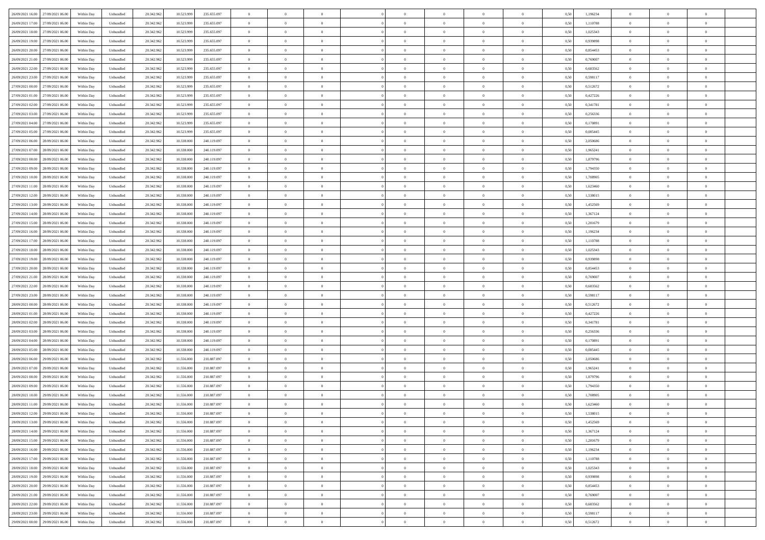| | | | | | | | | | | | | | | | | | | | | | |
|---|---|---|---|---|---|---|---|---|---|---|---|---|---|---|---|---|---|---|---|---|---|
| 26/09/2021 16.00 | 27/09/2021 06.00 | Within Day | Unbundled | 20.342.962 | 10.523.999 | 235.655.097 | 0 | 0 | 0 | | 0 | 0 | 0 | 0 | 0 | 0,50 | 1,196234 | 0 | 0 | 0 | |
| 26/09/2021 17.00 | 27/09/2021 06.00 | Within Day | Unbundled | 20.342.962 | 10.523.999 | 235.655.097 | 0 | 0 | 0 | | 0 | 0 | 0 | 0 | 0 | 0,50 | 1,110788 | 0 | 0 | 0 | |
| 26/09/2021 18.00 | 27/09/2021 06.00 | Within Day | Unbundled | 20.342.962 | 10.523.999 | 235.655.097 | 0 | 0 | 0 | | 0 | 0 | 0 | 0 | 0 | 0,50 | 1,025343 | 0 | 0 | 0 | |
| 26/09/2021 19.00 | 27/09/2021 06.00 | Within Day | Unbundled | 20.342.962 | 10.523.999 | 235.655.097 | 0 | 0 | 0 | | 0 | 0 | 0 | 0 | 0 | 0,50 | 0,939898 | 0 | 0 | 0 | |
| 26/09/2021 20.00 | 27/09/2021 06.00 | Within Day | Unbundled | 20.342.962 | 10.523.999 | 235.655.097 | 0 | 0 | 0 | | 0 | 0 | 0 | 0 | 0 | 0,50 | 0,854453 | 0 | 0 | 0 | |
| 26/09/2021 21.00 | 27/09/2021 06.00 | Within Day | Unbundled | 20.342.962 | 10.523.999 | 235.655.097 | 0 | 0 | 0 | | 0 | 0 | 0 | 0 | 0 | 0,50 | 0,769007 | 0 | 0 | 0 | |
| 26/09/2021 22.00 | 27/09/2021 06.00 | Within Day | Unbundled | 20.342.962 | 10.523.999 | 235.655.097 | 0 | 0 | 0 | | 0 | 0 | 0 | 0 | 0 | 0,50 | 0,683562 | 0 | 0 | 0 | |
| 26/09/2021 23.00 | 27/09/2021 06.00 | Within Day | Unbundled | 20.342.962 | 10.523.999 | 235.655.097 | 0 | 0 | 0 | | 0 | 0 | 0 | 0 | 0 | 0,50 | 0,598117 | 0 | 0 | 0 | |
| 27/09/2021 00.00 | 27/09/2021 06.00 | Within Day | Unbundled | 20.342.962 | 10.523.999 | 235.655.097 | 0 | 0 | 0 | | 0 | 0 | 0 | 0 | 0 | 0,50 | 0,512672 | 0 | 0 | 0 | |
| 27/09/2021 01.00 | 27/09/2021 06.00 | Within Day | Unbundled | 20.342.962 | 10.523.999 | 235.655.097 | 0 | 0 | 0 | | 0 | 0 | 0 | 0 | 0 | 0,50 | 0,427226 | 0 | 0 | 0 | |
| 27/09/2021 02.00 | 27/09/2021 06.00 | Within Day | Unbundled | 20.342.962 | 10.523.999 | 235.655.097 | 0 | 0 | 0 | | 0 | 0 | 0 | 0 | 0 | 0,50 | 0,341781 | 0 | 0 | 0 | |
| 27/09/2021 03.00 | 27/09/2021 06.00 | Within Day | Unbundled | 20.342.962 | 10.523.999 | 235.655.097 | 0 | 0 | 0 | | 0 | 0 | 0 | 0 | 0 | 0,50 | 0,256336 | 0 | 0 | 0 | |
| 27/09/2021 04.00 | 27/09/2021 06.00 | Within Day | Unbundled | 20.342.962 | 10.523.999 | 235.655.097 | 0 | 0 | 0 | | 0 | 0 | 0 | 0 | 0 | 0,50 | 0,170891 | 0 | 0 | 0 | |
| 27/09/2021 05.00 | 27/09/2021 06.00 | Within Day | Unbundled | 20.342.962 | 10.523.999 | 235.655.097 | 0 | 0 | 0 | | 0 | 0 | 0 | 0 | 0 | 0,50 | 0,085445 | 0 | 0 | 0 | |
| 27/09/2021 06.00 | 28/09/2021 06.00 | Within Day | Unbundled | 20.342.962 | 10.338.000 | 240.119.097 | 0 | 0 | 0 | | 0 | 0 | 0 | 0 | 0 | 0,50 | 2,050686 | 0 | 0 | 0 | |
| 27/09/2021 07.00 | 28/09/2021 06.00 | Within Day | Unbundled | 20.342.962 | 10.338.000 | 240.119.097 | 0 | 0 | 0 | | 0 | 0 | 0 | 0 | 0 | 0,50 | 1,965241 | 0 | 0 | 0 | |
| 27/09/2021 08.00 | 28/09/2021 06.00 | Within Day | Unbundled | 20.342.962 | 10.338.000 | 240.119.097 | 0 | 0 | 0 | | 0 | 0 | 0 | 0 | 0 | 0,50 | 1,879796 | 0 | 0 | 0 | |
| 27/09/2021 09.00 | 28/09/2021 06.00 | Within Day | Unbundled | 20.342.962 | 10.338.000 | 240.119.097 | 0 | 0 | 0 | | 0 | 0 | 0 | 0 | 0 | 0,50 | 1,794350 | 0 | 0 | 0 | |
| 27/09/2021 10.00 | 28/09/2021 06.00 | Within Day | Unbundled | 20.342.962 | 10.338.000 | 240.119.097 | 0 | 0 | 0 | | 0 | 0 | 0 | 0 | 0 | 0,50 | 1,708905 | 0 | 0 | 0 | |
| 27/09/2021 11.00 | 28/09/2021 06.00 | Within Day | Unbundled | 20.342.962 | 10.338.000 | 240.119.097 | 0 | 0 | 0 | | 0 | 0 | 0 | 0 | 0 | 0,50 | 1,623460 | 0 | 0 | 0 | |
| 27/09/2021 12.00 | 28/09/2021 06.00 | Within Day | Unbundled | 20.342.962 | 10.338.000 | 240.119.097 | 0 | 0 | 0 | | 0 | 0 | 0 | 0 | 0 | 0,50 | 1,538015 | 0 | 0 | 0 | |
| 27/09/2021 13.00 | 28/09/2021 06.00 | Within Day | Unbundled | 20.342.962 | 10.338.000 | 240.119.097 | 0 | 0 | 0 | | 0 | 0 | 0 | 0 | 0 | 0,50 | 1,452569 | 0 | 0 | 0 | |
| 27/09/2021 14.00 | 28/09/2021 06.00 | Within Day | Unbundled | 20.342.962 | 10.338.000 | 240.119.097 | 0 | 0 | 0 | | 0 | 0 | 0 | 0 | 0 | 0,50 | 1,367124 | 0 | 0 | 0 | |
| 27/09/2021 15.00 | 28/09/2021 06.00 | Within Day | Unbundled | 20.342.962 | 10.338.000 | 240.119.097 | 0 | 0 | 0 | | 0 | 0 | 0 | 0 | 0 | 0,50 | 1,281679 | 0 | 0 | 0 | |
| 27/09/2021 16.00 | 28/09/2021 06.00 | Within Day | Unbundled | 20.342.962 | 10.338.000 | 240.119.097 | 0 | 0 | 0 | | 0 | 0 | 0 | 0 | 0 | 0,50 | 1,196234 | 0 | 0 | 0 | |
| 27/09/2021 17.00 | 28/09/2021 06.00 | Within Day | Unbundled | 20.342.962 | 10.338.000 | 240.119.097 | 0 | 0 | 0 | | 0 | 0 | 0 | 0 | 0 | 0,50 | 1,110788 | 0 | 0 | 0 | |
| 27/09/2021 18.00 | 28/09/2021 06.00 | Within Day | Unbundled | 20.342.962 | 10.338.000 | 240.119.097 | 0 | 0 | 0 | | 0 | 0 | 0 | 0 | 0 | 0,50 | 1,025343 | 0 | 0 | 0 | |
| 27/09/2021 19.00 | 28/09/2021 06.00 | Within Day | Unbundled | 20.342.962 | 10.338.000 | 240.119.097 | 0 | 0 | 0 | | 0 | 0 | 0 | 0 | 0 | 0,50 | 0,939898 | 0 | 0 | 0 | |
| 27/09/2021 20.00 | 28/09/2021 06.00 | Within Day | Unbundled | 20.342.962 | 10.338.000 | 240.119.097 | 0 | 0 | 0 | | 0 | 0 | 0 | 0 | 0 | 0,50 | 0,854453 | 0 | 0 | 0 | |
| 27/09/2021 21.00 | 28/09/2021 06.00 | Within Day | Unbundled | 20.342.962 | 10.338.000 | 240.119.097 | 0 | 0 | 0 | | 0 | 0 | 0 | 0 | 0 | 0,50 | 0,769007 | 0 | 0 | 0 | |
| 27/09/2021 22.00 | 28/09/2021 06.00 | Within Day | Unbundled | 20.342.962 | 10.338.000 | 240.119.097 | 0 | 0 | 0 | | 0 | 0 | 0 | 0 | 0 | 0,50 | 0,683562 | 0 | 0 | 0 | |
| 27/09/2021 23.00 | 28/09/2021 06.00 | Within Day | Unbundled | 20.342.962 | 10.338.000 | 240.119.097 | 0 | 0 | 0 | | 0 | 0 | 0 | 0 | 0 | 0,50 | 0,598117 | 0 | 0 | 0 | |
| 28/09/2021 00.00 | 28/09/2021 06.00 | Within Day | Unbundled | 20.342.962 | 10.338.000 | 240.119.097 | 0 | 0 | 0 | | 0 | 0 | 0 | 0 | 0 | 0,50 | 0,512672 | 0 | 0 | 0 | |
| 28/09/2021 01.00 | 28/09/2021 06.00 | Within Day | Unbundled | 20.342.962 | 10.338.000 | 240.119.097 | 0 | 0 | 0 | | 0 | 0 | 0 | 0 | 0 | 0,50 | 0,427226 | 0 | 0 | 0 | |
| 28/09/2021 02.00 | 28/09/2021 06.00 | Within Day | Unbundled | 20.342.962 | 10.338.000 | 240.119.097 | 0 | 0 | 0 | | 0 | 0 | 0 | 0 | 0 | 0,50 | 0,341781 | 0 | 0 | 0 | |
| 28/09/2021 03.00 | 28/09/2021 06.00 | Within Day | Unbundled | 20.342.962 | 10.338.000 | 240.119.097 | 0 | 0 | 0 | | 0 | 0 | 0 | 0 | 0 | 0,50 | 0,256336 | 0 | 0 | 0 | |
| 28/09/2021 04.00 | 28/09/2021 06.00 | Within Day | Unbundled | 20.342.962 | 10.338.000 | 240.119.097 | 0 | 0 | 0 | | 0 | 0 | 0 | 0 | 0 | 0,50 | 0,170891 | 0 | 0 | 0 | |
| 28/09/2021 05.00 | 28/09/2021 06.00 | Within Day | Unbundled | 20.342.962 | 10.338.000 | 240.119.097 | 0 | 0 | 0 | | 0 | 0 | 0 | 0 | 0 | 0,50 | 0,085445 | 0 | 0 | 0 | |
| 28/09/2021 06.00 | 29/09/2021 06.00 | Within Day | Unbundled | 20.342.962 | 11.556.000 | 210.887.097 | 0 | 0 | 0 | | 0 | 0 | 0 | 0 | 0 | 0,50 | 2,050686 | 0 | 0 | 0 | |
| 28/09/2021 07.00 | 29/09/2021 06.00 | Within Day | Unbundled | 20.342.962 | 11.556.000 | 210.887.097 | 0 | 0 | 0 | | 0 | 0 | 0 | 0 | 0 | 0,50 | 1,965241 | 0 | 0 | 0 | |
| 28/09/2021 08.00 | 29/09/2021 06.00 | Within Day | Unbundled | 20.342.962 | 11.556.000 | 210.887.097 | 0 | 0 | 0 | | 0 | 0 | 0 | 0 | 0 | 0,50 | 1,879796 | 0 | 0 | 0 | |
| 28/09/2021 09.00 | 29/09/2021 06.00 | Within Day | Unbundled | 20.342.962 | 11.556.000 | 210.887.097 | 0 | 0 | 0 | | 0 | 0 | 0 | 0 | 0 | 0,50 | 1,794350 | 0 | 0 | 0 | |
| 28/09/2021 10.00 | 29/09/2021 06.00 | Within Day | Unbundled | 20.342.962 | 11.556.000 | 210.887.097 | 0 | 0 | 0 | | 0 | 0 | 0 | 0 | 0 | 0,50 | 1,708905 | 0 | 0 | 0 | |
| 28/09/2021 11.00 | 29/09/2021 06.00 | Within Day | Unbundled | 20.342.962 | 11.556.000 | 210.887.097 | 0 | 0 | 0 | | 0 | 0 | 0 | 0 | 0 | 0,50 | 1,623460 | 0 | 0 | 0 | |
| 28/09/2021 12.00 | 29/09/2021 06.00 | Within Day | Unbundled | 20.342.962 | 11.556.000 | 210.887.097 | 0 | 0 | 0 | | 0 | 0 | 0 | 0 | 0 | 0,50 | 1,538015 | 0 | 0 | 0 | |
| 28/09/2021 13.00 | 29/09/2021 06.00 | Within Day | Unbundled | 20.342.962 | 11.556.000 | 210.887.097 | 0 | 0 | 0 | | 0 | 0 | 0 | 0 | 0 | 0,50 | 1,452569 | 0 | 0 | 0 | |
| 28/09/2021 14.00 | 29/09/2021 06.00 | Within Day | Unbundled | 20.342.962 | 11.556.000 | 210.887.097 | 0 | 0 | 0 | | 0 | 0 | 0 | 0 | 0 | 0,50 | 1,367124 | 0 | 0 | 0 | |
| 28/09/2021 15.00 | 29/09/2021 06.00 | Within Day | Unbundled | 20.342.962 | 11.556.000 | 210.887.097 | 0 | 0 | 0 | | 0 | 0 | 0 | 0 | 0 | 0,50 | 1,281679 | 0 | 0 | 0 | |
| 28/09/2021 16.00 | 29/09/2021 06.00 | Within Day | Unbundled | 20.342.962 | 11.556.000 | 210.887.097 | 0 | 0 | 0 | | 0 | 0 | 0 | 0 | 0 | 0,50 | 1,196234 | 0 | 0 | 0 | |
| 28/09/2021 17.00 | 29/09/2021 06.00 | Within Day | Unbundled | 20.342.962 | 11.556.000 | 210.887.097 | 0 | 0 | 0 | | 0 | 0 | 0 | 0 | 0 | 0,50 | 1,110788 | 0 | 0 | 0 | |
| 28/09/2021 18.00 | 29/09/2021 06.00 | Within Day | Unbundled | 20.342.962 | 11.556.000 | 210.887.097 | 0 | 0 | 0 | | 0 | 0 | 0 | 0 | 0 | 0,50 | 1,025343 | 0 | 0 | 0 | |
| 28/09/2021 19.00 | 29/09/2021 06.00 | Within Day | Unbundled | 20.342.962 | 11.556.000 | 210.887.097 | 0 | 0 | 0 | | 0 | 0 | 0 | 0 | 0 | 0,50 | 0,939898 | 0 | 0 | 0 | |
| 28/09/2021 20.00 | 29/09/2021 06.00 | Within Day | Unbundled | 20.342.962 | 11.556.000 | 210.887.097 | 0 | 0 | 0 | | 0 | 0 | 0 | 0 | 0 | 0,50 | 0,854453 | 0 | 0 | 0 | |
| 28/09/2021 21.00 | 29/09/2021 06.00 | Within Day | Unbundled | 20.342.962 | 11.556.000 | 210.887.097 | 0 | 0 | 0 | | 0 | 0 | 0 | 0 | 0 | 0,50 | 0,769007 | 0 | 0 | 0 | |
| 28/09/2021 22.00 | 29/09/2021 06.00 | Within Day | Unbundled | 20.342.962 | 11.556.000 | 210.887.097 | 0 | 0 | 0 | | 0 | 0 | 0 | 0 | 0 | 0,50 | 0,683562 | 0 | 0 | 0 | |
| 28/09/2021 23.00 | 29/09/2021 06.00 | Within Day | Unbundled | 20.342.962 | 11.556.000 | 210.887.097 | 0 | 0 | 0 | | 0 | 0 | 0 | 0 | 0 | 0,50 | 0,598117 | 0 | 0 | 0 | |
| 29/09/2021 00.00 | 29/09/2021 06.00 | Within Day | Unbundled | 20.342.962 | 11.556.000 | 210.887.097 | 0 | 0 | 0 | | 0 | 0 | 0 | 0 | 0 | 0,50 | 0,512672 | 0 | 0 | 0 | |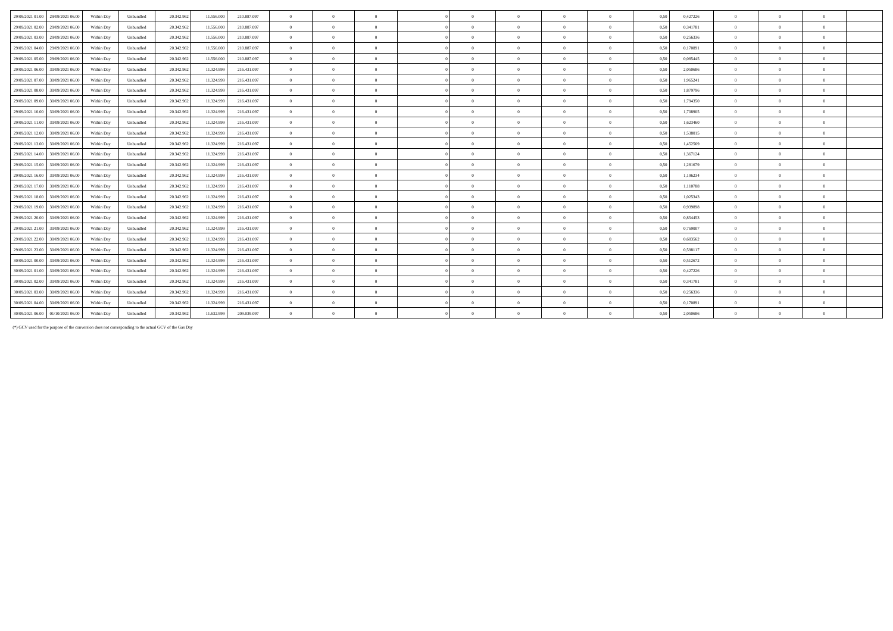| | | | | | | | | | | | | | | | | | | | | | |
|---|---|---|---|---|---|---|---|---|---|---|---|---|---|---|---|---|---|---|---|---|---|
| 29/09/2021 01.00 | 29/09/2021 06.00 | Within Day | Unbundled | 20.342.962 | 11.556.000 | 210.887.097 | 0 | 0 | 0 | | 0 | 0 | 0 | 0 | 0 | 0,50 | 0,427226 | 0 | 0 | 0 | |
| 29/09/2021 02.00 | 29/09/2021 06.00 | Within Day | Unbundled | 20.342.962 | 11.556.000 | 210.887.097 | 0 | 0 | 0 | | 0 | 0 | 0 | 0 | 0 | 0,50 | 0,341781 | 0 | 0 | 0 | |
| 29/09/2021 03.00 | 29/09/2021 06.00 | Within Day | Unbundled | 20.342.962 | 11.556.000 | 210.887.097 | 0 | 0 | 0 | | 0 | 0 | 0 | 0 | 0 | 0,50 | 0,256336 | 0 | 0 | 0 | |
| 29/09/2021 04.00 | 29/09/2021 06.00 | Within Day | Unbundled | 20.342.962 | 11.556.000 | 210.887.097 | 0 | 0 | 0 | | 0 | 0 | 0 | 0 | 0 | 0,50 | 0,170891 | 0 | 0 | 0 | |
| 29/09/2021 05.00 | 29/09/2021 06.00 | Within Day | Unbundled | 20.342.962 | 11.556.000 | 210.887.097 | 0 | 0 | 0 | | 0 | 0 | 0 | 0 | 0 | 0,50 | 0,085445 | 0 | 0 | 0 | |
| 29/09/2021 06.00 | 30/09/2021 06.00 | Within Day | Unbundled | 20.342.962 | 11.324.999 | 216.431.097 | 0 | 0 | 0 | | 0 | 0 | 0 | 0 | 0 | 0,50 | 2,050686 | 0 | 0 | 0 | |
| 29/09/2021 07.00 | 30/09/2021 06.00 | Within Day | Unbundled | 20.342.962 | 11.324.999 | 216.431.097 | 0 | 0 | 0 | | 0 | 0 | 0 | 0 | 0 | 0,50 | 1,965241 | 0 | 0 | 0 | |
| 29/09/2021 08.00 | 30/09/2021 06.00 | Within Day | Unbundled | 20.342.962 | 11.324.999 | 216.431.097 | 0 | 0 | 0 | | 0 | 0 | 0 | 0 | 0 | 0,50 | 1,879796 | 0 | 0 | 0 | |
| 29/09/2021 09.00 | 30/09/2021 06.00 | Within Day | Unbundled | 20.342.962 | 11.324.999 | 216.431.097 | 0 | 0 | 0 | | 0 | 0 | 0 | 0 | 0 | 0,50 | 1,794350 | 0 | 0 | 0 | |
| 29/09/2021 10.00 | 30/09/2021 06.00 | Within Day | Unbundled | 20.342.962 | 11.324.999 | 216.431.097 | 0 | 0 | 0 | | 0 | 0 | 0 | 0 | 0 | 0,50 | 1,708905 | 0 | 0 | 0 | |
| 29/09/2021 11.00 | 30/09/2021 06.00 | Within Day | Unbundled | 20.342.962 | 11.324.999 | 216.431.097 | 0 | 0 | 0 | | 0 | 0 | 0 | 0 | 0 | 0,50 | 1,623460 | 0 | 0 | 0 | |
| 29/09/2021 12.00 | 30/09/2021 06.00 | Within Day | Unbundled | 20.342.962 | 11.324.999 | 216.431.097 | 0 | 0 | 0 | | 0 | 0 | 0 | 0 | 0 | 0,50 | 1,538015 | 0 | 0 | 0 | |
| 29/09/2021 13.00 | 30/09/2021 06.00 | Within Day | Unbundled | 20.342.962 | 11.324.999 | 216.431.097 | 0 | 0 | 0 | | 0 | 0 | 0 | 0 | 0 | 0,50 | 1,452569 | 0 | 0 | 0 | |
| 29/09/2021 14.00 | 30/09/2021 06.00 | Within Day | Unbundled | 20.342.962 | 11.324.999 | 216.431.097 | 0 | 0 | 0 | | 0 | 0 | 0 | 0 | 0 | 0,50 | 1,367124 | 0 | 0 | 0 | |
| 29/09/2021 15.00 | 30/09/2021 06.00 | Within Day | Unbundled | 20.342.962 | 11.324.999 | 216.431.097 | 0 | 0 | 0 | | 0 | 0 | 0 | 0 | 0 | 0,50 | 1,281679 | 0 | 0 | 0 | |
| 29/09/2021 16.00 | 30/09/2021 06.00 | Within Day | Unbundled | 20.342.962 | 11.324.999 | 216.431.097 | 0 | 0 | 0 | | 0 | 0 | 0 | 0 | 0 | 0,50 | 1,196234 | 0 | 0 | 0 | |
| 29/09/2021 17.00 | 30/09/2021 06.00 | Within Day | Unbundled | 20.342.962 | 11.324.999 | 216.431.097 | 0 | 0 | 0 | | 0 | 0 | 0 | 0 | 0 | 0,50 | 1,110788 | 0 | 0 | 0 | |
| 29/09/2021 18.00 | 30/09/2021 06.00 | Within Day | Unbundled | 20.342.962 | 11.324.999 | 216.431.097 | 0 | 0 | 0 | | 0 | 0 | 0 | 0 | 0 | 0,50 | 1,025343 | 0 | 0 | 0 | |
| 29/09/2021 19.00 | 30/09/2021 06.00 | Within Day | Unbundled | 20.342.962 | 11.324.999 | 216.431.097 | 0 | 0 | 0 | | 0 | 0 | 0 | 0 | 0 | 0,50 | 0,939898 | 0 | 0 | 0 | |
| 29/09/2021 20.00 | 30/09/2021 06.00 | Within Day | Unbundled | 20.342.962 | 11.324.999 | 216.431.097 | 0 | 0 | 0 | | 0 | 0 | 0 | 0 | 0 | 0,50 | 0,854453 | 0 | 0 | 0 | |
| 29/09/2021 21.00 | 30/09/2021 06.00 | Within Day | Unbundled | 20.342.962 | 11.324.999 | 216.431.097 | 0 | 0 | 0 | | 0 | 0 | 0 | 0 | 0 | 0,50 | 0,769007 | 0 | 0 | 0 | |
| 29/09/2021 22.00 | 30/09/2021 06.00 | Within Day | Unbundled | 20.342.962 | 11.324.999 | 216.431.097 | 0 | 0 | 0 | | 0 | 0 | 0 | 0 | 0 | 0,50 | 0,683562 | 0 | 0 | 0 | |
| 29/09/2021 23.00 | 30/09/2021 06.00 | Within Day | Unbundled | 20.342.962 | 11.324.999 | 216.431.097 | 0 | 0 | 0 | | 0 | 0 | 0 | 0 | 0 | 0,50 | 0,598117 | 0 | 0 | 0 | |
| 30/09/2021 00.00 | 30/09/2021 06.00 | Within Day | Unbundled | 20.342.962 | 11.324.999 | 216.431.097 | 0 | 0 | 0 | | 0 | 0 | 0 | 0 | 0 | 0,50 | 0,512672 | 0 | 0 | 0 | |
| 30/09/2021 01.00 | 30/09/2021 06.00 | Within Day | Unbundled | 20.342.962 | 11.324.999 | 216.431.097 | 0 | 0 | 0 | | 0 | 0 | 0 | 0 | 0 | 0,50 | 0,427226 | 0 | 0 | 0 | |
| 30/09/2021 02.00 | 30/09/2021 06.00 | Within Day | Unbundled | 20.342.962 | 11.324.999 | 216.431.097 | 0 | 0 | 0 | | 0 | 0 | 0 | 0 | 0 | 0,50 | 0,341781 | 0 | 0 | 0 | |
| 30/09/2021 03.00 | 30/09/2021 06.00 | Within Day | Unbundled | 20.342.962 | 11.324.999 | 216.431.097 | 0 | 0 | 0 | | 0 | 0 | 0 | 0 | 0 | 0,50 | 0,256336 | 0 | 0 | 0 | |
| 30/09/2021 04.00 | 30/09/2021 06.00 | Within Day | Unbundled | 20.342.962 | 11.324.999 | 216.431.097 | 0 | 0 | 0 | | 0 | 0 | 0 | 0 | 0 | 0,50 | 0,170891 | 0 | 0 | 0 | |
| 30/09/2021 06.00 | 01/10/2021 06.00 | Within Day | Unbundled | 20.342.962 | 11.632.999 | 209.039.097 | 0 | 0 | 0 | | 0 | 0 | 0 | 0 | 0 | 0,50 | 2,050686 | 0 | 0 | 0 | |

(*) GCV used for the purpose of the conversion does not corresponding to the actual GCV of the Gas Day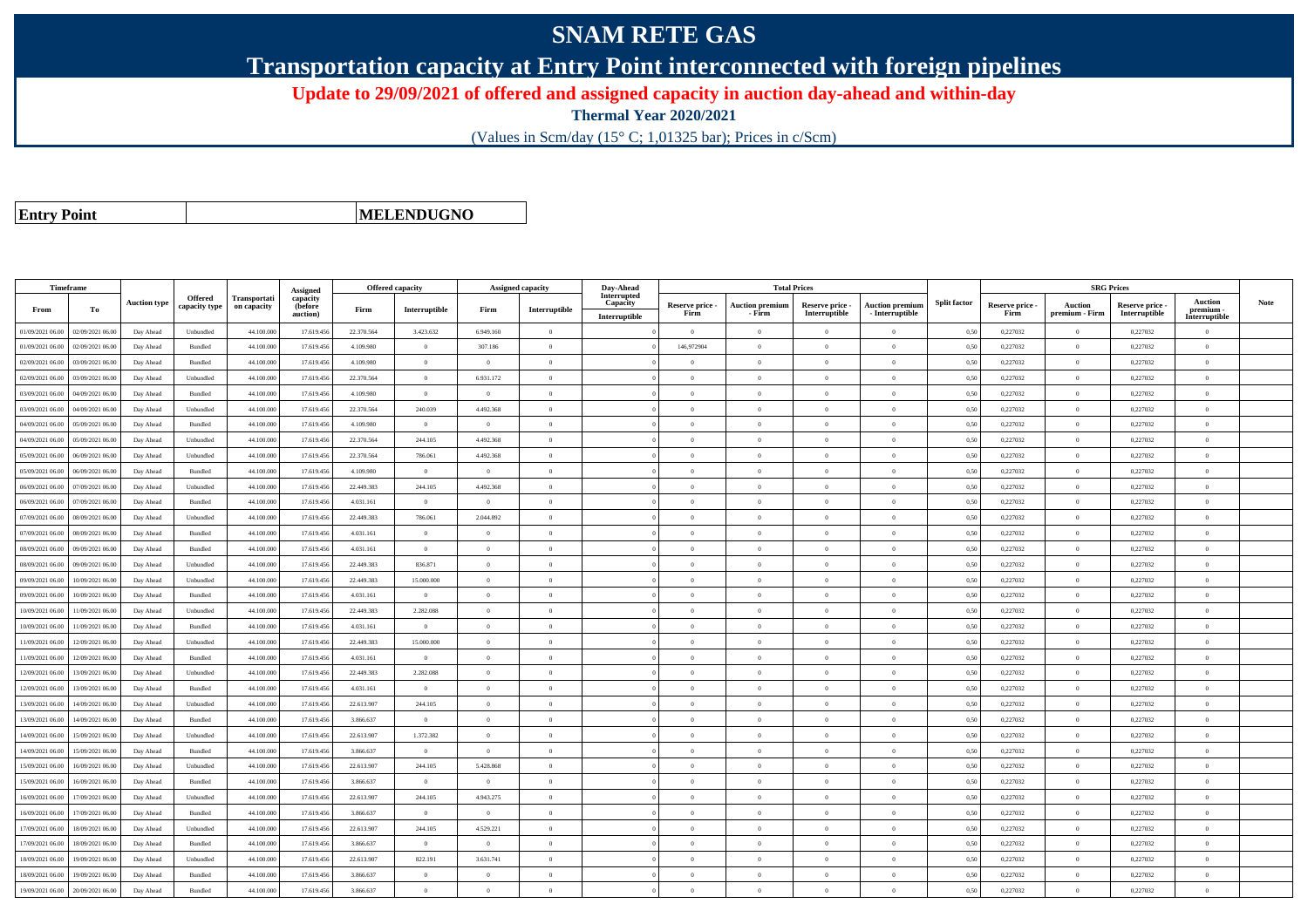# SNAM RETE GAS

## Transportation capacity at Entry Point interconnected with foreign pipelines

**Update to 29/09/2021 of offered and assigned capacity in auction day-ahead and within-day**

**Thermal Year 2020/2021**

(Values in Scm/day (15° C; 1,01325 bar); Prices in c/Scm)

| **Entry Point** | **MELENDUGNO** |
|---|---|

| Timeframe | | Auction type | Offered capacity type | Transportation capacity | Assigned capacity (before auction) | Offered capacity | | Assigned capacity | | Day-Ahead Interrupted Capacity | Total Prices | | | | Split factor | SRG Prices | | | | Note |
|---|---|---|---|---|---|---|---|---|---|---|---|---|---|---|---|---|---|---|---|---|
| From | To | | | | | Firm | Interruptible | Firm | Interruptible | Interruptible | Reserve price - Firm | Auction premium - Firm | Reserve price - Interruptible | Auction premium - Interruptible | | Reserve price - Firm | Auction premium - Firm | Reserve price - Interruptible | Auction premium - Interruptible | |
| 01/09/2021 06.00 | 02/09/2021 06.00 | Day Ahead | Unbundled | 44.100.000 | 17.619.456 | 22.370.564 | 3.423.632 | 6.949.160 | 0 | 0 | 0 | 0 | 0 | 0 | 0,50 | 0,227032 | 0 | 0,227032 | 0 | |
| 01/09/2021 06.00 | 02/09/2021 06.00 | Day Ahead | Bundled | 44.100.000 | 17.619.456 | 4.109.980 | 0 | 307.186 | 0 | 0 | 146,972904 | 0 | 0 | 0 | 0,50 | 0,227032 | 0 | 0,227032 | 0 | |
| 02/09/2021 06.00 | 03/09/2021 06.00 | Day Ahead | Bundled | 44.100.000 | 17.619.456 | 4.109.980 | 0 | 0 | 0 | 0 | 0 | 0 | 0 | 0 | 0,50 | 0,227032 | 0 | 0,227032 | 0 | |
| 02/09/2021 06.00 | 03/09/2021 06.00 | Day Ahead | Unbundled | 44.100.000 | 17.619.456 | 22.370.564 | 0 | 6.931.172 | 0 | 0 | 0 | 0 | 0 | 0 | 0,50 | 0,227032 | 0 | 0,227032 | 0 | |
| 03/09/2021 06.00 | 04/09/2021 06.00 | Day Ahead | Bundled | 44.100.000 | 17.619.456 | 4.109.980 | 0 | 0 | 0 | 0 | 0 | 0 | 0 | 0 | 0,50 | 0,227032 | 0 | 0,227032 | 0 | |
| 03/09/2021 06.00 | 04/09/2021 06.00 | Day Ahead | Unbundled | 44.100.000 | 17.619.456 | 22.370.564 | 240.039 | 4.492.368 | 0 | 0 | 0 | 0 | 0 | 0 | 0,50 | 0,227032 | 0 | 0,227032 | 0 | |
| 04/09/2021 06.00 | 05/09/2021 06.00 | Day Ahead | Bundled | 44.100.000 | 17.619.456 | 4.109.980 | 0 | 0 | 0 | 0 | 0 | 0 | 0 | 0 | 0,50 | 0,227032 | 0 | 0,227032 | 0 | |
| 04/09/2021 06.00 | 05/09/2021 06.00 | Day Ahead | Unbundled | 44.100.000 | 17.619.456 | 22.370.564 | 244.105 | 4.492.368 | 0 | 0 | 0 | 0 | 0 | 0 | 0,50 | 0,227032 | 0 | 0,227032 | 0 | |
| 05/09/2021 06.00 | 06/09/2021 06.00 | Day Ahead | Unbundled | 44.100.000 | 17.619.456 | 22.370.564 | 786.061 | 4.492.368 | 0 | 0 | 0 | 0 | 0 | 0 | 0,50 | 0,227032 | 0 | 0,227032 | 0 | |
| 05/09/2021 06.00 | 06/09/2021 06.00 | Day Ahead | Bundled | 44.100.000 | 17.619.456 | 4.109.980 | 0 | 0 | 0 | 0 | 0 | 0 | 0 | 0 | 0,50 | 0,227032 | 0 | 0,227032 | 0 | |
| 06/09/2021 06.00 | 07/09/2021 06.00 | Day Ahead | Unbundled | 44.100.000 | 17.619.456 | 22.449.383 | 244.105 | 4.492.368 | 0 | 0 | 0 | 0 | 0 | 0 | 0,50 | 0,227032 | 0 | 0,227032 | 0 | |
| 06/09/2021 06.00 | 07/09/2021 06.00 | Day Ahead | Bundled | 44.100.000 | 17.619.456 | 4.031.161 | 0 | 0 | 0 | 0 | 0 | 0 | 0 | 0 | 0,50 | 0,227032 | 0 | 0,227032 | 0 | |
| 07/09/2021 06.00 | 08/09/2021 06.00 | Day Ahead | Unbundled | 44.100.000 | 17.619.456 | 22.449.383 | 786.061 | 2.044.892 | 0 | 0 | 0 | 0 | 0 | 0 | 0,50 | 0,227032 | 0 | 0,227032 | 0 | |
| 07/09/2021 06.00 | 08/09/2021 06.00 | Day Ahead | Bundled | 44.100.000 | 17.619.456 | 4.031.161 | 0 | 0 | 0 | 0 | 0 | 0 | 0 | 0 | 0,50 | 0,227032 | 0 | 0,227032 | 0 | |
| 08/09/2021 06.00 | 09/09/2021 06.00 | Day Ahead | Bundled | 44.100.000 | 17.619.456 | 4.031.161 | 0 | 0 | 0 | 0 | 0 | 0 | 0 | 0 | 0,50 | 0,227032 | 0 | 0,227032 | 0 | |
| 08/09/2021 06.00 | 09/09/2021 06.00 | Day Ahead | Unbundled | 44.100.000 | 17.619.456 | 22.449.383 | 836.871 | 0 | 0 | 0 | 0 | 0 | 0 | 0 | 0,50 | 0,227032 | 0 | 0,227032 | 0 | |
| 09/09/2021 06.00 | 10/09/2021 06.00 | Day Ahead | Unbundled | 44.100.000 | 17.619.456 | 22.449.383 | 15.000.000 | 0 | 0 | 0 | 0 | 0 | 0 | 0 | 0,50 | 0,227032 | 0 | 0,227032 | 0 | |
| 09/09/2021 06.00 | 10/09/2021 06.00 | Day Ahead | Bundled | 44.100.000 | 17.619.456 | 4.031.161 | 0 | 0 | 0 | 0 | 0 | 0 | 0 | 0 | 0,50 | 0,227032 | 0 | 0,227032 | 0 | |
| 10/09/2021 06.00 | 11/09/2021 06.00 | Day Ahead | Unbundled | 44.100.000 | 17.619.456 | 22.449.383 | 2.282.088 | 0 | 0 | 0 | 0 | 0 | 0 | 0 | 0,50 | 0,227032 | 0 | 0,227032 | 0 | |
| 10/09/2021 06.00 | 11/09/2021 06.00 | Day Ahead | Bundled | 44.100.000 | 17.619.456 | 4.031.161 | 0 | 0 | 0 | 0 | 0 | 0 | 0 | 0 | 0,50 | 0,227032 | 0 | 0,227032 | 0 | |
| 11/09/2021 06.00 | 12/09/2021 06.00 | Day Ahead | Unbundled | 44.100.000 | 17.619.456 | 22.449.383 | 15.000.000 | 0 | 0 | 0 | 0 | 0 | 0 | 0 | 0,50 | 0,227032 | 0 | 0,227032 | 0 | |
| 11/09/2021 06.00 | 12/09/2021 06.00 | Day Ahead | Bundled | 44.100.000 | 17.619.456 | 4.031.161 | 0 | 0 | 0 | 0 | 0 | 0 | 0 | 0 | 0,50 | 0,227032 | 0 | 0,227032 | 0 | |
| 12/09/2021 06.00 | 13/09/2021 06.00 | Day Ahead | Unbundled | 44.100.000 | 17.619.456 | 22.449.383 | 2.282.088 | 0 | 0 | 0 | 0 | 0 | 0 | 0 | 0,50 | 0,227032 | 0 | 0,227032 | 0 | |
| 12/09/2021 06.00 | 13/09/2021 06.00 | Day Ahead | Bundled | 44.100.000 | 17.619.456 | 4.031.161 | 0 | 0 | 0 | 0 | 0 | 0 | 0 | 0 | 0,50 | 0,227032 | 0 | 0,227032 | 0 | |
| 13/09/2021 06.00 | 14/09/2021 06.00 | Day Ahead | Unbundled | 44.100.000 | 17.619.456 | 22.613.907 | 244.105 | 0 | 0 | 0 | 0 | 0 | 0 | 0 | 0,50 | 0,227032 | 0 | 0,227032 | 0 | |
| 13/09/2021 06.00 | 14/09/2021 06.00 | Day Ahead | Bundled | 44.100.000 | 17.619.456 | 3.866.637 | 0 | 0 | 0 | 0 | 0 | 0 | 0 | 0 | 0,50 | 0,227032 | 0 | 0,227032 | 0 | |
| 14/09/2021 06.00 | 15/09/2021 06.00 | Day Ahead | Unbundled | 44.100.000 | 17.619.456 | 22.613.907 | 1.372.382 | 0 | 0 | 0 | 0 | 0 | 0 | 0 | 0,50 | 0,227032 | 0 | 0,227032 | 0 | |
| 14/09/2021 06.00 | 15/09/2021 06.00 | Day Ahead | Bundled | 44.100.000 | 17.619.456 | 3.866.637 | 0 | 0 | 0 | 0 | 0 | 0 | 0 | 0 | 0,50 | 0,227032 | 0 | 0,227032 | 0 | |
| 15/09/2021 06.00 | 16/09/2021 06.00 | Day Ahead | Unbundled | 44.100.000 | 17.619.456 | 22.613.907 | 244.105 | 5.428.868 | 0 | 0 | 0 | 0 | 0 | 0 | 0,50 | 0,227032 | 0 | 0,227032 | 0 | |
| 15/09/2021 06.00 | 16/09/2021 06.00 | Day Ahead | Bundled | 44.100.000 | 17.619.456 | 3.866.637 | 0 | 0 | 0 | 0 | 0 | 0 | 0 | 0 | 0,50 | 0,227032 | 0 | 0,227032 | 0 | |
| 16/09/2021 06.00 | 17/09/2021 06.00 | Day Ahead | Unbundled | 44.100.000 | 17.619.456 | 22.613.907 | 244.105 | 4.943.275 | 0 | 0 | 0 | 0 | 0 | 0 | 0,50 | 0,227032 | 0 | 0,227032 | 0 | |
| 16/09/2021 06.00 | 17/09/2021 06.00 | Day Ahead | Bundled | 44.100.000 | 17.619.456 | 3.866.637 | 0 | 0 | 0 | 0 | 0 | 0 | 0 | 0 | 0,50 | 0,227032 | 0 | 0,227032 | 0 | |
| 17/09/2021 06.00 | 18/09/2021 06.00 | Day Ahead | Unbundled | 44.100.000 | 17.619.456 | 22.613.907 | 244.105 | 4.529.221 | 0 | 0 | 0 | 0 | 0 | 0 | 0,50 | 0,227032 | 0 | 0,227032 | 0 | |
| 17/09/2021 06.00 | 18/09/2021 06.00 | Day Ahead | Bundled | 44.100.000 | 17.619.456 | 3.866.637 | 0 | 0 | 0 | 0 | 0 | 0 | 0 | 0 | 0,50 | 0,227032 | 0 | 0,227032 | 0 | |
| 18/09/2021 06.00 | 19/09/2021 06.00 | Day Ahead | Unbundled | 44.100.000 | 17.619.456 | 22.613.907 | 822.191 | 3.631.741 | 0 | 0 | 0 | 0 | 0 | 0 | 0,50 | 0,227032 | 0 | 0,227032 | 0 | |
| 18/09/2021 06.00 | 19/09/2021 06.00 | Day Ahead | Bundled | 44.100.000 | 17.619.456 | 3.866.637 | 0 | 0 | 0 | 0 | 0 | 0 | 0 | 0 | 0,50 | 0,227032 | 0 | 0,227032 | 0 | |
| 19/09/2021 06.00 | 20/09/2021 06.00 | Day Ahead | Bundled | 44.100.000 | 17.619.456 | 3.866.637 | 0 | 0 | 0 | 0 | 0 | 0 | 0 | 0 | 0,50 | 0,227032 | 0 | 0,227032 | 0 | |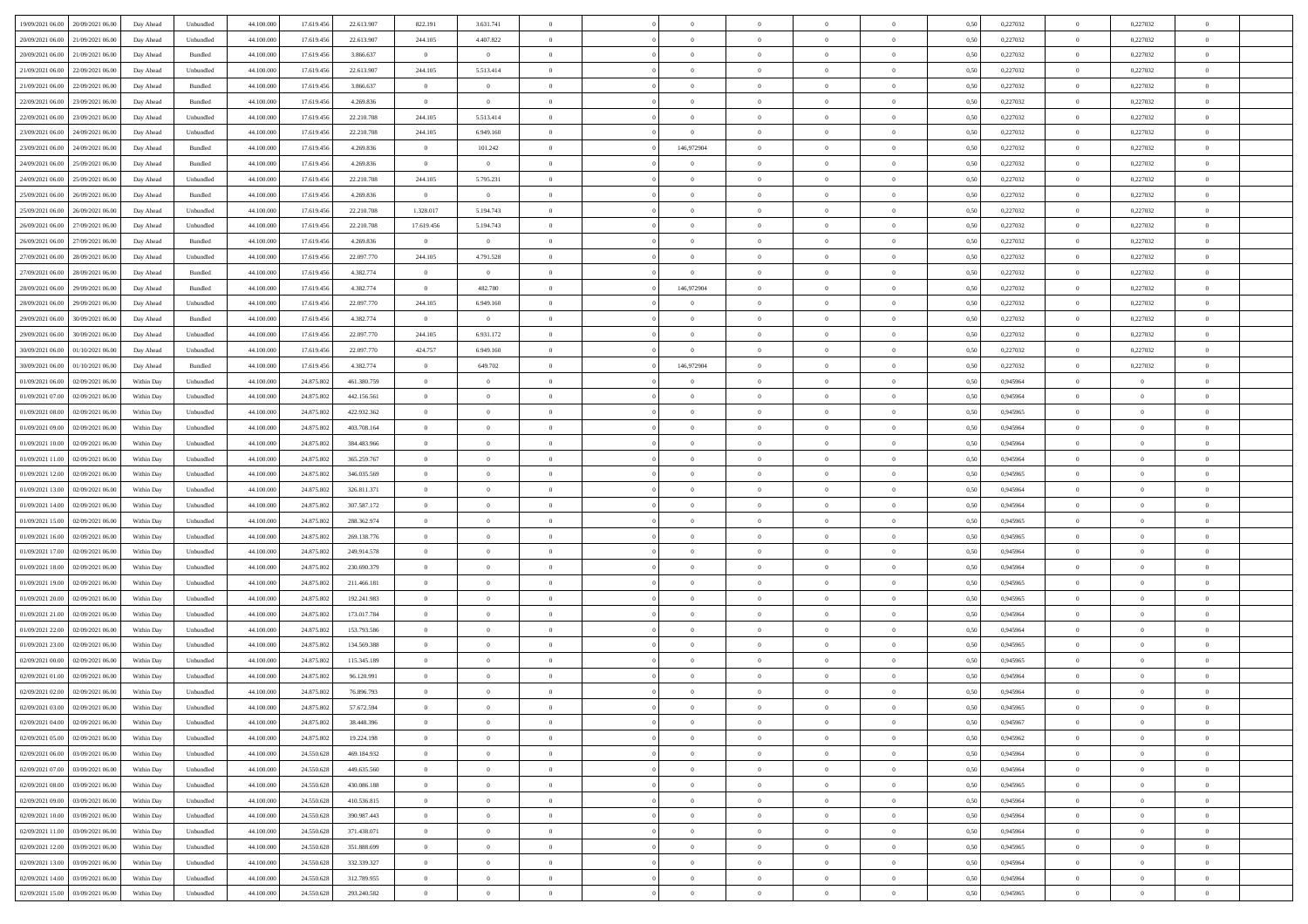| | | | | | | | | | | | | | | | | | | | | |
|---|---|---|---|---|---|---|---|---|---|---|---|---|---|---|---|---|---|---|---|---|
| 19/09/2021 06:00 | 20/09/2021 06:00 | Day Ahead | Unbundled | 44.100.000 | 17.619.456 | 22.613.907 | 822.191 | 3.631.741 | 0 | | 0 | 0 | 0 | 0 | 0,50 | 0,227032 | 0 | 0,227032 | 0 | |
| 20/09/2021 06:00 | 21/09/2021 06:00 | Day Ahead | Unbundled | 44.100.000 | 17.619.456 | 22.613.907 | 244.105 | 4.407.822 | 0 | | 0 | 0 | 0 | 0 | 0,50 | 0,227032 | 0 | 0,227032 | 0 | |
| 20/09/2021 06:00 | 21/09/2021 06:00 | Day Ahead | Bundled | 44.100.000 | 17.619.456 | 3.866.637 | 0 | 0 | 0 | | 0 | 0 | 0 | 0 | 0,50 | 0,227032 | 0 | 0,227032 | 0 | |
| 21/09/2021 06:00 | 22/09/2021 06:00 | Day Ahead | Unbundled | 44.100.000 | 17.619.456 | 22.613.907 | 244.105 | 5.513.414 | 0 | | 0 | 0 | 0 | 0 | 0,50 | 0,227032 | 0 | 0,227032 | 0 | |
| 21/09/2021 06:00 | 22/09/2021 06:00 | Day Ahead | Bundled | 44.100.000 | 17.619.456 | 3.866.637 | 0 | 0 | 0 | | 0 | 0 | 0 | 0 | 0,50 | 0,227032 | 0 | 0,227032 | 0 | |
| 22/09/2021 06:00 | 23/09/2021 06:00 | Day Ahead | Bundled | 44.100.000 | 17.619.456 | 4.269.836 | 0 | 0 | 0 | | 0 | 0 | 0 | 0 | 0,50 | 0,227032 | 0 | 0,227032 | 0 | |
| 22/09/2021 06:00 | 23/09/2021 06:00 | Day Ahead | Unbundled | 44.100.000 | 17.619.456 | 22.210.708 | 244.105 | 5.513.414 | 0 | | 0 | 0 | 0 | 0 | 0,50 | 0,227032 | 0 | 0,227032 | 0 | |
| 23/09/2021 06:00 | 24/09/2021 06:00 | Day Ahead | Unbundled | 44.100.000 | 17.619.456 | 22.210.708 | 244.105 | 6.949.160 | 0 | | 0 | 0 | 0 | 0 | 0,50 | 0,227032 | 0 | 0,227032 | 0 | |
| 23/09/2021 06:00 | 24/09/2021 06:00 | Day Ahead | Bundled | 44.100.000 | 17.619.456 | 4.269.836 | 0 | 101.242 | 0 | | 146,972904 | 0 | 0 | 0 | 0,50 | 0,227032 | 0 | 0,227032 | 0 | |
| 24/09/2021 06:00 | 25/09/2021 06:00 | Day Ahead | Bundled | 44.100.000 | 17.619.456 | 4.269.836 | 0 | 0 | 0 | | 0 | 0 | 0 | 0 | 0,50 | 0,227032 | 0 | 0,227032 | 0 | |
| 24/09/2021 06:00 | 25/09/2021 06:00 | Day Ahead | Unbundled | 44.100.000 | 17.619.456 | 22.210.708 | 244.105 | 5.795.231 | 0 | | 0 | 0 | 0 | 0 | 0,50 | 0,227032 | 0 | 0,227032 | 0 | |
| 25/09/2021 06:00 | 26/09/2021 06:00 | Day Ahead | Bundled | 44.100.000 | 17.619.456 | 4.269.836 | 0 | 0 | 0 | | 0 | 0 | 0 | 0 | 0,50 | 0,227032 | 0 | 0,227032 | 0 | |
| 25/09/2021 06:00 | 26/09/2021 06:00 | Day Ahead | Unbundled | 44.100.000 | 17.619.456 | 22.210.708 | 1.328.017 | 5.194.743 | 0 | | 0 | 0 | 0 | 0 | 0,50 | 0,227032 | 0 | 0,227032 | 0 | |
| 26/09/2021 06:00 | 27/09/2021 06:00 | Day Ahead | Unbundled | 44.100.000 | 17.619.456 | 22.210.708 | 17.619.456 | 5.194.743 | 0 | | 0 | 0 | 0 | 0 | 0,50 | 0,227032 | 0 | 0,227032 | 0 | |
| 26/09/2021 06:00 | 27/09/2021 06:00 | Day Ahead | Bundled | 44.100.000 | 17.619.456 | 4.269.836 | 0 | 0 | 0 | | 0 | 0 | 0 | 0 | 0,50 | 0,227032 | 0 | 0,227032 | 0 | |
| 27/09/2021 06:00 | 28/09/2021 06:00 | Day Ahead | Unbundled | 44.100.000 | 17.619.456 | 22.097.770 | 244.105 | 4.791.528 | 0 | | 0 | 0 | 0 | 0 | 0,50 | 0,227032 | 0 | 0,227032 | 0 | |
| 27/09/2021 06:00 | 28/09/2021 06:00 | Day Ahead | Bundled | 44.100.000 | 17.619.456 | 4.382.774 | 0 | 0 | 0 | | 0 | 0 | 0 | 0 | 0,50 | 0,227032 | 0 | 0,227032 | 0 | |
| 28/09/2021 06:00 | 29/09/2021 06:00 | Day Ahead | Bundled | 44.100.000 | 17.619.456 | 4.382.774 | 0 | 482.780 | 0 | | 146,972904 | 0 | 0 | 0 | 0,50 | 0,227032 | 0 | 0,227032 | 0 | |
| 28/09/2021 06:00 | 29/09/2021 06:00 | Day Ahead | Unbundled | 44.100.000 | 17.619.456 | 22.097.770 | 244.105 | 6.949.160 | 0 | | 0 | 0 | 0 | 0 | 0,50 | 0,227032 | 0 | 0,227032 | 0 | |
| 29/09/2021 06:00 | 30/09/2021 06:00 | Day Ahead | Bundled | 44.100.000 | 17.619.456 | 4.382.774 | 0 | 0 | 0 | | 0 | 0 | 0 | 0 | 0,50 | 0,227032 | 0 | 0,227032 | 0 | |
| 29/09/2021 06:00 | 30/09/2021 06:00 | Day Ahead | Unbundled | 44.100.000 | 17.619.456 | 22.097.770 | 244.105 | 6.931.172 | 0 | | 0 | 0 | 0 | 0 | 0,50 | 0,227032 | 0 | 0,227032 | 0 | |
| 30/09/2021 06:00 | 01/10/2021 06:00 | Day Ahead | Unbundled | 44.100.000 | 17.619.456 | 22.097.770 | 424.757 | 6.949.160 | 0 | | 0 | 0 | 0 | 0 | 0,50 | 0,227032 | 0 | 0,227032 | 0 | |
| 30/09/2021 06:00 | 01/10/2021 06:00 | Day Ahead | Bundled | 44.100.000 | 17.619.456 | 4.382.774 | 0 | 649.702 | 0 | | 146,972904 | 0 | 0 | 0 | 0,50 | 0,227032 | 0 | 0,227032 | 0 | |
| 01/09/2021 06:00 | 02/09/2021 06:00 | Within Day | Unbundled | 44.100.000 | 24.875.802 | 461.380.759 | 0 | 0 | 0 | | 0 | 0 | 0 | 0 | 0,50 | 0,945964 | 0 | 0 | 0 | |
| 01/09/2021 07:00 | 02/09/2021 06:00 | Within Day | Unbundled | 44.100.000 | 24.875.802 | 442.156.561 | 0 | 0 | 0 | | 0 | 0 | 0 | 0 | 0,50 | 0,945964 | 0 | 0 | 0 | |
| 01/09/2021 08:00 | 02/09/2021 06:00 | Within Day | Unbundled | 44.100.000 | 24.875.802 | 422.932.362 | 0 | 0 | 0 | | 0 | 0 | 0 | 0 | 0,50 | 0,945965 | 0 | 0 | 0 | |
| 01/09/2021 09:00 | 02/09/2021 06:00 | Within Day | Unbundled | 44.100.000 | 24.875.802 | 403.708.164 | 0 | 0 | 0 | | 0 | 0 | 0 | 0 | 0,50 | 0,945964 | 0 | 0 | 0 | |
| 01/09/2021 10:00 | 02/09/2021 06:00 | Within Day | Unbundled | 44.100.000 | 24.875.802 | 384.483.966 | 0 | 0 | 0 | | 0 | 0 | 0 | 0 | 0,50 | 0,945964 | 0 | 0 | 0 | |
| 01/09/2021 11:00 | 02/09/2021 06:00 | Within Day | Unbundled | 44.100.000 | 24.875.802 | 365.259.767 | 0 | 0 | 0 | | 0 | 0 | 0 | 0 | 0,50 | 0,945964 | 0 | 0 | 0 | |
| 01/09/2021 12:00 | 02/09/2021 06:00 | Within Day | Unbundled | 44.100.000 | 24.875.802 | 346.035.569 | 0 | 0 | 0 | | 0 | 0 | 0 | 0 | 0,50 | 0,945965 | 0 | 0 | 0 | |
| 01/09/2021 13:00 | 02/09/2021 06:00 | Within Day | Unbundled | 44.100.000 | 24.875.802 | 326.811.371 | 0 | 0 | 0 | | 0 | 0 | 0 | 0 | 0,50 | 0,945964 | 0 | 0 | 0 | |
| 01/09/2021 14:00 | 02/09/2021 06:00 | Within Day | Unbundled | 44.100.000 | 24.875.802 | 307.587.172 | 0 | 0 | 0 | | 0 | 0 | 0 | 0 | 0,50 | 0,945964 | 0 | 0 | 0 | |
| 01/09/2021 15:00 | 02/09/2021 06:00 | Within Day | Unbundled | 44.100.000 | 24.875.802 | 288.362.974 | 0 | 0 | 0 | | 0 | 0 | 0 | 0 | 0,50 | 0,945965 | 0 | 0 | 0 | |
| 01/09/2021 16:00 | 02/09/2021 06:00 | Within Day | Unbundled | 44.100.000 | 24.875.802 | 269.138.776 | 0 | 0 | 0 | | 0 | 0 | 0 | 0 | 0,50 | 0,945965 | 0 | 0 | 0 | |
| 01/09/2021 17:00 | 02/09/2021 06:00 | Within Day | Unbundled | 44.100.000 | 24.875.802 | 249.914.578 | 0 | 0 | 0 | | 0 | 0 | 0 | 0 | 0,50 | 0,945964 | 0 | 0 | 0 | |
| 01/09/2021 18:00 | 02/09/2021 06:00 | Within Day | Unbundled | 44.100.000 | 24.875.802 | 230.690.379 | 0 | 0 | 0 | | 0 | 0 | 0 | 0 | 0,50 | 0,945964 | 0 | 0 | 0 | |
| 01/09/2021 19:00 | 02/09/2021 06:00 | Within Day | Unbundled | 44.100.000 | 24.875.802 | 211.466.181 | 0 | 0 | 0 | | 0 | 0 | 0 | 0 | 0,50 | 0,945965 | 0 | 0 | 0 | |
| 01/09/2021 20:00 | 02/09/2021 06:00 | Within Day | Unbundled | 44.100.000 | 24.875.802 | 192.241.983 | 0 | 0 | 0 | | 0 | 0 | 0 | 0 | 0,50 | 0,945965 | 0 | 0 | 0 | |
| 01/09/2021 21:00 | 02/09/2021 06:00 | Within Day | Unbundled | 44.100.000 | 24.875.802 | 173.017.784 | 0 | 0 | 0 | | 0 | 0 | 0 | 0 | 0,50 | 0,945964 | 0 | 0 | 0 | |
| 01/09/2021 22:00 | 02/09/2021 06:00 | Within Day | Unbundled | 44.100.000 | 24.875.802 | 153.793.586 | 0 | 0 | 0 | | 0 | 0 | 0 | 0 | 0,50 | 0,945964 | 0 | 0 | 0 | |
| 01/09/2021 23:00 | 02/09/2021 06:00 | Within Day | Unbundled | 44.100.000 | 24.875.802 | 134.569.388 | 0 | 0 | 0 | | 0 | 0 | 0 | 0 | 0,50 | 0,945965 | 0 | 0 | 0 | |
| 02/09/2021 00:00 | 02/09/2021 06:00 | Within Day | Unbundled | 44.100.000 | 24.875.802 | 115.345.189 | 0 | 0 | 0 | | 0 | 0 | 0 | 0 | 0,50 | 0,945965 | 0 | 0 | 0 | |
| 02/09/2021 01:00 | 02/09/2021 06:00 | Within Day | Unbundled | 44.100.000 | 24.875.802 | 96.120.991 | 0 | 0 | 0 | | 0 | 0 | 0 | 0 | 0,50 | 0,945964 | 0 | 0 | 0 | |
| 02/09/2021 02:00 | 02/09/2021 06:00 | Within Day | Unbundled | 44.100.000 | 24.875.802 | 76.896.793 | 0 | 0 | 0 | | 0 | 0 | 0 | 0 | 0,50 | 0,945964 | 0 | 0 | 0 | |
| 02/09/2021 03:00 | 02/09/2021 06:00 | Within Day | Unbundled | 44.100.000 | 24.875.802 | 57.672.594 | 0 | 0 | 0 | | 0 | 0 | 0 | 0 | 0,50 | 0,945965 | 0 | 0 | 0 | |
| 02/09/2021 04:00 | 02/09/2021 06:00 | Within Day | Unbundled | 44.100.000 | 24.875.802 | 38.448.396 | 0 | 0 | 0 | | 0 | 0 | 0 | 0 | 0,50 | 0,945967 | 0 | 0 | 0 | |
| 02/09/2021 05:00 | 02/09/2021 06:00 | Within Day | Unbundled | 44.100.000 | 24.875.802 | 19.224.198 | 0 | 0 | 0 | | 0 | 0 | 0 | 0 | 0,50 | 0,945962 | 0 | 0 | 0 | |
| 02/09/2021 06:00 | 03/09/2021 06:00 | Within Day | Unbundled | 44.100.000 | 24.550.628 | 469.184.932 | 0 | 0 | 0 | | 0 | 0 | 0 | 0 | 0,50 | 0,945964 | 0 | 0 | 0 | |
| 02/09/2021 07:00 | 03/09/2021 06:00 | Within Day | Unbundled | 44.100.000 | 24.550.628 | 449.635.560 | 0 | 0 | 0 | | 0 | 0 | 0 | 0 | 0,50 | 0,945964 | 0 | 0 | 0 | |
| 02/09/2021 08:00 | 03/09/2021 06:00 | Within Day | Unbundled | 44.100.000 | 24.550.628 | 430.086.188 | 0 | 0 | 0 | | 0 | 0 | 0 | 0 | 0,50 | 0,945965 | 0 | 0 | 0 | |
| 02/09/2021 09:00 | 03/09/2021 06:00 | Within Day | Unbundled | 44.100.000 | 24.550.628 | 410.536.815 | 0 | 0 | 0 | | 0 | 0 | 0 | 0 | 0,50 | 0,945964 | 0 | 0 | 0 | |
| 02/09/2021 10:00 | 03/09/2021 06:00 | Within Day | Unbundled | 44.100.000 | 24.550.628 | 390.987.443 | 0 | 0 | 0 | | 0 | 0 | 0 | 0 | 0,50 | 0,945964 | 0 | 0 | 0 | |
| 02/09/2021 11:00 | 03/09/2021 06:00 | Within Day | Unbundled | 44.100.000 | 24.550.628 | 371.438.071 | 0 | 0 | 0 | | 0 | 0 | 0 | 0 | 0,50 | 0,945964 | 0 | 0 | 0 | |
| 02/09/2021 12:00 | 03/09/2021 06:00 | Within Day | Unbundled | 44.100.000 | 24.550.628 | 351.888.699 | 0 | 0 | 0 | | 0 | 0 | 0 | 0 | 0,50 | 0,945965 | 0 | 0 | 0 | |
| 02/09/2021 13:00 | 03/09/2021 06:00 | Within Day | Unbundled | 44.100.000 | 24.550.628 | 332.339.327 | 0 | 0 | 0 | | 0 | 0 | 0 | 0 | 0,50 | 0,945964 | 0 | 0 | 0 | |
| 02/09/2021 14:00 | 03/09/2021 06:00 | Within Day | Unbundled | 44.100.000 | 24.550.628 | 312.789.955 | 0 | 0 | 0 | | 0 | 0 | 0 | 0 | 0,50 | 0,945964 | 0 | 0 | 0 | |
| 02/09/2021 15:00 | 03/09/2021 06:00 | Within Day | Unbundled | 44.100.000 | 24.550.628 | 293.240.582 | 0 | 0 | 0 | | 0 | 0 | 0 | 0 | 0,50 | 0,945965 | 0 | 0 | 0 | |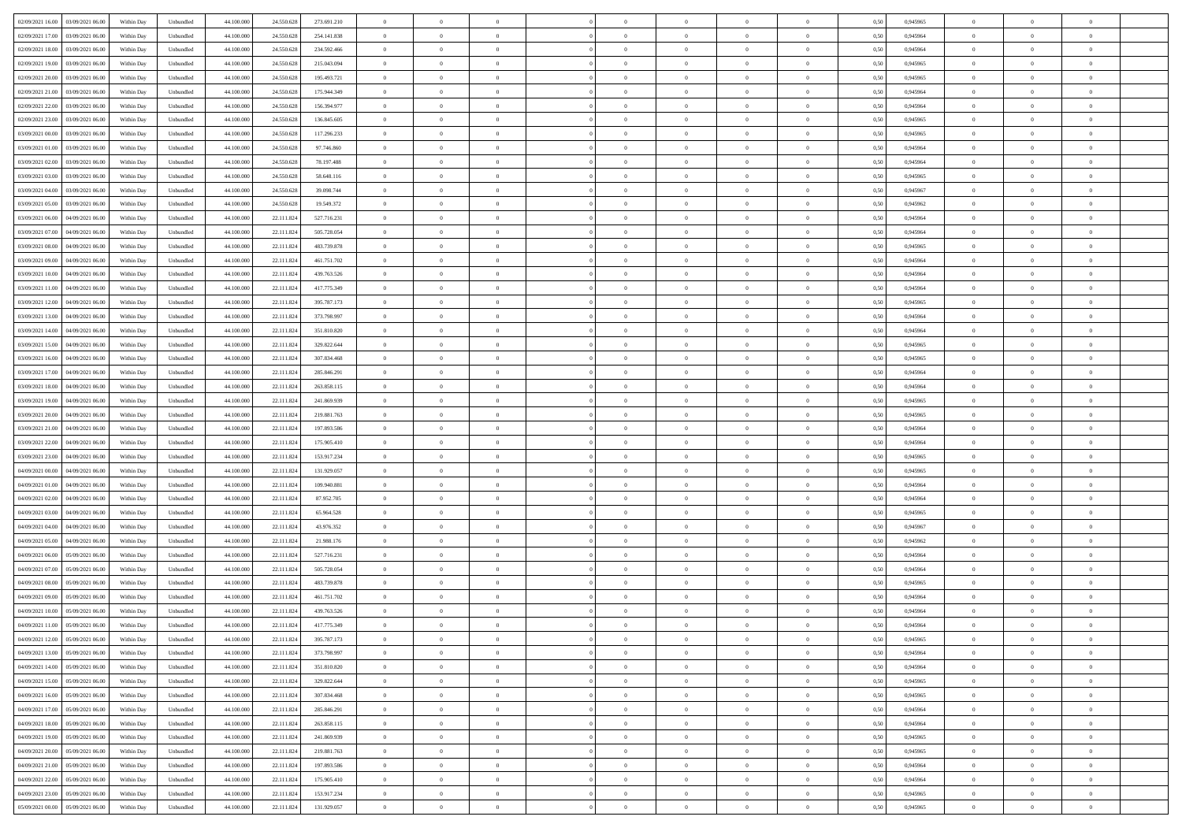| | | | | | | | | | | | | | | | | | | | | | |
|---|---|---|---|---|---|---|---|---|---|---|---|---|---|---|---|---|---|---|---|---|---|
| 02/09/2021 16:00 | 03/09/2021 06:00 | Within Day | Unbundled | 44.100.000 | 24.550.628 | 273.691.210 | 0 | 0 | 0 | | 0 | 0 | 0 | 0 | 0,50 | 0,945965 | 0 | 0 | 0 | |
| 02/09/2021 17:00 | 03/09/2021 06:00 | Within Day | Unbundled | 44.100.000 | 24.550.628 | 254.141.838 | 0 | 0 | 0 | | 0 | 0 | 0 | 0 | 0,50 | 0,945964 | 0 | 0 | 0 | |
| 02/09/2021 18:00 | 03/09/2021 06:00 | Within Day | Unbundled | 44.100.000 | 24.550.628 | 234.592.466 | 0 | 0 | 0 | | 0 | 0 | 0 | 0 | 0,50 | 0,945964 | 0 | 0 | 0 | |
| 02/09/2021 19:00 | 03/09/2021 06:00 | Within Day | Unbundled | 44.100.000 | 24.550.628 | 215.043.094 | 0 | 0 | 0 | | 0 | 0 | 0 | 0 | 0,50 | 0,945965 | 0 | 0 | 0 | |
| 02/09/2021 20:00 | 03/09/2021 06:00 | Within Day | Unbundled | 44.100.000 | 24.550.628 | 195.493.721 | 0 | 0 | 0 | | 0 | 0 | 0 | 0 | 0,50 | 0,945965 | 0 | 0 | 0 | |
| 02/09/2021 21:00 | 03/09/2021 06:00 | Within Day | Unbundled | 44.100.000 | 24.550.628 | 175.944.349 | 0 | 0 | 0 | | 0 | 0 | 0 | 0 | 0,50 | 0,945964 | 0 | 0 | 0 | |
| 02/09/2021 22:00 | 03/09/2021 06:00 | Within Day | Unbundled | 44.100.000 | 24.550.628 | 156.394.977 | 0 | 0 | 0 | | 0 | 0 | 0 | 0 | 0,50 | 0,945964 | 0 | 0 | 0 | |
| 02/09/2021 23:00 | 03/09/2021 06:00 | Within Day | Unbundled | 44.100.000 | 24.550.628 | 136.845.605 | 0 | 0 | 0 | | 0 | 0 | 0 | 0 | 0,50 | 0,945965 | 0 | 0 | 0 | |
| 03/09/2021 00:00 | 03/09/2021 06:00 | Within Day | Unbundled | 44.100.000 | 24.550.628 | 117.296.233 | 0 | 0 | 0 | | 0 | 0 | 0 | 0 | 0,50 | 0,945965 | 0 | 0 | 0 | |
| 03/09/2021 01:00 | 03/09/2021 06:00 | Within Day | Unbundled | 44.100.000 | 24.550.628 | 97.746.860 | 0 | 0 | 0 | | 0 | 0 | 0 | 0 | 0,50 | 0,945964 | 0 | 0 | 0 | |
| 03/09/2021 02:00 | 03/09/2021 06:00 | Within Day | Unbundled | 44.100.000 | 24.550.628 | 78.197.488 | 0 | 0 | 0 | | 0 | 0 | 0 | 0 | 0,50 | 0,945964 | 0 | 0 | 0 | |
| 03/09/2021 03:00 | 03/09/2021 06:00 | Within Day | Unbundled | 44.100.000 | 24.550.628 | 58.648.116 | 0 | 0 | 0 | | 0 | 0 | 0 | 0 | 0,50 | 0,945965 | 0 | 0 | 0 | |
| 03/09/2021 04:00 | 03/09/2021 06:00 | Within Day | Unbundled | 44.100.000 | 24.550.628 | 39.098.744 | 0 | 0 | 0 | | 0 | 0 | 0 | 0 | 0,50 | 0,945967 | 0 | 0 | 0 | |
| 03/09/2021 05:00 | 03/09/2021 06:00 | Within Day | Unbundled | 44.100.000 | 24.550.628 | 19.549.372 | 0 | 0 | 0 | | 0 | 0 | 0 | 0 | 0,50 | 0,945962 | 0 | 0 | 0 | |
| 03/09/2021 06:00 | 04/09/2021 06:00 | Within Day | Unbundled | 44.100.000 | 22.111.824 | 527.716.231 | 0 | 0 | 0 | | 0 | 0 | 0 | 0 | 0,50 | 0,945964 | 0 | 0 | 0 | |
| 03/09/2021 07:00 | 04/09/2021 06:00 | Within Day | Unbundled | 44.100.000 | 22.111.824 | 505.728.054 | 0 | 0 | 0 | | 0 | 0 | 0 | 0 | 0,50 | 0,945964 | 0 | 0 | 0 | |
| 03/09/2021 08:00 | 04/09/2021 06:00 | Within Day | Unbundled | 44.100.000 | 22.111.824 | 483.739.878 | 0 | 0 | 0 | | 0 | 0 | 0 | 0 | 0,50 | 0,945965 | 0 | 0 | 0 | |
| 03/09/2021 09:00 | 04/09/2021 06:00 | Within Day | Unbundled | 44.100.000 | 22.111.824 | 461.751.702 | 0 | 0 | 0 | | 0 | 0 | 0 | 0 | 0,50 | 0,945964 | 0 | 0 | 0 | |
| 03/09/2021 10:00 | 04/09/2021 06:00 | Within Day | Unbundled | 44.100.000 | 22.111.824 | 439.763.526 | 0 | 0 | 0 | | 0 | 0 | 0 | 0 | 0,50 | 0,945964 | 0 | 0 | 0 | |
| 03/09/2021 11:00 | 04/09/2021 06:00 | Within Day | Unbundled | 44.100.000 | 22.111.824 | 417.775.349 | 0 | 0 | 0 | | 0 | 0 | 0 | 0 | 0,50 | 0,945964 | 0 | 0 | 0 | |
| 03/09/2021 12:00 | 04/09/2021 06:00 | Within Day | Unbundled | 44.100.000 | 22.111.824 | 395.787.173 | 0 | 0 | 0 | | 0 | 0 | 0 | 0 | 0,50 | 0,945965 | 0 | 0 | 0 | |
| 03/09/2021 13:00 | 04/09/2021 06:00 | Within Day | Unbundled | 44.100.000 | 22.111.824 | 373.798.997 | 0 | 0 | 0 | | 0 | 0 | 0 | 0 | 0,50 | 0,945964 | 0 | 0 | 0 | |
| 03/09/2021 14:00 | 04/09/2021 06:00 | Within Day | Unbundled | 44.100.000 | 22.111.824 | 351.810.820 | 0 | 0 | 0 | | 0 | 0 | 0 | 0 | 0,50 | 0,945964 | 0 | 0 | 0 | |
| 03/09/2021 15:00 | 04/09/2021 06:00 | Within Day | Unbundled | 44.100.000 | 22.111.824 | 329.822.644 | 0 | 0 | 0 | | 0 | 0 | 0 | 0 | 0,50 | 0,945965 | 0 | 0 | 0 | |
| 03/09/2021 16:00 | 04/09/2021 06:00 | Within Day | Unbundled | 44.100.000 | 22.111.824 | 307.834.468 | 0 | 0 | 0 | | 0 | 0 | 0 | 0 | 0,50 | 0,945965 | 0 | 0 | 0 | |
| 03/09/2021 17:00 | 04/09/2021 06:00 | Within Day | Unbundled | 44.100.000 | 22.111.824 | 285.846.291 | 0 | 0 | 0 | | 0 | 0 | 0 | 0 | 0,50 | 0,945964 | 0 | 0 | 0 | |
| 03/09/2021 18:00 | 04/09/2021 06:00 | Within Day | Unbundled | 44.100.000 | 22.111.824 | 263.858.115 | 0 | 0 | 0 | | 0 | 0 | 0 | 0 | 0,50 | 0,945964 | 0 | 0 | 0 | |
| 03/09/2021 19:00 | 04/09/2021 06:00 | Within Day | Unbundled | 44.100.000 | 22.111.824 | 241.869.939 | 0 | 0 | 0 | | 0 | 0 | 0 | 0 | 0,50 | 0,945965 | 0 | 0 | 0 | |
| 03/09/2021 20:00 | 04/09/2021 06:00 | Within Day | Unbundled | 44.100.000 | 22.111.824 | 219.881.763 | 0 | 0 | 0 | | 0 | 0 | 0 | 0 | 0,50 | 0,945965 | 0 | 0 | 0 | |
| 03/09/2021 21:00 | 04/09/2021 06:00 | Within Day | Unbundled | 44.100.000 | 22.111.824 | 197.893.586 | 0 | 0 | 0 | | 0 | 0 | 0 | 0 | 0,50 | 0,945964 | 0 | 0 | 0 | |
| 03/09/2021 22:00 | 04/09/2021 06:00 | Within Day | Unbundled | 44.100.000 | 22.111.824 | 175.905.410 | 0 | 0 | 0 | | 0 | 0 | 0 | 0 | 0,50 | 0,945964 | 0 | 0 | 0 | |
| 03/09/2021 23:00 | 04/09/2021 06:00 | Within Day | Unbundled | 44.100.000 | 22.111.824 | 153.917.234 | 0 | 0 | 0 | | 0 | 0 | 0 | 0 | 0,50 | 0,945965 | 0 | 0 | 0 | |
| 04/09/2021 00:00 | 04/09/2021 06:00 | Within Day | Unbundled | 44.100.000 | 22.111.824 | 131.929.057 | 0 | 0 | 0 | | 0 | 0 | 0 | 0 | 0,50 | 0,945965 | 0 | 0 | 0 | |
| 04/09/2021 01:00 | 04/09/2021 06:00 | Within Day | Unbundled | 44.100.000 | 22.111.824 | 109.940.881 | 0 | 0 | 0 | | 0 | 0 | 0 | 0 | 0,50 | 0,945964 | 0 | 0 | 0 | |
| 04/09/2021 02:00 | 04/09/2021 06:00 | Within Day | Unbundled | 44.100.000 | 22.111.824 | 87.952.705 | 0 | 0 | 0 | | 0 | 0 | 0 | 0 | 0,50 | 0,945964 | 0 | 0 | 0 | |
| 04/09/2021 03:00 | 04/09/2021 06:00 | Within Day | Unbundled | 44.100.000 | 22.111.824 | 65.964.528 | 0 | 0 | 0 | | 0 | 0 | 0 | 0 | 0,50 | 0,945965 | 0 | 0 | 0 | |
| 04/09/2021 04:00 | 04/09/2021 06:00 | Within Day | Unbundled | 44.100.000 | 22.111.824 | 43.976.352 | 0 | 0 | 0 | | 0 | 0 | 0 | 0 | 0,50 | 0,945967 | 0 | 0 | 0 | |
| 04/09/2021 05:00 | 04/09/2021 06:00 | Within Day | Unbundled | 44.100.000 | 22.111.824 | 21.988.176 | 0 | 0 | 0 | | 0 | 0 | 0 | 0 | 0,50 | 0,945962 | 0 | 0 | 0 | |
| 04/09/2021 06:00 | 05/09/2021 06:00 | Within Day | Unbundled | 44.100.000 | 22.111.824 | 527.716.231 | 0 | 0 | 0 | | 0 | 0 | 0 | 0 | 0,50 | 0,945964 | 0 | 0 | 0 | |
| 04/09/2021 07:00 | 05/09/2021 06:00 | Within Day | Unbundled | 44.100.000 | 22.111.824 | 505.728.054 | 0 | 0 | 0 | | 0 | 0 | 0 | 0 | 0,50 | 0,945964 | 0 | 0 | 0 | |
| 04/09/2021 08:00 | 05/09/2021 06:00 | Within Day | Unbundled | 44.100.000 | 22.111.824 | 483.739.878 | 0 | 0 | 0 | | 0 | 0 | 0 | 0 | 0,50 | 0,945965 | 0 | 0 | 0 | |
| 04/09/2021 09:00 | 05/09/2021 06:00 | Within Day | Unbundled | 44.100.000 | 22.111.824 | 461.751.702 | 0 | 0 | 0 | | 0 | 0 | 0 | 0 | 0,50 | 0,945964 | 0 | 0 | 0 | |
| 04/09/2021 10:00 | 05/09/2021 06:00 | Within Day | Unbundled | 44.100.000 | 22.111.824 | 439.763.526 | 0 | 0 | 0 | | 0 | 0 | 0 | 0 | 0,50 | 0,945964 | 0 | 0 | 0 | |
| 04/09/2021 11:00 | 05/09/2021 06:00 | Within Day | Unbundled | 44.100.000 | 22.111.824 | 417.775.349 | 0 | 0 | 0 | | 0 | 0 | 0 | 0 | 0,50 | 0,945964 | 0 | 0 | 0 | |
| 04/09/2021 12:00 | 05/09/2021 06:00 | Within Day | Unbundled | 44.100.000 | 22.111.824 | 395.787.173 | 0 | 0 | 0 | | 0 | 0 | 0 | 0 | 0,50 | 0,945965 | 0 | 0 | 0 | |
| 04/09/2021 13:00 | 05/09/2021 06:00 | Within Day | Unbundled | 44.100.000 | 22.111.824 | 373.798.997 | 0 | 0 | 0 | | 0 | 0 | 0 | 0 | 0,50 | 0,945964 | 0 | 0 | 0 | |
| 04/09/2021 14:00 | 05/09/2021 06:00 | Within Day | Unbundled | 44.100.000 | 22.111.824 | 351.810.820 | 0 | 0 | 0 | | 0 | 0 | 0 | 0 | 0,50 | 0,945964 | 0 | 0 | 0 | |
| 04/09/2021 15:00 | 05/09/2021 06:00 | Within Day | Unbundled | 44.100.000 | 22.111.824 | 329.822.644 | 0 | 0 | 0 | | 0 | 0 | 0 | 0 | 0,50 | 0,945965 | 0 | 0 | 0 | |
| 04/09/2021 16:00 | 05/09/2021 06:00 | Within Day | Unbundled | 44.100.000 | 22.111.824 | 307.834.468 | 0 | 0 | 0 | | 0 | 0 | 0 | 0 | 0,50 | 0,945965 | 0 | 0 | 0 | |
| 04/09/2021 17:00 | 05/09/2021 06:00 | Within Day | Unbundled | 44.100.000 | 22.111.824 | 285.846.291 | 0 | 0 | 0 | | 0 | 0 | 0 | 0 | 0,50 | 0,945964 | 0 | 0 | 0 | |
| 04/09/2021 18:00 | 05/09/2021 06:00 | Within Day | Unbundled | 44.100.000 | 22.111.824 | 263.858.115 | 0 | 0 | 0 | | 0 | 0 | 0 | 0 | 0,50 | 0,945964 | 0 | 0 | 0 | |
| 04/09/2021 19:00 | 05/09/2021 06:00 | Within Day | Unbundled | 44.100.000 | 22.111.824 | 241.869.939 | 0 | 0 | 0 | | 0 | 0 | 0 | 0 | 0,50 | 0,945965 | 0 | 0 | 0 | |
| 04/09/2021 20:00 | 05/09/2021 06:00 | Within Day | Unbundled | 44.100.000 | 22.111.824 | 219.881.763 | 0 | 0 | 0 | | 0 | 0 | 0 | 0 | 0,50 | 0,945965 | 0 | 0 | 0 | |
| 04/09/2021 21:00 | 05/09/2021 06:00 | Within Day | Unbundled | 44.100.000 | 22.111.824 | 197.893.586 | 0 | 0 | 0 | | 0 | 0 | 0 | 0 | 0,50 | 0,945964 | 0 | 0 | 0 | |
| 04/09/2021 22:00 | 05/09/2021 06:00 | Within Day | Unbundled | 44.100.000 | 22.111.824 | 175.905.410 | 0 | 0 | 0 | | 0 | 0 | 0 | 0 | 0,50 | 0,945964 | 0 | 0 | 0 | |
| 04/09/2021 23:00 | 05/09/2021 06:00 | Within Day | Unbundled | 44.100.000 | 22.111.824 | 153.917.234 | 0 | 0 | 0 | | 0 | 0 | 0 | 0 | 0,50 | 0,945965 | 0 | 0 | 0 | |
| 05/09/2021 00:00 | 05/09/2021 06:00 | Within Day | Unbundled | 44.100.000 | 22.111.824 | 131.929.057 | 0 | 0 | 0 | | 0 | 0 | 0 | 0 | 0,50 | 0,945965 | 0 | 0 | 0 | |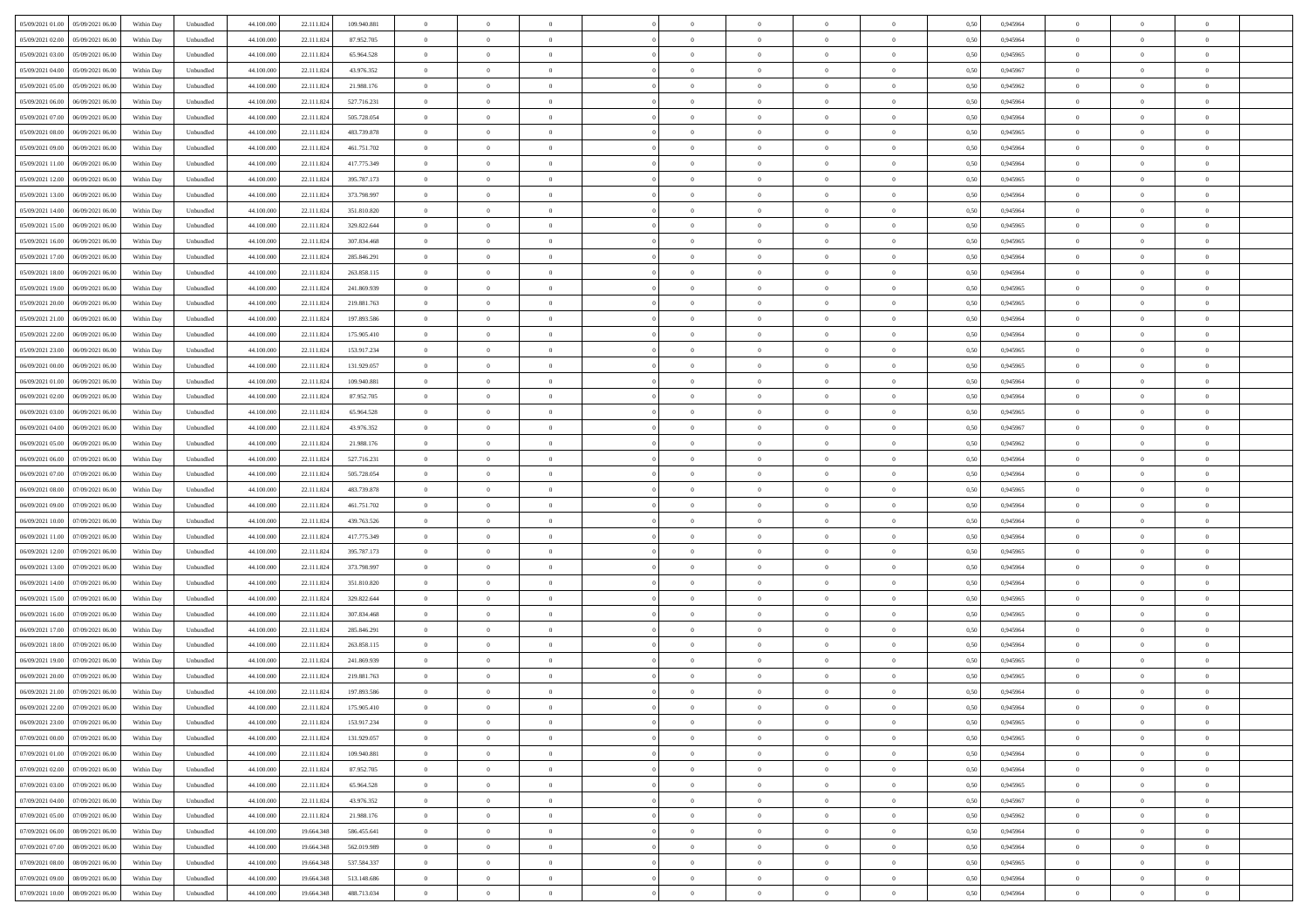| | | | | | | | | | | | | | | | | | | | | |
|---|---|---|---|---|---|---|---|---|---|---|---|---|---|---|---|---|---|---|---|---|
| 05/09/2021 01:00 | 05/09/2021 06:00 | Within Day | Unbundled | 44.100.000 | 22.111.824 | 109.940.881 | 0 | 0 | 0 | | 0 | 0 | 0 | 0 | 0,50 | 0,945964 | 0 | 0 | 0 | |
| 05/09/2021 02:00 | 05/09/2021 06:00 | Within Day | Unbundled | 44.100.000 | 22.111.824 | 87.952.705 | 0 | 0 | 0 | | 0 | 0 | 0 | 0 | 0,50 | 0,945964 | 0 | 0 | 0 | |
| 05/09/2021 03:00 | 05/09/2021 06:00 | Within Day | Unbundled | 44.100.000 | 22.111.824 | 65.964.528 | 0 | 0 | 0 | | 0 | 0 | 0 | 0 | 0,50 | 0,945965 | 0 | 0 | 0 | |
| 05/09/2021 04:00 | 05/09/2021 06:00 | Within Day | Unbundled | 44.100.000 | 22.111.824 | 43.976.352 | 0 | 0 | 0 | | 0 | 0 | 0 | 0 | 0,50 | 0,945967 | 0 | 0 | 0 | |
| 05/09/2021 05:00 | 05/09/2021 06:00 | Within Day | Unbundled | 44.100.000 | 22.111.824 | 21.988.176 | 0 | 0 | 0 | | 0 | 0 | 0 | 0 | 0,50 | 0,945962 | 0 | 0 | 0 | |
| 05/09/2021 06:00 | 06/09/2021 06:00 | Within Day | Unbundled | 44.100.000 | 22.111.824 | 527.716.231 | 0 | 0 | 0 | | 0 | 0 | 0 | 0 | 0,50 | 0,945964 | 0 | 0 | 0 | |
| 05/09/2021 07:00 | 06/09/2021 06:00 | Within Day | Unbundled | 44.100.000 | 22.111.824 | 505.728.054 | 0 | 0 | 0 | | 0 | 0 | 0 | 0 | 0,50 | 0,945964 | 0 | 0 | 0 | |
| 05/09/2021 08:00 | 06/09/2021 06:00 | Within Day | Unbundled | 44.100.000 | 22.111.824 | 483.739.878 | 0 | 0 | 0 | | 0 | 0 | 0 | 0 | 0,50 | 0,945965 | 0 | 0 | 0 | |
| 05/09/2021 09:00 | 06/09/2021 06:00 | Within Day | Unbundled | 44.100.000 | 22.111.824 | 461.751.702 | 0 | 0 | 0 | | 0 | 0 | 0 | 0 | 0,50 | 0,945964 | 0 | 0 | 0 | |
| 05/09/2021 11:00 | 06/09/2021 06:00 | Within Day | Unbundled | 44.100.000 | 22.111.824 | 417.775.349 | 0 | 0 | 0 | | 0 | 0 | 0 | 0 | 0,50 | 0,945964 | 0 | 0 | 0 | |
| 05/09/2021 12:00 | 06/09/2021 06:00 | Within Day | Unbundled | 44.100.000 | 22.111.824 | 395.787.173 | 0 | 0 | 0 | | 0 | 0 | 0 | 0 | 0,50 | 0,945965 | 0 | 0 | 0 | |
| 05/09/2021 13:00 | 06/09/2021 06:00 | Within Day | Unbundled | 44.100.000 | 22.111.824 | 373.798.997 | 0 | 0 | 0 | | 0 | 0 | 0 | 0 | 0,50 | 0,945964 | 0 | 0 | 0 | |
| 05/09/2021 14:00 | 06/09/2021 06:00 | Within Day | Unbundled | 44.100.000 | 22.111.824 | 351.810.820 | 0 | 0 | 0 | | 0 | 0 | 0 | 0 | 0,50 | 0,945964 | 0 | 0 | 0 | |
| 05/09/2021 15:00 | 06/09/2021 06:00 | Within Day | Unbundled | 44.100.000 | 22.111.824 | 329.822.644 | 0 | 0 | 0 | | 0 | 0 | 0 | 0 | 0,50 | 0,945965 | 0 | 0 | 0 | |
| 05/09/2021 16:00 | 06/09/2021 06:00 | Within Day | Unbundled | 44.100.000 | 22.111.824 | 307.834.468 | 0 | 0 | 0 | | 0 | 0 | 0 | 0 | 0,50 | 0,945965 | 0 | 0 | 0 | |
| 05/09/2021 17:00 | 06/09/2021 06:00 | Within Day | Unbundled | 44.100.000 | 22.111.824 | 285.846.291 | 0 | 0 | 0 | | 0 | 0 | 0 | 0 | 0,50 | 0,945964 | 0 | 0 | 0 | |
| 05/09/2021 18:00 | 06/09/2021 06:00 | Within Day | Unbundled | 44.100.000 | 22.111.824 | 263.858.115 | 0 | 0 | 0 | | 0 | 0 | 0 | 0 | 0,50 | 0,945964 | 0 | 0 | 0 | |
| 05/09/2021 19:00 | 06/09/2021 06:00 | Within Day | Unbundled | 44.100.000 | 22.111.824 | 241.869.939 | 0 | 0 | 0 | | 0 | 0 | 0 | 0 | 0,50 | 0,945965 | 0 | 0 | 0 | |
| 05/09/2021 20:00 | 06/09/2021 06:00 | Within Day | Unbundled | 44.100.000 | 22.111.824 | 219.881.763 | 0 | 0 | 0 | | 0 | 0 | 0 | 0 | 0,50 | 0,945965 | 0 | 0 | 0 | |
| 05/09/2021 21:00 | 06/09/2021 06:00 | Within Day | Unbundled | 44.100.000 | 22.111.824 | 197.893.586 | 0 | 0 | 0 | | 0 | 0 | 0 | 0 | 0,50 | 0,945964 | 0 | 0 | 0 | |
| 05/09/2021 22:00 | 06/09/2021 06:00 | Within Day | Unbundled | 44.100.000 | 22.111.824 | 175.905.410 | 0 | 0 | 0 | | 0 | 0 | 0 | 0 | 0,50 | 0,945964 | 0 | 0 | 0 | |
| 05/09/2021 23:00 | 06/09/2021 06:00 | Within Day | Unbundled | 44.100.000 | 22.111.824 | 153.917.234 | 0 | 0 | 0 | | 0 | 0 | 0 | 0 | 0,50 | 0,945965 | 0 | 0 | 0 | |
| 06/09/2021 00:00 | 06/09/2021 06:00 | Within Day | Unbundled | 44.100.000 | 22.111.824 | 131.929.057 | 0 | 0 | 0 | | 0 | 0 | 0 | 0 | 0,50 | 0,945965 | 0 | 0 | 0 | |
| 06/09/2021 01:00 | 06/09/2021 06:00 | Within Day | Unbundled | 44.100.000 | 22.111.824 | 109.940.881 | 0 | 0 | 0 | | 0 | 0 | 0 | 0 | 0,50 | 0,945964 | 0 | 0 | 0 | |
| 06/09/2021 02:00 | 06/09/2021 06:00 | Within Day | Unbundled | 44.100.000 | 22.111.824 | 87.952.705 | 0 | 0 | 0 | | 0 | 0 | 0 | 0 | 0,50 | 0,945964 | 0 | 0 | 0 | |
| 06/09/2021 03:00 | 06/09/2021 06:00 | Within Day | Unbundled | 44.100.000 | 22.111.824 | 65.964.528 | 0 | 0 | 0 | | 0 | 0 | 0 | 0 | 0,50 | 0,945965 | 0 | 0 | 0 | |
| 06/09/2021 04:00 | 06/09/2021 06:00 | Within Day | Unbundled | 44.100.000 | 22.111.824 | 43.976.352 | 0 | 0 | 0 | | 0 | 0 | 0 | 0 | 0,50 | 0,945967 | 0 | 0 | 0 | |
| 06/09/2021 05:00 | 06/09/2021 06:00 | Within Day | Unbundled | 44.100.000 | 22.111.824 | 21.988.176 | 0 | 0 | 0 | | 0 | 0 | 0 | 0 | 0,50 | 0,945962 | 0 | 0 | 0 | |
| 06/09/2021 06:00 | 07/09/2021 06:00 | Within Day | Unbundled | 44.100.000 | 22.111.824 | 527.716.231 | 0 | 0 | 0 | | 0 | 0 | 0 | 0 | 0,50 | 0,945964 | 0 | 0 | 0 | |
| 06/09/2021 07:00 | 07/09/2021 06:00 | Within Day | Unbundled | 44.100.000 | 22.111.824 | 505.728.054 | 0 | 0 | 0 | | 0 | 0 | 0 | 0 | 0,50 | 0,945964 | 0 | 0 | 0 | |
| 06/09/2021 08:00 | 07/09/2021 06:00 | Within Day | Unbundled | 44.100.000 | 22.111.824 | 483.739.878 | 0 | 0 | 0 | | 0 | 0 | 0 | 0 | 0,50 | 0,945965 | 0 | 0 | 0 | |
| 06/09/2021 09:00 | 07/09/2021 06:00 | Within Day | Unbundled | 44.100.000 | 22.111.824 | 461.751.702 | 0 | 0 | 0 | | 0 | 0 | 0 | 0 | 0,50 | 0,945964 | 0 | 0 | 0 | |
| 06/09/2021 10:00 | 07/09/2021 06:00 | Within Day | Unbundled | 44.100.000 | 22.111.824 | 439.763.526 | 0 | 0 | 0 | | 0 | 0 | 0 | 0 | 0,50 | 0,945964 | 0 | 0 | 0 | |
| 06/09/2021 11:00 | 07/09/2021 06:00 | Within Day | Unbundled | 44.100.000 | 22.111.824 | 417.775.349 | 0 | 0 | 0 | | 0 | 0 | 0 | 0 | 0,50 | 0,945964 | 0 | 0 | 0 | |
| 06/09/2021 12:00 | 07/09/2021 06:00 | Within Day | Unbundled | 44.100.000 | 22.111.824 | 395.787.173 | 0 | 0 | 0 | | 0 | 0 | 0 | 0 | 0,50 | 0,945965 | 0 | 0 | 0 | |
| 06/09/2021 13:00 | 07/09/2021 06:00 | Within Day | Unbundled | 44.100.000 | 22.111.824 | 373.798.997 | 0 | 0 | 0 | | 0 | 0 | 0 | 0 | 0,50 | 0,945964 | 0 | 0 | 0 | |
| 06/09/2021 14:00 | 07/09/2021 06:00 | Within Day | Unbundled | 44.100.000 | 22.111.824 | 351.810.820 | 0 | 0 | 0 | | 0 | 0 | 0 | 0 | 0,50 | 0,945964 | 0 | 0 | 0 | |
| 06/09/2021 15:00 | 07/09/2021 06:00 | Within Day | Unbundled | 44.100.000 | 22.111.824 | 329.822.644 | 0 | 0 | 0 | | 0 | 0 | 0 | 0 | 0,50 | 0,945965 | 0 | 0 | 0 | |
| 06/09/2021 16:00 | 07/09/2021 06:00 | Within Day | Unbundled | 44.100.000 | 22.111.824 | 307.834.468 | 0 | 0 | 0 | | 0 | 0 | 0 | 0 | 0,50 | 0,945965 | 0 | 0 | 0 | |
| 06/09/2021 17:00 | 07/09/2021 06:00 | Within Day | Unbundled | 44.100.000 | 22.111.824 | 285.846.291 | 0 | 0 | 0 | | 0 | 0 | 0 | 0 | 0,50 | 0,945964 | 0 | 0 | 0 | |
| 06/09/2021 18:00 | 07/09/2021 06:00 | Within Day | Unbundled | 44.100.000 | 22.111.824 | 263.858.115 | 0 | 0 | 0 | | 0 | 0 | 0 | 0 | 0,50 | 0,945964 | 0 | 0 | 0 | |
| 06/09/2021 19:00 | 07/09/2021 06:00 | Within Day | Unbundled | 44.100.000 | 22.111.824 | 241.869.939 | 0 | 0 | 0 | | 0 | 0 | 0 | 0 | 0,50 | 0,945965 | 0 | 0 | 0 | |
| 06/09/2021 20:00 | 07/09/2021 06:00 | Within Day | Unbundled | 44.100.000 | 22.111.824 | 219.881.763 | 0 | 0 | 0 | | 0 | 0 | 0 | 0 | 0,50 | 0,945965 | 0 | 0 | 0 | |
| 06/09/2021 21:00 | 07/09/2021 06:00 | Within Day | Unbundled | 44.100.000 | 22.111.824 | 197.893.586 | 0 | 0 | 0 | | 0 | 0 | 0 | 0 | 0,50 | 0,945964 | 0 | 0 | 0 | |
| 06/09/2021 22:00 | 07/09/2021 06:00 | Within Day | Unbundled | 44.100.000 | 22.111.824 | 175.905.410 | 0 | 0 | 0 | | 0 | 0 | 0 | 0 | 0,50 | 0,945964 | 0 | 0 | 0 | |
| 06/09/2021 23:00 | 07/09/2021 06:00 | Within Day | Unbundled | 44.100.000 | 22.111.824 | 153.917.234 | 0 | 0 | 0 | | 0 | 0 | 0 | 0 | 0,50 | 0,945965 | 0 | 0 | 0 | |
| 07/09/2021 00:00 | 07/09/2021 06:00 | Within Day | Unbundled | 44.100.000 | 22.111.824 | 131.929.057 | 0 | 0 | 0 | | 0 | 0 | 0 | 0 | 0,50 | 0,945965 | 0 | 0 | 0 | |
| 07/09/2021 01:00 | 07/09/2021 06:00 | Within Day | Unbundled | 44.100.000 | 22.111.824 | 109.940.881 | 0 | 0 | 0 | | 0 | 0 | 0 | 0 | 0,50 | 0,945964 | 0 | 0 | 0 | |
| 07/09/2021 02:00 | 07/09/2021 06:00 | Within Day | Unbundled | 44.100.000 | 22.111.824 | 87.952.705 | 0 | 0 | 0 | | 0 | 0 | 0 | 0 | 0,50 | 0,945964 | 0 | 0 | 0 | |
| 07/09/2021 03:00 | 07/09/2021 06:00 | Within Day | Unbundled | 44.100.000 | 22.111.824 | 65.964.528 | 0 | 0 | 0 | | 0 | 0 | 0 | 0 | 0,50 | 0,945965 | 0 | 0 | 0 | |
| 07/09/2021 04:00 | 07/09/2021 06:00 | Within Day | Unbundled | 44.100.000 | 22.111.824 | 43.976.352 | 0 | 0 | 0 | | 0 | 0 | 0 | 0 | 0,50 | 0,945967 | 0 | 0 | 0 | |
| 07/09/2021 05:00 | 07/09/2021 06:00 | Within Day | Unbundled | 44.100.000 | 22.111.824 | 21.988.176 | 0 | 0 | 0 | | 0 | 0 | 0 | 0 | 0,50 | 0,945962 | 0 | 0 | 0 | |
| 07/09/2021 06:00 | 08/09/2021 06:00 | Within Day | Unbundled | 44.100.000 | 19.664.348 | 586.455.641 | 0 | 0 | 0 | | 0 | 0 | 0 | 0 | 0,50 | 0,945964 | 0 | 0 | 0 | |
| 07/09/2021 07:00 | 08/09/2021 06:00 | Within Day | Unbundled | 44.100.000 | 19.664.348 | 562.019.989 | 0 | 0 | 0 | | 0 | 0 | 0 | 0 | 0,50 | 0,945964 | 0 | 0 | 0 | |
| 07/09/2021 08:00 | 08/09/2021 06:00 | Within Day | Unbundled | 44.100.000 | 19.664.348 | 537.584.337 | 0 | 0 | 0 | | 0 | 0 | 0 | 0 | 0,50 | 0,945965 | 0 | 0 | 0 | |
| 07/09/2021 09:00 | 08/09/2021 06:00 | Within Day | Unbundled | 44.100.000 | 19.664.348 | 513.148.686 | 0 | 0 | 0 | | 0 | 0 | 0 | 0 | 0,50 | 0,945964 | 0 | 0 | 0 | |
| 07/09/2021 10:00 | 08/09/2021 06:00 | Within Day | Unbundled | 44.100.000 | 19.664.348 | 488.713.034 | 0 | 0 | 0 | | 0 | 0 | 0 | 0 | 0,50 | 0,945964 | 0 | 0 | 0 | |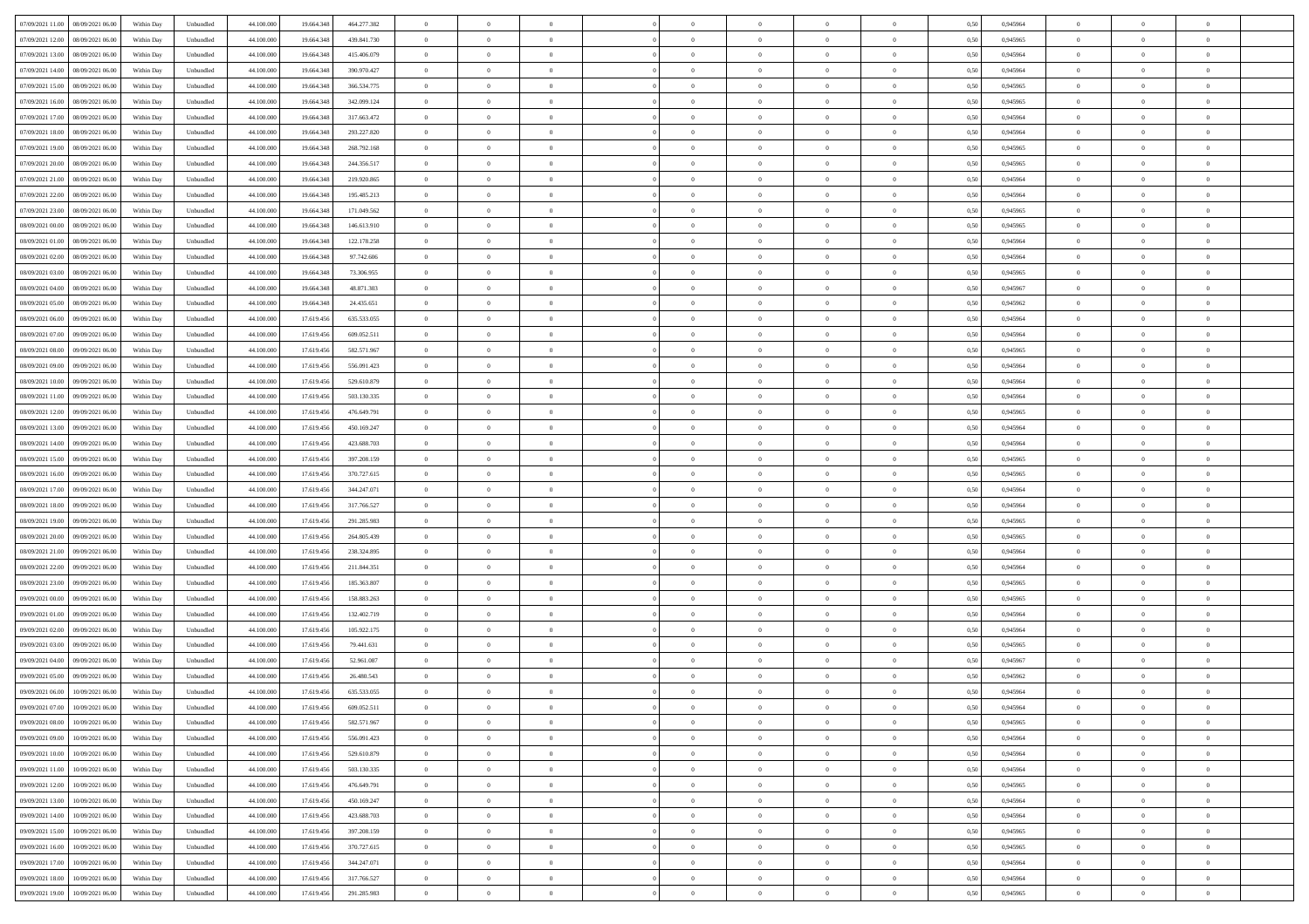| | | | | | | | | | | | | | | | | | | | | | |
|---|---|---|---|---|---|---|---|---|---|---|---|---|---|---|---|---|---|---|---|---|---|
| 07/09/2021 11:00 | 08/09/2021 06:00 | Within Day | Unbundled | 44.100.000 | 19.664.348 | 464.277.382 | 0 | 0 | 0 | | 0 | 0 | 0 | 0 | 0 | 0,50 | 0,945964 | 0 | 0 | 0 | |
| 07/09/2021 12:00 | 08/09/2021 06:00 | Within Day | Unbundled | 44.100.000 | 19.664.348 | 439.841.730 | 0 | 0 | 0 | | 0 | 0 | 0 | 0 | 0 | 0,50 | 0,945965 | 0 | 0 | 0 | |
| 07/09/2021 13:00 | 08/09/2021 06:00 | Within Day | Unbundled | 44.100.000 | 19.664.348 | 415.406.079 | 0 | 0 | 0 | | 0 | 0 | 0 | 0 | 0 | 0,50 | 0,945964 | 0 | 0 | 0 | |
| 07/09/2021 14:00 | 08/09/2021 06:00 | Within Day | Unbundled | 44.100.000 | 19.664.348 | 390.970.427 | 0 | 0 | 0 | | 0 | 0 | 0 | 0 | 0 | 0,50 | 0,945964 | 0 | 0 | 0 | |
| 07/09/2021 15:00 | 08/09/2021 06:00 | Within Day | Unbundled | 44.100.000 | 19.664.348 | 366.534.775 | 0 | 0 | 0 | | 0 | 0 | 0 | 0 | 0 | 0,50 | 0,945965 | 0 | 0 | 0 | |
| 07/09/2021 16:00 | 08/09/2021 06:00 | Within Day | Unbundled | 44.100.000 | 19.664.348 | 342.099.124 | 0 | 0 | 0 | | 0 | 0 | 0 | 0 | 0 | 0,50 | 0,945965 | 0 | 0 | 0 | |
| 07/09/2021 17:00 | 08/09/2021 06:00 | Within Day | Unbundled | 44.100.000 | 19.664.348 | 317.663.472 | 0 | 0 | 0 | | 0 | 0 | 0 | 0 | 0 | 0,50 | 0,945964 | 0 | 0 | 0 | |
| 07/09/2021 18:00 | 08/09/2021 06:00 | Within Day | Unbundled | 44.100.000 | 19.664.348 | 293.227.820 | 0 | 0 | 0 | | 0 | 0 | 0 | 0 | 0 | 0,50 | 0,945964 | 0 | 0 | 0 | |
| 07/09/2021 19:00 | 08/09/2021 06:00 | Within Day | Unbundled | 44.100.000 | 19.664.348 | 268.792.168 | 0 | 0 | 0 | | 0 | 0 | 0 | 0 | 0 | 0,50 | 0,945965 | 0 | 0 | 0 | |
| 07/09/2021 20:00 | 08/09/2021 06:00 | Within Day | Unbundled | 44.100.000 | 19.664.348 | 244.356.517 | 0 | 0 | 0 | | 0 | 0 | 0 | 0 | 0 | 0,50 | 0,945965 | 0 | 0 | 0 | |
| 07/09/2021 21:00 | 08/09/2021 06:00 | Within Day | Unbundled | 44.100.000 | 19.664.348 | 219.920.865 | 0 | 0 | 0 | | 0 | 0 | 0 | 0 | 0 | 0,50 | 0,945964 | 0 | 0 | 0 | |
| 07/09/2021 22:00 | 08/09/2021 06:00 | Within Day | Unbundled | 44.100.000 | 19.664.348 | 195.485.213 | 0 | 0 | 0 | | 0 | 0 | 0 | 0 | 0 | 0,50 | 0,945964 | 0 | 0 | 0 | |
| 07/09/2021 23:00 | 08/09/2021 06:00 | Within Day | Unbundled | 44.100.000 | 19.664.348 | 171.049.562 | 0 | 0 | 0 | | 0 | 0 | 0 | 0 | 0 | 0,50 | 0,945965 | 0 | 0 | 0 | |
| 08/09/2021 00:00 | 08/09/2021 06:00 | Within Day | Unbundled | 44.100.000 | 19.664.348 | 146.613.910 | 0 | 0 | 0 | | 0 | 0 | 0 | 0 | 0 | 0,50 | 0,945965 | 0 | 0 | 0 | |
| 08/09/2021 01:00 | 08/09/2021 06:00 | Within Day | Unbundled | 44.100.000 | 19.664.348 | 122.178.258 | 0 | 0 | 0 | | 0 | 0 | 0 | 0 | 0 | 0,50 | 0,945964 | 0 | 0 | 0 | |
| 08/09/2021 02:00 | 08/09/2021 06:00 | Within Day | Unbundled | 44.100.000 | 19.664.348 | 97.742.606 | 0 | 0 | 0 | | 0 | 0 | 0 | 0 | 0 | 0,50 | 0,945964 | 0 | 0 | 0 | |
| 08/09/2021 03:00 | 08/09/2021 06:00 | Within Day | Unbundled | 44.100.000 | 19.664.348 | 73.306.955 | 0 | 0 | 0 | | 0 | 0 | 0 | 0 | 0 | 0,50 | 0,945965 | 0 | 0 | 0 | |
| 08/09/2021 04:00 | 08/09/2021 06:00 | Within Day | Unbundled | 44.100.000 | 19.664.348 | 48.871.303 | 0 | 0 | 0 | | 0 | 0 | 0 | 0 | 0 | 0,50 | 0,945967 | 0 | 0 | 0 | |
| 08/09/2021 05:00 | 08/09/2021 06:00 | Within Day | Unbundled | 44.100.000 | 19.664.348 | 24.435.651 | 0 | 0 | 0 | | 0 | 0 | 0 | 0 | 0 | 0,50 | 0,945962 | 0 | 0 | 0 | |
| 08/09/2021 06:00 | 09/09/2021 06:00 | Within Day | Unbundled | 44.100.000 | 17.619.456 | 635.533.055 | 0 | 0 | 0 | | 0 | 0 | 0 | 0 | 0 | 0,50 | 0,945964 | 0 | 0 | 0 | |
| 08/09/2021 07:00 | 09/09/2021 06:00 | Within Day | Unbundled | 44.100.000 | 17.619.456 | 609.052.511 | 0 | 0 | 0 | | 0 | 0 | 0 | 0 | 0 | 0,50 | 0,945964 | 0 | 0 | 0 | |
| 08/09/2021 08:00 | 09/09/2021 06:00 | Within Day | Unbundled | 44.100.000 | 17.619.456 | 582.571.967 | 0 | 0 | 0 | | 0 | 0 | 0 | 0 | 0 | 0,50 | 0,945965 | 0 | 0 | 0 | |
| 08/09/2021 09:00 | 09/09/2021 06:00 | Within Day | Unbundled | 44.100.000 | 17.619.456 | 556.091.423 | 0 | 0 | 0 | | 0 | 0 | 0 | 0 | 0 | 0,50 | 0,945964 | 0 | 0 | 0 | |
| 08/09/2021 10:00 | 09/09/2021 06:00 | Within Day | Unbundled | 44.100.000 | 17.619.456 | 529.610.879 | 0 | 0 | 0 | | 0 | 0 | 0 | 0 | 0 | 0,50 | 0,945964 | 0 | 0 | 0 | |
| 08/09/2021 11:00 | 09/09/2021 06:00 | Within Day | Unbundled | 44.100.000 | 17.619.456 | 503.130.335 | 0 | 0 | 0 | | 0 | 0 | 0 | 0 | 0 | 0,50 | 0,945964 | 0 | 0 | 0 | |
| 08/09/2021 12:00 | 09/09/2021 06:00 | Within Day | Unbundled | 44.100.000 | 17.619.456 | 476.649.791 | 0 | 0 | 0 | | 0 | 0 | 0 | 0 | 0 | 0,50 | 0,945965 | 0 | 0 | 0 | |
| 08/09/2021 13:00 | 09/09/2021 06:00 | Within Day | Unbundled | 44.100.000 | 17.619.456 | 450.169.247 | 0 | 0 | 0 | | 0 | 0 | 0 | 0 | 0 | 0,50 | 0,945964 | 0 | 0 | 0 | |
| 08/09/2021 14:00 | 09/09/2021 06:00 | Within Day | Unbundled | 44.100.000 | 17.619.456 | 423.688.703 | 0 | 0 | 0 | | 0 | 0 | 0 | 0 | 0 | 0,50 | 0,945964 | 0 | 0 | 0 | |
| 08/09/2021 15:00 | 09/09/2021 06:00 | Within Day | Unbundled | 44.100.000 | 17.619.456 | 397.208.159 | 0 | 0 | 0 | | 0 | 0 | 0 | 0 | 0 | 0,50 | 0,945965 | 0 | 0 | 0 | |
| 08/09/2021 16:00 | 09/09/2021 06:00 | Within Day | Unbundled | 44.100.000 | 17.619.456 | 370.727.615 | 0 | 0 | 0 | | 0 | 0 | 0 | 0 | 0 | 0,50 | 0,945965 | 0 | 0 | 0 | |
| 08/09/2021 17:00 | 09/09/2021 06:00 | Within Day | Unbundled | 44.100.000 | 17.619.456 | 344.247.071 | 0 | 0 | 0 | | 0 | 0 | 0 | 0 | 0 | 0,50 | 0,945964 | 0 | 0 | 0 | |
| 08/09/2021 18:00 | 09/09/2021 06:00 | Within Day | Unbundled | 44.100.000 | 17.619.456 | 317.766.527 | 0 | 0 | 0 | | 0 | 0 | 0 | 0 | 0 | 0,50 | 0,945964 | 0 | 0 | 0 | |
| 08/09/2021 19:00 | 09/09/2021 06:00 | Within Day | Unbundled | 44.100.000 | 17.619.456 | 291.285.983 | 0 | 0 | 0 | | 0 | 0 | 0 | 0 | 0 | 0,50 | 0,945965 | 0 | 0 | 0 | |
| 08/09/2021 20:00 | 09/09/2021 06:00 | Within Day | Unbundled | 44.100.000 | 17.619.456 | 264.805.439 | 0 | 0 | 0 | | 0 | 0 | 0 | 0 | 0 | 0,50 | 0,945965 | 0 | 0 | 0 | |
| 08/09/2021 21:00 | 09/09/2021 06:00 | Within Day | Unbundled | 44.100.000 | 17.619.456 | 238.324.895 | 0 | 0 | 0 | | 0 | 0 | 0 | 0 | 0 | 0,50 | 0,945964 | 0 | 0 | 0 | |
| 08/09/2021 22:00 | 09/09/2021 06:00 | Within Day | Unbundled | 44.100.000 | 17.619.456 | 211.844.351 | 0 | 0 | 0 | | 0 | 0 | 0 | 0 | 0 | 0,50 | 0,945964 | 0 | 0 | 0 | |
| 08/09/2021 23:00 | 09/09/2021 06:00 | Within Day | Unbundled | 44.100.000 | 17.619.456 | 185.363.807 | 0 | 0 | 0 | | 0 | 0 | 0 | 0 | 0 | 0,50 | 0,945965 | 0 | 0 | 0 | |
| 09/09/2021 00:00 | 09/09/2021 06:00 | Within Day | Unbundled | 44.100.000 | 17.619.456 | 158.883.263 | 0 | 0 | 0 | | 0 | 0 | 0 | 0 | 0 | 0,50 | 0,945965 | 0 | 0 | 0 | |
| 09/09/2021 01:00 | 09/09/2021 06:00 | Within Day | Unbundled | 44.100.000 | 17.619.456 | 132.402.719 | 0 | 0 | 0 | | 0 | 0 | 0 | 0 | 0 | 0,50 | 0,945964 | 0 | 0 | 0 | |
| 09/09/2021 02:00 | 09/09/2021 06:00 | Within Day | Unbundled | 44.100.000 | 17.619.456 | 105.922.175 | 0 | 0 | 0 | | 0 | 0 | 0 | 0 | 0 | 0,50 | 0,945964 | 0 | 0 | 0 | |
| 09/09/2021 03:00 | 09/09/2021 06:00 | Within Day | Unbundled | 44.100.000 | 17.619.456 | 79.441.631 | 0 | 0 | 0 | | 0 | 0 | 0 | 0 | 0 | 0,50 | 0,945965 | 0 | 0 | 0 | |
| 09/09/2021 04:00 | 09/09/2021 06:00 | Within Day | Unbundled | 44.100.000 | 17.619.456 | 52.961.087 | 0 | 0 | 0 | | 0 | 0 | 0 | 0 | 0 | 0,50 | 0,945967 | 0 | 0 | 0 | |
| 09/09/2021 05:00 | 09/09/2021 06:00 | Within Day | Unbundled | 44.100.000 | 17.619.456 | 26.480.543 | 0 | 0 | 0 | | 0 | 0 | 0 | 0 | 0 | 0,50 | 0,945962 | 0 | 0 | 0 | |
| 09/09/2021 06:00 | 10/09/2021 06:00 | Within Day | Unbundled | 44.100.000 | 17.619.456 | 635.533.055 | 0 | 0 | 0 | | 0 | 0 | 0 | 0 | 0 | 0,50 | 0,945964 | 0 | 0 | 0 | |
| 09/09/2021 07:00 | 10/09/2021 06:00 | Within Day | Unbundled | 44.100.000 | 17.619.456 | 609.052.511 | 0 | 0 | 0 | | 0 | 0 | 0 | 0 | 0 | 0,50 | 0,945964 | 0 | 0 | 0 | |
| 09/09/2021 08:00 | 10/09/2021 06:00 | Within Day | Unbundled | 44.100.000 | 17.619.456 | 582.571.967 | 0 | 0 | 0 | | 0 | 0 | 0 | 0 | 0 | 0,50 | 0,945965 | 0 | 0 | 0 | |
| 09/09/2021 09:00 | 10/09/2021 06:00 | Within Day | Unbundled | 44.100.000 | 17.619.456 | 556.091.423 | 0 | 0 | 0 | | 0 | 0 | 0 | 0 | 0 | 0,50 | 0,945964 | 0 | 0 | 0 | |
| 09/09/2021 10:00 | 10/09/2021 06:00 | Within Day | Unbundled | 44.100.000 | 17.619.456 | 529.610.879 | 0 | 0 | 0 | | 0 | 0 | 0 | 0 | 0 | 0,50 | 0,945964 | 0 | 0 | 0 | |
| 09/09/2021 11:00 | 10/09/2021 06:00 | Within Day | Unbundled | 44.100.000 | 17.619.456 | 503.130.335 | 0 | 0 | 0 | | 0 | 0 | 0 | 0 | 0 | 0,50 | 0,945964 | 0 | 0 | 0 | |
| 09/09/2021 12:00 | 10/09/2021 06:00 | Within Day | Unbundled | 44.100.000 | 17.619.456 | 476.649.791 | 0 | 0 | 0 | | 0 | 0 | 0 | 0 | 0 | 0,50 | 0,945965 | 0 | 0 | 0 | |
| 09/09/2021 13:00 | 10/09/2021 06:00 | Within Day | Unbundled | 44.100.000 | 17.619.456 | 450.169.247 | 0 | 0 | 0 | | 0 | 0 | 0 | 0 | 0 | 0,50 | 0,945964 | 0 | 0 | 0 | |
| 09/09/2021 14:00 | 10/09/2021 06:00 | Within Day | Unbundled | 44.100.000 | 17.619.456 | 423.688.703 | 0 | 0 | 0 | | 0 | 0 | 0 | 0 | 0 | 0,50 | 0,945964 | 0 | 0 | 0 | |
| 09/09/2021 15:00 | 10/09/2021 06:00 | Within Day | Unbundled | 44.100.000 | 17.619.456 | 397.208.159 | 0 | 0 | 0 | | 0 | 0 | 0 | 0 | 0 | 0,50 | 0,945965 | 0 | 0 | 0 | |
| 09/09/2021 16:00 | 10/09/2021 06:00 | Within Day | Unbundled | 44.100.000 | 17.619.456 | 370.727.615 | 0 | 0 | 0 | | 0 | 0 | 0 | 0 | 0 | 0,50 | 0,945965 | 0 | 0 | 0 | |
| 09/09/2021 17:00 | 10/09/2021 06:00 | Within Day | Unbundled | 44.100.000 | 17.619.456 | 344.247.071 | 0 | 0 | 0 | | 0 | 0 | 0 | 0 | 0 | 0,50 | 0,945964 | 0 | 0 | 0 | |
| 09/09/2021 18:00 | 10/09/2021 06:00 | Within Day | Unbundled | 44.100.000 | 17.619.456 | 317.766.527 | 0 | 0 | 0 | | 0 | 0 | 0 | 0 | 0 | 0,50 | 0,945964 | 0 | 0 | 0 | |
| 09/09/2021 19:00 | 10/09/2021 06:00 | Within Day | Unbundled | 44.100.000 | 17.619.456 | 291.285.983 | 0 | 0 | 0 | | 0 | 0 | 0 | 0 | 0 | 0,50 | 0,945965 | 0 | 0 | 0 | |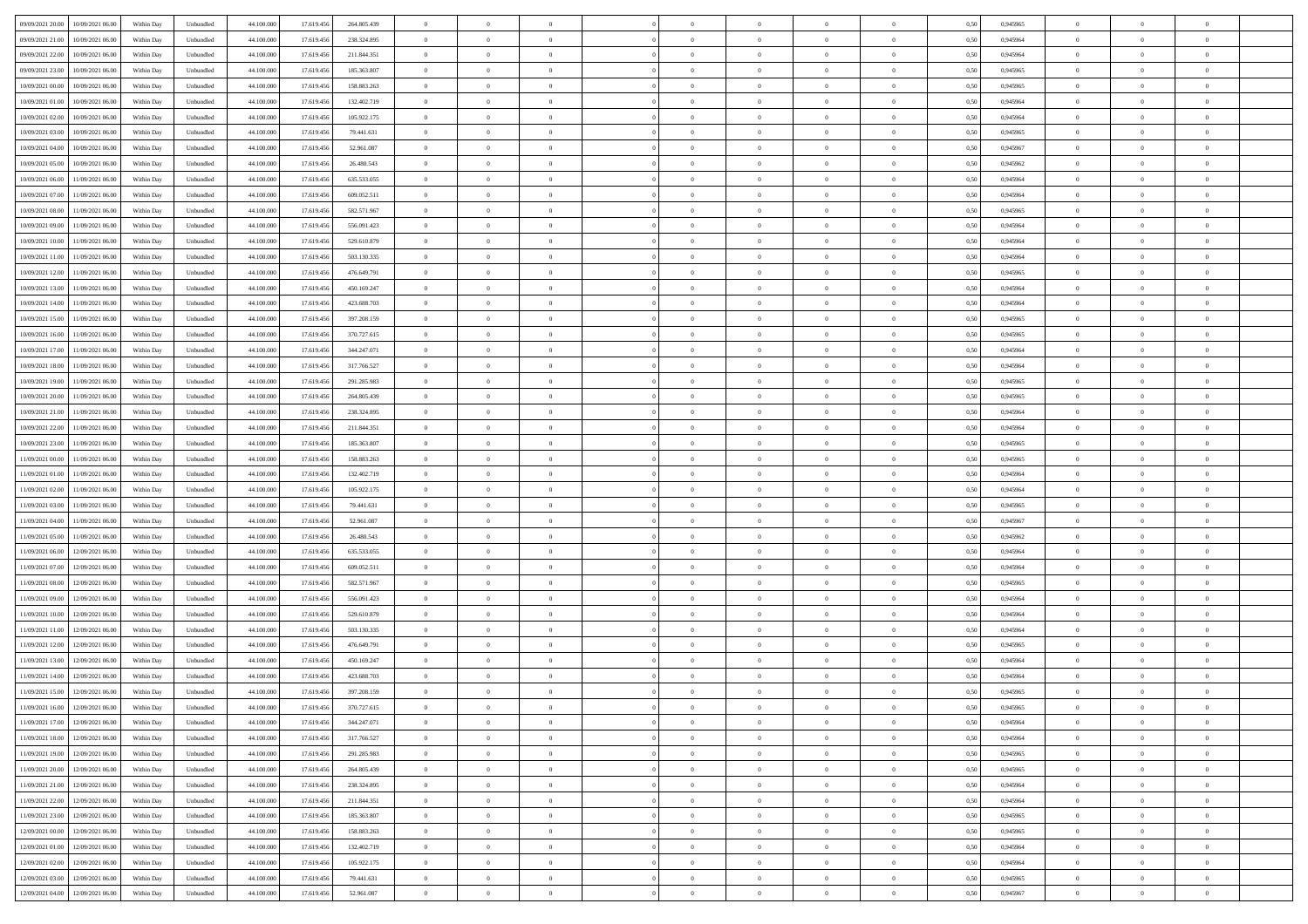| | | | | | | | | | | | | | | | | | | | | | |
|---|---|---|---|---|---|---|---|---|---|---|---|---|---|---|---|---|---|---|---|---|---|
| 09/09/2021 20:00 | 10/09/2021 06:00 | Within Day | Unbundled | 44.100.000 | 17.619.456 | 264.805.439 | 0 | 0 | 0 | | 0 | 0 | 0 | 0 | 0,50 | 0,945965 | 0 | 0 | 0 | |
| 09/09/2021 21:00 | 10/09/2021 06:00 | Within Day | Unbundled | 44.100.000 | 17.619.456 | 238.324.895 | 0 | 0 | 0 | | 0 | 0 | 0 | 0 | 0,50 | 0,945964 | 0 | 0 | 0 | |
| 09/09/2021 22:00 | 10/09/2021 06:00 | Within Day | Unbundled | 44.100.000 | 17.619.456 | 211.844.351 | 0 | 0 | 0 | | 0 | 0 | 0 | 0 | 0,50 | 0,945964 | 0 | 0 | 0 | |
| 09/09/2021 23:00 | 10/09/2021 06:00 | Within Day | Unbundled | 44.100.000 | 17.619.456 | 185.363.807 | 0 | 0 | 0 | | 0 | 0 | 0 | 0 | 0,50 | 0,945965 | 0 | 0 | 0 | |
| 10/09/2021 00:00 | 10/09/2021 06:00 | Within Day | Unbundled | 44.100.000 | 17.619.456 | 158.883.263 | 0 | 0 | 0 | | 0 | 0 | 0 | 0 | 0,50 | 0,945965 | 0 | 0 | 0 | |
| 10/09/2021 01:00 | 10/09/2021 06:00 | Within Day | Unbundled | 44.100.000 | 17.619.456 | 132.402.719 | 0 | 0 | 0 | | 0 | 0 | 0 | 0 | 0,50 | 0,945964 | 0 | 0 | 0 | |
| 10/09/2021 02:00 | 10/09/2021 06:00 | Within Day | Unbundled | 44.100.000 | 17.619.456 | 105.922.175 | 0 | 0 | 0 | | 0 | 0 | 0 | 0 | 0,50 | 0,945964 | 0 | 0 | 0 | |
| 10/09/2021 03:00 | 10/09/2021 06:00 | Within Day | Unbundled | 44.100.000 | 17.619.456 | 79.441.631 | 0 | 0 | 0 | | 0 | 0 | 0 | 0 | 0,50 | 0,945965 | 0 | 0 | 0 | |
| 10/09/2021 04:00 | 10/09/2021 06:00 | Within Day | Unbundled | 44.100.000 | 17.619.456 | 52.961.087 | 0 | 0 | 0 | | 0 | 0 | 0 | 0 | 0,50 | 0,945967 | 0 | 0 | 0 | |
| 10/09/2021 05:00 | 10/09/2021 06:00 | Within Day | Unbundled | 44.100.000 | 17.619.456 | 26.480.543 | 0 | 0 | 0 | | 0 | 0 | 0 | 0 | 0,50 | 0,945962 | 0 | 0 | 0 | |
| 10/09/2021 06:00 | 11/09/2021 06:00 | Within Day | Unbundled | 44.100.000 | 17.619.456 | 635.533.055 | 0 | 0 | 0 | | 0 | 0 | 0 | 0 | 0,50 | 0,945964 | 0 | 0 | 0 | |
| 10/09/2021 07:00 | 11/09/2021 06:00 | Within Day | Unbundled | 44.100.000 | 17.619.456 | 609.052.511 | 0 | 0 | 0 | | 0 | 0 | 0 | 0 | 0,50 | 0,945964 | 0 | 0 | 0 | |
| 10/09/2021 08:00 | 11/09/2021 06:00 | Within Day | Unbundled | 44.100.000 | 17.619.456 | 582.571.967 | 0 | 0 | 0 | | 0 | 0 | 0 | 0 | 0,50 | 0,945965 | 0 | 0 | 0 | |
| 10/09/2021 09:00 | 11/09/2021 06:00 | Within Day | Unbundled | 44.100.000 | 17.619.456 | 556.091.423 | 0 | 0 | 0 | | 0 | 0 | 0 | 0 | 0,50 | 0,945964 | 0 | 0 | 0 | |
| 10/09/2021 10:00 | 11/09/2021 06:00 | Within Day | Unbundled | 44.100.000 | 17.619.456 | 529.610.879 | 0 | 0 | 0 | | 0 | 0 | 0 | 0 | 0,50 | 0,945964 | 0 | 0 | 0 | |
| 10/09/2021 11:00 | 11/09/2021 06:00 | Within Day | Unbundled | 44.100.000 | 17.619.456 | 503.130.335 | 0 | 0 | 0 | | 0 | 0 | 0 | 0 | 0,50 | 0,945964 | 0 | 0 | 0 | |
| 10/09/2021 12:00 | 11/09/2021 06:00 | Within Day | Unbundled | 44.100.000 | 17.619.456 | 476.649.791 | 0 | 0 | 0 | | 0 | 0 | 0 | 0 | 0,50 | 0,945965 | 0 | 0 | 0 | |
| 10/09/2021 13:00 | 11/09/2021 06:00 | Within Day | Unbundled | 44.100.000 | 17.619.456 | 450.169.247 | 0 | 0 | 0 | | 0 | 0 | 0 | 0 | 0,50 | 0,945964 | 0 | 0 | 0 | |
| 10/09/2021 14:00 | 11/09/2021 06:00 | Within Day | Unbundled | 44.100.000 | 17.619.456 | 423.688.703 | 0 | 0 | 0 | | 0 | 0 | 0 | 0 | 0,50 | 0,945964 | 0 | 0 | 0 | |
| 10/09/2021 15:00 | 11/09/2021 06:00 | Within Day | Unbundled | 44.100.000 | 17.619.456 | 397.208.159 | 0 | 0 | 0 | | 0 | 0 | 0 | 0 | 0,50 | 0,945965 | 0 | 0 | 0 | |
| 10/09/2021 16:00 | 11/09/2021 06:00 | Within Day | Unbundled | 44.100.000 | 17.619.456 | 370.727.615 | 0 | 0 | 0 | | 0 | 0 | 0 | 0 | 0,50 | 0,945965 | 0 | 0 | 0 | |
| 10/09/2021 17:00 | 11/09/2021 06:00 | Within Day | Unbundled | 44.100.000 | 17.619.456 | 344.247.071 | 0 | 0 | 0 | | 0 | 0 | 0 | 0 | 0,50 | 0,945964 | 0 | 0 | 0 | |
| 10/09/2021 18:00 | 11/09/2021 06:00 | Within Day | Unbundled | 44.100.000 | 17.619.456 | 317.766.527 | 0 | 0 | 0 | | 0 | 0 | 0 | 0 | 0,50 | 0,945964 | 0 | 0 | 0 | |
| 10/09/2021 19:00 | 11/09/2021 06:00 | Within Day | Unbundled | 44.100.000 | 17.619.456 | 291.285.983 | 0 | 0 | 0 | | 0 | 0 | 0 | 0 | 0,50 | 0,945965 | 0 | 0 | 0 | |
| 10/09/2021 20:00 | 11/09/2021 06:00 | Within Day | Unbundled | 44.100.000 | 17.619.456 | 264.805.439 | 0 | 0 | 0 | | 0 | 0 | 0 | 0 | 0,50 | 0,945965 | 0 | 0 | 0 | |
| 10/09/2021 21:00 | 11/09/2021 06:00 | Within Day | Unbundled | 44.100.000 | 17.619.456 | 238.324.895 | 0 | 0 | 0 | | 0 | 0 | 0 | 0 | 0,50 | 0,945964 | 0 | 0 | 0 | |
| 10/09/2021 22:00 | 11/09/2021 06:00 | Within Day | Unbundled | 44.100.000 | 17.619.456 | 211.844.351 | 0 | 0 | 0 | | 0 | 0 | 0 | 0 | 0,50 | 0,945964 | 0 | 0 | 0 | |
| 10/09/2021 23:00 | 11/09/2021 06:00 | Within Day | Unbundled | 44.100.000 | 17.619.456 | 185.363.807 | 0 | 0 | 0 | | 0 | 0 | 0 | 0 | 0,50 | 0,945965 | 0 | 0 | 0 | |
| 11/09/2021 00:00 | 11/09/2021 06:00 | Within Day | Unbundled | 44.100.000 | 17.619.456 | 158.883.263 | 0 | 0 | 0 | | 0 | 0 | 0 | 0 | 0,50 | 0,945965 | 0 | 0 | 0 | |
| 11/09/2021 01:00 | 11/09/2021 06:00 | Within Day | Unbundled | 44.100.000 | 17.619.456 | 132.402.719 | 0 | 0 | 0 | | 0 | 0 | 0 | 0 | 0,50 | 0,945964 | 0 | 0 | 0 | |
| 11/09/2021 02:00 | 11/09/2021 06:00 | Within Day | Unbundled | 44.100.000 | 17.619.456 | 105.922.175 | 0 | 0 | 0 | | 0 | 0 | 0 | 0 | 0,50 | 0,945964 | 0 | 0 | 0 | |
| 11/09/2021 03:00 | 11/09/2021 06:00 | Within Day | Unbundled | 44.100.000 | 17.619.456 | 79.441.631 | 0 | 0 | 0 | | 0 | 0 | 0 | 0 | 0,50 | 0,945965 | 0 | 0 | 0 | |
| 11/09/2021 04:00 | 11/09/2021 06:00 | Within Day | Unbundled | 44.100.000 | 17.619.456 | 52.961.087 | 0 | 0 | 0 | | 0 | 0 | 0 | 0 | 0,50 | 0,945967 | 0 | 0 | 0 | |
| 11/09/2021 05:00 | 11/09/2021 06:00 | Within Day | Unbundled | 44.100.000 | 17.619.456 | 26.480.543 | 0 | 0 | 0 | | 0 | 0 | 0 | 0 | 0,50 | 0,945962 | 0 | 0 | 0 | |
| 11/09/2021 06:00 | 12/09/2021 06:00 | Within Day | Unbundled | 44.100.000 | 17.619.456 | 635.533.055 | 0 | 0 | 0 | | 0 | 0 | 0 | 0 | 0,50 | 0,945964 | 0 | 0 | 0 | |
| 11/09/2021 07:00 | 12/09/2021 06:00 | Within Day | Unbundled | 44.100.000 | 17.619.456 | 609.052.511 | 0 | 0 | 0 | | 0 | 0 | 0 | 0 | 0,50 | 0,945964 | 0 | 0 | 0 | |
| 11/09/2021 08:00 | 12/09/2021 06:00 | Within Day | Unbundled | 44.100.000 | 17.619.456 | 582.571.967 | 0 | 0 | 0 | | 0 | 0 | 0 | 0 | 0,50 | 0,945965 | 0 | 0 | 0 | |
| 11/09/2021 09:00 | 12/09/2021 06:00 | Within Day | Unbundled | 44.100.000 | 17.619.456 | 556.091.423 | 0 | 0 | 0 | | 0 | 0 | 0 | 0 | 0,50 | 0,945964 | 0 | 0 | 0 | |
| 11/09/2021 10:00 | 12/09/2021 06:00 | Within Day | Unbundled | 44.100.000 | 17.619.456 | 529.610.879 | 0 | 0 | 0 | | 0 | 0 | 0 | 0 | 0,50 | 0,945964 | 0 | 0 | 0 | |
| 11/09/2021 11:00 | 12/09/2021 06:00 | Within Day | Unbundled | 44.100.000 | 17.619.456 | 503.130.335 | 0 | 0 | 0 | | 0 | 0 | 0 | 0 | 0,50 | 0,945964 | 0 | 0 | 0 | |
| 11/09/2021 12:00 | 12/09/2021 06:00 | Within Day | Unbundled | 44.100.000 | 17.619.456 | 476.649.791 | 0 | 0 | 0 | | 0 | 0 | 0 | 0 | 0,50 | 0,945965 | 0 | 0 | 0 | |
| 11/09/2021 13:00 | 12/09/2021 06:00 | Within Day | Unbundled | 44.100.000 | 17.619.456 | 450.169.247 | 0 | 0 | 0 | | 0 | 0 | 0 | 0 | 0,50 | 0,945964 | 0 | 0 | 0 | |
| 11/09/2021 14:00 | 12/09/2021 06:00 | Within Day | Unbundled | 44.100.000 | 17.619.456 | 423.688.703 | 0 | 0 | 0 | | 0 | 0 | 0 | 0 | 0,50 | 0,945964 | 0 | 0 | 0 | |
| 11/09/2021 15:00 | 12/09/2021 06:00 | Within Day | Unbundled | 44.100.000 | 17.619.456 | 397.208.159 | 0 | 0 | 0 | | 0 | 0 | 0 | 0 | 0,50 | 0,945965 | 0 | 0 | 0 | |
| 11/09/2021 16:00 | 12/09/2021 06:00 | Within Day | Unbundled | 44.100.000 | 17.619.456 | 370.727.615 | 0 | 0 | 0 | | 0 | 0 | 0 | 0 | 0,50 | 0,945965 | 0 | 0 | 0 | |
| 11/09/2021 17:00 | 12/09/2021 06:00 | Within Day | Unbundled | 44.100.000 | 17.619.456 | 344.247.071 | 0 | 0 | 0 | | 0 | 0 | 0 | 0 | 0,50 | 0,945964 | 0 | 0 | 0 | |
| 11/09/2021 18:00 | 12/09/2021 06:00 | Within Day | Unbundled | 44.100.000 | 17.619.456 | 317.766.527 | 0 | 0 | 0 | | 0 | 0 | 0 | 0 | 0,50 | 0,945964 | 0 | 0 | 0 | |
| 11/09/2021 19:00 | 12/09/2021 06:00 | Within Day | Unbundled | 44.100.000 | 17.619.456 | 291.285.983 | 0 | 0 | 0 | | 0 | 0 | 0 | 0 | 0,50 | 0,945965 | 0 | 0 | 0 | |
| 11/09/2021 20:00 | 12/09/2021 06:00 | Within Day | Unbundled | 44.100.000 | 17.619.456 | 264.805.439 | 0 | 0 | 0 | | 0 | 0 | 0 | 0 | 0,50 | 0,945965 | 0 | 0 | 0 | |
| 11/09/2021 21:00 | 12/09/2021 06:00 | Within Day | Unbundled | 44.100.000 | 17.619.456 | 238.324.895 | 0 | 0 | 0 | | 0 | 0 | 0 | 0 | 0,50 | 0,945964 | 0 | 0 | 0 | |
| 11/09/2021 22:00 | 12/09/2021 06:00 | Within Day | Unbundled | 44.100.000 | 17.619.456 | 211.844.351 | 0 | 0 | 0 | | 0 | 0 | 0 | 0 | 0,50 | 0,945964 | 0 | 0 | 0 | |
| 11/09/2021 23:00 | 12/09/2021 06:00 | Within Day | Unbundled | 44.100.000 | 17.619.456 | 185.363.807 | 0 | 0 | 0 | | 0 | 0 | 0 | 0 | 0,50 | 0,945965 | 0 | 0 | 0 | |
| 12/09/2021 00:00 | 12/09/2021 06:00 | Within Day | Unbundled | 44.100.000 | 17.619.456 | 158.883.263 | 0 | 0 | 0 | | 0 | 0 | 0 | 0 | 0,50 | 0,945965 | 0 | 0 | 0 | |
| 12/09/2021 01:00 | 12/09/2021 06:00 | Within Day | Unbundled | 44.100.000 | 17.619.456 | 132.402.719 | 0 | 0 | 0 | | 0 | 0 | 0 | 0 | 0,50 | 0,945964 | 0 | 0 | 0 | |
| 12/09/2021 02:00 | 12/09/2021 06:00 | Within Day | Unbundled | 44.100.000 | 17.619.456 | 105.922.175 | 0 | 0 | 0 | | 0 | 0 | 0 | 0 | 0,50 | 0,945964 | 0 | 0 | 0 | |
| 12/09/2021 03:00 | 12/09/2021 06:00 | Within Day | Unbundled | 44.100.000 | 17.619.456 | 79.441.631 | 0 | 0 | 0 | | 0 | 0 | 0 | 0 | 0,50 | 0,945965 | 0 | 0 | 0 | |
| 12/09/2021 04:00 | 12/09/2021 06:00 | Within Day | Unbundled | 44.100.000 | 17.619.456 | 52.961.087 | 0 | 0 | 0 | | 0 | 0 | 0 | 0 | 0,50 | 0,945967 | 0 | 0 | 0 | |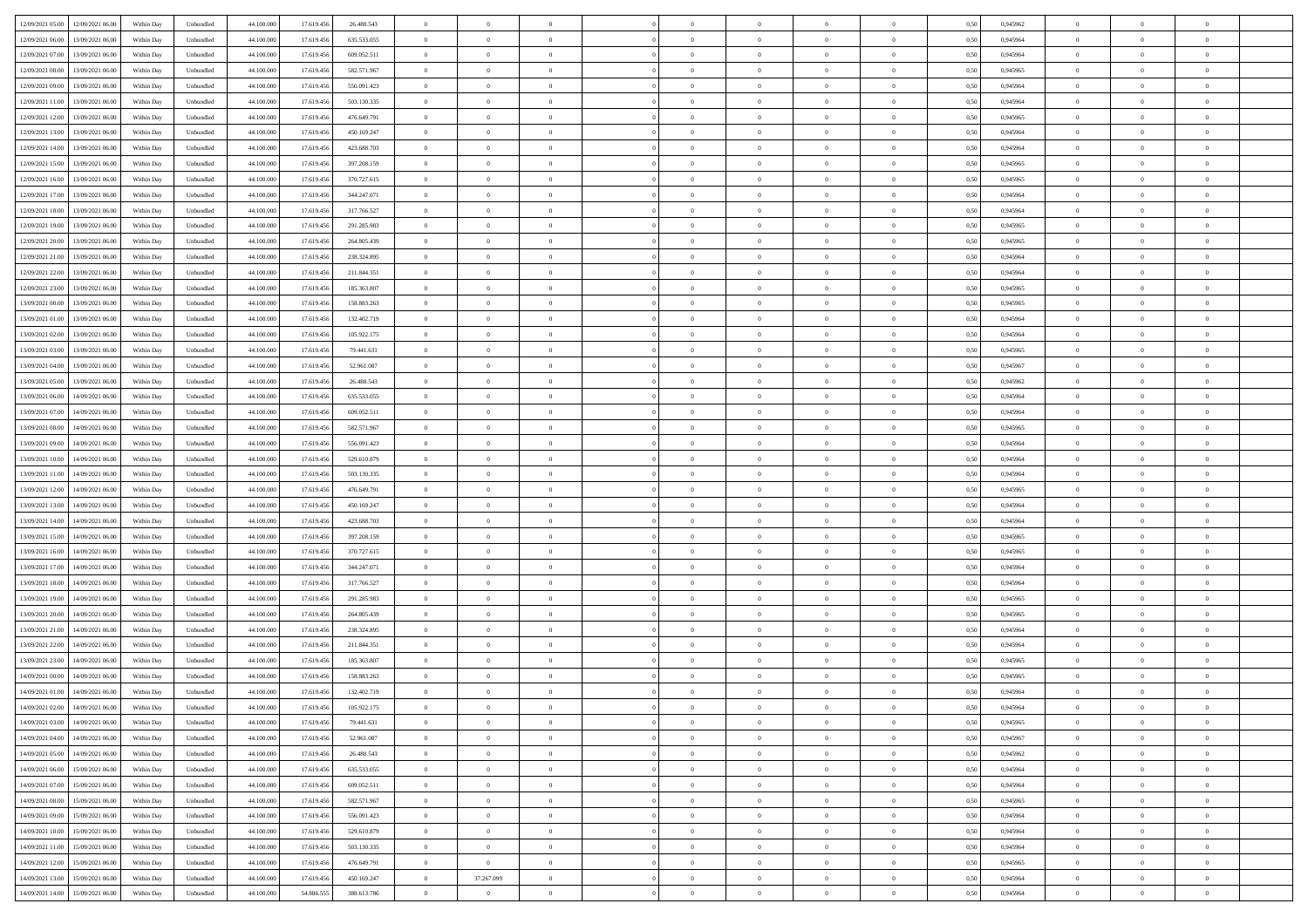| | | | | | | | | | | | | | | | | | | | | |
|---|---|---|---|---|---|---|---|---|---|---|---|---|---|---|---|---|---|---|---|---|
| 12/09/2021 05.00 | 12/09/2021 06.00 | Within Day | Unbundled | 44.100.000 | 17.619.456 | 26.480.543 | 0 | 0 | 0 | | 0 | 0 | 0 | 0 | 0,50 | 0,945962 | 0 | 0 | 0 | |
| 12/09/2021 06.00 | 13/09/2021 06.00 | Within Day | Unbundled | 44.100.000 | 17.619.456 | 635.533.055 | 0 | 0 | 0 | | 0 | 0 | 0 | 0 | 0,50 | 0,945964 | 0 | 0 | 0 | |
| 12/09/2021 07.00 | 13/09/2021 06.00 | Within Day | Unbundled | 44.100.000 | 17.619.456 | 609.052.511 | 0 | 0 | 0 | | 0 | 0 | 0 | 0 | 0,50 | 0,945964 | 0 | 0 | 0 | |
| 12/09/2021 08.00 | 13/09/2021 06.00 | Within Day | Unbundled | 44.100.000 | 17.619.456 | 582.571.967 | 0 | 0 | 0 | | 0 | 0 | 0 | 0 | 0,50 | 0,945965 | 0 | 0 | 0 | |
| 12/09/2021 09.00 | 13/09/2021 06.00 | Within Day | Unbundled | 44.100.000 | 17.619.456 | 556.091.423 | 0 | 0 | 0 | | 0 | 0 | 0 | 0 | 0,50 | 0,945964 | 0 | 0 | 0 | |
| 12/09/2021 11.00 | 13/09/2021 06.00 | Within Day | Unbundled | 44.100.000 | 17.619.456 | 503.130.335 | 0 | 0 | 0 | | 0 | 0 | 0 | 0 | 0,50 | 0,945964 | 0 | 0 | 0 | |
| 12/09/2021 12.00 | 13/09/2021 06.00 | Within Day | Unbundled | 44.100.000 | 17.619.456 | 476.649.791 | 0 | 0 | 0 | | 0 | 0 | 0 | 0 | 0,50 | 0,945965 | 0 | 0 | 0 | |
| 12/09/2021 13.00 | 13/09/2021 06.00 | Within Day | Unbundled | 44.100.000 | 17.619.456 | 450.169.247 | 0 | 0 | 0 | | 0 | 0 | 0 | 0 | 0,50 | 0,945964 | 0 | 0 | 0 | |
| 12/09/2021 14.00 | 13/09/2021 06.00 | Within Day | Unbundled | 44.100.000 | 17.619.456 | 423.688.703 | 0 | 0 | 0 | | 0 | 0 | 0 | 0 | 0,50 | 0,945964 | 0 | 0 | 0 | |
| 12/09/2021 15.00 | 13/09/2021 06.00 | Within Day | Unbundled | 44.100.000 | 17.619.456 | 397.208.159 | 0 | 0 | 0 | | 0 | 0 | 0 | 0 | 0,50 | 0,945965 | 0 | 0 | 0 | |
| 12/09/2021 16.00 | 13/09/2021 06.00 | Within Day | Unbundled | 44.100.000 | 17.619.456 | 370.727.615 | 0 | 0 | 0 | | 0 | 0 | 0 | 0 | 0,50 | 0,945965 | 0 | 0 | 0 | |
| 12/09/2021 17.00 | 13/09/2021 06.00 | Within Day | Unbundled | 44.100.000 | 17.619.456 | 344.247.071 | 0 | 0 | 0 | | 0 | 0 | 0 | 0 | 0,50 | 0,945964 | 0 | 0 | 0 | |
| 12/09/2021 18.00 | 13/09/2021 06.00 | Within Day | Unbundled | 44.100.000 | 17.619.456 | 317.766.527 | 0 | 0 | 0 | | 0 | 0 | 0 | 0 | 0,50 | 0,945964 | 0 | 0 | 0 | |
| 12/09/2021 19.00 | 13/09/2021 06.00 | Within Day | Unbundled | 44.100.000 | 17.619.456 | 291.285.983 | 0 | 0 | 0 | | 0 | 0 | 0 | 0 | 0,50 | 0,945965 | 0 | 0 | 0 | |
| 12/09/2021 20.00 | 13/09/2021 06.00 | Within Day | Unbundled | 44.100.000 | 17.619.456 | 264.805.439 | 0 | 0 | 0 | | 0 | 0 | 0 | 0 | 0,50 | 0,945965 | 0 | 0 | 0 | |
| 12/09/2021 21.00 | 13/09/2021 06.00 | Within Day | Unbundled | 44.100.000 | 17.619.456 | 238.324.895 | 0 | 0 | 0 | | 0 | 0 | 0 | 0 | 0,50 | 0,945964 | 0 | 0 | 0 | |
| 12/09/2021 22.00 | 13/09/2021 06.00 | Within Day | Unbundled | 44.100.000 | 17.619.456 | 211.844.351 | 0 | 0 | 0 | | 0 | 0 | 0 | 0 | 0,50 | 0,945964 | 0 | 0 | 0 | |
| 12/09/2021 23.00 | 13/09/2021 06.00 | Within Day | Unbundled | 44.100.000 | 17.619.456 | 185.363.807 | 0 | 0 | 0 | | 0 | 0 | 0 | 0 | 0,50 | 0,945965 | 0 | 0 | 0 | |
| 13/09/2021 00.00 | 13/09/2021 06.00 | Within Day | Unbundled | 44.100.000 | 17.619.456 | 158.883.263 | 0 | 0 | 0 | | 0 | 0 | 0 | 0 | 0,50 | 0,945965 | 0 | 0 | 0 | |
| 13/09/2021 01.00 | 13/09/2021 06.00 | Within Day | Unbundled | 44.100.000 | 17.619.456 | 132.402.719 | 0 | 0 | 0 | | 0 | 0 | 0 | 0 | 0,50 | 0,945964 | 0 | 0 | 0 | |
| 13/09/2021 02.00 | 13/09/2021 06.00 | Within Day | Unbundled | 44.100.000 | 17.619.456 | 105.922.175 | 0 | 0 | 0 | | 0 | 0 | 0 | 0 | 0,50 | 0,945964 | 0 | 0 | 0 | |
| 13/09/2021 03.00 | 13/09/2021 06.00 | Within Day | Unbundled | 44.100.000 | 17.619.456 | 79.441.631 | 0 | 0 | 0 | | 0 | 0 | 0 | 0 | 0,50 | 0,945965 | 0 | 0 | 0 | |
| 13/09/2021 04.00 | 13/09/2021 06.00 | Within Day | Unbundled | 44.100.000 | 17.619.456 | 52.961.087 | 0 | 0 | 0 | | 0 | 0 | 0 | 0 | 0,50 | 0,945967 | 0 | 0 | 0 | |
| 13/09/2021 05.00 | 13/09/2021 06.00 | Within Day | Unbundled | 44.100.000 | 17.619.456 | 26.480.543 | 0 | 0 | 0 | | 0 | 0 | 0 | 0 | 0,50 | 0,945962 | 0 | 0 | 0 | |
| 13/09/2021 06.00 | 14/09/2021 06.00 | Within Day | Unbundled | 44.100.000 | 17.619.456 | 635.533.055 | 0 | 0 | 0 | | 0 | 0 | 0 | 0 | 0,50 | 0,945964 | 0 | 0 | 0 | |
| 13/09/2021 07.00 | 14/09/2021 06.00 | Within Day | Unbundled | 44.100.000 | 17.619.456 | 609.052.511 | 0 | 0 | 0 | | 0 | 0 | 0 | 0 | 0,50 | 0,945964 | 0 | 0 | 0 | |
| 13/09/2021 08.00 | 14/09/2021 06.00 | Within Day | Unbundled | 44.100.000 | 17.619.456 | 582.571.967 | 0 | 0 | 0 | | 0 | 0 | 0 | 0 | 0,50 | 0,945965 | 0 | 0 | 0 | |
| 13/09/2021 09.00 | 14/09/2021 06.00 | Within Day | Unbundled | 44.100.000 | 17.619.456 | 556.091.423 | 0 | 0 | 0 | | 0 | 0 | 0 | 0 | 0,50 | 0,945964 | 0 | 0 | 0 | |
| 13/09/2021 10.00 | 14/09/2021 06.00 | Within Day | Unbundled | 44.100.000 | 17.619.456 | 529.610.879 | 0 | 0 | 0 | | 0 | 0 | 0 | 0 | 0,50 | 0,945964 | 0 | 0 | 0 | |
| 13/09/2021 11.00 | 14/09/2021 06.00 | Within Day | Unbundled | 44.100.000 | 17.619.456 | 503.130.335 | 0 | 0 | 0 | | 0 | 0 | 0 | 0 | 0,50 | 0,945964 | 0 | 0 | 0 | |
| 13/09/2021 12.00 | 14/09/2021 06.00 | Within Day | Unbundled | 44.100.000 | 17.619.456 | 476.649.791 | 0 | 0 | 0 | | 0 | 0 | 0 | 0 | 0,50 | 0,945965 | 0 | 0 | 0 | |
| 13/09/2021 13.00 | 14/09/2021 06.00 | Within Day | Unbundled | 44.100.000 | 17.619.456 | 450.169.247 | 0 | 0 | 0 | | 0 | 0 | 0 | 0 | 0,50 | 0,945964 | 0 | 0 | 0 | |
| 13/09/2021 14.00 | 14/09/2021 06.00 | Within Day | Unbundled | 44.100.000 | 17.619.456 | 423.688.703 | 0 | 0 | 0 | | 0 | 0 | 0 | 0 | 0,50 | 0,945964 | 0 | 0 | 0 | |
| 13/09/2021 15.00 | 14/09/2021 06.00 | Within Day | Unbundled | 44.100.000 | 17.619.456 | 397.208.159 | 0 | 0 | 0 | | 0 | 0 | 0 | 0 | 0,50 | 0,945965 | 0 | 0 | 0 | |
| 13/09/2021 16.00 | 14/09/2021 06.00 | Within Day | Unbundled | 44.100.000 | 17.619.456 | 370.727.615 | 0 | 0 | 0 | | 0 | 0 | 0 | 0 | 0,50 | 0,945965 | 0 | 0 | 0 | |
| 13/09/2021 17.00 | 14/09/2021 06.00 | Within Day | Unbundled | 44.100.000 | 17.619.456 | 344.247.071 | 0 | 0 | 0 | | 0 | 0 | 0 | 0 | 0,50 | 0,945964 | 0 | 0 | 0 | |
| 13/09/2021 18.00 | 14/09/2021 06.00 | Within Day | Unbundled | 44.100.000 | 17.619.456 | 317.766.527 | 0 | 0 | 0 | | 0 | 0 | 0 | 0 | 0,50 | 0,945964 | 0 | 0 | 0 | |
| 13/09/2021 19.00 | 14/09/2021 06.00 | Within Day | Unbundled | 44.100.000 | 17.619.456 | 291.285.983 | 0 | 0 | 0 | | 0 | 0 | 0 | 0 | 0,50 | 0,945965 | 0 | 0 | 0 | |
| 13/09/2021 20.00 | 14/09/2021 06.00 | Within Day | Unbundled | 44.100.000 | 17.619.456 | 264.805.439 | 0 | 0 | 0 | | 0 | 0 | 0 | 0 | 0,50 | 0,945965 | 0 | 0 | 0 | |
| 13/09/2021 21.00 | 14/09/2021 06.00 | Within Day | Unbundled | 44.100.000 | 17.619.456 | 238.324.895 | 0 | 0 | 0 | | 0 | 0 | 0 | 0 | 0,50 | 0,945964 | 0 | 0 | 0 | |
| 13/09/2021 22.00 | 14/09/2021 06.00 | Within Day | Unbundled | 44.100.000 | 17.619.456 | 211.844.351 | 0 | 0 | 0 | | 0 | 0 | 0 | 0 | 0,50 | 0,945964 | 0 | 0 | 0 | |
| 13/09/2021 23.00 | 14/09/2021 06.00 | Within Day | Unbundled | 44.100.000 | 17.619.456 | 185.363.807 | 0 | 0 | 0 | | 0 | 0 | 0 | 0 | 0,50 | 0,945965 | 0 | 0 | 0 | |
| 14/09/2021 00.00 | 14/09/2021 06.00 | Within Day | Unbundled | 44.100.000 | 17.619.456 | 158.883.263 | 0 | 0 | 0 | | 0 | 0 | 0 | 0 | 0,50 | 0,945965 | 0 | 0 | 0 | |
| 14/09/2021 01.00 | 14/09/2021 06.00 | Within Day | Unbundled | 44.100.000 | 17.619.456 | 132.402.719 | 0 | 0 | 0 | | 0 | 0 | 0 | 0 | 0,50 | 0,945964 | 0 | 0 | 0 | |
| 14/09/2021 02.00 | 14/09/2021 06.00 | Within Day | Unbundled | 44.100.000 | 17.619.456 | 105.922.175 | 0 | 0 | 0 | | 0 | 0 | 0 | 0 | 0,50 | 0,945964 | 0 | 0 | 0 | |
| 14/09/2021 03.00 | 14/09/2021 06.00 | Within Day | Unbundled | 44.100.000 | 17.619.456 | 79.441.631 | 0 | 0 | 0 | | 0 | 0 | 0 | 0 | 0,50 | 0,945965 | 0 | 0 | 0 | |
| 14/09/2021 04.00 | 14/09/2021 06.00 | Within Day | Unbundled | 44.100.000 | 17.619.456 | 52.961.087 | 0 | 0 | 0 | | 0 | 0 | 0 | 0 | 0,50 | 0,945967 | 0 | 0 | 0 | |
| 14/09/2021 05.00 | 14/09/2021 06.00 | Within Day | Unbundled | 44.100.000 | 17.619.456 | 26.480.543 | 0 | 0 | 0 | | 0 | 0 | 0 | 0 | 0,50 | 0,945962 | 0 | 0 | 0 | |
| 14/09/2021 06.00 | 15/09/2021 06.00 | Within Day | Unbundled | 44.100.000 | 17.619.456 | 635.533.055 | 0 | 0 | 0 | | 0 | 0 | 0 | 0 | 0,50 | 0,945964 | 0 | 0 | 0 | |
| 14/09/2021 07.00 | 15/09/2021 06.00 | Within Day | Unbundled | 44.100.000 | 17.619.456 | 609.052.511 | 0 | 0 | 0 | | 0 | 0 | 0 | 0 | 0,50 | 0,945964 | 0 | 0 | 0 | |
| 14/09/2021 08.00 | 15/09/2021 06.00 | Within Day | Unbundled | 44.100.000 | 17.619.456 | 582.571.967 | 0 | 0 | 0 | | 0 | 0 | 0 | 0 | 0,50 | 0,945965 | 0 | 0 | 0 | |
| 14/09/2021 09.00 | 15/09/2021 06.00 | Within Day | Unbundled | 44.100.000 | 17.619.456 | 556.091.423 | 0 | 0 | 0 | | 0 | 0 | 0 | 0 | 0,50 | 0,945964 | 0 | 0 | 0 | |
| 14/09/2021 10.00 | 15/09/2021 06.00 | Within Day | Unbundled | 44.100.000 | 17.619.456 | 529.610.879 | 0 | 0 | 0 | | 0 | 0 | 0 | 0 | 0,50 | 0,945964 | 0 | 0 | 0 | |
| 14/09/2021 11.00 | 15/09/2021 06.00 | Within Day | Unbundled | 44.100.000 | 17.619.456 | 503.130.335 | 0 | 0 | 0 | | 0 | 0 | 0 | 0 | 0,50 | 0,945964 | 0 | 0 | 0 | |
| 14/09/2021 12.00 | 15/09/2021 06.00 | Within Day | Unbundled | 44.100.000 | 17.619.456 | 476.649.791 | 0 | 0 | 0 | | 0 | 0 | 0 | 0 | 0,50 | 0,945965 | 0 | 0 | 0 | |
| 14/09/2021 13.00 | 15/09/2021 06.00 | Within Day | Unbundled | 44.100.000 | 17.619.456 | 450.169.247 | 0 | 37.267.099 | 0 | | 0 | 0 | 0 | 0 | 0,50 | 0,945964 | 0 | 0 | 0 | |
| 14/09/2021 14.00 | 15/09/2021 06.00 | Within Day | Unbundled | 44.100.000 | 54.886.555 | 388.613.786 | 0 | 0 | 0 | | 0 | 0 | 0 | 0 | 0,50 | 0,945964 | 0 | 0 | 0 | |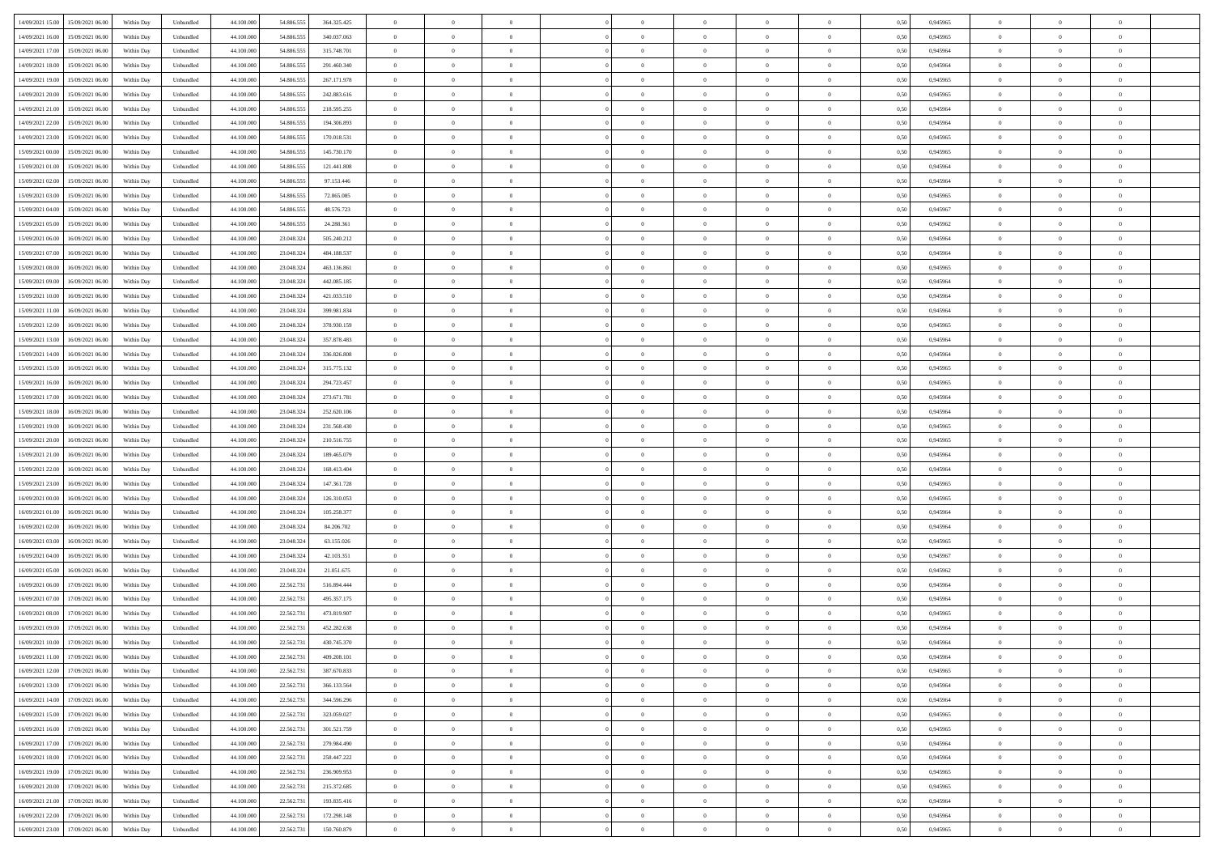| | | | | | | | | | | | | | | | | | | | | |
|---|---|---|---|---|---|---|---|---|---|---|---|---|---|---|---|---|---|---|---|---|
| 14/09/2021 15.00 | 15/09/2021 06.00 | Within Day | Unbundled | 44.100.000 | 54.886.555 | 364.325.425 | 0 | 0 | 0 | | 0 | 0 | 0 | 0 | 0,50 | 0,945965 | 0 | 0 | 0 | |
| 14/09/2021 16.00 | 15/09/2021 06.00 | Within Day | Unbundled | 44.100.000 | 54.886.555 | 340.037.063 | 0 | 0 | 0 | | 0 | 0 | 0 | 0 | 0,50 | 0,945965 | 0 | 0 | 0 | |
| 14/09/2021 17.00 | 15/09/2021 06.00 | Within Day | Unbundled | 44.100.000 | 54.886.555 | 315.748.701 | 0 | 0 | 0 | | 0 | 0 | 0 | 0 | 0,50 | 0,945964 | 0 | 0 | 0 | |
| 14/09/2021 18.00 | 15/09/2021 06.00 | Within Day | Unbundled | 44.100.000 | 54.886.555 | 291.460.340 | 0 | 0 | 0 | | 0 | 0 | 0 | 0 | 0,50 | 0,945964 | 0 | 0 | 0 | |
| 14/09/2021 19.00 | 15/09/2021 06.00 | Within Day | Unbundled | 44.100.000 | 54.886.555 | 267.171.978 | 0 | 0 | 0 | | 0 | 0 | 0 | 0 | 0,50 | 0,945965 | 0 | 0 | 0 | |
| 14/09/2021 20.00 | 15/09/2021 06.00 | Within Day | Unbundled | 44.100.000 | 54.886.555 | 242.883.616 | 0 | 0 | 0 | | 0 | 0 | 0 | 0 | 0,50 | 0,945965 | 0 | 0 | 0 | |
| 14/09/2021 21.00 | 15/09/2021 06.00 | Within Day | Unbundled | 44.100.000 | 54.886.555 | 218.595.255 | 0 | 0 | 0 | | 0 | 0 | 0 | 0 | 0,50 | 0,945964 | 0 | 0 | 0 | |
| 14/09/2021 22.00 | 15/09/2021 06.00 | Within Day | Unbundled | 44.100.000 | 54.886.555 | 194.306.893 | 0 | 0 | 0 | | 0 | 0 | 0 | 0 | 0,50 | 0,945964 | 0 | 0 | 0 | |
| 14/09/2021 23.00 | 15/09/2021 06.00 | Within Day | Unbundled | 44.100.000 | 54.886.555 | 170.018.531 | 0 | 0 | 0 | | 0 | 0 | 0 | 0 | 0,50 | 0,945965 | 0 | 0 | 0 | |
| 15/09/2021 00.00 | 15/09/2021 06.00 | Within Day | Unbundled | 44.100.000 | 54.886.555 | 145.730.170 | 0 | 0 | 0 | | 0 | 0 | 0 | 0 | 0,50 | 0,945965 | 0 | 0 | 0 | |
| 15/09/2021 01.00 | 15/09/2021 06.00 | Within Day | Unbundled | 44.100.000 | 54.886.555 | 121.441.808 | 0 | 0 | 0 | | 0 | 0 | 0 | 0 | 0,50 | 0,945964 | 0 | 0 | 0 | |
| 15/09/2021 02.00 | 15/09/2021 06.00 | Within Day | Unbundled | 44.100.000 | 54.886.555 | 97.153.446 | 0 | 0 | 0 | | 0 | 0 | 0 | 0 | 0,50 | 0,945964 | 0 | 0 | 0 | |
| 15/09/2021 03.00 | 15/09/2021 06.00 | Within Day | Unbundled | 44.100.000 | 54.886.555 | 72.865.085 | 0 | 0 | 0 | | 0 | 0 | 0 | 0 | 0,50 | 0,945965 | 0 | 0 | 0 | |
| 15/09/2021 04.00 | 15/09/2021 06.00 | Within Day | Unbundled | 44.100.000 | 54.886.555 | 48.576.723 | 0 | 0 | 0 | | 0 | 0 | 0 | 0 | 0,50 | 0,945967 | 0 | 0 | 0 | |
| 15/09/2021 05.00 | 15/09/2021 06.00 | Within Day | Unbundled | 44.100.000 | 54.886.555 | 24.288.361 | 0 | 0 | 0 | | 0 | 0 | 0 | 0 | 0,50 | 0,945962 | 0 | 0 | 0 | |
| 15/09/2021 06.00 | 16/09/2021 06.00 | Within Day | Unbundled | 44.100.000 | 23.048.324 | 505.240.212 | 0 | 0 | 0 | | 0 | 0 | 0 | 0 | 0,50 | 0,945964 | 0 | 0 | 0 | |
| 15/09/2021 07.00 | 16/09/2021 06.00 | Within Day | Unbundled | 44.100.000 | 23.048.324 | 484.188.537 | 0 | 0 | 0 | | 0 | 0 | 0 | 0 | 0,50 | 0,945964 | 0 | 0 | 0 | |
| 15/09/2021 08.00 | 16/09/2021 06.00 | Within Day | Unbundled | 44.100.000 | 23.048.324 | 463.136.861 | 0 | 0 | 0 | | 0 | 0 | 0 | 0 | 0,50 | 0,945965 | 0 | 0 | 0 | |
| 15/09/2021 09.00 | 16/09/2021 06.00 | Within Day | Unbundled | 44.100.000 | 23.048.324 | 442.085.185 | 0 | 0 | 0 | | 0 | 0 | 0 | 0 | 0,50 | 0,945964 | 0 | 0 | 0 | |
| 15/09/2021 10.00 | 16/09/2021 06.00 | Within Day | Unbundled | 44.100.000 | 23.048.324 | 421.033.510 | 0 | 0 | 0 | | 0 | 0 | 0 | 0 | 0,50 | 0,945964 | 0 | 0 | 0 | |
| 15/09/2021 11.00 | 16/09/2021 06.00 | Within Day | Unbundled | 44.100.000 | 23.048.324 | 399.981.834 | 0 | 0 | 0 | | 0 | 0 | 0 | 0 | 0,50 | 0,945964 | 0 | 0 | 0 | |
| 15/09/2021 12.00 | 16/09/2021 06.00 | Within Day | Unbundled | 44.100.000 | 23.048.324 | 378.930.159 | 0 | 0 | 0 | | 0 | 0 | 0 | 0 | 0,50 | 0,945965 | 0 | 0 | 0 | |
| 15/09/2021 13.00 | 16/09/2021 06.00 | Within Day | Unbundled | 44.100.000 | 23.048.324 | 357.878.483 | 0 | 0 | 0 | | 0 | 0 | 0 | 0 | 0,50 | 0,945964 | 0 | 0 | 0 | |
| 15/09/2021 14.00 | 16/09/2021 06.00 | Within Day | Unbundled | 44.100.000 | 23.048.324 | 336.826.808 | 0 | 0 | 0 | | 0 | 0 | 0 | 0 | 0,50 | 0,945964 | 0 | 0 | 0 | |
| 15/09/2021 15.00 | 16/09/2021 06.00 | Within Day | Unbundled | 44.100.000 | 23.048.324 | 315.775.132 | 0 | 0 | 0 | | 0 | 0 | 0 | 0 | 0,50 | 0,945965 | 0 | 0 | 0 | |
| 15/09/2021 16.00 | 16/09/2021 06.00 | Within Day | Unbundled | 44.100.000 | 23.048.324 | 294.723.457 | 0 | 0 | 0 | | 0 | 0 | 0 | 0 | 0,50 | 0,945965 | 0 | 0 | 0 | |
| 15/09/2021 17.00 | 16/09/2021 06.00 | Within Day | Unbundled | 44.100.000 | 23.048.324 | 273.671.781 | 0 | 0 | 0 | | 0 | 0 | 0 | 0 | 0,50 | 0,945964 | 0 | 0 | 0 | |
| 15/09/2021 18.00 | 16/09/2021 06.00 | Within Day | Unbundled | 44.100.000 | 23.048.324 | 252.620.106 | 0 | 0 | 0 | | 0 | 0 | 0 | 0 | 0,50 | 0,945964 | 0 | 0 | 0 | |
| 15/09/2021 19.00 | 16/09/2021 06.00 | Within Day | Unbundled | 44.100.000 | 23.048.324 | 231.568.430 | 0 | 0 | 0 | | 0 | 0 | 0 | 0 | 0,50 | 0,945965 | 0 | 0 | 0 | |
| 15/09/2021 20.00 | 16/09/2021 06.00 | Within Day | Unbundled | 44.100.000 | 23.048.324 | 210.516.755 | 0 | 0 | 0 | | 0 | 0 | 0 | 0 | 0,50 | 0,945965 | 0 | 0 | 0 | |
| 15/09/2021 21.00 | 16/09/2021 06.00 | Within Day | Unbundled | 44.100.000 | 23.048.324 | 189.465.079 | 0 | 0 | 0 | | 0 | 0 | 0 | 0 | 0,50 | 0,945964 | 0 | 0 | 0 | |
| 15/09/2021 22.00 | 16/09/2021 06.00 | Within Day | Unbundled | 44.100.000 | 23.048.324 | 168.413.404 | 0 | 0 | 0 | | 0 | 0 | 0 | 0 | 0,50 | 0,945964 | 0 | 0 | 0 | |
| 15/09/2021 23.00 | 16/09/2021 06.00 | Within Day | Unbundled | 44.100.000 | 23.048.324 | 147.361.728 | 0 | 0 | 0 | | 0 | 0 | 0 | 0 | 0,50 | 0,945965 | 0 | 0 | 0 | |
| 16/09/2021 00.00 | 16/09/2021 06.00 | Within Day | Unbundled | 44.100.000 | 23.048.324 | 126.310.053 | 0 | 0 | 0 | | 0 | 0 | 0 | 0 | 0,50 | 0,945965 | 0 | 0 | 0 | |
| 16/09/2021 01.00 | 16/09/2021 06.00 | Within Day | Unbundled | 44.100.000 | 23.048.324 | 105.258.377 | 0 | 0 | 0 | | 0 | 0 | 0 | 0 | 0,50 | 0,945964 | 0 | 0 | 0 | |
| 16/09/2021 02.00 | 16/09/2021 06.00 | Within Day | Unbundled | 44.100.000 | 23.048.324 | 84.206.702 | 0 | 0 | 0 | | 0 | 0 | 0 | 0 | 0,50 | 0,945964 | 0 | 0 | 0 | |
| 16/09/2021 03.00 | 16/09/2021 06.00 | Within Day | Unbundled | 44.100.000 | 23.048.324 | 63.155.026 | 0 | 0 | 0 | | 0 | 0 | 0 | 0 | 0,50 | 0,945965 | 0 | 0 | 0 | |
| 16/09/2021 04.00 | 16/09/2021 06.00 | Within Day | Unbundled | 44.100.000 | 23.048.324 | 42.103.351 | 0 | 0 | 0 | | 0 | 0 | 0 | 0 | 0,50 | 0,945967 | 0 | 0 | 0 | |
| 16/09/2021 05.00 | 16/09/2021 06.00 | Within Day | Unbundled | 44.100.000 | 23.048.324 | 21.051.675 | 0 | 0 | 0 | | 0 | 0 | 0 | 0 | 0,50 | 0,945962 | 0 | 0 | 0 | |
| 16/09/2021 06.00 | 17/09/2021 06.00 | Within Day | Unbundled | 44.100.000 | 22.562.731 | 516.894.444 | 0 | 0 | 0 | | 0 | 0 | 0 | 0 | 0,50 | 0,945964 | 0 | 0 | 0 | |
| 16/09/2021 07.00 | 17/09/2021 06.00 | Within Day | Unbundled | 44.100.000 | 22.562.731 | 495.357.175 | 0 | 0 | 0 | | 0 | 0 | 0 | 0 | 0,50 | 0,945964 | 0 | 0 | 0 | |
| 16/09/2021 08.00 | 17/09/2021 06.00 | Within Day | Unbundled | 44.100.000 | 22.562.731 | 473.819.907 | 0 | 0 | 0 | | 0 | 0 | 0 | 0 | 0,50 | 0,945965 | 0 | 0 | 0 | |
| 16/09/2021 09.00 | 17/09/2021 06.00 | Within Day | Unbundled | 44.100.000 | 22.562.731 | 452.282.638 | 0 | 0 | 0 | | 0 | 0 | 0 | 0 | 0,50 | 0,945964 | 0 | 0 | 0 | |
| 16/09/2021 10.00 | 17/09/2021 06.00 | Within Day | Unbundled | 44.100.000 | 22.562.731 | 430.745.370 | 0 | 0 | 0 | | 0 | 0 | 0 | 0 | 0,50 | 0,945964 | 0 | 0 | 0 | |
| 16/09/2021 11.00 | 17/09/2021 06.00 | Within Day | Unbundled | 44.100.000 | 22.562.731 | 409.208.101 | 0 | 0 | 0 | | 0 | 0 | 0 | 0 | 0,50 | 0,945964 | 0 | 0 | 0 | |
| 16/09/2021 12.00 | 17/09/2021 06.00 | Within Day | Unbundled | 44.100.000 | 22.562.731 | 387.670.833 | 0 | 0 | 0 | | 0 | 0 | 0 | 0 | 0,50 | 0,945965 | 0 | 0 | 0 | |
| 16/09/2021 13.00 | 17/09/2021 06.00 | Within Day | Unbundled | 44.100.000 | 22.562.731 | 366.133.564 | 0 | 0 | 0 | | 0 | 0 | 0 | 0 | 0,50 | 0,945964 | 0 | 0 | 0 | |
| 16/09/2021 14.00 | 17/09/2021 06.00 | Within Day | Unbundled | 44.100.000 | 22.562.731 | 344.596.296 | 0 | 0 | 0 | | 0 | 0 | 0 | 0 | 0,50 | 0,945964 | 0 | 0 | 0 | |
| 16/09/2021 15.00 | 17/09/2021 06.00 | Within Day | Unbundled | 44.100.000 | 22.562.731 | 323.059.027 | 0 | 0 | 0 | | 0 | 0 | 0 | 0 | 0,50 | 0,945965 | 0 | 0 | 0 | |
| 16/09/2021 16.00 | 17/09/2021 06.00 | Within Day | Unbundled | 44.100.000 | 22.562.731 | 301.521.759 | 0 | 0 | 0 | | 0 | 0 | 0 | 0 | 0,50 | 0,945965 | 0 | 0 | 0 | |
| 16/09/2021 17.00 | 17/09/2021 06.00 | Within Day | Unbundled | 44.100.000 | 22.562.731 | 279.984.490 | 0 | 0 | 0 | | 0 | 0 | 0 | 0 | 0,50 | 0,945964 | 0 | 0 | 0 | |
| 16/09/2021 18.00 | 17/09/2021 06.00 | Within Day | Unbundled | 44.100.000 | 22.562.731 | 258.447.222 | 0 | 0 | 0 | | 0 | 0 | 0 | 0 | 0,50 | 0,945964 | 0 | 0 | 0 | |
| 16/09/2021 19.00 | 17/09/2021 06.00 | Within Day | Unbundled | 44.100.000 | 22.562.731 | 236.909.953 | 0 | 0 | 0 | | 0 | 0 | 0 | 0 | 0,50 | 0,945965 | 0 | 0 | 0 | |
| 16/09/2021 20.00 | 17/09/2021 06.00 | Within Day | Unbundled | 44.100.000 | 22.562.731 | 215.372.685 | 0 | 0 | 0 | | 0 | 0 | 0 | 0 | 0,50 | 0,945965 | 0 | 0 | 0 | |
| 16/09/2021 21.00 | 17/09/2021 06.00 | Within Day | Unbundled | 44.100.000 | 22.562.731 | 193.835.416 | 0 | 0 | 0 | | 0 | 0 | 0 | 0 | 0,50 | 0,945964 | 0 | 0 | 0 | |
| 16/09/2021 22.00 | 17/09/2021 06.00 | Within Day | Unbundled | 44.100.000 | 22.562.731 | 172.298.148 | 0 | 0 | 0 | | 0 | 0 | 0 | 0 | 0,50 | 0,945964 | 0 | 0 | 0 | |
| 16/09/2021 23.00 | 17/09/2021 06.00 | Within Day | Unbundled | 44.100.000 | 22.562.731 | 150.760.879 | 0 | 0 | 0 | | 0 | 0 | 0 | 0 | 0,50 | 0,945965 | 0 | 0 | 0 | |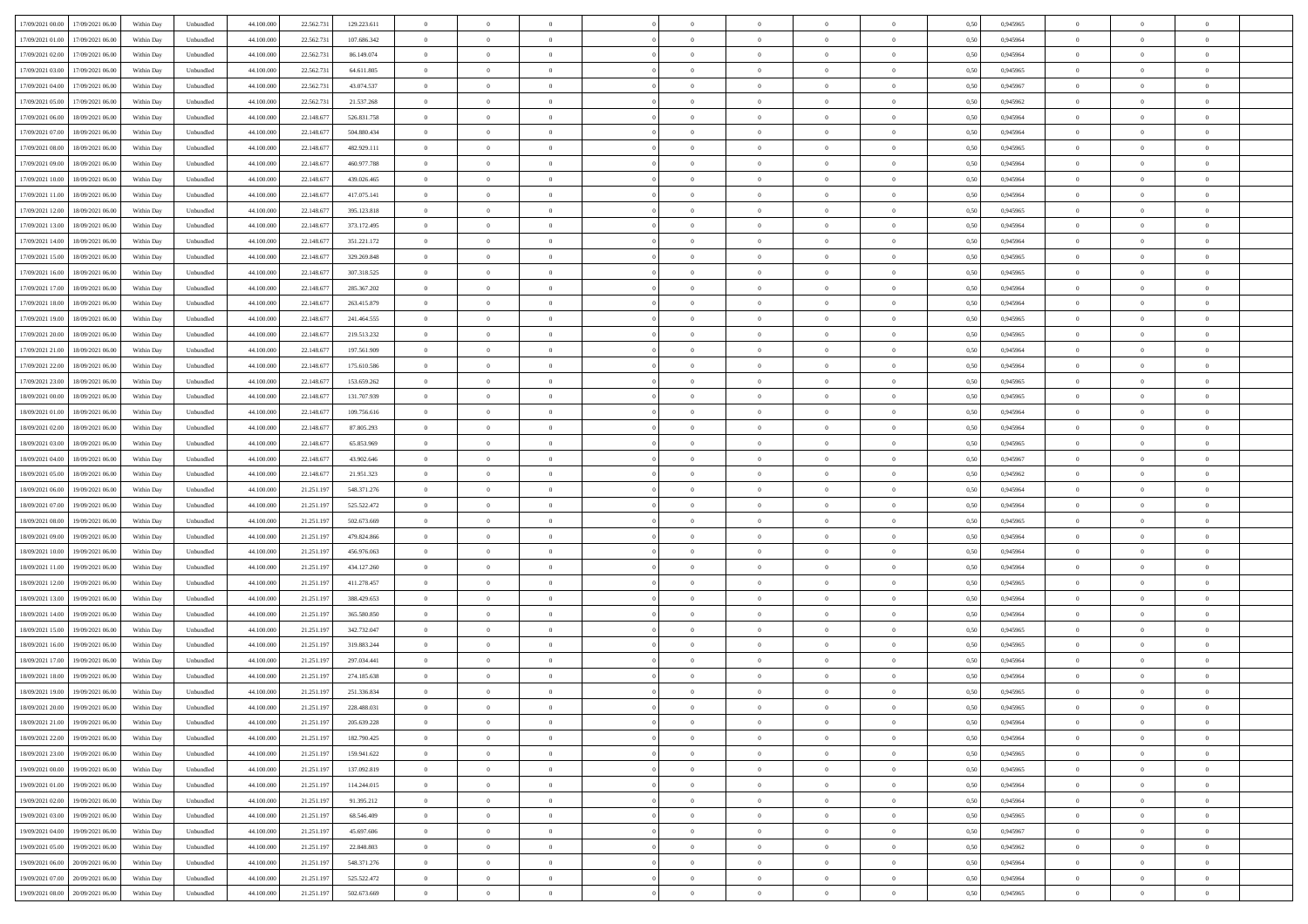| | | | | | | | | | | | | | | | | | | | | |
|---|---|---|---|---|---|---|---|---|---|---|---|---|---|---|---|---|---|---|---|---|
| 17/09/2021 00:00 | 17/09/2021 06:00 | Within Day | Unbundled | 44.100.000 | 22.562.731 | 129.223.611 | 0 | 0 | 0 | | 0 | 0 | 0 | 0 | 0,50 | 0,945965 | 0 | 0 | 0 | |
| 17/09/2021 01:00 | 17/09/2021 06:00 | Within Day | Unbundled | 44.100.000 | 22.562.731 | 107.686.342 | 0 | 0 | 0 | | 0 | 0 | 0 | 0 | 0,50 | 0,945964 | 0 | 0 | 0 | |
| 17/09/2021 02:00 | 17/09/2021 06:00 | Within Day | Unbundled | 44.100.000 | 22.562.731 | 86.149.074 | 0 | 0 | 0 | | 0 | 0 | 0 | 0 | 0,50 | 0,945964 | 0 | 0 | 0 | |
| 17/09/2021 03:00 | 17/09/2021 06:00 | Within Day | Unbundled | 44.100.000 | 22.562.731 | 64.611.805 | 0 | 0 | 0 | | 0 | 0 | 0 | 0 | 0,50 | 0,945965 | 0 | 0 | 0 | |
| 17/09/2021 04:00 | 17/09/2021 06:00 | Within Day | Unbundled | 44.100.000 | 22.562.731 | 43.074.537 | 0 | 0 | 0 | | 0 | 0 | 0 | 0 | 0,50 | 0,945967 | 0 | 0 | 0 | |
| 17/09/2021 05:00 | 17/09/2021 06:00 | Within Day | Unbundled | 44.100.000 | 22.562.731 | 21.537.268 | 0 | 0 | 0 | | 0 | 0 | 0 | 0 | 0,50 | 0,945962 | 0 | 0 | 0 | |
| 17/09/2021 06:00 | 18/09/2021 06:00 | Within Day | Unbundled | 44.100.000 | 22.148.677 | 526.831.758 | 0 | 0 | 0 | | 0 | 0 | 0 | 0 | 0,50 | 0,945964 | 0 | 0 | 0 | |
| 17/09/2021 07:00 | 18/09/2021 06:00 | Within Day | Unbundled | 44.100.000 | 22.148.677 | 504.880.434 | 0 | 0 | 0 | | 0 | 0 | 0 | 0 | 0,50 | 0,945964 | 0 | 0 | 0 | |
| 17/09/2021 08:00 | 18/09/2021 06:00 | Within Day | Unbundled | 44.100.000 | 22.148.677 | 482.929.111 | 0 | 0 | 0 | | 0 | 0 | 0 | 0 | 0,50 | 0,945965 | 0 | 0 | 0 | |
| 17/09/2021 09:00 | 18/09/2021 06:00 | Within Day | Unbundled | 44.100.000 | 22.148.677 | 460.977.788 | 0 | 0 | 0 | | 0 | 0 | 0 | 0 | 0,50 | 0,945964 | 0 | 0 | 0 | |
| 17/09/2021 10:00 | 18/09/2021 06:00 | Within Day | Unbundled | 44.100.000 | 22.148.677 | 439.026.465 | 0 | 0 | 0 | | 0 | 0 | 0 | 0 | 0,50 | 0,945964 | 0 | 0 | 0 | |
| 17/09/2021 11:00 | 18/09/2021 06:00 | Within Day | Unbundled | 44.100.000 | 22.148.677 | 417.075.141 | 0 | 0 | 0 | | 0 | 0 | 0 | 0 | 0,50 | 0,945964 | 0 | 0 | 0 | |
| 17/09/2021 12:00 | 18/09/2021 06:00 | Within Day | Unbundled | 44.100.000 | 22.148.677 | 395.123.818 | 0 | 0 | 0 | | 0 | 0 | 0 | 0 | 0,50 | 0,945965 | 0 | 0 | 0 | |
| 17/09/2021 13:00 | 18/09/2021 06:00 | Within Day | Unbundled | 44.100.000 | 22.148.677 | 373.172.495 | 0 | 0 | 0 | | 0 | 0 | 0 | 0 | 0,50 | 0,945964 | 0 | 0 | 0 | |
| 17/09/2021 14:00 | 18/09/2021 06:00 | Within Day | Unbundled | 44.100.000 | 22.148.677 | 351.221.172 | 0 | 0 | 0 | | 0 | 0 | 0 | 0 | 0,50 | 0,945964 | 0 | 0 | 0 | |
| 17/09/2021 15:00 | 18/09/2021 06:00 | Within Day | Unbundled | 44.100.000 | 22.148.677 | 329.269.848 | 0 | 0 | 0 | | 0 | 0 | 0 | 0 | 0,50 | 0,945965 | 0 | 0 | 0 | |
| 17/09/2021 16:00 | 18/09/2021 06:00 | Within Day | Unbundled | 44.100.000 | 22.148.677 | 307.318.525 | 0 | 0 | 0 | | 0 | 0 | 0 | 0 | 0,50 | 0,945965 | 0 | 0 | 0 | |
| 17/09/2021 17:00 | 18/09/2021 06:00 | Within Day | Unbundled | 44.100.000 | 22.148.677 | 285.367.202 | 0 | 0 | 0 | | 0 | 0 | 0 | 0 | 0,50 | 0,945964 | 0 | 0 | 0 | |
| 17/09/2021 18:00 | 18/09/2021 06:00 | Within Day | Unbundled | 44.100.000 | 22.148.677 | 263.415.879 | 0 | 0 | 0 | | 0 | 0 | 0 | 0 | 0,50 | 0,945964 | 0 | 0 | 0 | |
| 17/09/2021 19:00 | 18/09/2021 06:00 | Within Day | Unbundled | 44.100.000 | 22.148.677 | 241.464.555 | 0 | 0 | 0 | | 0 | 0 | 0 | 0 | 0,50 | 0,945965 | 0 | 0 | 0 | |
| 17/09/2021 20:00 | 18/09/2021 06:00 | Within Day | Unbundled | 44.100.000 | 22.148.677 | 219.513.232 | 0 | 0 | 0 | | 0 | 0 | 0 | 0 | 0,50 | 0,945965 | 0 | 0 | 0 | |
| 17/09/2021 21:00 | 18/09/2021 06:00 | Within Day | Unbundled | 44.100.000 | 22.148.677 | 197.561.909 | 0 | 0 | 0 | | 0 | 0 | 0 | 0 | 0,50 | 0,945964 | 0 | 0 | 0 | |
| 17/09/2021 22:00 | 18/09/2021 06:00 | Within Day | Unbundled | 44.100.000 | 22.148.677 | 175.610.586 | 0 | 0 | 0 | | 0 | 0 | 0 | 0 | 0,50 | 0,945964 | 0 | 0 | 0 | |
| 17/09/2021 23:00 | 18/09/2021 06:00 | Within Day | Unbundled | 44.100.000 | 22.148.677 | 153.659.262 | 0 | 0 | 0 | | 0 | 0 | 0 | 0 | 0,50 | 0,945965 | 0 | 0 | 0 | |
| 18/09/2021 00:00 | 18/09/2021 06:00 | Within Day | Unbundled | 44.100.000 | 22.148.677 | 131.707.939 | 0 | 0 | 0 | | 0 | 0 | 0 | 0 | 0,50 | 0,945965 | 0 | 0 | 0 | |
| 18/09/2021 01:00 | 18/09/2021 06:00 | Within Day | Unbundled | 44.100.000 | 22.148.677 | 109.756.616 | 0 | 0 | 0 | | 0 | 0 | 0 | 0 | 0,50 | 0,945964 | 0 | 0 | 0 | |
| 18/09/2021 02:00 | 18/09/2021 06:00 | Within Day | Unbundled | 44.100.000 | 22.148.677 | 87.805.293 | 0 | 0 | 0 | | 0 | 0 | 0 | 0 | 0,50 | 0,945964 | 0 | 0 | 0 | |
| 18/09/2021 03:00 | 18/09/2021 06:00 | Within Day | Unbundled | 44.100.000 | 22.148.677 | 65.853.969 | 0 | 0 | 0 | | 0 | 0 | 0 | 0 | 0,50 | 0,945965 | 0 | 0 | 0 | |
| 18/09/2021 04:00 | 18/09/2021 06:00 | Within Day | Unbundled | 44.100.000 | 22.148.677 | 43.902.646 | 0 | 0 | 0 | | 0 | 0 | 0 | 0 | 0,50 | 0,945967 | 0 | 0 | 0 | |
| 18/09/2021 05:00 | 18/09/2021 06:00 | Within Day | Unbundled | 44.100.000 | 22.148.677 | 21.951.323 | 0 | 0 | 0 | | 0 | 0 | 0 | 0 | 0,50 | 0,945962 | 0 | 0 | 0 | |
| 18/09/2021 06:00 | 19/09/2021 06:00 | Within Day | Unbundled | 44.100.000 | 21.251.197 | 548.371.276 | 0 | 0 | 0 | | 0 | 0 | 0 | 0 | 0,50 | 0,945964 | 0 | 0 | 0 | |
| 18/09/2021 07:00 | 19/09/2021 06:00 | Within Day | Unbundled | 44.100.000 | 21.251.197 | 525.522.472 | 0 | 0 | 0 | | 0 | 0 | 0 | 0 | 0,50 | 0,945964 | 0 | 0 | 0 | |
| 18/09/2021 08:00 | 19/09/2021 06:00 | Within Day | Unbundled | 44.100.000 | 21.251.197 | 502.673.669 | 0 | 0 | 0 | | 0 | 0 | 0 | 0 | 0,50 | 0,945965 | 0 | 0 | 0 | |
| 18/09/2021 09:00 | 19/09/2021 06:00 | Within Day | Unbundled | 44.100.000 | 21.251.197 | 479.824.866 | 0 | 0 | 0 | | 0 | 0 | 0 | 0 | 0,50 | 0,945964 | 0 | 0 | 0 | |
| 18/09/2021 10:00 | 19/09/2021 06:00 | Within Day | Unbundled | 44.100.000 | 21.251.197 | 456.976.063 | 0 | 0 | 0 | | 0 | 0 | 0 | 0 | 0,50 | 0,945964 | 0 | 0 | 0 | |
| 18/09/2021 11:00 | 19/09/2021 06:00 | Within Day | Unbundled | 44.100.000 | 21.251.197 | 434.127.260 | 0 | 0 | 0 | | 0 | 0 | 0 | 0 | 0,50 | 0,945964 | 0 | 0 | 0 | |
| 18/09/2021 12:00 | 19/09/2021 06:00 | Within Day | Unbundled | 44.100.000 | 21.251.197 | 411.278.457 | 0 | 0 | 0 | | 0 | 0 | 0 | 0 | 0,50 | 0,945965 | 0 | 0 | 0 | |
| 18/09/2021 13:00 | 19/09/2021 06:00 | Within Day | Unbundled | 44.100.000 | 21.251.197 | 388.429.653 | 0 | 0 | 0 | | 0 | 0 | 0 | 0 | 0,50 | 0,945964 | 0 | 0 | 0 | |
| 18/09/2021 14:00 | 19/09/2021 06:00 | Within Day | Unbundled | 44.100.000 | 21.251.197 | 365.580.850 | 0 | 0 | 0 | | 0 | 0 | 0 | 0 | 0,50 | 0,945964 | 0 | 0 | 0 | |
| 18/09/2021 15:00 | 19/09/2021 06:00 | Within Day | Unbundled | 44.100.000 | 21.251.197 | 342.732.047 | 0 | 0 | 0 | | 0 | 0 | 0 | 0 | 0,50 | 0,945965 | 0 | 0 | 0 | |
| 18/09/2021 16:00 | 19/09/2021 06:00 | Within Day | Unbundled | 44.100.000 | 21.251.197 | 319.883.244 | 0 | 0 | 0 | | 0 | 0 | 0 | 0 | 0,50 | 0,945965 | 0 | 0 | 0 | |
| 18/09/2021 17:00 | 19/09/2021 06:00 | Within Day | Unbundled | 44.100.000 | 21.251.197 | 297.034.441 | 0 | 0 | 0 | | 0 | 0 | 0 | 0 | 0,50 | 0,945964 | 0 | 0 | 0 | |
| 18/09/2021 18:00 | 19/09/2021 06:00 | Within Day | Unbundled | 44.100.000 | 21.251.197 | 274.185.638 | 0 | 0 | 0 | | 0 | 0 | 0 | 0 | 0,50 | 0,945964 | 0 | 0 | 0 | |
| 18/09/2021 19:00 | 19/09/2021 06:00 | Within Day | Unbundled | 44.100.000 | 21.251.197 | 251.336.834 | 0 | 0 | 0 | | 0 | 0 | 0 | 0 | 0,50 | 0,945965 | 0 | 0 | 0 | |
| 18/09/2021 20:00 | 19/09/2021 06:00 | Within Day | Unbundled | 44.100.000 | 21.251.197 | 228.488.031 | 0 | 0 | 0 | | 0 | 0 | 0 | 0 | 0,50 | 0,945965 | 0 | 0 | 0 | |
| 18/09/2021 21:00 | 19/09/2021 06:00 | Within Day | Unbundled | 44.100.000 | 21.251.197 | 205.639.228 | 0 | 0 | 0 | | 0 | 0 | 0 | 0 | 0,50 | 0,945964 | 0 | 0 | 0 | |
| 18/09/2021 22:00 | 19/09/2021 06:00 | Within Day | Unbundled | 44.100.000 | 21.251.197 | 182.790.425 | 0 | 0 | 0 | | 0 | 0 | 0 | 0 | 0,50 | 0,945964 | 0 | 0 | 0 | |
| 18/09/2021 23:00 | 19/09/2021 06:00 | Within Day | Unbundled | 44.100.000 | 21.251.197 | 159.941.622 | 0 | 0 | 0 | | 0 | 0 | 0 | 0 | 0,50 | 0,945965 | 0 | 0 | 0 | |
| 19/09/2021 00:00 | 19/09/2021 06:00 | Within Day | Unbundled | 44.100.000 | 21.251.197 | 137.092.819 | 0 | 0 | 0 | | 0 | 0 | 0 | 0 | 0,50 | 0,945965 | 0 | 0 | 0 | |
| 19/09/2021 01:00 | 19/09/2021 06:00 | Within Day | Unbundled | 44.100.000 | 21.251.197 | 114.244.015 | 0 | 0 | 0 | | 0 | 0 | 0 | 0 | 0,50 | 0,945964 | 0 | 0 | 0 | |
| 19/09/2021 02:00 | 19/09/2021 06:00 | Within Day | Unbundled | 44.100.000 | 21.251.197 | 91.395.212 | 0 | 0 | 0 | | 0 | 0 | 0 | 0 | 0,50 | 0,945964 | 0 | 0 | 0 | |
| 19/09/2021 03:00 | 19/09/2021 06:00 | Within Day | Unbundled | 44.100.000 | 21.251.197 | 68.546.409 | 0 | 0 | 0 | | 0 | 0 | 0 | 0 | 0,50 | 0,945965 | 0 | 0 | 0 | |
| 19/09/2021 04:00 | 19/09/2021 06:00 | Within Day | Unbundled | 44.100.000 | 21.251.197 | 45.697.606 | 0 | 0 | 0 | | 0 | 0 | 0 | 0 | 0,50 | 0,945967 | 0 | 0 | 0 | |
| 19/09/2021 05:00 | 19/09/2021 06:00 | Within Day | Unbundled | 44.100.000 | 21.251.197 | 22.848.803 | 0 | 0 | 0 | | 0 | 0 | 0 | 0 | 0,50 | 0,945962 | 0 | 0 | 0 | |
| 19/09/2021 06:00 | 20/09/2021 06:00 | Within Day | Unbundled | 44.100.000 | 21.251.197 | 548.371.276 | 0 | 0 | 0 | | 0 | 0 | 0 | 0 | 0,50 | 0,945964 | 0 | 0 | 0 | |
| 19/09/2021 07:00 | 20/09/2021 06:00 | Within Day | Unbundled | 44.100.000 | 21.251.197 | 525.522.472 | 0 | 0 | 0 | | 0 | 0 | 0 | 0 | 0,50 | 0,945964 | 0 | 0 | 0 | |
| 19/09/2021 08:00 | 20/09/2021 06:00 | Within Day | Unbundled | 44.100.000 | 21.251.197 | 502.673.669 | 0 | 0 | 0 | | 0 | 0 | 0 | 0 | 0,50 | 0,945965 | 0 | 0 | 0 | |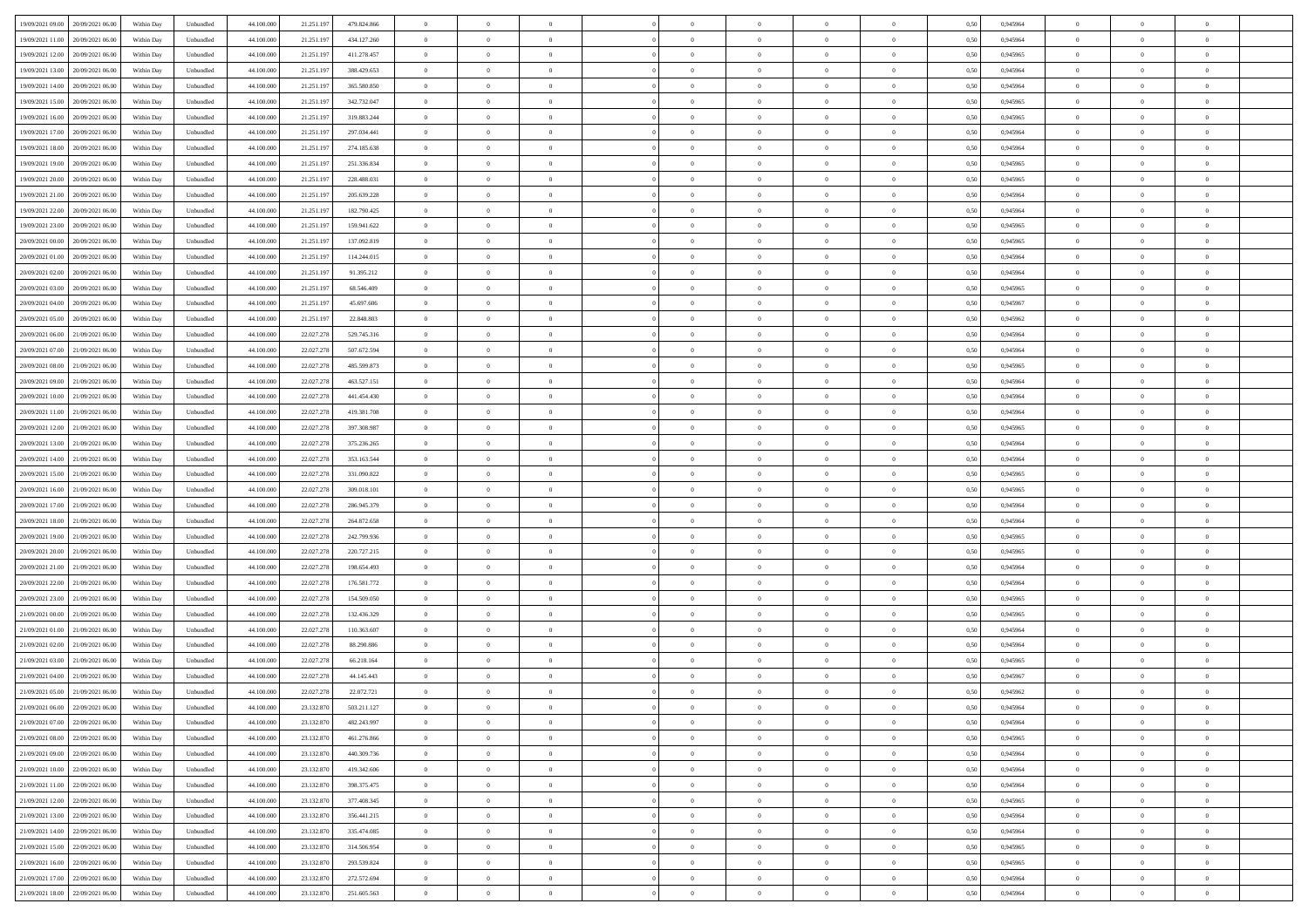| | | | | | | | | | | | | | | | | | | | | |
|---|---|---|---|---|---|---|---|---|---|---|---|---|---|---|---|---|---|---|---|---|
| 19/09/2021 09:00 | 20/09/2021 06:00 | Within Day | Unbundled | 44.100.000 | 21.251.197 | 479.824.866 | 0 | 0 | 0 | | 0 | 0 | 0 | 0 | 0,50 | 0,945964 | 0 | 0 | 0 | |
| 19/09/2021 11:00 | 20/09/2021 06:00 | Within Day | Unbundled | 44.100.000 | 21.251.197 | 434.127.260 | 0 | 0 | 0 | | 0 | 0 | 0 | 0 | 0,50 | 0,945964 | 0 | 0 | 0 | |
| 19/09/2021 12:00 | 20/09/2021 06:00 | Within Day | Unbundled | 44.100.000 | 21.251.197 | 411.278.457 | 0 | 0 | 0 | | 0 | 0 | 0 | 0 | 0,50 | 0,945965 | 0 | 0 | 0 | |
| 19/09/2021 13:00 | 20/09/2021 06:00 | Within Day | Unbundled | 44.100.000 | 21.251.197 | 388.429.653 | 0 | 0 | 0 | | 0 | 0 | 0 | 0 | 0,50 | 0,945964 | 0 | 0 | 0 | |
| 19/09/2021 14:00 | 20/09/2021 06:00 | Within Day | Unbundled | 44.100.000 | 21.251.197 | 365.580.850 | 0 | 0 | 0 | | 0 | 0 | 0 | 0 | 0,50 | 0,945964 | 0 | 0 | 0 | |
| 19/09/2021 15:00 | 20/09/2021 06:00 | Within Day | Unbundled | 44.100.000 | 21.251.197 | 342.732.047 | 0 | 0 | 0 | | 0 | 0 | 0 | 0 | 0,50 | 0,945965 | 0 | 0 | 0 | |
| 19/09/2021 16:00 | 20/09/2021 06:00 | Within Day | Unbundled | 44.100.000 | 21.251.197 | 319.883.244 | 0 | 0 | 0 | | 0 | 0 | 0 | 0 | 0,50 | 0,945965 | 0 | 0 | 0 | |
| 19/09/2021 17:00 | 20/09/2021 06:00 | Within Day | Unbundled | 44.100.000 | 21.251.197 | 297.034.441 | 0 | 0 | 0 | | 0 | 0 | 0 | 0 | 0,50 | 0,945964 | 0 | 0 | 0 | |
| 19/09/2021 18:00 | 20/09/2021 06:00 | Within Day | Unbundled | 44.100.000 | 21.251.197 | 274.185.638 | 0 | 0 | 0 | | 0 | 0 | 0 | 0 | 0,50 | 0,945964 | 0 | 0 | 0 | |
| 19/09/2021 19:00 | 20/09/2021 06:00 | Within Day | Unbundled | 44.100.000 | 21.251.197 | 251.336.834 | 0 | 0 | 0 | | 0 | 0 | 0 | 0 | 0,50 | 0,945965 | 0 | 0 | 0 | |
| 19/09/2021 20:00 | 20/09/2021 06:00 | Within Day | Unbundled | 44.100.000 | 21.251.197 | 228.488.031 | 0 | 0 | 0 | | 0 | 0 | 0 | 0 | 0,50 | 0,945965 | 0 | 0 | 0 | |
| 19/09/2021 21:00 | 20/09/2021 06:00 | Within Day | Unbundled | 44.100.000 | 21.251.197 | 205.639.228 | 0 | 0 | 0 | | 0 | 0 | 0 | 0 | 0,50 | 0,945964 | 0 | 0 | 0 | |
| 19/09/2021 22:00 | 20/09/2021 06:00 | Within Day | Unbundled | 44.100.000 | 21.251.197 | 182.790.425 | 0 | 0 | 0 | | 0 | 0 | 0 | 0 | 0,50 | 0,945964 | 0 | 0 | 0 | |
| 19/09/2021 23:00 | 20/09/2021 06:00 | Within Day | Unbundled | 44.100.000 | 21.251.197 | 159.941.622 | 0 | 0 | 0 | | 0 | 0 | 0 | 0 | 0,50 | 0,945965 | 0 | 0 | 0 | |
| 20/09/2021 00:00 | 20/09/2021 06:00 | Within Day | Unbundled | 44.100.000 | 21.251.197 | 137.092.819 | 0 | 0 | 0 | | 0 | 0 | 0 | 0 | 0,50 | 0,945965 | 0 | 0 | 0 | |
| 20/09/2021 01:00 | 20/09/2021 06:00 | Within Day | Unbundled | 44.100.000 | 21.251.197 | 114.244.015 | 0 | 0 | 0 | | 0 | 0 | 0 | 0 | 0,50 | 0,945964 | 0 | 0 | 0 | |
| 20/09/2021 02:00 | 20/09/2021 06:00 | Within Day | Unbundled | 44.100.000 | 21.251.197 | 91.395.212 | 0 | 0 | 0 | | 0 | 0 | 0 | 0 | 0,50 | 0,945964 | 0 | 0 | 0 | |
| 20/09/2021 03:00 | 20/09/2021 06:00 | Within Day | Unbundled | 44.100.000 | 21.251.197 | 68.546.409 | 0 | 0 | 0 | | 0 | 0 | 0 | 0 | 0,50 | 0,945965 | 0 | 0 | 0 | |
| 20/09/2021 04:00 | 20/09/2021 06:00 | Within Day | Unbundled | 44.100.000 | 21.251.197 | 45.697.606 | 0 | 0 | 0 | | 0 | 0 | 0 | 0 | 0,50 | 0,945967 | 0 | 0 | 0 | |
| 20/09/2021 05:00 | 20/09/2021 06:00 | Within Day | Unbundled | 44.100.000 | 21.251.197 | 22.848.803 | 0 | 0 | 0 | | 0 | 0 | 0 | 0 | 0,50 | 0,945962 | 0 | 0 | 0 | |
| 20/09/2021 06:00 | 21/09/2021 06:00 | Within Day | Unbundled | 44.100.000 | 22.027.278 | 529.745.316 | 0 | 0 | 0 | | 0 | 0 | 0 | 0 | 0,50 | 0,945964 | 0 | 0 | 0 | |
| 20/09/2021 07:00 | 21/09/2021 06:00 | Within Day | Unbundled | 44.100.000 | 22.027.278 | 507.672.594 | 0 | 0 | 0 | | 0 | 0 | 0 | 0 | 0,50 | 0,945964 | 0 | 0 | 0 | |
| 20/09/2021 08:00 | 21/09/2021 06:00 | Within Day | Unbundled | 44.100.000 | 22.027.278 | 485.599.873 | 0 | 0 | 0 | | 0 | 0 | 0 | 0 | 0,50 | 0,945965 | 0 | 0 | 0 | |
| 20/09/2021 09:00 | 21/09/2021 06:00 | Within Day | Unbundled | 44.100.000 | 22.027.278 | 463.527.151 | 0 | 0 | 0 | | 0 | 0 | 0 | 0 | 0,50 | 0,945964 | 0 | 0 | 0 | |
| 20/09/2021 10:00 | 21/09/2021 06:00 | Within Day | Unbundled | 44.100.000 | 22.027.278 | 441.454.430 | 0 | 0 | 0 | | 0 | 0 | 0 | 0 | 0,50 | 0,945964 | 0 | 0 | 0 | |
| 20/09/2021 11:00 | 21/09/2021 06:00 | Within Day | Unbundled | 44.100.000 | 22.027.278 | 419.381.708 | 0 | 0 | 0 | | 0 | 0 | 0 | 0 | 0,50 | 0,945964 | 0 | 0 | 0 | |
| 20/09/2021 12:00 | 21/09/2021 06:00 | Within Day | Unbundled | 44.100.000 | 22.027.278 | 397.308.987 | 0 | 0 | 0 | | 0 | 0 | 0 | 0 | 0,50 | 0,945965 | 0 | 0 | 0 | |
| 20/09/2021 13:00 | 21/09/2021 06:00 | Within Day | Unbundled | 44.100.000 | 22.027.278 | 375.236.265 | 0 | 0 | 0 | | 0 | 0 | 0 | 0 | 0,50 | 0,945964 | 0 | 0 | 0 | |
| 20/09/2021 14:00 | 21/09/2021 06:00 | Within Day | Unbundled | 44.100.000 | 22.027.278 | 353.163.544 | 0 | 0 | 0 | | 0 | 0 | 0 | 0 | 0,50 | 0,945964 | 0 | 0 | 0 | |
| 20/09/2021 15:00 | 21/09/2021 06:00 | Within Day | Unbundled | 44.100.000 | 22.027.278 | 331.090.822 | 0 | 0 | 0 | | 0 | 0 | 0 | 0 | 0,50 | 0,945965 | 0 | 0 | 0 | |
| 20/09/2021 16:00 | 21/09/2021 06:00 | Within Day | Unbundled | 44.100.000 | 22.027.278 | 309.018.101 | 0 | 0 | 0 | | 0 | 0 | 0 | 0 | 0,50 | 0,945965 | 0 | 0 | 0 | |
| 20/09/2021 17:00 | 21/09/2021 06:00 | Within Day | Unbundled | 44.100.000 | 22.027.278 | 286.945.379 | 0 | 0 | 0 | | 0 | 0 | 0 | 0 | 0,50 | 0,945964 | 0 | 0 | 0 | |
| 20/09/2021 18:00 | 21/09/2021 06:00 | Within Day | Unbundled | 44.100.000 | 22.027.278 | 264.872.658 | 0 | 0 | 0 | | 0 | 0 | 0 | 0 | 0,50 | 0,945964 | 0 | 0 | 0 | |
| 20/09/2021 19:00 | 21/09/2021 06:00 | Within Day | Unbundled | 44.100.000 | 22.027.278 | 242.799.936 | 0 | 0 | 0 | | 0 | 0 | 0 | 0 | 0,50 | 0,945965 | 0 | 0 | 0 | |
| 20/09/2021 20:00 | 21/09/2021 06:00 | Within Day | Unbundled | 44.100.000 | 22.027.278 | 220.727.215 | 0 | 0 | 0 | | 0 | 0 | 0 | 0 | 0,50 | 0,945965 | 0 | 0 | 0 | |
| 20/09/2021 21:00 | 21/09/2021 06:00 | Within Day | Unbundled | 44.100.000 | 22.027.278 | 198.654.493 | 0 | 0 | 0 | | 0 | 0 | 0 | 0 | 0,50 | 0,945964 | 0 | 0 | 0 | |
| 20/09/2021 22:00 | 21/09/2021 06:00 | Within Day | Unbundled | 44.100.000 | 22.027.278 | 176.581.772 | 0 | 0 | 0 | | 0 | 0 | 0 | 0 | 0,50 | 0,945964 | 0 | 0 | 0 | |
| 20/09/2021 23:00 | 21/09/2021 06:00 | Within Day | Unbundled | 44.100.000 | 22.027.278 | 154.509.050 | 0 | 0 | 0 | | 0 | 0 | 0 | 0 | 0,50 | 0,945965 | 0 | 0 | 0 | |
| 21/09/2021 00:00 | 21/09/2021 06:00 | Within Day | Unbundled | 44.100.000 | 22.027.278 | 132.436.329 | 0 | 0 | 0 | | 0 | 0 | 0 | 0 | 0,50 | 0,945965 | 0 | 0 | 0 | |
| 21/09/2021 01:00 | 21/09/2021 06:00 | Within Day | Unbundled | 44.100.000 | 22.027.278 | 110.363.607 | 0 | 0 | 0 | | 0 | 0 | 0 | 0 | 0,50 | 0,945964 | 0 | 0 | 0 | |
| 21/09/2021 02:00 | 21/09/2021 06:00 | Within Day | Unbundled | 44.100.000 | 22.027.278 | 88.290.886 | 0 | 0 | 0 | | 0 | 0 | 0 | 0 | 0,50 | 0,945964 | 0 | 0 | 0 | |
| 21/09/2021 03:00 | 21/09/2021 06:00 | Within Day | Unbundled | 44.100.000 | 22.027.278 | 66.218.164 | 0 | 0 | 0 | | 0 | 0 | 0 | 0 | 0,50 | 0,945965 | 0 | 0 | 0 | |
| 21/09/2021 04:00 | 21/09/2021 06:00 | Within Day | Unbundled | 44.100.000 | 22.027.278 | 44.145.443 | 0 | 0 | 0 | | 0 | 0 | 0 | 0 | 0,50 | 0,945967 | 0 | 0 | 0 | |
| 21/09/2021 05:00 | 21/09/2021 06:00 | Within Day | Unbundled | 44.100.000 | 22.027.278 | 22.072.721 | 0 | 0 | 0 | | 0 | 0 | 0 | 0 | 0,50 | 0,945962 | 0 | 0 | 0 | |
| 21/09/2021 06:00 | 22/09/2021 06:00 | Within Day | Unbundled | 44.100.000 | 23.132.870 | 503.211.127 | 0 | 0 | 0 | | 0 | 0 | 0 | 0 | 0,50 | 0,945964 | 0 | 0 | 0 | |
| 21/09/2021 07:00 | 22/09/2021 06:00 | Within Day | Unbundled | 44.100.000 | 23.132.870 | 482.243.997 | 0 | 0 | 0 | | 0 | 0 | 0 | 0 | 0,50 | 0,945964 | 0 | 0 | 0 | |
| 21/09/2021 08:00 | 22/09/2021 06:00 | Within Day | Unbundled | 44.100.000 | 23.132.870 | 461.276.866 | 0 | 0 | 0 | | 0 | 0 | 0 | 0 | 0,50 | 0,945965 | 0 | 0 | 0 | |
| 21/09/2021 09:00 | 22/09/2021 06:00 | Within Day | Unbundled | 44.100.000 | 23.132.870 | 440.309.736 | 0 | 0 | 0 | | 0 | 0 | 0 | 0 | 0,50 | 0,945964 | 0 | 0 | 0 | |
| 21/09/2021 10:00 | 22/09/2021 06:00 | Within Day | Unbundled | 44.100.000 | 23.132.870 | 419.342.606 | 0 | 0 | 0 | | 0 | 0 | 0 | 0 | 0,50 | 0,945964 | 0 | 0 | 0 | |
| 21/09/2021 11:00 | 22/09/2021 06:00 | Within Day | Unbundled | 44.100.000 | 23.132.870 | 398.375.475 | 0 | 0 | 0 | | 0 | 0 | 0 | 0 | 0,50 | 0,945964 | 0 | 0 | 0 | |
| 21/09/2021 12:00 | 22/09/2021 06:00 | Within Day | Unbundled | 44.100.000 | 23.132.870 | 377.408.345 | 0 | 0 | 0 | | 0 | 0 | 0 | 0 | 0,50 | 0,945965 | 0 | 0 | 0 | |
| 21/09/2021 13:00 | 22/09/2021 06:00 | Within Day | Unbundled | 44.100.000 | 23.132.870 | 356.441.215 | 0 | 0 | 0 | | 0 | 0 | 0 | 0 | 0,50 | 0,945964 | 0 | 0 | 0 | |
| 21/09/2021 14:00 | 22/09/2021 06:00 | Within Day | Unbundled | 44.100.000 | 23.132.870 | 335.474.085 | 0 | 0 | 0 | | 0 | 0 | 0 | 0 | 0,50 | 0,945964 | 0 | 0 | 0 | |
| 21/09/2021 15:00 | 22/09/2021 06:00 | Within Day | Unbundled | 44.100.000 | 23.132.870 | 314.506.954 | 0 | 0 | 0 | | 0 | 0 | 0 | 0 | 0,50 | 0,945965 | 0 | 0 | 0 | |
| 21/09/2021 16:00 | 22/09/2021 06:00 | Within Day | Unbundled | 44.100.000 | 23.132.870 | 293.539.824 | 0 | 0 | 0 | | 0 | 0 | 0 | 0 | 0,50 | 0,945965 | 0 | 0 | 0 | |
| 21/09/2021 17:00 | 22/09/2021 06:00 | Within Day | Unbundled | 44.100.000 | 23.132.870 | 272.572.694 | 0 | 0 | 0 | | 0 | 0 | 0 | 0 | 0,50 | 0,945964 | 0 | 0 | 0 | |
| 21/09/2021 18:00 | 22/09/2021 06:00 | Within Day | Unbundled | 44.100.000 | 23.132.870 | 251.605.563 | 0 | 0 | 0 | | 0 | 0 | 0 | 0 | 0,50 | 0,945964 | 0 | 0 | 0 | |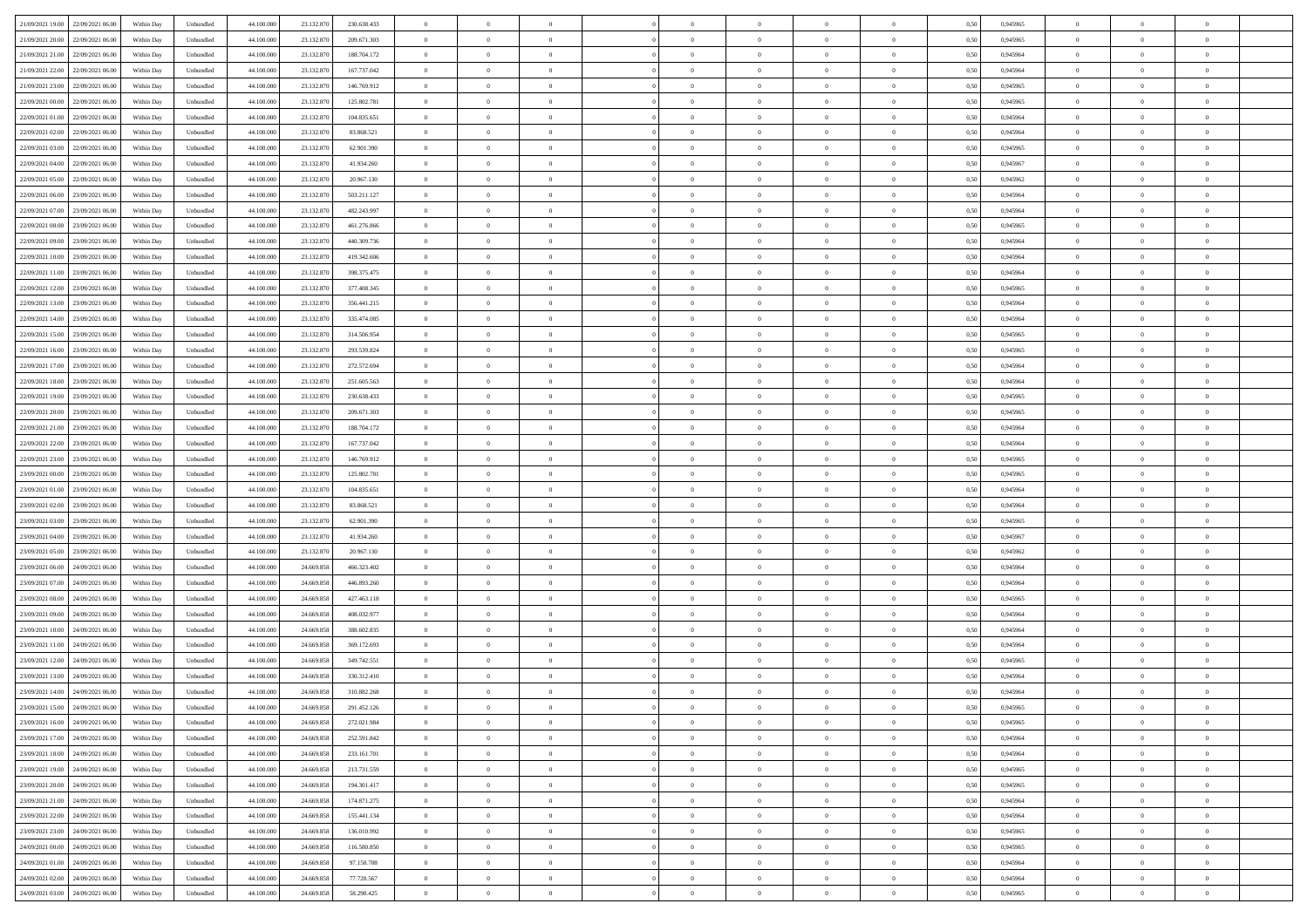| | | | | | | | | | | | | | | | | | | | | | |
|---|---|---|---|---|---|---|---|---|---|---|---|---|---|---|---|---|---|---|---|---|---|
| 21/09/2021 19:00 | 22/09/2021 06:00 | Within Day | Unbundled | 44.100.000 | 23.132.870 | 230.638.433 | 0 | 0 | 0 | | 0 | 0 | 0 | 0 | 0 | 0,50 | 0,945965 | 0 | 0 | 0 | |
| 21/09/2021 20:00 | 22/09/2021 06:00 | Within Day | Unbundled | 44.100.000 | 23.132.870 | 209.671.303 | 0 | 0 | 0 | | 0 | 0 | 0 | 0 | 0 | 0,50 | 0,945965 | 0 | 0 | 0 | |
| 21/09/2021 21:00 | 22/09/2021 06:00 | Within Day | Unbundled | 44.100.000 | 23.132.870 | 188.704.172 | 0 | 0 | 0 | | 0 | 0 | 0 | 0 | 0 | 0,50 | 0,945964 | 0 | 0 | 0 | |
| 21/09/2021 22:00 | 22/09/2021 06:00 | Within Day | Unbundled | 44.100.000 | 23.132.870 | 167.737.042 | 0 | 0 | 0 | | 0 | 0 | 0 | 0 | 0 | 0,50 | 0,945964 | 0 | 0 | 0 | |
| 21/09/2021 23:00 | 22/09/2021 06:00 | Within Day | Unbundled | 44.100.000 | 23.132.870 | 146.769.912 | 0 | 0 | 0 | | 0 | 0 | 0 | 0 | 0 | 0,50 | 0,945965 | 0 | 0 | 0 | |
| 22/09/2021 00:00 | 22/09/2021 06:00 | Within Day | Unbundled | 44.100.000 | 23.132.870 | 125.802.781 | 0 | 0 | 0 | | 0 | 0 | 0 | 0 | 0 | 0,50 | 0,945965 | 0 | 0 | 0 | |
| 22/09/2021 01:00 | 22/09/2021 06:00 | Within Day | Unbundled | 44.100.000 | 23.132.870 | 104.835.651 | 0 | 0 | 0 | | 0 | 0 | 0 | 0 | 0 | 0,50 | 0,945964 | 0 | 0 | 0 | |
| 22/09/2021 02:00 | 22/09/2021 06:00 | Within Day | Unbundled | 44.100.000 | 23.132.870 | 83.868.521 | 0 | 0 | 0 | | 0 | 0 | 0 | 0 | 0 | 0,50 | 0,945964 | 0 | 0 | 0 | |
| 22/09/2021 03:00 | 22/09/2021 06:00 | Within Day | Unbundled | 44.100.000 | 23.132.870 | 62.901.390 | 0 | 0 | 0 | | 0 | 0 | 0 | 0 | 0 | 0,50 | 0,945965 | 0 | 0 | 0 | |
| 22/09/2021 04:00 | 22/09/2021 06:00 | Within Day | Unbundled | 44.100.000 | 23.132.870 | 41.934.260 | 0 | 0 | 0 | | 0 | 0 | 0 | 0 | 0 | 0,50 | 0,945967 | 0 | 0 | 0 | |
| 22/09/2021 05:00 | 22/09/2021 06:00 | Within Day | Unbundled | 44.100.000 | 23.132.870 | 20.967.130 | 0 | 0 | 0 | | 0 | 0 | 0 | 0 | 0 | 0,50 | 0,945962 | 0 | 0 | 0 | |
| 22/09/2021 06:00 | 23/09/2021 06:00 | Within Day | Unbundled | 44.100.000 | 23.132.870 | 503.211.127 | 0 | 0 | 0 | | 0 | 0 | 0 | 0 | 0 | 0,50 | 0,945964 | 0 | 0 | 0 | |
| 22/09/2021 07:00 | 23/09/2021 06:00 | Within Day | Unbundled | 44.100.000 | 23.132.870 | 482.243.997 | 0 | 0 | 0 | | 0 | 0 | 0 | 0 | 0 | 0,50 | 0,945964 | 0 | 0 | 0 | |
| 22/09/2021 08:00 | 23/09/2021 06:00 | Within Day | Unbundled | 44.100.000 | 23.132.870 | 461.276.866 | 0 | 0 | 0 | | 0 | 0 | 0 | 0 | 0 | 0,50 | 0,945965 | 0 | 0 | 0 | |
| 22/09/2021 09:00 | 23/09/2021 06:00 | Within Day | Unbundled | 44.100.000 | 23.132.870 | 440.309.736 | 0 | 0 | 0 | | 0 | 0 | 0 | 0 | 0 | 0,50 | 0,945964 | 0 | 0 | 0 | |
| 22/09/2021 10:00 | 23/09/2021 06:00 | Within Day | Unbundled | 44.100.000 | 23.132.870 | 419.342.606 | 0 | 0 | 0 | | 0 | 0 | 0 | 0 | 0 | 0,50 | 0,945964 | 0 | 0 | 0 | |
| 22/09/2021 11:00 | 23/09/2021 06:00 | Within Day | Unbundled | 44.100.000 | 23.132.870 | 398.375.475 | 0 | 0 | 0 | | 0 | 0 | 0 | 0 | 0 | 0,50 | 0,945964 | 0 | 0 | 0 | |
| 22/09/2021 12:00 | 23/09/2021 06:00 | Within Day | Unbundled | 44.100.000 | 23.132.870 | 377.408.345 | 0 | 0 | 0 | | 0 | 0 | 0 | 0 | 0 | 0,50 | 0,945965 | 0 | 0 | 0 | |
| 22/09/2021 13:00 | 23/09/2021 06:00 | Within Day | Unbundled | 44.100.000 | 23.132.870 | 356.441.215 | 0 | 0 | 0 | | 0 | 0 | 0 | 0 | 0 | 0,50 | 0,945964 | 0 | 0 | 0 | |
| 22/09/2021 14:00 | 23/09/2021 06:00 | Within Day | Unbundled | 44.100.000 | 23.132.870 | 335.474.085 | 0 | 0 | 0 | | 0 | 0 | 0 | 0 | 0 | 0,50 | 0,945964 | 0 | 0 | 0 | |
| 22/09/2021 15:00 | 23/09/2021 06:00 | Within Day | Unbundled | 44.100.000 | 23.132.870 | 314.506.954 | 0 | 0 | 0 | | 0 | 0 | 0 | 0 | 0 | 0,50 | 0,945965 | 0 | 0 | 0 | |
| 22/09/2021 16:00 | 23/09/2021 06:00 | Within Day | Unbundled | 44.100.000 | 23.132.870 | 293.539.824 | 0 | 0 | 0 | | 0 | 0 | 0 | 0 | 0 | 0,50 | 0,945965 | 0 | 0 | 0 | |
| 22/09/2021 17:00 | 23/09/2021 06:00 | Within Day | Unbundled | 44.100.000 | 23.132.870 | 272.572.694 | 0 | 0 | 0 | | 0 | 0 | 0 | 0 | 0 | 0,50 | 0,945964 | 0 | 0 | 0 | |
| 22/09/2021 18:00 | 23/09/2021 06:00 | Within Day | Unbundled | 44.100.000 | 23.132.870 | 251.605.563 | 0 | 0 | 0 | | 0 | 0 | 0 | 0 | 0 | 0,50 | 0,945964 | 0 | 0 | 0 | |
| 22/09/2021 19:00 | 23/09/2021 06:00 | Within Day | Unbundled | 44.100.000 | 23.132.870 | 230.638.433 | 0 | 0 | 0 | | 0 | 0 | 0 | 0 | 0 | 0,50 | 0,945965 | 0 | 0 | 0 | |
| 22/09/2021 20:00 | 23/09/2021 06:00 | Within Day | Unbundled | 44.100.000 | 23.132.870 | 209.671.303 | 0 | 0 | 0 | | 0 | 0 | 0 | 0 | 0 | 0,50 | 0,945965 | 0 | 0 | 0 | |
| 22/09/2021 21:00 | 23/09/2021 06:00 | Within Day | Unbundled | 44.100.000 | 23.132.870 | 188.704.172 | 0 | 0 | 0 | | 0 | 0 | 0 | 0 | 0 | 0,50 | 0,945964 | 0 | 0 | 0 | |
| 22/09/2021 22:00 | 23/09/2021 06:00 | Within Day | Unbundled | 44.100.000 | 23.132.870 | 167.737.042 | 0 | 0 | 0 | | 0 | 0 | 0 | 0 | 0 | 0,50 | 0,945964 | 0 | 0 | 0 | |
| 22/09/2021 23:00 | 23/09/2021 06:00 | Within Day | Unbundled | 44.100.000 | 23.132.870 | 146.769.912 | 0 | 0 | 0 | | 0 | 0 | 0 | 0 | 0 | 0,50 | 0,945965 | 0 | 0 | 0 | |
| 23/09/2021 00:00 | 23/09/2021 06:00 | Within Day | Unbundled | 44.100.000 | 23.132.870 | 125.802.781 | 0 | 0 | 0 | | 0 | 0 | 0 | 0 | 0 | 0,50 | 0,945965 | 0 | 0 | 0 | |
| 23/09/2021 01:00 | 23/09/2021 06:00 | Within Day | Unbundled | 44.100.000 | 23.132.870 | 104.835.651 | 0 | 0 | 0 | | 0 | 0 | 0 | 0 | 0 | 0,50 | 0,945964 | 0 | 0 | 0 | |
| 23/09/2021 02:00 | 23/09/2021 06:00 | Within Day | Unbundled | 44.100.000 | 23.132.870 | 83.868.521 | 0 | 0 | 0 | | 0 | 0 | 0 | 0 | 0 | 0,50 | 0,945964 | 0 | 0 | 0 | |
| 23/09/2021 03:00 | 23/09/2021 06:00 | Within Day | Unbundled | 44.100.000 | 23.132.870 | 62.901.390 | 0 | 0 | 0 | | 0 | 0 | 0 | 0 | 0 | 0,50 | 0,945965 | 0 | 0 | 0 | |
| 23/09/2021 04:00 | 23/09/2021 06:00 | Within Day | Unbundled | 44.100.000 | 23.132.870 | 41.934.260 | 0 | 0 | 0 | | 0 | 0 | 0 | 0 | 0 | 0,50 | 0,945967 | 0 | 0 | 0 | |
| 23/09/2021 05:00 | 23/09/2021 06:00 | Within Day | Unbundled | 44.100.000 | 23.132.870 | 20.967.130 | 0 | 0 | 0 | | 0 | 0 | 0 | 0 | 0 | 0,50 | 0,945962 | 0 | 0 | 0 | |
| 23/09/2021 06:00 | 24/09/2021 06:00 | Within Day | Unbundled | 44.100.000 | 24.669.858 | 466.323.402 | 0 | 0 | 0 | | 0 | 0 | 0 | 0 | 0 | 0,50 | 0,945964 | 0 | 0 | 0 | |
| 23/09/2021 07:00 | 24/09/2021 06:00 | Within Day | Unbundled | 44.100.000 | 24.669.858 | 446.893.260 | 0 | 0 | 0 | | 0 | 0 | 0 | 0 | 0 | 0,50 | 0,945964 | 0 | 0 | 0 | |
| 23/09/2021 08:00 | 24/09/2021 06:00 | Within Day | Unbundled | 44.100.000 | 24.669.858 | 427.463.118 | 0 | 0 | 0 | | 0 | 0 | 0 | 0 | 0 | 0,50 | 0,945965 | 0 | 0 | 0 | |
| 23/09/2021 09:00 | 24/09/2021 06:00 | Within Day | Unbundled | 44.100.000 | 24.669.858 | 408.032.977 | 0 | 0 | 0 | | 0 | 0 | 0 | 0 | 0 | 0,50 | 0,945964 | 0 | 0 | 0 | |
| 23/09/2021 10:00 | 24/09/2021 06:00 | Within Day | Unbundled | 44.100.000 | 24.669.858 | 388.602.835 | 0 | 0 | 0 | | 0 | 0 | 0 | 0 | 0 | 0,50 | 0,945964 | 0 | 0 | 0 | |
| 23/09/2021 11:00 | 24/09/2021 06:00 | Within Day | Unbundled | 44.100.000 | 24.669.858 | 369.172.693 | 0 | 0 | 0 | | 0 | 0 | 0 | 0 | 0 | 0,50 | 0,945964 | 0 | 0 | 0 | |
| 23/09/2021 12:00 | 24/09/2021 06:00 | Within Day | Unbundled | 44.100.000 | 24.669.858 | 349.742.551 | 0 | 0 | 0 | | 0 | 0 | 0 | 0 | 0 | 0,50 | 0,945965 | 0 | 0 | 0 | |
| 23/09/2021 13:00 | 24/09/2021 06:00 | Within Day | Unbundled | 44.100.000 | 24.669.858 | 330.312.410 | 0 | 0 | 0 | | 0 | 0 | 0 | 0 | 0 | 0,50 | 0,945964 | 0 | 0 | 0 | |
| 23/09/2021 14:00 | 24/09/2021 06:00 | Within Day | Unbundled | 44.100.000 | 24.669.858 | 310.882.268 | 0 | 0 | 0 | | 0 | 0 | 0 | 0 | 0 | 0,50 | 0,945964 | 0 | 0 | 0 | |
| 23/09/2021 15:00 | 24/09/2021 06:00 | Within Day | Unbundled | 44.100.000 | 24.669.858 | 291.452.126 | 0 | 0 | 0 | | 0 | 0 | 0 | 0 | 0 | 0,50 | 0,945965 | 0 | 0 | 0 | |
| 23/09/2021 16:00 | 24/09/2021 06:00 | Within Day | Unbundled | 44.100.000 | 24.669.858 | 272.021.984 | 0 | 0 | 0 | | 0 | 0 | 0 | 0 | 0 | 0,50 | 0,945965 | 0 | 0 | 0 | |
| 23/09/2021 17:00 | 24/09/2021 06:00 | Within Day | Unbundled | 44.100.000 | 24.669.858 | 252.591.842 | 0 | 0 | 0 | | 0 | 0 | 0 | 0 | 0 | 0,50 | 0,945964 | 0 | 0 | 0 | |
| 23/09/2021 18:00 | 24/09/2021 06:00 | Within Day | Unbundled | 44.100.000 | 24.669.858 | 233.161.701 | 0 | 0 | 0 | | 0 | 0 | 0 | 0 | 0 | 0,50 | 0,945964 | 0 | 0 | 0 | |
| 23/09/2021 19:00 | 24/09/2021 06:00 | Within Day | Unbundled | 44.100.000 | 24.669.858 | 213.731.559 | 0 | 0 | 0 | | 0 | 0 | 0 | 0 | 0 | 0,50 | 0,945965 | 0 | 0 | 0 | |
| 23/09/2021 20:00 | 24/09/2021 06:00 | Within Day | Unbundled | 44.100.000 | 24.669.858 | 194.301.417 | 0 | 0 | 0 | | 0 | 0 | 0 | 0 | 0 | 0,50 | 0,945965 | 0 | 0 | 0 | |
| 23/09/2021 21:00 | 24/09/2021 06:00 | Within Day | Unbundled | 44.100.000 | 24.669.858 | 174.871.275 | 0 | 0 | 0 | | 0 | 0 | 0 | 0 | 0 | 0,50 | 0,945964 | 0 | 0 | 0 | |
| 23/09/2021 22:00 | 24/09/2021 06:00 | Within Day | Unbundled | 44.100.000 | 24.669.858 | 155.441.134 | 0 | 0 | 0 | | 0 | 0 | 0 | 0 | 0 | 0,50 | 0,945964 | 0 | 0 | 0 | |
| 23/09/2021 23:00 | 24/09/2021 06:00 | Within Day | Unbundled | 44.100.000 | 24.669.858 | 136.010.992 | 0 | 0 | 0 | | 0 | 0 | 0 | 0 | 0 | 0,50 | 0,945965 | 0 | 0 | 0 | |
| 24/09/2021 00:00 | 24/09/2021 06:00 | Within Day | Unbundled | 44.100.000 | 24.669.858 | 116.580.850 | 0 | 0 | 0 | | 0 | 0 | 0 | 0 | 0 | 0,50 | 0,945965 | 0 | 0 | 0 | |
| 24/09/2021 01:00 | 24/09/2021 06:00 | Within Day | Unbundled | 44.100.000 | 24.669.858 | 97.150.708 | 0 | 0 | 0 | | 0 | 0 | 0 | 0 | 0 | 0,50 | 0,945964 | 0 | 0 | 0 | |
| 24/09/2021 02:00 | 24/09/2021 06:00 | Within Day | Unbundled | 44.100.000 | 24.669.858 | 77.720.567 | 0 | 0 | 0 | | 0 | 0 | 0 | 0 | 0 | 0,50 | 0,945964 | 0 | 0 | 0 | |
| 24/09/2021 03:00 | 24/09/2021 06:00 | Within Day | Unbundled | 44.100.000 | 24.669.858 | 58.290.425 | 0 | 0 | 0 | | 0 | 0 | 0 | 0 | 0 | 0,50 | 0,945965 | 0 | 0 | 0 | |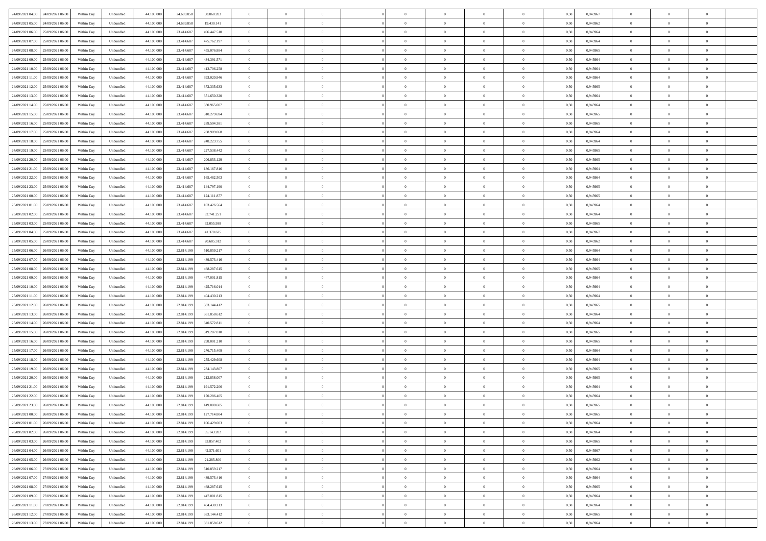| 24/09/2021 04:00 | 24/09/2021 06:00 | Within Day | Unbundled | 44.100.000 | 24.669.858 | 38.860.283 | 0 | 0 | 0 | | 0 | 0 | 0 | 0 | 0,50 | 0,945967 | 0 | 0 | 0 |
|---|---|---|---|---|---|---|---|---|---|---|---|---|---|---|---|---|---|---|---|
| 24/09/2021 05:00 | 24/09/2021 06:00 | Within Day | Unbundled | 44.100.000 | 24.669.858 | 19.430.141 | 0 | 0 | 0 | | 0 | 0 | 0 | 0 | 0,50 | 0,945962 | 0 | 0 | 0 |
| 24/09/2021 06:00 | 25/09/2021 06:00 | Within Day | Unbundled | 44.100.000 | 23.414.687 | 496.447.510 | 0 | 0 | 0 | | 0 | 0 | 0 | 0 | 0,50 | 0,945964 | 0 | 0 | 0 |
| 24/09/2021 07:00 | 25/09/2021 06:00 | Within Day | Unbundled | 44.100.000 | 23.414.687 | 475.762.197 | 0 | 0 | 0 | | 0 | 0 | 0 | 0 | 0,50 | 0,945964 | 0 | 0 | 0 |
| 24/09/2021 08:00 | 25/09/2021 06:00 | Within Day | Unbundled | 44.100.000 | 23.414.687 | 455.076.884 | 0 | 0 | 0 | | 0 | 0 | 0 | 0 | 0,50 | 0,945965 | 0 | 0 | 0 |
| 24/09/2021 09:00 | 25/09/2021 06:00 | Within Day | Unbundled | 44.100.000 | 23.414.687 | 434.391.571 | 0 | 0 | 0 | | 0 | 0 | 0 | 0 | 0,50 | 0,945964 | 0 | 0 | 0 |
| 24/09/2021 10:00 | 25/09/2021 06:00 | Within Day | Unbundled | 44.100.000 | 23.414.687 | 413.706.258 | 0 | 0 | 0 | | 0 | 0 | 0 | 0 | 0,50 | 0,945964 | 0 | 0 | 0 |
| 24/09/2021 11:00 | 25/09/2021 06:00 | Within Day | Unbundled | 44.100.000 | 23.414.687 | 393.020.946 | 0 | 0 | 0 | | 0 | 0 | 0 | 0 | 0,50 | 0,945964 | 0 | 0 | 0 |
| 24/09/2021 12:00 | 25/09/2021 06:00 | Within Day | Unbundled | 44.100.000 | 23.414.687 | 372.335.633 | 0 | 0 | 0 | | 0 | 0 | 0 | 0 | 0,50 | 0,945965 | 0 | 0 | 0 |
| 24/09/2021 13:00 | 25/09/2021 06:00 | Within Day | Unbundled | 44.100.000 | 23.414.687 | 351.650.320 | 0 | 0 | 0 | | 0 | 0 | 0 | 0 | 0,50 | 0,945964 | 0 | 0 | 0 |
| 24/09/2021 14:00 | 25/09/2021 06:00 | Within Day | Unbundled | 44.100.000 | 23.414.687 | 330.965.007 | 0 | 0 | 0 | | 0 | 0 | 0 | 0 | 0,50 | 0,945964 | 0 | 0 | 0 |
| 24/09/2021 15:00 | 25/09/2021 06:00 | Within Day | Unbundled | 44.100.000 | 23.414.687 | 310.279.694 | 0 | 0 | 0 | | 0 | 0 | 0 | 0 | 0,50 | 0,945965 | 0 | 0 | 0 |
| 24/09/2021 16:00 | 25/09/2021 06:00 | Within Day | Unbundled | 44.100.000 | 23.414.687 | 289.594.381 | 0 | 0 | 0 | | 0 | 0 | 0 | 0 | 0,50 | 0,945965 | 0 | 0 | 0 |
| 24/09/2021 17:00 | 25/09/2021 06:00 | Within Day | Unbundled | 44.100.000 | 23.414.687 | 268.909.068 | 0 | 0 | 0 | | 0 | 0 | 0 | 0 | 0,50 | 0,945964 | 0 | 0 | 0 |
| 24/09/2021 18:00 | 25/09/2021 06:00 | Within Day | Unbundled | 44.100.000 | 23.414.687 | 248.223.755 | 0 | 0 | 0 | | 0 | 0 | 0 | 0 | 0,50 | 0,945964 | 0 | 0 | 0 |
| 24/09/2021 19:00 | 25/09/2021 06:00 | Within Day | Unbundled | 44.100.000 | 23.414.687 | 227.538.442 | 0 | 0 | 0 | | 0 | 0 | 0 | 0 | 0,50 | 0,945965 | 0 | 0 | 0 |
| 24/09/2021 20:00 | 25/09/2021 06:00 | Within Day | Unbundled | 44.100.000 | 23.414.687 | 206.853.129 | 0 | 0 | 0 | | 0 | 0 | 0 | 0 | 0,50 | 0,945965 | 0 | 0 | 0 |
| 24/09/2021 21:00 | 25/09/2021 06:00 | Within Day | Unbundled | 44.100.000 | 23.414.687 | 186.167.816 | 0 | 0 | 0 | | 0 | 0 | 0 | 0 | 0,50 | 0,945964 | 0 | 0 | 0 |
| 24/09/2021 22:00 | 25/09/2021 06:00 | Within Day | Unbundled | 44.100.000 | 23.414.687 | 165.482.503 | 0 | 0 | 0 | | 0 | 0 | 0 | 0 | 0,50 | 0,945964 | 0 | 0 | 0 |
| 24/09/2021 23:00 | 25/09/2021 06:00 | Within Day | Unbundled | 44.100.000 | 23.414.687 | 144.797.190 | 0 | 0 | 0 | | 0 | 0 | 0 | 0 | 0,50 | 0,945965 | 0 | 0 | 0 |
| 25/09/2021 00:00 | 25/09/2021 06:00 | Within Day | Unbundled | 44.100.000 | 23.414.687 | 124.111.877 | 0 | 0 | 0 | | 0 | 0 | 0 | 0 | 0,50 | 0,945965 | 0 | 0 | 0 |
| 25/09/2021 01:00 | 25/09/2021 06:00 | Within Day | Unbundled | 44.100.000 | 23.414.687 | 103.426.564 | 0 | 0 | 0 | | 0 | 0 | 0 | 0 | 0,50 | 0,945964 | 0 | 0 | 0 |
| 25/09/2021 02:00 | 25/09/2021 06:00 | Within Day | Unbundled | 44.100.000 | 23.414.687 | 82.741.251 | 0 | 0 | 0 | | 0 | 0 | 0 | 0 | 0,50 | 0,945964 | 0 | 0 | 0 |
| 25/09/2021 03:00 | 25/09/2021 06:00 | Within Day | Unbundled | 44.100.000 | 23.414.687 | 62.055.938 | 0 | 0 | 0 | | 0 | 0 | 0 | 0 | 0,50 | 0,945965 | 0 | 0 | 0 |
| 25/09/2021 04:00 | 25/09/2021 06:00 | Within Day | Unbundled | 44.100.000 | 23.414.687 | 41.370.625 | 0 | 0 | 0 | | 0 | 0 | 0 | 0 | 0,50 | 0,945967 | 0 | 0 | 0 |
| 25/09/2021 05:00 | 25/09/2021 06:00 | Within Day | Unbundled | 44.100.000 | 23.414.687 | 20.685.312 | 0 | 0 | 0 | | 0 | 0 | 0 | 0 | 0,50 | 0,945962 | 0 | 0 | 0 |
| 25/09/2021 06:00 | 26/09/2021 06:00 | Within Day | Unbundled | 44.100.000 | 22.814.199 | 510.859.217 | 0 | 0 | 0 | | 0 | 0 | 0 | 0 | 0,50 | 0,945964 | 0 | 0 | 0 |
| 25/09/2021 07:00 | 26/09/2021 06:00 | Within Day | Unbundled | 44.100.000 | 22.814.199 | 489.573.416 | 0 | 0 | 0 | | 0 | 0 | 0 | 0 | 0,50 | 0,945964 | 0 | 0 | 0 |
| 25/09/2021 08:00 | 26/09/2021 06:00 | Within Day | Unbundled | 44.100.000 | 22.814.199 | 468.287.615 | 0 | 0 | 0 | | 0 | 0 | 0 | 0 | 0,50 | 0,945965 | 0 | 0 | 0 |
| 25/09/2021 09:00 | 26/09/2021 06:00 | Within Day | Unbundled | 44.100.000 | 22.814.199 | 447.001.815 | 0 | 0 | 0 | | 0 | 0 | 0 | 0 | 0,50 | 0,945964 | 0 | 0 | 0 |
| 25/09/2021 10:00 | 26/09/2021 06:00 | Within Day | Unbundled | 44.100.000 | 22.814.199 | 425.716.014 | 0 | 0 | 0 | | 0 | 0 | 0 | 0 | 0,50 | 0,945964 | 0 | 0 | 0 |
| 25/09/2021 11:00 | 26/09/2021 06:00 | Within Day | Unbundled | 44.100.000 | 22.814.199 | 404.430.213 | 0 | 0 | 0 | | 0 | 0 | 0 | 0 | 0,50 | 0,945964 | 0 | 0 | 0 |
| 25/09/2021 12:00 | 26/09/2021 06:00 | Within Day | Unbundled | 44.100.000 | 22.814.199 | 383.144.412 | 0 | 0 | 0 | | 0 | 0 | 0 | 0 | 0,50 | 0,945965 | 0 | 0 | 0 |
| 25/09/2021 13:00 | 26/09/2021 06:00 | Within Day | Unbundled | 44.100.000 | 22.814.199 | 361.858.612 | 0 | 0 | 0 | | 0 | 0 | 0 | 0 | 0,50 | 0,945964 | 0 | 0 | 0 |
| 25/09/2021 14:00 | 26/09/2021 06:00 | Within Day | Unbundled | 44.100.000 | 22.814.199 | 340.572.811 | 0 | 0 | 0 | | 0 | 0 | 0 | 0 | 0,50 | 0,945964 | 0 | 0 | 0 |
| 25/09/2021 15:00 | 26/09/2021 06:00 | Within Day | Unbundled | 44.100.000 | 22.814.199 | 319.287.010 | 0 | 0 | 0 | | 0 | 0 | 0 | 0 | 0,50 | 0,945965 | 0 | 0 | 0 |
| 25/09/2021 16:00 | 26/09/2021 06:00 | Within Day | Unbundled | 44.100.000 | 22.814.199 | 298.001.210 | 0 | 0 | 0 | | 0 | 0 | 0 | 0 | 0,50 | 0,945965 | 0 | 0 | 0 |
| 25/09/2021 17:00 | 26/09/2021 06:00 | Within Day | Unbundled | 44.100.000 | 22.814.199 | 276.715.409 | 0 | 0 | 0 | | 0 | 0 | 0 | 0 | 0,50 | 0,945964 | 0 | 0 | 0 |
| 25/09/2021 18:00 | 26/09/2021 06:00 | Within Day | Unbundled | 44.100.000 | 22.814.199 | 255.429.608 | 0 | 0 | 0 | | 0 | 0 | 0 | 0 | 0,50 | 0,945964 | 0 | 0 | 0 |
| 25/09/2021 19:00 | 26/09/2021 06:00 | Within Day | Unbundled | 44.100.000 | 22.814.199 | 234.143.807 | 0 | 0 | 0 | | 0 | 0 | 0 | 0 | 0,50 | 0,945965 | 0 | 0 | 0 |
| 25/09/2021 20:00 | 26/09/2021 06:00 | Within Day | Unbundled | 44.100.000 | 22.814.199 | 212.858.007 | 0 | 0 | 0 | | 0 | 0 | 0 | 0 | 0,50 | 0,945965 | 0 | 0 | 0 |
| 25/09/2021 21:00 | 26/09/2021 06:00 | Within Day | Unbundled | 44.100.000 | 22.814.199 | 191.572.206 | 0 | 0 | 0 | | 0 | 0 | 0 | 0 | 0,50 | 0,945964 | 0 | 0 | 0 |
| 25/09/2021 22:00 | 26/09/2021 06:00 | Within Day | Unbundled | 44.100.000 | 22.814.199 | 170.286.405 | 0 | 0 | 0 | | 0 | 0 | 0 | 0 | 0,50 | 0,945964 | 0 | 0 | 0 |
| 25/09/2021 23:00 | 26/09/2021 06:00 | Within Day | Unbundled | 44.100.000 | 22.814.199 | 149.000.605 | 0 | 0 | 0 | | 0 | 0 | 0 | 0 | 0,50 | 0,945965 | 0 | 0 | 0 |
| 26/09/2021 00:00 | 26/09/2021 06:00 | Within Day | Unbundled | 44.100.000 | 22.814.199 | 127.714.804 | 0 | 0 | 0 | | 0 | 0 | 0 | 0 | 0,50 | 0,945965 | 0 | 0 | 0 |
| 26/09/2021 01:00 | 26/09/2021 06:00 | Within Day | Unbundled | 44.100.000 | 22.814.199 | 106.429.003 | 0 | 0 | 0 | | 0 | 0 | 0 | 0 | 0,50 | 0,945964 | 0 | 0 | 0 |
| 26/09/2021 02:00 | 26/09/2021 06:00 | Within Day | Unbundled | 44.100.000 | 22.814.199 | 85.143.202 | 0 | 0 | 0 | | 0 | 0 | 0 | 0 | 0,50 | 0,945964 | 0 | 0 | 0 |
| 26/09/2021 03:00 | 26/09/2021 06:00 | Within Day | Unbundled | 44.100.000 | 22.814.199 | 63.857.402 | 0 | 0 | 0 | | 0 | 0 | 0 | 0 | 0,50 | 0,945965 | 0 | 0 | 0 |
| 26/09/2021 04:00 | 26/09/2021 06:00 | Within Day | Unbundled | 44.100.000 | 22.814.199 | 42.571.601 | 0 | 0 | 0 | | 0 | 0 | 0 | 0 | 0,50 | 0,945967 | 0 | 0 | 0 |
| 26/09/2021 05:00 | 26/09/2021 06:00 | Within Day | Unbundled | 44.100.000 | 22.814.199 | 21.285.800 | 0 | 0 | 0 | | 0 | 0 | 0 | 0 | 0,50 | 0,945962 | 0 | 0 | 0 |
| 26/09/2021 06:00 | 27/09/2021 06:00 | Within Day | Unbundled | 44.100.000 | 22.814.199 | 510.859.217 | 0 | 0 | 0 | | 0 | 0 | 0 | 0 | 0,50 | 0,945964 | 0 | 0 | 0 |
| 26/09/2021 07:00 | 27/09/2021 06:00 | Within Day | Unbundled | 44.100.000 | 22.814.199 | 489.573.416 | 0 | 0 | 0 | | 0 | 0 | 0 | 0 | 0,50 | 0,945964 | 0 | 0 | 0 |
| 26/09/2021 08:00 | 27/09/2021 06:00 | Within Day | Unbundled | 44.100.000 | 22.814.199 | 468.287.615 | 0 | 0 | 0 | | 0 | 0 | 0 | 0 | 0,50 | 0,945965 | 0 | 0 | 0 |
| 26/09/2021 09:00 | 27/09/2021 06:00 | Within Day | Unbundled | 44.100.000 | 22.814.199 | 447.001.815 | 0 | 0 | 0 | | 0 | 0 | 0 | 0 | 0,50 | 0,945964 | 0 | 0 | 0 |
| 26/09/2021 11:00 | 27/09/2021 06:00 | Within Day | Unbundled | 44.100.000 | 22.814.199 | 404.430.213 | 0 | 0 | 0 | | 0 | 0 | 0 | 0 | 0,50 | 0,945964 | 0 | 0 | 0 |
| 26/09/2021 12:00 | 27/09/2021 06:00 | Within Day | Unbundled | 44.100.000 | 22.814.199 | 383.144.412 | 0 | 0 | 0 | | 0 | 0 | 0 | 0 | 0,50 | 0,945965 | 0 | 0 | 0 |
| 26/09/2021 13:00 | 27/09/2021 06:00 | Within Day | Unbundled | 44.100.000 | 22.814.199 | 361.858.612 | 0 | 0 | 0 | | 0 | 0 | 0 | 0 | 0,50 | 0,945964 | 0 | 0 | 0 |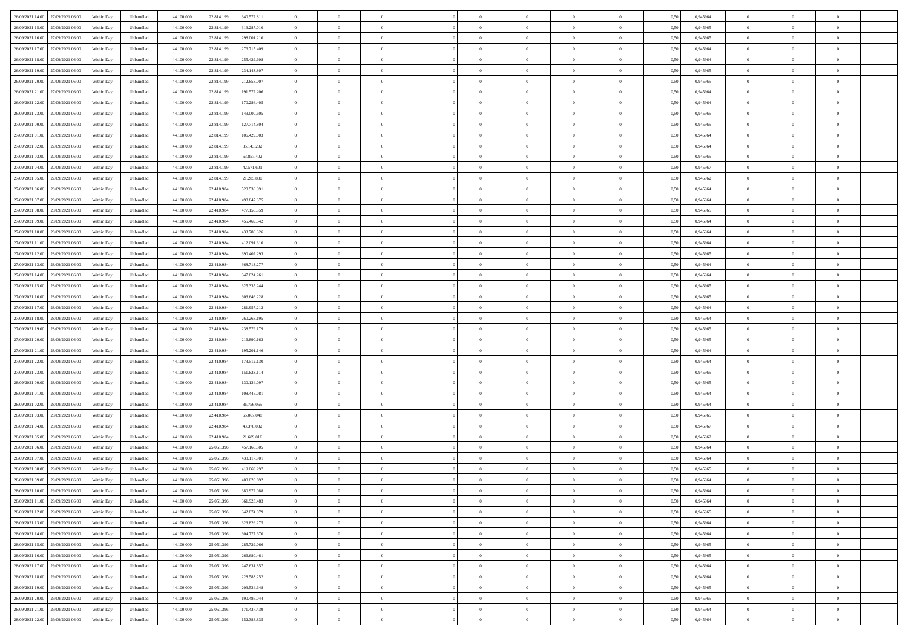| 26/09/2021 14:00 | 27/09/2021 06:00 | Within Day | Unbundled | 44.100.000 | 22.814.199 | 340.572.811 | 0 | 0 | 0 | | 0 | 0 | 0 | 0 | 0,50 | 0,945964 | 0 | 0 | 0 | |
|---|---|---|---|---|---|---|---|---|---|---|---|---|---|---|---|---|---|---|---|---|
| 26/09/2021 15:00 | 27/09/2021 06:00 | Within Day | Unbundled | 44.100.000 | 22.814.199 | 319.287.010 | 0 | 0 | 0 | | 0 | 0 | 0 | 0 | 0,50 | 0,945965 | 0 | 0 | 0 | |
| 26/09/2021 16:00 | 27/09/2021 06:00 | Within Day | Unbundled | 44.100.000 | 22.814.199 | 298.001.210 | 0 | 0 | 0 | | 0 | 0 | 0 | 0 | 0,50 | 0,945965 | 0 | 0 | 0 | |
| 26/09/2021 17:00 | 27/09/2021 06:00 | Within Day | Unbundled | 44.100.000 | 22.814.199 | 276.715.409 | 0 | 0 | 0 | | 0 | 0 | 0 | 0 | 0,50 | 0,945964 | 0 | 0 | 0 | |
| 26/09/2021 18:00 | 27/09/2021 06:00 | Within Day | Unbundled | 44.100.000 | 22.814.199 | 255.429.608 | 0 | 0 | 0 | | 0 | 0 | 0 | 0 | 0,50 | 0,945964 | 0 | 0 | 0 | |
| 26/09/2021 19:00 | 27/09/2021 06:00 | Within Day | Unbundled | 44.100.000 | 22.814.199 | 234.143.807 | 0 | 0 | 0 | | 0 | 0 | 0 | 0 | 0,50 | 0,945965 | 0 | 0 | 0 | |
| 26/09/2021 20:00 | 27/09/2021 06:00 | Within Day | Unbundled | 44.100.000 | 22.814.199 | 212.858.007 | 0 | 0 | 0 | | 0 | 0 | 0 | 0 | 0,50 | 0,945965 | 0 | 0 | 0 | |
| 26/09/2021 21:00 | 27/09/2021 06:00 | Within Day | Unbundled | 44.100.000 | 22.814.199 | 191.572.206 | 0 | 0 | 0 | | 0 | 0 | 0 | 0 | 0,50 | 0,945964 | 0 | 0 | 0 | |
| 26/09/2021 22:00 | 27/09/2021 06:00 | Within Day | Unbundled | 44.100.000 | 22.814.199 | 170.286.405 | 0 | 0 | 0 | | 0 | 0 | 0 | 0 | 0,50 | 0,945964 | 0 | 0 | 0 | |
| 26/09/2021 23:00 | 27/09/2021 06:00 | Within Day | Unbundled | 44.100.000 | 22.814.199 | 149.000.605 | 0 | 0 | 0 | | 0 | 0 | 0 | 0 | 0,50 | 0,945965 | 0 | 0 | 0 | |
| 27/09/2021 00:00 | 27/09/2021 06:00 | Within Day | Unbundled | 44.100.000 | 22.814.199 | 127.714.804 | 0 | 0 | 0 | | 0 | 0 | 0 | 0 | 0,50 | 0,945965 | 0 | 0 | 0 | |
| 27/09/2021 01:00 | 27/09/2021 06:00 | Within Day | Unbundled | 44.100.000 | 22.814.199 | 106.429.003 | 0 | 0 | 0 | | 0 | 0 | 0 | 0 | 0,50 | 0,945964 | 0 | 0 | 0 | |
| 27/09/2021 02:00 | 27/09/2021 06:00 | Within Day | Unbundled | 44.100.000 | 22.814.199 | 85.143.202 | 0 | 0 | 0 | | 0 | 0 | 0 | 0 | 0,50 | 0,945964 | 0 | 0 | 0 | |
| 27/09/2021 03:00 | 27/09/2021 06:00 | Within Day | Unbundled | 44.100.000 | 22.814.199 | 63.857.402 | 0 | 0 | 0 | | 0 | 0 | 0 | 0 | 0,50 | 0,945965 | 0 | 0 | 0 | |
| 27/09/2021 04:00 | 27/09/2021 06:00 | Within Day | Unbundled | 44.100.000 | 22.814.199 | 42.571.601 | 0 | 0 | 0 | | 0 | 0 | 0 | 0 | 0,50 | 0,945967 | 0 | 0 | 0 | |
| 27/09/2021 05:00 | 27/09/2021 06:00 | Within Day | Unbundled | 44.100.000 | 22.814.199 | 21.285.800 | 0 | 0 | 0 | | 0 | 0 | 0 | 0 | 0,50 | 0,945962 | 0 | 0 | 0 | |
| 27/09/2021 06:00 | 28/09/2021 06:00 | Within Day | Unbundled | 44.100.000 | 22.410.984 | 520.536.391 | 0 | 0 | 0 | | 0 | 0 | 0 | 0 | 0,50 | 0,945964 | 0 | 0 | 0 | |
| 27/09/2021 07:00 | 28/09/2021 06:00 | Within Day | Unbundled | 44.100.000 | 22.410.984 | 498.847.375 | 0 | 0 | 0 | | 0 | 0 | 0 | 0 | 0,50 | 0,945964 | 0 | 0 | 0 | |
| 27/09/2021 08:00 | 28/09/2021 06:00 | Within Day | Unbundled | 44.100.000 | 22.410.984 | 477.158.359 | 0 | 0 | 0 | | 0 | 0 | 0 | 0 | 0,50 | 0,945965 | 0 | 0 | 0 | |
| 27/09/2021 09:00 | 28/09/2021 06:00 | Within Day | Unbundled | 44.100.000 | 22.410.984 | 455.469.342 | 0 | 0 | 0 | | 0 | 0 | 0 | 0 | 0,50 | 0,945964 | 0 | 0 | 0 | |
| 27/09/2021 10:00 | 28/09/2021 06:00 | Within Day | Unbundled | 44.100.000 | 22.410.984 | 433.780.326 | 0 | 0 | 0 | | 0 | 0 | 0 | 0 | 0,50 | 0,945964 | 0 | 0 | 0 | |
| 27/09/2021 11:00 | 28/09/2021 06:00 | Within Day | Unbundled | 44.100.000 | 22.410.984 | 412.091.310 | 0 | 0 | 0 | | 0 | 0 | 0 | 0 | 0,50 | 0,945964 | 0 | 0 | 0 | |
| 27/09/2021 12:00 | 28/09/2021 06:00 | Within Day | Unbundled | 44.100.000 | 22.410.984 | 390.402.293 | 0 | 0 | 0 | | 0 | 0 | 0 | 0 | 0,50 | 0,945965 | 0 | 0 | 0 | |
| 27/09/2021 13:00 | 28/09/2021 06:00 | Within Day | Unbundled | 44.100.000 | 22.410.984 | 368.713.277 | 0 | 0 | 0 | | 0 | 0 | 0 | 0 | 0,50 | 0,945964 | 0 | 0 | 0 | |
| 27/09/2021 14:00 | 28/09/2021 06:00 | Within Day | Unbundled | 44.100.000 | 22.410.984 | 347.024.261 | 0 | 0 | 0 | | 0 | 0 | 0 | 0 | 0,50 | 0,945964 | 0 | 0 | 0 | |
| 27/09/2021 15:00 | 28/09/2021 06:00 | Within Day | Unbundled | 44.100.000 | 22.410.984 | 325.335.244 | 0 | 0 | 0 | | 0 | 0 | 0 | 0 | 0,50 | 0,945965 | 0 | 0 | 0 | |
| 27/09/2021 16:00 | 28/09/2021 06:00 | Within Day | Unbundled | 44.100.000 | 22.410.984 | 303.646.228 | 0 | 0 | 0 | | 0 | 0 | 0 | 0 | 0,50 | 0,945965 | 0 | 0 | 0 | |
| 27/09/2021 17:00 | 28/09/2021 06:00 | Within Day | Unbundled | 44.100.000 | 22.410.984 | 281.957.212 | 0 | 0 | 0 | | 0 | 0 | 0 | 0 | 0,50 | 0,945964 | 0 | 0 | 0 | |
| 27/09/2021 18:00 | 28/09/2021 06:00 | Within Day | Unbundled | 44.100.000 | 22.410.984 | 260.268.195 | 0 | 0 | 0 | | 0 | 0 | 0 | 0 | 0,50 | 0,945964 | 0 | 0 | 0 | |
| 27/09/2021 19:00 | 28/09/2021 06:00 | Within Day | Unbundled | 44.100.000 | 22.410.984 | 238.579.179 | 0 | 0 | 0 | | 0 | 0 | 0 | 0 | 0,50 | 0,945965 | 0 | 0 | 0 | |
| 27/09/2021 20:00 | 28/09/2021 06:00 | Within Day | Unbundled | 44.100.000 | 22.410.984 | 216.890.163 | 0 | 0 | 0 | | 0 | 0 | 0 | 0 | 0,50 | 0,945965 | 0 | 0 | 0 | |
| 27/09/2021 21:00 | 28/09/2021 06:00 | Within Day | Unbundled | 44.100.000 | 22.410.984 | 195.201.146 | 0 | 0 | 0 | | 0 | 0 | 0 | 0 | 0,50 | 0,945964 | 0 | 0 | 0 | |
| 27/09/2021 22:00 | 28/09/2021 06:00 | Within Day | Unbundled | 44.100.000 | 22.410.984 | 173.512.130 | 0 | 0 | 0 | | 0 | 0 | 0 | 0 | 0,50 | 0,945964 | 0 | 0 | 0 | |
| 27/09/2021 23:00 | 28/09/2021 06:00 | Within Day | Unbundled | 44.100.000 | 22.410.984 | 151.823.114 | 0 | 0 | 0 | | 0 | 0 | 0 | 0 | 0,50 | 0,945965 | 0 | 0 | 0 | |
| 28/09/2021 00:00 | 28/09/2021 06:00 | Within Day | Unbundled | 44.100.000 | 22.410.984 | 130.134.097 | 0 | 0 | 0 | | 0 | 0 | 0 | 0 | 0,50 | 0,945965 | 0 | 0 | 0 | |
| 28/09/2021 01:00 | 28/09/2021 06:00 | Within Day | Unbundled | 44.100.000 | 22.410.984 | 108.445.081 | 0 | 0 | 0 | | 0 | 0 | 0 | 0 | 0,50 | 0,945964 | 0 | 0 | 0 | |
| 28/09/2021 02:00 | 28/09/2021 06:00 | Within Day | Unbundled | 44.100.000 | 22.410.984 | 86.756.065 | 0 | 0 | 0 | | 0 | 0 | 0 | 0 | 0,50 | 0,945964 | 0 | 0 | 0 | |
| 28/09/2021 03:00 | 28/09/2021 06:00 | Within Day | Unbundled | 44.100.000 | 22.410.984 | 65.067.048 | 0 | 0 | 0 | | 0 | 0 | 0 | 0 | 0,50 | 0,945965 | 0 | 0 | 0 | |
| 28/09/2021 04:00 | 28/09/2021 06:00 | Within Day | Unbundled | 44.100.000 | 22.410.984 | 43.378.032 | 0 | 0 | 0 | | 0 | 0 | 0 | 0 | 0,50 | 0,945967 | 0 | 0 | 0 | |
| 28/09/2021 05:00 | 28/09/2021 06:00 | Within Day | Unbundled | 44.100.000 | 22.410.984 | 21.689.016 | 0 | 0 | 0 | | 0 | 0 | 0 | 0 | 0,50 | 0,945962 | 0 | 0 | 0 | |
| 28/09/2021 06:00 | 29/09/2021 06:00 | Within Day | Unbundled | 44.100.000 | 25.051.396 | 457.166.505 | 0 | 0 | 0 | | 0 | 0 | 0 | 0 | 0,50 | 0,945964 | 0 | 0 | 0 | |
| 28/09/2021 07:00 | 29/09/2021 06:00 | Within Day | Unbundled | 44.100.000 | 25.051.396 | 438.117.901 | 0 | 0 | 0 | | 0 | 0 | 0 | 0 | 0,50 | 0,945964 | 0 | 0 | 0 | |
| 28/09/2021 08:00 | 29/09/2021 06:00 | Within Day | Unbundled | 44.100.000 | 25.051.396 | 419.069.297 | 0 | 0 | 0 | | 0 | 0 | 0 | 0 | 0,50 | 0,945965 | 0 | 0 | 0 | |
| 28/09/2021 09:00 | 29/09/2021 06:00 | Within Day | Unbundled | 44.100.000 | 25.051.396 | 400.020.692 | 0 | 0 | 0 | | 0 | 0 | 0 | 0 | 0,50 | 0,945964 | 0 | 0 | 0 | |
| 28/09/2021 10:00 | 29/09/2021 06:00 | Within Day | Unbundled | 44.100.000 | 25.051.396 | 380.972.088 | 0 | 0 | 0 | | 0 | 0 | 0 | 0 | 0,50 | 0,945964 | 0 | 0 | 0 | |
| 28/09/2021 11:00 | 29/09/2021 06:00 | Within Day | Unbundled | 44.100.000 | 25.051.396 | 361.923.483 | 0 | 0 | 0 | | 0 | 0 | 0 | 0 | 0,50 | 0,945964 | 0 | 0 | 0 | |
| 28/09/2021 12:00 | 29/09/2021 06:00 | Within Day | Unbundled | 44.100.000 | 25.051.396 | 342.874.879 | 0 | 0 | 0 | | 0 | 0 | 0 | 0 | 0,50 | 0,945965 | 0 | 0 | 0 | |
| 28/09/2021 13:00 | 29/09/2021 06:00 | Within Day | Unbundled | 44.100.000 | 25.051.396 | 323.826.275 | 0 | 0 | 0 | | 0 | 0 | 0 | 0 | 0,50 | 0,945964 | 0 | 0 | 0 | |
| 28/09/2021 14:00 | 29/09/2021 06:00 | Within Day | Unbundled | 44.100.000 | 25.051.396 | 304.777.670 | 0 | 0 | 0 | | 0 | 0 | 0 | 0 | 0,50 | 0,945964 | 0 | 0 | 0 | |
| 28/09/2021 15:00 | 29/09/2021 06:00 | Within Day | Unbundled | 44.100.000 | 25.051.396 | 285.729.066 | 0 | 0 | 0 | | 0 | 0 | 0 | 0 | 0,50 | 0,945965 | 0 | 0 | 0 | |
| 28/09/2021 16:00 | 29/09/2021 06:00 | Within Day | Unbundled | 44.100.000 | 25.051.396 | 266.680.461 | 0 | 0 | 0 | | 0 | 0 | 0 | 0 | 0,50 | 0,945965 | 0 | 0 | 0 | |
| 28/09/2021 17:00 | 29/09/2021 06:00 | Within Day | Unbundled | 44.100.000 | 25.051.396 | 247.631.857 | 0 | 0 | 0 | | 0 | 0 | 0 | 0 | 0,50 | 0,945964 | 0 | 0 | 0 | |
| 28/09/2021 18:00 | 29/09/2021 06:00 | Within Day | Unbundled | 44.100.000 | 25.051.396 | 228.583.252 | 0 | 0 | 0 | | 0 | 0 | 0 | 0 | 0,50 | 0,945964 | 0 | 0 | 0 | |
| 28/09/2021 19:00 | 29/09/2021 06:00 | Within Day | Unbundled | 44.100.000 | 25.051.396 | 209.534.648 | 0 | 0 | 0 | | 0 | 0 | 0 | 0 | 0,50 | 0,945965 | 0 | 0 | 0 | |
| 28/09/2021 20:00 | 29/09/2021 06:00 | Within Day | Unbundled | 44.100.000 | 25.051.396 | 190.486.044 | 0 | 0 | 0 | | 0 | 0 | 0 | 0 | 0,50 | 0,945965 | 0 | 0 | 0 | |
| 28/09/2021 21:00 | 29/09/2021 06:00 | Within Day | Unbundled | 44.100.000 | 25.051.396 | 171.437.439 | 0 | 0 | 0 | | 0 | 0 | 0 | 0 | 0,50 | 0,945964 | 0 | 0 | 0 | |
| 28/09/2021 22:00 | 29/09/2021 06:00 | Within Day | Unbundled | 44.100.000 | 25.051.396 | 152.388.835 | 0 | 0 | 0 | | 0 | 0 | 0 | 0 | 0,50 | 0,945964 | 0 | 0 | 0 | |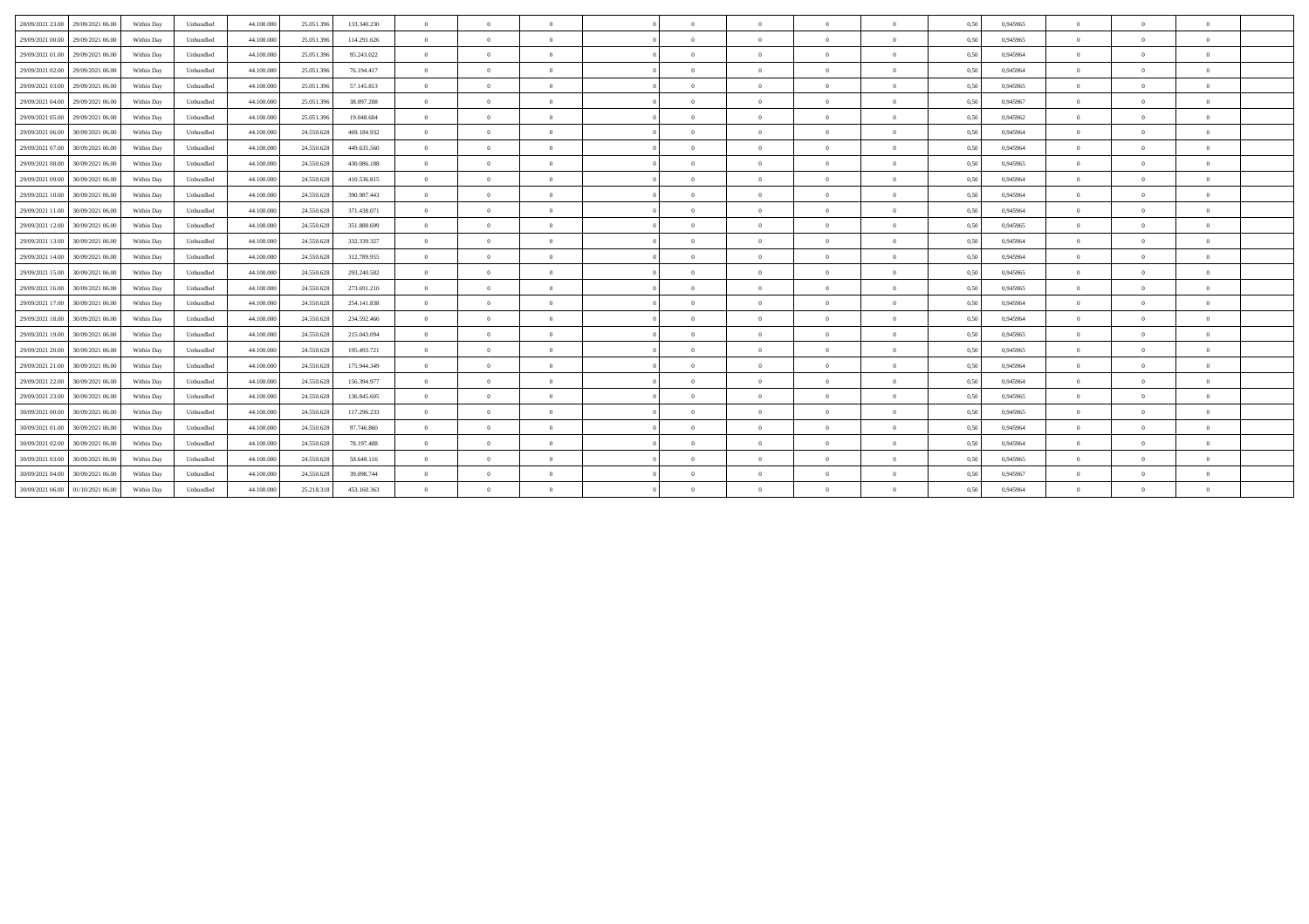| | | | | | | | | | | | | | | | | | | | | | |
|---|---|---|---|---|---|---|---|---|---|---|---|---|---|---|---|---|---|---|---|---|---|
| 28/09/2021 23.00 | 29/09/2021 06.00 | Within Day | Unbundled | 44.100.000 | 25.051.396 | 133.340.230 | 0 | 0 | 0 | | 0 | 0 | 0 | 0 | 0 | 0,50 | 0,945965 | 0 | 0 | 0 | |
| 29/09/2021 00.00 | 29/09/2021 06.00 | Within Day | Unbundled | 44.100.000 | 25.051.396 | 114.291.626 | 0 | 0 | 0 | | 0 | 0 | 0 | 0 | 0 | 0,50 | 0,945965 | 0 | 0 | 0 | |
| 29/09/2021 01.00 | 29/09/2021 06.00 | Within Day | Unbundled | 44.100.000 | 25.051.396 | 95.243.022 | 0 | 0 | 0 | | 0 | 0 | 0 | 0 | 0 | 0,50 | 0,945964 | 0 | 0 | 0 | |
| 29/09/2021 02.00 | 29/09/2021 06.00 | Within Day | Unbundled | 44.100.000 | 25.051.396 | 76.194.417 | 0 | 0 | 0 | | 0 | 0 | 0 | 0 | 0 | 0,50 | 0,945964 | 0 | 0 | 0 | |
| 29/09/2021 03.00 | 29/09/2021 06.00 | Within Day | Unbundled | 44.100.000 | 25.051.396 | 57.145.813 | 0 | 0 | 0 | | 0 | 0 | 0 | 0 | 0 | 0,50 | 0,945965 | 0 | 0 | 0 | |
| 29/09/2021 04.00 | 29/09/2021 06.00 | Within Day | Unbundled | 44.100.000 | 25.051.396 | 38.097.208 | 0 | 0 | 0 | | 0 | 0 | 0 | 0 | 0 | 0,50 | 0,945967 | 0 | 0 | 0 | |
| 29/09/2021 05.00 | 29/09/2021 06.00 | Within Day | Unbundled | 44.100.000 | 25.051.396 | 19.048.604 | 0 | 0 | 0 | | 0 | 0 | 0 | 0 | 0 | 0,50 | 0,945962 | 0 | 0 | 0 | |
| 29/09/2021 06.00 | 30/09/2021 06.00 | Within Day | Unbundled | 44.100.000 | 24.550.628 | 469.184.932 | 0 | 0 | 0 | | 0 | 0 | 0 | 0 | 0 | 0,50 | 0,945964 | 0 | 0 | 0 | |
| 29/09/2021 07.00 | 30/09/2021 06.00 | Within Day | Unbundled | 44.100.000 | 24.550.628 | 449.635.560 | 0 | 0 | 0 | | 0 | 0 | 0 | 0 | 0 | 0,50 | 0,945964 | 0 | 0 | 0 | |
| 29/09/2021 08.00 | 30/09/2021 06.00 | Within Day | Unbundled | 44.100.000 | 24.550.628 | 430.086.188 | 0 | 0 | 0 | | 0 | 0 | 0 | 0 | 0 | 0,50 | 0,945965 | 0 | 0 | 0 | |
| 29/09/2021 09.00 | 30/09/2021 06.00 | Within Day | Unbundled | 44.100.000 | 24.550.628 | 410.536.815 | 0 | 0 | 0 | | 0 | 0 | 0 | 0 | 0 | 0,50 | 0,945964 | 0 | 0 | 0 | |
| 29/09/2021 10.00 | 30/09/2021 06.00 | Within Day | Unbundled | 44.100.000 | 24.550.628 | 390.987.443 | 0 | 0 | 0 | | 0 | 0 | 0 | 0 | 0 | 0,50 | 0,945964 | 0 | 0 | 0 | |
| 29/09/2021 11.00 | 30/09/2021 06.00 | Within Day | Unbundled | 44.100.000 | 24.550.628 | 371.438.071 | 0 | 0 | 0 | | 0 | 0 | 0 | 0 | 0 | 0,50 | 0,945964 | 0 | 0 | 0 | |
| 29/09/2021 12.00 | 30/09/2021 06.00 | Within Day | Unbundled | 44.100.000 | 24.550.628 | 351.888.699 | 0 | 0 | 0 | | 0 | 0 | 0 | 0 | 0 | 0,50 | 0,945965 | 0 | 0 | 0 | |
| 29/09/2021 13.00 | 30/09/2021 06.00 | Within Day | Unbundled | 44.100.000 | 24.550.628 | 332.339.327 | 0 | 0 | 0 | | 0 | 0 | 0 | 0 | 0 | 0,50 | 0,945964 | 0 | 0 | 0 | |
| 29/09/2021 14.00 | 30/09/2021 06.00 | Within Day | Unbundled | 44.100.000 | 24.550.628 | 312.789.955 | 0 | 0 | 0 | | 0 | 0 | 0 | 0 | 0 | 0,50 | 0,945964 | 0 | 0 | 0 | |
| 29/09/2021 15.00 | 30/09/2021 06.00 | Within Day | Unbundled | 44.100.000 | 24.550.628 | 293.240.582 | 0 | 0 | 0 | | 0 | 0 | 0 | 0 | 0 | 0,50 | 0,945965 | 0 | 0 | 0 | |
| 29/09/2021 16.00 | 30/09/2021 06.00 | Within Day | Unbundled | 44.100.000 | 24.550.628 | 273.691.210 | 0 | 0 | 0 | | 0 | 0 | 0 | 0 | 0 | 0,50 | 0,945965 | 0 | 0 | 0 | |
| 29/09/2021 17.00 | 30/09/2021 06.00 | Within Day | Unbundled | 44.100.000 | 24.550.628 | 254.141.838 | 0 | 0 | 0 | | 0 | 0 | 0 | 0 | 0 | 0,50 | 0,945964 | 0 | 0 | 0 | |
| 29/09/2021 18.00 | 30/09/2021 06.00 | Within Day | Unbundled | 44.100.000 | 24.550.628 | 234.592.466 | 0 | 0 | 0 | | 0 | 0 | 0 | 0 | 0 | 0,50 | 0,945964 | 0 | 0 | 0 | |
| 29/09/2021 19.00 | 30/09/2021 06.00 | Within Day | Unbundled | 44.100.000 | 24.550.628 | 215.043.094 | 0 | 0 | 0 | | 0 | 0 | 0 | 0 | 0 | 0,50 | 0,945965 | 0 | 0 | 0 | |
| 29/09/2021 20.00 | 30/09/2021 06.00 | Within Day | Unbundled | 44.100.000 | 24.550.628 | 195.493.721 | 0 | 0 | 0 | | 0 | 0 | 0 | 0 | 0 | 0,50 | 0,945965 | 0 | 0 | 0 | |
| 29/09/2021 21.00 | 30/09/2021 06.00 | Within Day | Unbundled | 44.100.000 | 24.550.628 | 175.944.349 | 0 | 0 | 0 | | 0 | 0 | 0 | 0 | 0 | 0,50 | 0,945964 | 0 | 0 | 0 | |
| 29/09/2021 22.00 | 30/09/2021 06.00 | Within Day | Unbundled | 44.100.000 | 24.550.628 | 156.394.977 | 0 | 0 | 0 | | 0 | 0 | 0 | 0 | 0 | 0,50 | 0,945964 | 0 | 0 | 0 | |
| 29/09/2021 23.00 | 30/09/2021 06.00 | Within Day | Unbundled | 44.100.000 | 24.550.628 | 136.845.605 | 0 | 0 | 0 | | 0 | 0 | 0 | 0 | 0 | 0,50 | 0,945965 | 0 | 0 | 0 | |
| 30/09/2021 00.00 | 30/09/2021 06.00 | Within Day | Unbundled | 44.100.000 | 24.550.628 | 117.296.233 | 0 | 0 | 0 | | 0 | 0 | 0 | 0 | 0 | 0,50 | 0,945965 | 0 | 0 | 0 | |
| 30/09/2021 01.00 | 30/09/2021 06.00 | Within Day | Unbundled | 44.100.000 | 24.550.628 | 97.746.860 | 0 | 0 | 0 | | 0 | 0 | 0 | 0 | 0 | 0,50 | 0,945964 | 0 | 0 | 0 | |
| 30/09/2021 02.00 | 30/09/2021 06.00 | Within Day | Unbundled | 44.100.000 | 24.550.628 | 78.197.488 | 0 | 0 | 0 | | 0 | 0 | 0 | 0 | 0 | 0,50 | 0,945964 | 0 | 0 | 0 | |
| 30/09/2021 03.00 | 30/09/2021 06.00 | Within Day | Unbundled | 44.100.000 | 24.550.628 | 58.648.116 | 0 | 0 | 0 | | 0 | 0 | 0 | 0 | 0 | 0,50 | 0,945965 | 0 | 0 | 0 | |
| 30/09/2021 04.00 | 30/09/2021 06.00 | Within Day | Unbundled | 44.100.000 | 24.550.628 | 39.098.744 | 0 | 0 | 0 | | 0 | 0 | 0 | 0 | 0 | 0,50 | 0,945967 | 0 | 0 | 0 | |
| 30/09/2021 06.00 | 01/10/2021 06.00 | Within Day | Unbundled | 44.100.000 | 25.218.318 | 453.160.363 | 0 | 0 | 0 | | 0 | 0 | 0 | 0 | 0 | 0,50 | 0,945964 | 0 | 0 | 0 | |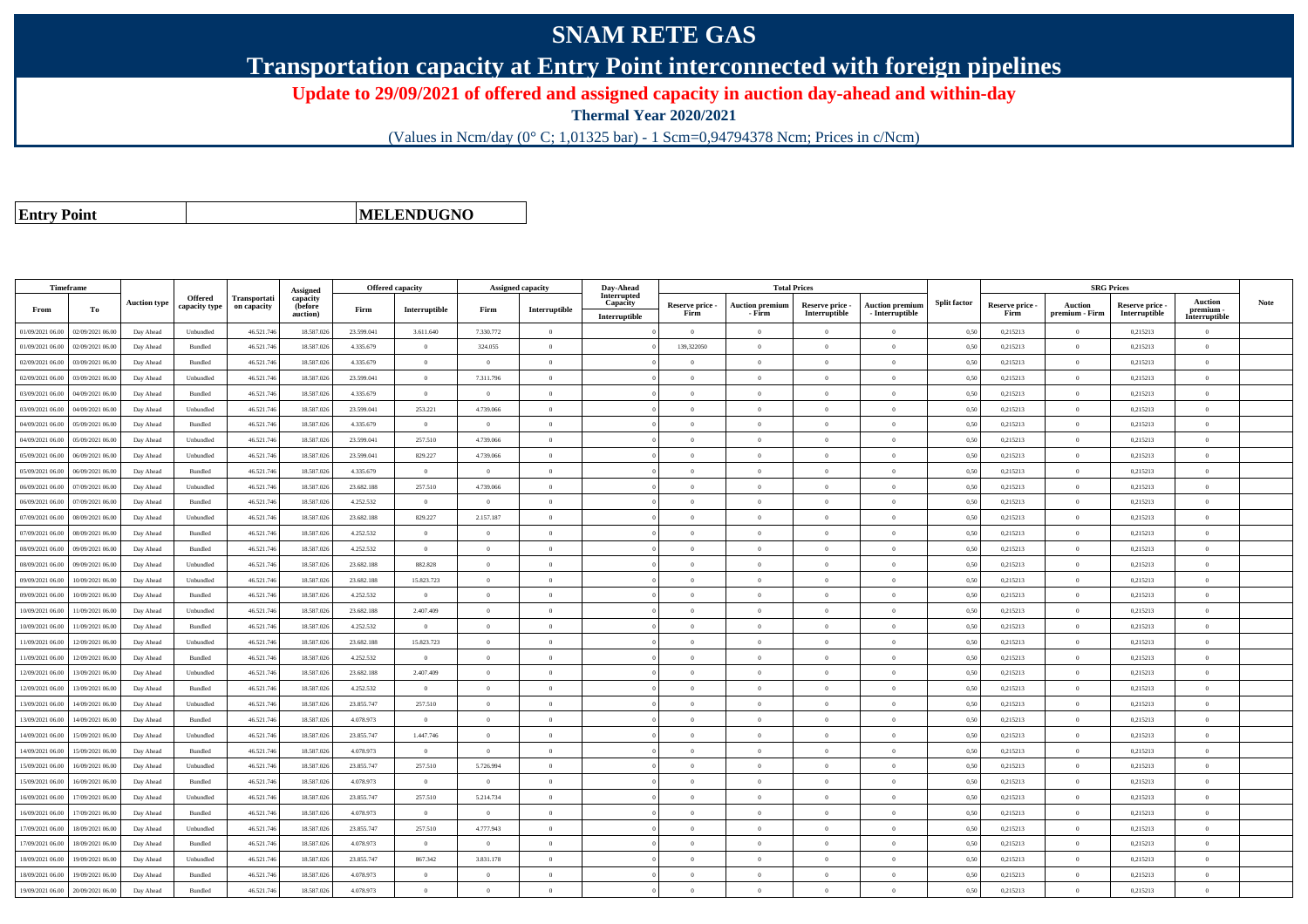# SNAM RETE GAS

## Transportation capacity at Entry Point interconnected with foreign pipelines

### Update to 29/09/2021 of offered and assigned capacity in auction day-ahead and within-day

**Thermal Year 2020/2021**

(Values in Ncm/day (0° C; 1,01325 bar) - 1 Scm=0,94794378 Ncm; Prices in c/Ncm)

| **Entry Point** | **MELENDUGNO** |
|---|---|

| Timeframe | | Auction type | Offered capacity type | Transportation capacity | Assigned capacity (before auction) | Offered capacity | | Assigned capacity | | Day-Ahead Interrupted Capacity | Total Prices | | | | Split factor | SRG Prices | | | | Note |
|---|---|---|---|---|---|---|---|---|---|---|---|---|---|---|---|---|---|---|---|---|
| From | To | | | | | Firm | Interruptible | Firm | Interruptible | Interruptible | Reserve price - Firm | Auction premium - Firm | Reserve price - Interruptible | Auction premium - Interruptible | | Reserve price - Firm | Auction premium - Firm | Reserve price - Interruptible | Auction premium - Interruptible | |
| 01/09/2021 06.00 | 02/09/2021 06.00 | Day Ahead | Unbundled | 46.521.746 | 18.587.026 | 23.599.041 | 3.611.640 | 7.330.772 | 0 | 0 | 0 | 0 | 0 | 0 | 0,50 | 0,215213 | 0 | 0,215213 | 0 | |
| 01/09/2021 06.00 | 02/09/2021 06.00 | Day Ahead | Bundled | 46.521.746 | 18.587.026 | 4.335.679 | 0 | 324.055 | 0 | 0 | 139,322050 | 0 | 0 | 0 | 0,50 | 0,215213 | 0 | 0,215213 | 0 | |
| 02/09/2021 06.00 | 03/09/2021 06.00 | Day Ahead | Bundled | 46.521.746 | 18.587.026 | 4.335.679 | 0 | 0 | 0 | 0 | 0 | 0 | 0 | 0 | 0,50 | 0,215213 | 0 | 0,215213 | 0 | |
| 02/09/2021 06.00 | 03/09/2021 06.00 | Day Ahead | Unbundled | 46.521.746 | 18.587.026 | 23.599.041 | 0 | 7.311.796 | 0 | 0 | 0 | 0 | 0 | 0 | 0,50 | 0,215213 | 0 | 0,215213 | 0 | |
| 03/09/2021 06.00 | 04/09/2021 06.00 | Day Ahead | Bundled | 46.521.746 | 18.587.026 | 4.335.679 | 0 | 0 | 0 | 0 | 0 | 0 | 0 | 0 | 0,50 | 0,215213 | 0 | 0,215213 | 0 | |
| 03/09/2021 06.00 | 04/09/2021 06.00 | Day Ahead | Unbundled | 46.521.746 | 18.587.026 | 23.599.041 | 253.221 | 4.739.066 | 0 | 0 | 0 | 0 | 0 | 0 | 0,50 | 0,215213 | 0 | 0,215213 | 0 | |
| 04/09/2021 06.00 | 05/09/2021 06.00 | Day Ahead | Bundled | 46.521.746 | 18.587.026 | 4.335.679 | 0 | 0 | 0 | 0 | 0 | 0 | 0 | 0 | 0,50 | 0,215213 | 0 | 0,215213 | 0 | |
| 04/09/2021 06.00 | 05/09/2021 06.00 | Day Ahead | Unbundled | 46.521.746 | 18.587.026 | 23.599.041 | 257.510 | 4.739.066 | 0 | 0 | 0 | 0 | 0 | 0 | 0,50 | 0,215213 | 0 | 0,215213 | 0 | |
| 05/09/2021 06.00 | 06/09/2021 06.00 | Day Ahead | Unbundled | 46.521.746 | 18.587.026 | 23.599.041 | 829.227 | 4.739.066 | 0 | 0 | 0 | 0 | 0 | 0 | 0,50 | 0,215213 | 0 | 0,215213 | 0 | |
| 05/09/2021 06.00 | 06/09/2021 06.00 | Day Ahead | Bundled | 46.521.746 | 18.587.026 | 4.335.679 | 0 | 0 | 0 | 0 | 0 | 0 | 0 | 0 | 0,50 | 0,215213 | 0 | 0,215213 | 0 | |
| 06/09/2021 06.00 | 07/09/2021 06.00 | Day Ahead | Unbundled | 46.521.746 | 18.587.026 | 23.682.188 | 257.510 | 4.739.066 | 0 | 0 | 0 | 0 | 0 | 0 | 0,50 | 0,215213 | 0 | 0,215213 | 0 | |
| 06/09/2021 06.00 | 07/09/2021 06.00 | Day Ahead | Bundled | 46.521.746 | 18.587.026 | 4.252.532 | 0 | 0 | 0 | 0 | 0 | 0 | 0 | 0 | 0,50 | 0,215213 | 0 | 0,215213 | 0 | |
| 07/09/2021 06.00 | 08/09/2021 06.00 | Day Ahead | Unbundled | 46.521.746 | 18.587.026 | 23.682.188 | 829.227 | 2.157.187 | 0 | 0 | 0 | 0 | 0 | 0 | 0,50 | 0,215213 | 0 | 0,215213 | 0 | |
| 07/09/2021 06.00 | 08/09/2021 06.00 | Day Ahead | Bundled | 46.521.746 | 18.587.026 | 4.252.532 | 0 | 0 | 0 | 0 | 0 | 0 | 0 | 0 | 0,50 | 0,215213 | 0 | 0,215213 | 0 | |
| 08/09/2021 06.00 | 09/09/2021 06.00 | Day Ahead | Bundled | 46.521.746 | 18.587.026 | 4.252.532 | 0 | 0 | 0 | 0 | 0 | 0 | 0 | 0 | 0,50 | 0,215213 | 0 | 0,215213 | 0 | |
| 08/09/2021 06.00 | 09/09/2021 06.00 | Day Ahead | Unbundled | 46.521.746 | 18.587.026 | 23.682.188 | 882.828 | 0 | 0 | 0 | 0 | 0 | 0 | 0 | 0,50 | 0,215213 | 0 | 0,215213 | 0 | |
| 09/09/2021 06.00 | 10/09/2021 06.00 | Day Ahead | Unbundled | 46.521.746 | 18.587.026 | 23.682.188 | 15.823.723 | 0 | 0 | 0 | 0 | 0 | 0 | 0 | 0,50 | 0,215213 | 0 | 0,215213 | 0 | |
| 09/09/2021 06.00 | 10/09/2021 06.00 | Day Ahead | Bundled | 46.521.746 | 18.587.026 | 4.252.532 | 0 | 0 | 0 | 0 | 0 | 0 | 0 | 0 | 0,50 | 0,215213 | 0 | 0,215213 | 0 | |
| 10/09/2021 06.00 | 11/09/2021 06.00 | Day Ahead | Unbundled | 46.521.746 | 18.587.026 | 23.682.188 | 2.407.409 | 0 | 0 | 0 | 0 | 0 | 0 | 0 | 0,50 | 0,215213 | 0 | 0,215213 | 0 | |
| 10/09/2021 06.00 | 11/09/2021 06.00 | Day Ahead | Bundled | 46.521.746 | 18.587.026 | 4.252.532 | 0 | 0 | 0 | 0 | 0 | 0 | 0 | 0 | 0,50 | 0,215213 | 0 | 0,215213 | 0 | |
| 11/09/2021 06.00 | 12/09/2021 06.00 | Day Ahead | Unbundled | 46.521.746 | 18.587.026 | 23.682.188 | 15.823.723 | 0 | 0 | 0 | 0 | 0 | 0 | 0 | 0,50 | 0,215213 | 0 | 0,215213 | 0 | |
| 11/09/2021 06.00 | 12/09/2021 06.00 | Day Ahead | Bundled | 46.521.746 | 18.587.026 | 4.252.532 | 0 | 0 | 0 | 0 | 0 | 0 | 0 | 0 | 0,50 | 0,215213 | 0 | 0,215213 | 0 | |
| 12/09/2021 06.00 | 13/09/2021 06.00 | Day Ahead | Unbundled | 46.521.746 | 18.587.026 | 23.682.188 | 2.407.409 | 0 | 0 | 0 | 0 | 0 | 0 | 0 | 0,50 | 0,215213 | 0 | 0,215213 | 0 | |
| 12/09/2021 06.00 | 13/09/2021 06.00 | Day Ahead | Bundled | 46.521.746 | 18.587.026 | 4.252.532 | 0 | 0 | 0 | 0 | 0 | 0 | 0 | 0 | 0,50 | 0,215213 | 0 | 0,215213 | 0 | |
| 13/09/2021 06.00 | 14/09/2021 06.00 | Day Ahead | Unbundled | 46.521.746 | 18.587.026 | 23.855.747 | 257.510 | 0 | 0 | 0 | 0 | 0 | 0 | 0 | 0,50 | 0,215213 | 0 | 0,215213 | 0 | |
| 13/09/2021 06.00 | 14/09/2021 06.00 | Day Ahead | Bundled | 46.521.746 | 18.587.026 | 4.078.973 | 0 | 0 | 0 | 0 | 0 | 0 | 0 | 0 | 0,50 | 0,215213 | 0 | 0,215213 | 0 | |
| 14/09/2021 06.00 | 15/09/2021 06.00 | Day Ahead | Unbundled | 46.521.746 | 18.587.026 | 23.855.747 | 1.447.746 | 0 | 0 | 0 | 0 | 0 | 0 | 0 | 0,50 | 0,215213 | 0 | 0,215213 | 0 | |
| 14/09/2021 06.00 | 15/09/2021 06.00 | Day Ahead | Bundled | 46.521.746 | 18.587.026 | 4.078.973 | 0 | 0 | 0 | 0 | 0 | 0 | 0 | 0 | 0,50 | 0,215213 | 0 | 0,215213 | 0 | |
| 15/09/2021 06.00 | 16/09/2021 06.00 | Day Ahead | Unbundled | 46.521.746 | 18.587.026 | 23.855.747 | 257.510 | 5.726.994 | 0 | 0 | 0 | 0 | 0 | 0 | 0,50 | 0,215213 | 0 | 0,215213 | 0 | |
| 15/09/2021 06.00 | 16/09/2021 06.00 | Day Ahead | Bundled | 46.521.746 | 18.587.026 | 4.078.973 | 0 | 0 | 0 | 0 | 0 | 0 | 0 | 0 | 0,50 | 0,215213 | 0 | 0,215213 | 0 | |
| 16/09/2021 06.00 | 17/09/2021 06.00 | Day Ahead | Unbundled | 46.521.746 | 18.587.026 | 23.855.747 | 257.510 | 5.214.734 | 0 | 0 | 0 | 0 | 0 | 0 | 0,50 | 0,215213 | 0 | 0,215213 | 0 | |
| 16/09/2021 06.00 | 17/09/2021 06.00 | Day Ahead | Bundled | 46.521.746 | 18.587.026 | 4.078.973 | 0 | 0 | 0 | 0 | 0 | 0 | 0 | 0 | 0,50 | 0,215213 | 0 | 0,215213 | 0 | |
| 17/09/2021 06.00 | 18/09/2021 06.00 | Day Ahead | Unbundled | 46.521.746 | 18.587.026 | 23.855.747 | 257.510 | 4.777.943 | 0 | 0 | 0 | 0 | 0 | 0 | 0,50 | 0,215213 | 0 | 0,215213 | 0 | |
| 17/09/2021 06.00 | 18/09/2021 06.00 | Day Ahead | Bundled | 46.521.746 | 18.587.026 | 4.078.973 | 0 | 0 | 0 | 0 | 0 | 0 | 0 | 0 | 0,50 | 0,215213 | 0 | 0,215213 | 0 | |
| 18/09/2021 06.00 | 19/09/2021 06.00 | Day Ahead | Unbundled | 46.521.746 | 18.587.026 | 23.855.747 | 867.342 | 3.831.178 | 0 | 0 | 0 | 0 | 0 | 0 | 0,50 | 0,215213 | 0 | 0,215213 | 0 | |
| 18/09/2021 06.00 | 19/09/2021 06.00 | Day Ahead | Bundled | 46.521.746 | 18.587.026 | 4.078.973 | 0 | 0 | 0 | 0 | 0 | 0 | 0 | 0 | 0,50 | 0,215213 | 0 | 0,215213 | 0 | |
| 19/09/2021 06.00 | 20/09/2021 06.00 | Day Ahead | Bundled | 46.521.746 | 18.587.026 | 4.078.973 | 0 | 0 | 0 | 0 | 0 | 0 | 0 | 0 | 0,50 | 0,215213 | 0 | 0,215213 | 0 | |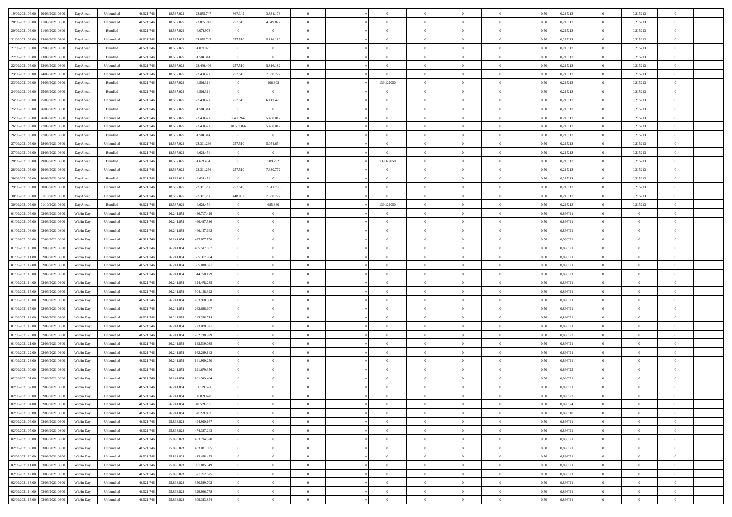| | | | | | | | | | | | | | | | | | | | | |
|---|---|---|---|---|---|---|---|---|---|---|---|---|---|---|---|---|---|---|---|---|
| 19/09/2021 06:00 | 20/09/2021 06:00 | Day Ahead | Unbundled | 46.521.746 | 18.587.026 | 23.855.747 | 867.342 | 3.831.178 | 0 | | 0 | 0 | 0 | 0 | 0,50 | 0,215213 | 0 | 0,215213 | 0 | |
| 20/09/2021 06:00 | 21/09/2021 06:00 | Day Ahead | Unbundled | 46.521.746 | 18.587.026 | 23.855.747 | 257.510 | 4.649.877 | 0 | | 0 | 0 | 0 | 0 | 0,50 | 0,215213 | 0 | 0,215213 | 0 | |
| 20/09/2021 06:00 | 21/09/2021 06:00 | Day Ahead | Bundled | 46.521.746 | 18.587.026 | 4.078.973 | 0 | 0 | 0 | | 0 | 0 | 0 | 0 | 0,50 | 0,215213 | 0 | 0,215213 | 0 | |
| 21/09/2021 06:00 | 22/09/2021 06:00 | Day Ahead | Unbundled | 46.521.746 | 18.587.026 | 23.855.747 | 257.510 | 5.816.182 | 0 | | 0 | 0 | 0 | 0 | 0,50 | 0,215213 | 0 | 0,215213 | 0 | |
| 21/09/2021 06:00 | 22/09/2021 06:00 | Day Ahead | Bundled | 46.521.746 | 18.587.026 | 4.078.973 | 0 | 0 | 0 | | 0 | 0 | 0 | 0 | 0,50 | 0,215213 | 0 | 0,215213 | 0 | |
| 22/09/2021 06:00 | 23/09/2021 06:00 | Day Ahead | Bundled | 46.521.746 | 18.587.026 | 4.504.314 | 0 | 0 | 0 | | 0 | 0 | 0 | 0 | 0,50 | 0,215213 | 0 | 0,215213 | 0 | |
| 22/09/2021 06:00 | 23/09/2021 06:00 | Day Ahead | Unbundled | 46.521.746 | 18.587.026 | 23.430.406 | 257.510 | 5.816.182 | 0 | | 0 | 0 | 0 | 0 | 0,50 | 0,215213 | 0 | 0,215213 | 0 | |
| 23/09/2021 06:00 | 24/09/2021 06:00 | Day Ahead | Unbundled | 46.521.746 | 18.587.026 | 23.430.406 | 257.510 | 7.330.772 | 0 | | 0 | 0 | 0 | 0 | 0,50 | 0,215213 | 0 | 0,215213 | 0 | |
| 23/09/2021 06:00 | 24/09/2021 06:00 | Day Ahead | Bundled | 46.521.746 | 18.587.026 | 4.504.314 | 0 | 106.802 | 0 | | 139,322050 | 0 | 0 | 0 | 0,50 | 0,215213 | 0 | 0,215213 | 0 | |
| 24/09/2021 06:00 | 25/09/2021 06:00 | Day Ahead | Bundled | 46.521.746 | 18.587.026 | 4.504.314 | 0 | 0 | 0 | | 0 | 0 | 0 | 0 | 0,50 | 0,215213 | 0 | 0,215213 | 0 | |
| 24/09/2021 06:00 | 25/09/2021 06:00 | Day Ahead | Unbundled | 46.521.746 | 18.587.026 | 23.430.406 | 257.510 | 6.113.475 | 0 | | 0 | 0 | 0 | 0 | 0,50 | 0,215213 | 0 | 0,215213 | 0 | |
| 25/09/2021 06:00 | 26/09/2021 06:00 | Day Ahead | Bundled | 46.521.746 | 18.587.026 | 4.504.314 | 0 | 0 | 0 | | 0 | 0 | 0 | 0 | 0,50 | 0,215213 | 0 | 0,215213 | 0 | |
| 25/09/2021 06:00 | 26/09/2021 06:00 | Day Ahead | Unbundled | 46.521.746 | 18.587.026 | 23.430.406 | 1.400.945 | 5.480.012 | 0 | | 0 | 0 | 0 | 0 | 0,50 | 0,215213 | 0 | 0,215213 | 0 | |
| 26/09/2021 06:00 | 27/09/2021 06:00 | Day Ahead | Unbundled | 46.521.746 | 18.587.026 | 23.430.406 | 18.587.026 | 5.480.012 | 0 | | 0 | 0 | 0 | 0 | 0,50 | 0,215213 | 0 | 0,215213 | 0 | |
| 26/09/2021 06:00 | 27/09/2021 06:00 | Day Ahead | Bundled | 46.521.746 | 18.587.026 | 4.504.314 | 0 | 0 | 0 | | 0 | 0 | 0 | 0 | 0,50 | 0,215213 | 0 | 0,215213 | 0 | |
| 27/09/2021 06:00 | 28/09/2021 06:00 | Day Ahead | Unbundled | 46.521.746 | 18.587.026 | 23.311.266 | 257.510 | 5.054.654 | 0 | | 0 | 0 | 0 | 0 | 0,50 | 0,215213 | 0 | 0,215213 | 0 | |
| 27/09/2021 06:00 | 28/09/2021 06:00 | Day Ahead | Bundled | 46.521.746 | 18.587.026 | 4.623.454 | 0 | 0 | 0 | | 0 | 0 | 0 | 0 | 0,50 | 0,215213 | 0 | 0,215213 | 0 | |
| 28/09/2021 06:00 | 29/09/2021 06:00 | Day Ahead | Bundled | 46.521.746 | 18.587.026 | 4.623.454 | 0 | 509.292 | 0 | | 139,322050 | 0 | 0 | 0 | 0,50 | 0,215213 | 0 | 0,215213 | 0 | |
| 28/09/2021 06:00 | 29/09/2021 06:00 | Day Ahead | Unbundled | 46.521.746 | 18.587.026 | 23.311.266 | 257.510 | 7.330.772 | 0 | | 0 | 0 | 0 | 0 | 0,50 | 0,215213 | 0 | 0,215213 | 0 | |
| 29/09/2021 06:00 | 30/09/2021 06:00 | Day Ahead | Bundled | 46.521.746 | 18.587.026 | 4.623.454 | 0 | 0 | 0 | | 0 | 0 | 0 | 0 | 0,50 | 0,215213 | 0 | 0,215213 | 0 | |
| 29/09/2021 06:00 | 30/09/2021 06:00 | Day Ahead | Unbundled | 46.521.746 | 18.587.026 | 23.311.266 | 257.510 | 7.311.796 | 0 | | 0 | 0 | 0 | 0 | 0,50 | 0,215213 | 0 | 0,215213 | 0 | |
| 30/09/2021 06:00 | 01/10/2021 06:00 | Day Ahead | Unbundled | 46.521.746 | 18.587.026 | 23.311.266 | 448.082 | 7.330.772 | 0 | | 0 | 0 | 0 | 0 | 0,50 | 0,215213 | 0 | 0,215213 | 0 | |
| 30/09/2021 06:00 | 01/10/2021 06:00 | Day Ahead | Bundled | 46.521.746 | 18.587.026 | 4.623.454 | 0 | 685.380 | 0 | | 139,322050 | 0 | 0 | 0 | 0,50 | 0,215213 | 0 | 0,215213 | 0 | |
| 01/09/2021 06:00 | 02/09/2021 06:00 | Within Day | Unbundled | 46.521.746 | 26.241.854 | 486.717.429 | 0 | 0 | 0 | | 0 | 0 | 0 | 0 | 0,50 | 0,896721 | 0 | 0 | 0 | |
| 01/09/2021 07:00 | 02/09/2021 06:00 | Within Day | Unbundled | 46.521.746 | 26.241.854 | 466.437.536 | 0 | 0 | 0 | | 0 | 0 | 0 | 0 | 0,50 | 0,896721 | 0 | 0 | 0 | |
| 01/09/2021 08:00 | 02/09/2021 06:00 | Within Day | Unbundled | 46.521.746 | 26.241.854 | 446.157.642 | 0 | 0 | 0 | | 0 | 0 | 0 | 0 | 0,50 | 0,896721 | 0 | 0 | 0 | |
| 01/09/2021 09:00 | 02/09/2021 06:00 | Within Day | Unbundled | 46.521.746 | 26.241.854 | 425.877.750 | 0 | 0 | 0 | | 0 | 0 | 0 | 0 | 0,50 | 0,896721 | 0 | 0 | 0 | |
| 01/09/2021 10:00 | 02/09/2021 06:00 | Within Day | Unbundled | 46.521.746 | 26.241.854 | 405.597.857 | 0 | 0 | 0 | | 0 | 0 | 0 | 0 | 0,50 | 0,896721 | 0 | 0 | 0 | |
| 01/09/2021 11:00 | 02/09/2021 06:00 | Within Day | Unbundled | 46.521.746 | 26.241.854 | 385.317.964 | 0 | 0 | 0 | | 0 | 0 | 0 | 0 | 0,50 | 0,896721 | 0 | 0 | 0 | |
| 01/09/2021 12:00 | 02/09/2021 06:00 | Within Day | Unbundled | 46.521.746 | 26.241.854 | 365.038.071 | 0 | 0 | 0 | | 0 | 0 | 0 | 0 | 0,50 | 0,896721 | 0 | 0 | 0 | |
| 01/09/2021 13:00 | 02/09/2021 06:00 | Within Day | Unbundled | 46.521.746 | 26.241.854 | 344.758.179 | 0 | 0 | 0 | | 0 | 0 | 0 | 0 | 0,50 | 0,896721 | 0 | 0 | 0 | |
| 01/09/2021 14:00 | 02/09/2021 06:00 | Within Day | Unbundled | 46.521.746 | 26.241.854 | 324.478.285 | 0 | 0 | 0 | | 0 | 0 | 0 | 0 | 0,50 | 0,896721 | 0 | 0 | 0 | |
| 01/09/2021 15:00 | 02/09/2021 06:00 | Within Day | Unbundled | 46.521.746 | 26.241.854 | 304.198.392 | 0 | 0 | 0 | | 0 | 0 | 0 | 0 | 0,50 | 0,896721 | 0 | 0 | 0 | |
| 01/09/2021 16:00 | 02/09/2021 06:00 | Within Day | Unbundled | 46.521.746 | 26.241.854 | 283.918.500 | 0 | 0 | 0 | | 0 | 0 | 0 | 0 | 0,50 | 0,896721 | 0 | 0 | 0 | |
| 01/09/2021 17:00 | 02/09/2021 06:00 | Within Day | Unbundled | 46.521.746 | 26.241.854 | 263.638.607 | 0 | 0 | 0 | | 0 | 0 | 0 | 0 | 0,50 | 0,896721 | 0 | 0 | 0 | |
| 01/09/2021 18:00 | 02/09/2021 06:00 | Within Day | Unbundled | 46.521.746 | 26.241.854 | 243.358.714 | 0 | 0 | 0 | | 0 | 0 | 0 | 0 | 0,50 | 0,896721 | 0 | 0 | 0 | |
| 01/09/2021 19:00 | 02/09/2021 06:00 | Within Day | Unbundled | 46.521.746 | 26.241.854 | 223.078.821 | 0 | 0 | 0 | | 0 | 0 | 0 | 0 | 0,50 | 0,896721 | 0 | 0 | 0 | |
| 01/09/2021 20:00 | 02/09/2021 06:00 | Within Day | Unbundled | 46.521.746 | 26.241.854 | 202.798.929 | 0 | 0 | 0 | | 0 | 0 | 0 | 0 | 0,50 | 0,896722 | 0 | 0 | 0 | |
| 01/09/2021 21:00 | 02/09/2021 06:00 | Within Day | Unbundled | 46.521.746 | 26.241.854 | 182.519.035 | 0 | 0 | 0 | | 0 | 0 | 0 | 0 | 0,50 | 0,896721 | 0 | 0 | 0 | |
| 01/09/2021 22:00 | 02/09/2021 06:00 | Within Day | Unbundled | 46.521.746 | 26.241.854 | 162.239.142 | 0 | 0 | 0 | | 0 | 0 | 0 | 0 | 0,50 | 0,896721 | 0 | 0 | 0 | |
| 01/09/2021 23:00 | 02/09/2021 06:00 | Within Day | Unbundled | 46.521.746 | 26.241.854 | 141.959.250 | 0 | 0 | 0 | | 0 | 0 | 0 | 0 | 0,50 | 0,896721 | 0 | 0 | 0 | |
| 02/09/2021 00:00 | 02/09/2021 06:00 | Within Day | Unbundled | 46.521.746 | 26.241.854 | 121.679.356 | 0 | 0 | 0 | | 0 | 0 | 0 | 0 | 0,50 | 0,896722 | 0 | 0 | 0 | |
| 02/09/2021 01:00 | 02/09/2021 06:00 | Within Day | Unbundled | 46.521.746 | 26.241.854 | 101.399.464 | 0 | 0 | 0 | | 0 | 0 | 0 | 0 | 0,50 | 0,896721 | 0 | 0 | 0 | |
| 02/09/2021 02:00 | 02/09/2021 06:00 | Within Day | Unbundled | 46.521.746 | 26.241.854 | 81.119.571 | 0 | 0 | 0 | | 0 | 0 | 0 | 0 | 0,50 | 0,896721 | 0 | 0 | 0 | |
| 02/09/2021 03:00 | 02/09/2021 06:00 | Within Day | Unbundled | 46.521.746 | 26.241.854 | 60.839.678 | 0 | 0 | 0 | | 0 | 0 | 0 | 0 | 0,50 | 0,896722 | 0 | 0 | 0 | |
| 02/09/2021 04:00 | 02/09/2021 06:00 | Within Day | Unbundled | 46.521.746 | 26.241.854 | 40.559.785 | 0 | 0 | 0 | | 0 | 0 | 0 | 0 | 0,50 | 0,896724 | 0 | 0 | 0 | |
| 02/09/2021 05:00 | 02/09/2021 06:00 | Within Day | Unbundled | 46.521.746 | 26.241.854 | 20.279.893 | 0 | 0 | 0 | | 0 | 0 | 0 | 0 | 0,50 | 0,896718 | 0 | 0 | 0 | |
| 02/09/2021 06:00 | 03/09/2021 06:00 | Within Day | Unbundled | 46.521.746 | 25.898.823 | 494.950.167 | 0 | 0 | 0 | | 0 | 0 | 0 | 0 | 0,50 | 0,896721 | 0 | 0 | 0 | |
| 02/09/2021 07:00 | 03/09/2021 06:00 | Within Day | Unbundled | 46.521.746 | 25.898.823 | 474.327.243 | 0 | 0 | 0 | | 0 | 0 | 0 | 0 | 0,50 | 0,896721 | 0 | 0 | 0 | |
| 02/09/2021 08:00 | 03/09/2021 06:00 | Within Day | Unbundled | 46.521.746 | 25.898.823 | 453.704.320 | 0 | 0 | 0 | | 0 | 0 | 0 | 0 | 0,50 | 0,896721 | 0 | 0 | 0 | |
| 02/09/2021 09:00 | 03/09/2021 06:00 | Within Day | Unbundled | 46.521.746 | 25.898.823 | 433.081.395 | 0 | 0 | 0 | | 0 | 0 | 0 | 0 | 0,50 | 0,896721 | 0 | 0 | 0 | |
| 02/09/2021 10:00 | 03/09/2021 06:00 | Within Day | Unbundled | 46.521.746 | 25.898.823 | 412.458.472 | 0 | 0 | 0 | | 0 | 0 | 0 | 0 | 0,50 | 0,896721 | 0 | 0 | 0 | |
| 02/09/2021 11:00 | 03/09/2021 06:00 | Within Day | Unbundled | 46.521.746 | 25.898.823 | 391.835.549 | 0 | 0 | 0 | | 0 | 0 | 0 | 0 | 0,50 | 0,896721 | 0 | 0 | 0 | |
| 02/09/2021 12:00 | 03/09/2021 06:00 | Within Day | Unbundled | 46.521.746 | 25.898.823 | 371.212.625 | 0 | 0 | 0 | | 0 | 0 | 0 | 0 | 0,50 | 0,896721 | 0 | 0 | 0 | |
| 02/09/2021 13:00 | 03/09/2021 06:00 | Within Day | Unbundled | 46.521.746 | 25.898.823 | 350.589.702 | 0 | 0 | 0 | | 0 | 0 | 0 | 0 | 0,50 | 0,896721 | 0 | 0 | 0 | |
| 02/09/2021 14:00 | 03/09/2021 06:00 | Within Day | Unbundled | 46.521.746 | 25.898.823 | 329.966.778 | 0 | 0 | 0 | | 0 | 0 | 0 | 0 | 0,50 | 0,896721 | 0 | 0 | 0 | |
| 02/09/2021 15:00 | 03/09/2021 06:00 | Within Day | Unbundled | 46.521.746 | 25.898.823 | 309.343.854 | 0 | 0 | 0 | | 0 | 0 | 0 | 0 | 0,50 | 0,896721 | 0 | 0 | 0 | |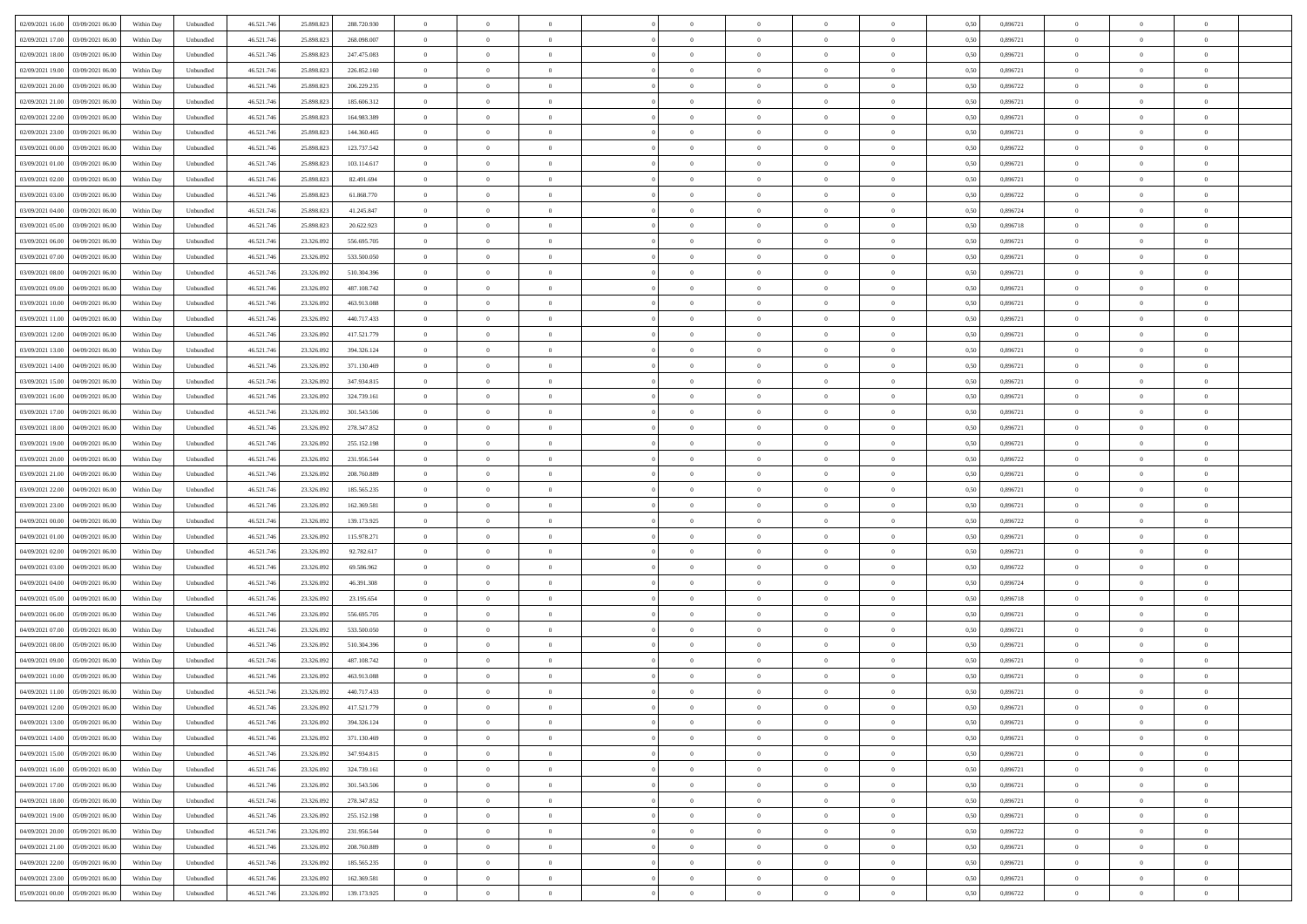| | | | | | | | | | | | | | | | | | | | |
|---|---|---|---|---|---|---|---|---|---|---|---|---|---|---|---|---|---|---|---|
| 02/09/2021 16:00 | 03/09/2021 06:00 | Within Day | Unbundled | 46.521.746 | 25.898.823 | 288.720.930 | 0 | 0 | 0 | | 0 | 0 | 0 | 0 | 0,50 | 0,896721 | 0 | 0 | 0 |
| 02/09/2021 17:00 | 03/09/2021 06:00 | Within Day | Unbundled | 46.521.746 | 25.898.823 | 268.098.007 | 0 | 0 | 0 | | 0 | 0 | 0 | 0 | 0,50 | 0,896721 | 0 | 0 | 0 |
| 02/09/2021 18:00 | 03/09/2021 06:00 | Within Day | Unbundled | 46.521.746 | 25.898.823 | 247.475.083 | 0 | 0 | 0 | | 0 | 0 | 0 | 0 | 0,50 | 0,896721 | 0 | 0 | 0 |
| 02/09/2021 19:00 | 03/09/2021 06:00 | Within Day | Unbundled | 46.521.746 | 25.898.823 | 226.852.160 | 0 | 0 | 0 | | 0 | 0 | 0 | 0 | 0,50 | 0,896721 | 0 | 0 | 0 |
| 02/09/2021 20:00 | 03/09/2021 06:00 | Within Day | Unbundled | 46.521.746 | 25.898.823 | 206.229.235 | 0 | 0 | 0 | | 0 | 0 | 0 | 0 | 0,50 | 0,896722 | 0 | 0 | 0 |
| 02/09/2021 21:00 | 03/09/2021 06:00 | Within Day | Unbundled | 46.521.746 | 25.898.823 | 185.606.312 | 0 | 0 | 0 | | 0 | 0 | 0 | 0 | 0,50 | 0,896721 | 0 | 0 | 0 |
| 02/09/2021 22:00 | 03/09/2021 06:00 | Within Day | Unbundled | 46.521.746 | 25.898.823 | 164.983.389 | 0 | 0 | 0 | | 0 | 0 | 0 | 0 | 0,50 | 0,896721 | 0 | 0 | 0 |
| 02/09/2021 23:00 | 03/09/2021 06:00 | Within Day | Unbundled | 46.521.746 | 25.898.823 | 144.360.465 | 0 | 0 | 0 | | 0 | 0 | 0 | 0 | 0,50 | 0,896721 | 0 | 0 | 0 |
| 03/09/2021 00:00 | 03/09/2021 06:00 | Within Day | Unbundled | 46.521.746 | 25.898.823 | 123.737.542 | 0 | 0 | 0 | | 0 | 0 | 0 | 0 | 0,50 | 0,896722 | 0 | 0 | 0 |
| 03/09/2021 01:00 | 03/09/2021 06:00 | Within Day | Unbundled | 46.521.746 | 25.898.823 | 103.114.617 | 0 | 0 | 0 | | 0 | 0 | 0 | 0 | 0,50 | 0,896721 | 0 | 0 | 0 |
| 03/09/2021 02:00 | 03/09/2021 06:00 | Within Day | Unbundled | 46.521.746 | 25.898.823 | 82.491.694 | 0 | 0 | 0 | | 0 | 0 | 0 | 0 | 0,50 | 0,896721 | 0 | 0 | 0 |
| 03/09/2021 03:00 | 03/09/2021 06:00 | Within Day | Unbundled | 46.521.746 | 25.898.823 | 61.868.770 | 0 | 0 | 0 | | 0 | 0 | 0 | 0 | 0,50 | 0,896722 | 0 | 0 | 0 |
| 03/09/2021 04:00 | 03/09/2021 06:00 | Within Day | Unbundled | 46.521.746 | 25.898.823 | 41.245.847 | 0 | 0 | 0 | | 0 | 0 | 0 | 0 | 0,50 | 0,896724 | 0 | 0 | 0 |
| 03/09/2021 05:00 | 03/09/2021 06:00 | Within Day | Unbundled | 46.521.746 | 25.898.823 | 20.622.923 | 0 | 0 | 0 | | 0 | 0 | 0 | 0 | 0,50 | 0,896718 | 0 | 0 | 0 |
| 03/09/2021 06:00 | 04/09/2021 06:00 | Within Day | Unbundled | 46.521.746 | 23.326.092 | 556.695.705 | 0 | 0 | 0 | | 0 | 0 | 0 | 0 | 0,50 | 0,896721 | 0 | 0 | 0 |
| 03/09/2021 07:00 | 04/09/2021 06:00 | Within Day | Unbundled | 46.521.746 | 23.326.092 | 533.500.050 | 0 | 0 | 0 | | 0 | 0 | 0 | 0 | 0,50 | 0,896721 | 0 | 0 | 0 |
| 03/09/2021 08:00 | 04/09/2021 06:00 | Within Day | Unbundled | 46.521.746 | 23.326.092 | 510.304.396 | 0 | 0 | 0 | | 0 | 0 | 0 | 0 | 0,50 | 0,896721 | 0 | 0 | 0 |
| 03/09/2021 09:00 | 04/09/2021 06:00 | Within Day | Unbundled | 46.521.746 | 23.326.092 | 487.108.742 | 0 | 0 | 0 | | 0 | 0 | 0 | 0 | 0,50 | 0,896721 | 0 | 0 | 0 |
| 03/09/2021 10:00 | 04/09/2021 06:00 | Within Day | Unbundled | 46.521.746 | 23.326.092 | 463.913.088 | 0 | 0 | 0 | | 0 | 0 | 0 | 0 | 0,50 | 0,896721 | 0 | 0 | 0 |
| 03/09/2021 11:00 | 04/09/2021 06:00 | Within Day | Unbundled | 46.521.746 | 23.326.092 | 440.717.433 | 0 | 0 | 0 | | 0 | 0 | 0 | 0 | 0,50 | 0,896721 | 0 | 0 | 0 |
| 03/09/2021 12:00 | 04/09/2021 06:00 | Within Day | Unbundled | 46.521.746 | 23.326.092 | 417.521.779 | 0 | 0 | 0 | | 0 | 0 | 0 | 0 | 0,50 | 0,896721 | 0 | 0 | 0 |
| 03/09/2021 13:00 | 04/09/2021 06:00 | Within Day | Unbundled | 46.521.746 | 23.326.092 | 394.326.124 | 0 | 0 | 0 | | 0 | 0 | 0 | 0 | 0,50 | 0,896721 | 0 | 0 | 0 |
| 03/09/2021 14:00 | 04/09/2021 06:00 | Within Day | Unbundled | 46.521.746 | 23.326.092 | 371.130.469 | 0 | 0 | 0 | | 0 | 0 | 0 | 0 | 0,50 | 0,896721 | 0 | 0 | 0 |
| 03/09/2021 15:00 | 04/09/2021 06:00 | Within Day | Unbundled | 46.521.746 | 23.326.092 | 347.934.815 | 0 | 0 | 0 | | 0 | 0 | 0 | 0 | 0,50 | 0,896721 | 0 | 0 | 0 |
| 03/09/2021 16:00 | 04/09/2021 06:00 | Within Day | Unbundled | 46.521.746 | 23.326.092 | 324.739.161 | 0 | 0 | 0 | | 0 | 0 | 0 | 0 | 0,50 | 0,896721 | 0 | 0 | 0 |
| 03/09/2021 17:00 | 04/09/2021 06:00 | Within Day | Unbundled | 46.521.746 | 23.326.092 | 301.543.506 | 0 | 0 | 0 | | 0 | 0 | 0 | 0 | 0,50 | 0,896721 | 0 | 0 | 0 |
| 03/09/2021 18:00 | 04/09/2021 06:00 | Within Day | Unbundled | 46.521.746 | 23.326.092 | 278.347.852 | 0 | 0 | 0 | | 0 | 0 | 0 | 0 | 0,50 | 0,896721 | 0 | 0 | 0 |
| 03/09/2021 19:00 | 04/09/2021 06:00 | Within Day | Unbundled | 46.521.746 | 23.326.092 | 255.152.198 | 0 | 0 | 0 | | 0 | 0 | 0 | 0 | 0,50 | 0,896721 | 0 | 0 | 0 |
| 03/09/2021 20:00 | 04/09/2021 06:00 | Within Day | Unbundled | 46.521.746 | 23.326.092 | 231.956.544 | 0 | 0 | 0 | | 0 | 0 | 0 | 0 | 0,50 | 0,896722 | 0 | 0 | 0 |
| 03/09/2021 21:00 | 04/09/2021 06:00 | Within Day | Unbundled | 46.521.746 | 23.326.092 | 208.760.889 | 0 | 0 | 0 | | 0 | 0 | 0 | 0 | 0,50 | 0,896721 | 0 | 0 | 0 |
| 03/09/2021 22:00 | 04/09/2021 06:00 | Within Day | Unbundled | 46.521.746 | 23.326.092 | 185.565.235 | 0 | 0 | 0 | | 0 | 0 | 0 | 0 | 0,50 | 0,896721 | 0 | 0 | 0 |
| 03/09/2021 23:00 | 04/09/2021 06:00 | Within Day | Unbundled | 46.521.746 | 23.326.092 | 162.369.581 | 0 | 0 | 0 | | 0 | 0 | 0 | 0 | 0,50 | 0,896721 | 0 | 0 | 0 |
| 04/09/2021 00:00 | 04/09/2021 06:00 | Within Day | Unbundled | 46.521.746 | 23.326.092 | 139.173.925 | 0 | 0 | 0 | | 0 | 0 | 0 | 0 | 0,50 | 0,896722 | 0 | 0 | 0 |
| 04/09/2021 01:00 | 04/09/2021 06:00 | Within Day | Unbundled | 46.521.746 | 23.326.092 | 115.978.271 | 0 | 0 | 0 | | 0 | 0 | 0 | 0 | 0,50 | 0,896721 | 0 | 0 | 0 |
| 04/09/2021 02:00 | 04/09/2021 06:00 | Within Day | Unbundled | 46.521.746 | 23.326.092 | 92.782.617 | 0 | 0 | 0 | | 0 | 0 | 0 | 0 | 0,50 | 0,896721 | 0 | 0 | 0 |
| 04/09/2021 03:00 | 04/09/2021 06:00 | Within Day | Unbundled | 46.521.746 | 23.326.092 | 69.586.962 | 0 | 0 | 0 | | 0 | 0 | 0 | 0 | 0,50 | 0,896722 | 0 | 0 | 0 |
| 04/09/2021 04:00 | 04/09/2021 06:00 | Within Day | Unbundled | 46.521.746 | 23.326.092 | 46.391.308 | 0 | 0 | 0 | | 0 | 0 | 0 | 0 | 0,50 | 0,896724 | 0 | 0 | 0 |
| 04/09/2021 05:00 | 04/09/2021 06:00 | Within Day | Unbundled | 46.521.746 | 23.326.092 | 23.195.654 | 0 | 0 | 0 | | 0 | 0 | 0 | 0 | 0,50 | 0,896718 | 0 | 0 | 0 |
| 04/09/2021 06:00 | 05/09/2021 06:00 | Within Day | Unbundled | 46.521.746 | 23.326.092 | 556.695.705 | 0 | 0 | 0 | | 0 | 0 | 0 | 0 | 0,50 | 0,896721 | 0 | 0 | 0 |
| 04/09/2021 07:00 | 05/09/2021 06:00 | Within Day | Unbundled | 46.521.746 | 23.326.092 | 533.500.050 | 0 | 0 | 0 | | 0 | 0 | 0 | 0 | 0,50 | 0,896721 | 0 | 0 | 0 |
| 04/09/2021 08:00 | 05/09/2021 06:00 | Within Day | Unbundled | 46.521.746 | 23.326.092 | 510.304.396 | 0 | 0 | 0 | | 0 | 0 | 0 | 0 | 0,50 | 0,896721 | 0 | 0 | 0 |
| 04/09/2021 09:00 | 05/09/2021 06:00 | Within Day | Unbundled | 46.521.746 | 23.326.092 | 487.108.742 | 0 | 0 | 0 | | 0 | 0 | 0 | 0 | 0,50 | 0,896721 | 0 | 0 | 0 |
| 04/09/2021 10:00 | 05/09/2021 06:00 | Within Day | Unbundled | 46.521.746 | 23.326.092 | 463.913.088 | 0 | 0 | 0 | | 0 | 0 | 0 | 0 | 0,50 | 0,896721 | 0 | 0 | 0 |
| 04/09/2021 11:00 | 05/09/2021 06:00 | Within Day | Unbundled | 46.521.746 | 23.326.092 | 440.717.433 | 0 | 0 | 0 | | 0 | 0 | 0 | 0 | 0,50 | 0,896721 | 0 | 0 | 0 |
| 04/09/2021 12:00 | 05/09/2021 06:00 | Within Day | Unbundled | 46.521.746 | 23.326.092 | 417.521.779 | 0 | 0 | 0 | | 0 | 0 | 0 | 0 | 0,50 | 0,896721 | 0 | 0 | 0 |
| 04/09/2021 13:00 | 05/09/2021 06:00 | Within Day | Unbundled | 46.521.746 | 23.326.092 | 394.326.124 | 0 | 0 | 0 | | 0 | 0 | 0 | 0 | 0,50 | 0,896721 | 0 | 0 | 0 |
| 04/09/2021 14:00 | 05/09/2021 06:00 | Within Day | Unbundled | 46.521.746 | 23.326.092 | 371.130.469 | 0 | 0 | 0 | | 0 | 0 | 0 | 0 | 0,50 | 0,896721 | 0 | 0 | 0 |
| 04/09/2021 15:00 | 05/09/2021 06:00 | Within Day | Unbundled | 46.521.746 | 23.326.092 | 347.934.815 | 0 | 0 | 0 | | 0 | 0 | 0 | 0 | 0,50 | 0,896721 | 0 | 0 | 0 |
| 04/09/2021 16:00 | 05/09/2021 06:00 | Within Day | Unbundled | 46.521.746 | 23.326.092 | 324.739.161 | 0 | 0 | 0 | | 0 | 0 | 0 | 0 | 0,50 | 0,896721 | 0 | 0 | 0 |
| 04/09/2021 17:00 | 05/09/2021 06:00 | Within Day | Unbundled | 46.521.746 | 23.326.092 | 301.543.506 | 0 | 0 | 0 | | 0 | 0 | 0 | 0 | 0,50 | 0,896721 | 0 | 0 | 0 |
| 04/09/2021 18:00 | 05/09/2021 06:00 | Within Day | Unbundled | 46.521.746 | 23.326.092 | 278.347.852 | 0 | 0 | 0 | | 0 | 0 | 0 | 0 | 0,50 | 0,896721 | 0 | 0 | 0 |
| 04/09/2021 19:00 | 05/09/2021 06:00 | Within Day | Unbundled | 46.521.746 | 23.326.092 | 255.152.198 | 0 | 0 | 0 | | 0 | 0 | 0 | 0 | 0,50 | 0,896721 | 0 | 0 | 0 |
| 04/09/2021 20:00 | 05/09/2021 06:00 | Within Day | Unbundled | 46.521.746 | 23.326.092 | 231.956.544 | 0 | 0 | 0 | | 0 | 0 | 0 | 0 | 0,50 | 0,896722 | 0 | 0 | 0 |
| 04/09/2021 21:00 | 05/09/2021 06:00 | Within Day | Unbundled | 46.521.746 | 23.326.092 | 208.760.889 | 0 | 0 | 0 | | 0 | 0 | 0 | 0 | 0,50 | 0,896721 | 0 | 0 | 0 |
| 04/09/2021 22:00 | 05/09/2021 06:00 | Within Day | Unbundled | 46.521.746 | 23.326.092 | 185.565.235 | 0 | 0 | 0 | | 0 | 0 | 0 | 0 | 0,50 | 0,896721 | 0 | 0 | 0 |
| 04/09/2021 23:00 | 05/09/2021 06:00 | Within Day | Unbundled | 46.521.746 | 23.326.092 | 162.369.581 | 0 | 0 | 0 | | 0 | 0 | 0 | 0 | 0,50 | 0,896721 | 0 | 0 | 0 |
| 05/09/2021 00:00 | 05/09/2021 06:00 | Within Day | Unbundled | 46.521.746 | 23.326.092 | 139.173.925 | 0 | 0 | 0 | | 0 | 0 | 0 | 0 | 0,50 | 0,896722 | 0 | 0 | 0 |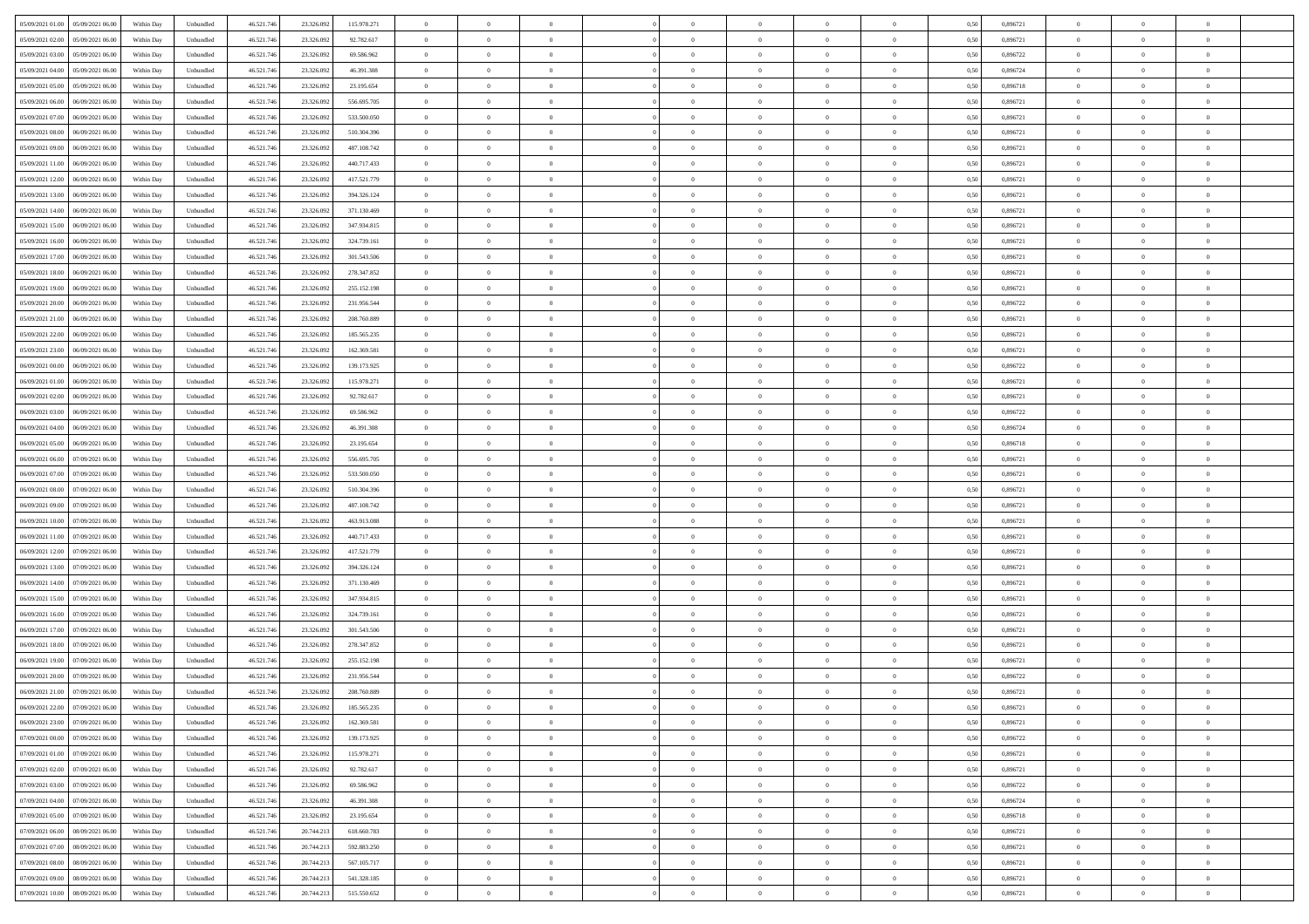| | | | | | | | | | | | | | | | | | | | | | |
|---|---|---|---|---|---|---|---|---|---|---|---|---|---|---|---|---|---|---|---|---|---|
| 05/09/2021 01:00 | 05/09/2021 06:00 | Within Day | Unbundled | 46.521.746 | 23.326.092 | 115.978.271 | 0 | 0 | 0 | | 0 | 0 | 0 | 0 | 0,50 | 0,896721 | 0 | 0 | 0 | |
| 05/09/2021 02:00 | 05/09/2021 06:00 | Within Day | Unbundled | 46.521.746 | 23.326.092 | 92.782.617 | 0 | 0 | 0 | | 0 | 0 | 0 | 0 | 0,50 | 0,896721 | 0 | 0 | 0 | |
| 05/09/2021 03:00 | 05/09/2021 06:00 | Within Day | Unbundled | 46.521.746 | 23.326.092 | 69.586.962 | 0 | 0 | 0 | | 0 | 0 | 0 | 0 | 0,50 | 0,896722 | 0 | 0 | 0 | |
| 05/09/2021 04:00 | 05/09/2021 06:00 | Within Day | Unbundled | 46.521.746 | 23.326.092 | 46.391.308 | 0 | 0 | 0 | | 0 | 0 | 0 | 0 | 0,50 | 0,896724 | 0 | 0 | 0 | |
| 05/09/2021 05:00 | 05/09/2021 06:00 | Within Day | Unbundled | 46.521.746 | 23.326.092 | 23.195.654 | 0 | 0 | 0 | | 0 | 0 | 0 | 0 | 0,50 | 0,896718 | 0 | 0 | 0 | |
| 05/09/2021 06:00 | 06/09/2021 06:00 | Within Day | Unbundled | 46.521.746 | 23.326.092 | 556.695.705 | 0 | 0 | 0 | | 0 | 0 | 0 | 0 | 0,50 | 0,896721 | 0 | 0 | 0 | |
| 05/09/2021 07:00 | 06/09/2021 06:00 | Within Day | Unbundled | 46.521.746 | 23.326.092 | 533.500.050 | 0 | 0 | 0 | | 0 | 0 | 0 | 0 | 0,50 | 0,896721 | 0 | 0 | 0 | |
| 05/09/2021 08:00 | 06/09/2021 06:00 | Within Day | Unbundled | 46.521.746 | 23.326.092 | 510.304.396 | 0 | 0 | 0 | | 0 | 0 | 0 | 0 | 0,50 | 0,896721 | 0 | 0 | 0 | |
| 05/09/2021 09:00 | 06/09/2021 06:00 | Within Day | Unbundled | 46.521.746 | 23.326.092 | 487.108.742 | 0 | 0 | 0 | | 0 | 0 | 0 | 0 | 0,50 | 0,896721 | 0 | 0 | 0 | |
| 05/09/2021 11:00 | 06/09/2021 06:00 | Within Day | Unbundled | 46.521.746 | 23.326.092 | 440.717.433 | 0 | 0 | 0 | | 0 | 0 | 0 | 0 | 0,50 | 0,896721 | 0 | 0 | 0 | |
| 05/09/2021 12:00 | 06/09/2021 06:00 | Within Day | Unbundled | 46.521.746 | 23.326.092 | 417.521.779 | 0 | 0 | 0 | | 0 | 0 | 0 | 0 | 0,50 | 0,896721 | 0 | 0 | 0 | |
| 05/09/2021 13:00 | 06/09/2021 06:00 | Within Day | Unbundled | 46.521.746 | 23.326.092 | 394.326.124 | 0 | 0 | 0 | | 0 | 0 | 0 | 0 | 0,50 | 0,896721 | 0 | 0 | 0 | |
| 05/09/2021 14:00 | 06/09/2021 06:00 | Within Day | Unbundled | 46.521.746 | 23.326.092 | 371.130.469 | 0 | 0 | 0 | | 0 | 0 | 0 | 0 | 0,50 | 0,896721 | 0 | 0 | 0 | |
| 05/09/2021 15:00 | 06/09/2021 06:00 | Within Day | Unbundled | 46.521.746 | 23.326.092 | 347.934.815 | 0 | 0 | 0 | | 0 | 0 | 0 | 0 | 0,50 | 0,896721 | 0 | 0 | 0 | |
| 05/09/2021 16:00 | 06/09/2021 06:00 | Within Day | Unbundled | 46.521.746 | 23.326.092 | 324.739.161 | 0 | 0 | 0 | | 0 | 0 | 0 | 0 | 0,50 | 0,896721 | 0 | 0 | 0 | |
| 05/09/2021 17:00 | 06/09/2021 06:00 | Within Day | Unbundled | 46.521.746 | 23.326.092 | 301.543.506 | 0 | 0 | 0 | | 0 | 0 | 0 | 0 | 0,50 | 0,896721 | 0 | 0 | 0 | |
| 05/09/2021 18:00 | 06/09/2021 06:00 | Within Day | Unbundled | 46.521.746 | 23.326.092 | 278.347.852 | 0 | 0 | 0 | | 0 | 0 | 0 | 0 | 0,50 | 0,896721 | 0 | 0 | 0 | |
| 05/09/2021 19:00 | 06/09/2021 06:00 | Within Day | Unbundled | 46.521.746 | 23.326.092 | 255.152.198 | 0 | 0 | 0 | | 0 | 0 | 0 | 0 | 0,50 | 0,896721 | 0 | 0 | 0 | |
| 05/09/2021 20:00 | 06/09/2021 06:00 | Within Day | Unbundled | 46.521.746 | 23.326.092 | 231.956.544 | 0 | 0 | 0 | | 0 | 0 | 0 | 0 | 0,50 | 0,896722 | 0 | 0 | 0 | |
| 05/09/2021 21:00 | 06/09/2021 06:00 | Within Day | Unbundled | 46.521.746 | 23.326.092 | 208.760.889 | 0 | 0 | 0 | | 0 | 0 | 0 | 0 | 0,50 | 0,896721 | 0 | 0 | 0 | |
| 05/09/2021 22:00 | 06/09/2021 06:00 | Within Day | Unbundled | 46.521.746 | 23.326.092 | 185.565.235 | 0 | 0 | 0 | | 0 | 0 | 0 | 0 | 0,50 | 0,896721 | 0 | 0 | 0 | |
| 05/09/2021 23:00 | 06/09/2021 06:00 | Within Day | Unbundled | 46.521.746 | 23.326.092 | 162.369.581 | 0 | 0 | 0 | | 0 | 0 | 0 | 0 | 0,50 | 0,896721 | 0 | 0 | 0 | |
| 06/09/2021 00:00 | 06/09/2021 06:00 | Within Day | Unbundled | 46.521.746 | 23.326.092 | 139.173.925 | 0 | 0 | 0 | | 0 | 0 | 0 | 0 | 0,50 | 0,896722 | 0 | 0 | 0 | |
| 06/09/2021 01:00 | 06/09/2021 06:00 | Within Day | Unbundled | 46.521.746 | 23.326.092 | 115.978.271 | 0 | 0 | 0 | | 0 | 0 | 0 | 0 | 0,50 | 0,896721 | 0 | 0 | 0 | |
| 06/09/2021 02:00 | 06/09/2021 06:00 | Within Day | Unbundled | 46.521.746 | 23.326.092 | 92.782.617 | 0 | 0 | 0 | | 0 | 0 | 0 | 0 | 0,50 | 0,896721 | 0 | 0 | 0 | |
| 06/09/2021 03:00 | 06/09/2021 06:00 | Within Day | Unbundled | 46.521.746 | 23.326.092 | 69.586.962 | 0 | 0 | 0 | | 0 | 0 | 0 | 0 | 0,50 | 0,896722 | 0 | 0 | 0 | |
| 06/09/2021 04:00 | 06/09/2021 06:00 | Within Day | Unbundled | 46.521.746 | 23.326.092 | 46.391.308 | 0 | 0 | 0 | | 0 | 0 | 0 | 0 | 0,50 | 0,896724 | 0 | 0 | 0 | |
| 06/09/2021 05:00 | 06/09/2021 06:00 | Within Day | Unbundled | 46.521.746 | 23.326.092 | 23.195.654 | 0 | 0 | 0 | | 0 | 0 | 0 | 0 | 0,50 | 0,896718 | 0 | 0 | 0 | |
| 06/09/2021 06:00 | 07/09/2021 06:00 | Within Day | Unbundled | 46.521.746 | 23.326.092 | 556.695.705 | 0 | 0 | 0 | | 0 | 0 | 0 | 0 | 0,50 | 0,896721 | 0 | 0 | 0 | |
| 06/09/2021 07:00 | 07/09/2021 06:00 | Within Day | Unbundled | 46.521.746 | 23.326.092 | 533.500.050 | 0 | 0 | 0 | | 0 | 0 | 0 | 0 | 0,50 | 0,896721 | 0 | 0 | 0 | |
| 06/09/2021 08:00 | 07/09/2021 06:00 | Within Day | Unbundled | 46.521.746 | 23.326.092 | 510.304.396 | 0 | 0 | 0 | | 0 | 0 | 0 | 0 | 0,50 | 0,896721 | 0 | 0 | 0 | |
| 06/09/2021 09:00 | 07/09/2021 06:00 | Within Day | Unbundled | 46.521.746 | 23.326.092 | 487.108.742 | 0 | 0 | 0 | | 0 | 0 | 0 | 0 | 0,50 | 0,896721 | 0 | 0 | 0 | |
| 06/09/2021 10:00 | 07/09/2021 06:00 | Within Day | Unbundled | 46.521.746 | 23.326.092 | 463.913.088 | 0 | 0 | 0 | | 0 | 0 | 0 | 0 | 0,50 | 0,896721 | 0 | 0 | 0 | |
| 06/09/2021 11:00 | 07/09/2021 06:00 | Within Day | Unbundled | 46.521.746 | 23.326.092 | 440.717.433 | 0 | 0 | 0 | | 0 | 0 | 0 | 0 | 0,50 | 0,896721 | 0 | 0 | 0 | |
| 06/09/2021 12:00 | 07/09/2021 06:00 | Within Day | Unbundled | 46.521.746 | 23.326.092 | 417.521.779 | 0 | 0 | 0 | | 0 | 0 | 0 | 0 | 0,50 | 0,896721 | 0 | 0 | 0 | |
| 06/09/2021 13:00 | 07/09/2021 06:00 | Within Day | Unbundled | 46.521.746 | 23.326.092 | 394.326.124 | 0 | 0 | 0 | | 0 | 0 | 0 | 0 | 0,50 | 0,896721 | 0 | 0 | 0 | |
| 06/09/2021 14:00 | 07/09/2021 06:00 | Within Day | Unbundled | 46.521.746 | 23.326.092 | 371.130.469 | 0 | 0 | 0 | | 0 | 0 | 0 | 0 | 0,50 | 0,896721 | 0 | 0 | 0 | |
| 06/09/2021 15:00 | 07/09/2021 06:00 | Within Day | Unbundled | 46.521.746 | 23.326.092 | 347.934.815 | 0 | 0 | 0 | | 0 | 0 | 0 | 0 | 0,50 | 0,896721 | 0 | 0 | 0 | |
| 06/09/2021 16:00 | 07/09/2021 06:00 | Within Day | Unbundled | 46.521.746 | 23.326.092 | 324.739.161 | 0 | 0 | 0 | | 0 | 0 | 0 | 0 | 0,50 | 0,896721 | 0 | 0 | 0 | |
| 06/09/2021 17:00 | 07/09/2021 06:00 | Within Day | Unbundled | 46.521.746 | 23.326.092 | 301.543.506 | 0 | 0 | 0 | | 0 | 0 | 0 | 0 | 0,50 | 0,896721 | 0 | 0 | 0 | |
| 06/09/2021 18:00 | 07/09/2021 06:00 | Within Day | Unbundled | 46.521.746 | 23.326.092 | 278.347.852 | 0 | 0 | 0 | | 0 | 0 | 0 | 0 | 0,50 | 0,896721 | 0 | 0 | 0 | |
| 06/09/2021 19:00 | 07/09/2021 06:00 | Within Day | Unbundled | 46.521.746 | 23.326.092 | 255.152.198 | 0 | 0 | 0 | | 0 | 0 | 0 | 0 | 0,50 | 0,896721 | 0 | 0 | 0 | |
| 06/09/2021 20:00 | 07/09/2021 06:00 | Within Day | Unbundled | 46.521.746 | 23.326.092 | 231.956.544 | 0 | 0 | 0 | | 0 | 0 | 0 | 0 | 0,50 | 0,896722 | 0 | 0 | 0 | |
| 06/09/2021 21:00 | 07/09/2021 06:00 | Within Day | Unbundled | 46.521.746 | 23.326.092 | 208.760.889 | 0 | 0 | 0 | | 0 | 0 | 0 | 0 | 0,50 | 0,896721 | 0 | 0 | 0 | |
| 06/09/2021 22:00 | 07/09/2021 06:00 | Within Day | Unbundled | 46.521.746 | 23.326.092 | 185.565.235 | 0 | 0 | 0 | | 0 | 0 | 0 | 0 | 0,50 | 0,896721 | 0 | 0 | 0 | |
| 06/09/2021 23:00 | 07/09/2021 06:00 | Within Day | Unbundled | 46.521.746 | 23.326.092 | 162.369.581 | 0 | 0 | 0 | | 0 | 0 | 0 | 0 | 0,50 | 0,896721 | 0 | 0 | 0 | |
| 07/09/2021 00:00 | 07/09/2021 06:00 | Within Day | Unbundled | 46.521.746 | 23.326.092 | 139.173.925 | 0 | 0 | 0 | | 0 | 0 | 0 | 0 | 0,50 | 0,896722 | 0 | 0 | 0 | |
| 07/09/2021 01:00 | 07/09/2021 06:00 | Within Day | Unbundled | 46.521.746 | 23.326.092 | 115.978.271 | 0 | 0 | 0 | | 0 | 0 | 0 | 0 | 0,50 | 0,896721 | 0 | 0 | 0 | |
| 07/09/2021 02:00 | 07/09/2021 06:00 | Within Day | Unbundled | 46.521.746 | 23.326.092 | 92.782.617 | 0 | 0 | 0 | | 0 | 0 | 0 | 0 | 0,50 | 0,896721 | 0 | 0 | 0 | |
| 07/09/2021 03:00 | 07/09/2021 06:00 | Within Day | Unbundled | 46.521.746 | 23.326.092 | 69.586.962 | 0 | 0 | 0 | | 0 | 0 | 0 | 0 | 0,50 | 0,896722 | 0 | 0 | 0 | |
| 07/09/2021 04:00 | 07/09/2021 06:00 | Within Day | Unbundled | 46.521.746 | 23.326.092 | 46.391.308 | 0 | 0 | 0 | | 0 | 0 | 0 | 0 | 0,50 | 0,896724 | 0 | 0 | 0 | |
| 07/09/2021 05:00 | 07/09/2021 06:00 | Within Day | Unbundled | 46.521.746 | 23.326.092 | 23.195.654 | 0 | 0 | 0 | | 0 | 0 | 0 | 0 | 0,50 | 0,896718 | 0 | 0 | 0 | |
| 07/09/2021 06:00 | 08/09/2021 06:00 | Within Day | Unbundled | 46.521.746 | 20.744.213 | 618.660.783 | 0 | 0 | 0 | | 0 | 0 | 0 | 0 | 0,50 | 0,896721 | 0 | 0 | 0 | |
| 07/09/2021 07:00 | 08/09/2021 06:00 | Within Day | Unbundled | 46.521.746 | 20.744.213 | 592.883.250 | 0 | 0 | 0 | | 0 | 0 | 0 | 0 | 0,50 | 0,896721 | 0 | 0 | 0 | |
| 07/09/2021 08:00 | 08/09/2021 06:00 | Within Day | Unbundled | 46.521.746 | 20.744.213 | 567.105.717 | 0 | 0 | 0 | | 0 | 0 | 0 | 0 | 0,50 | 0,896721 | 0 | 0 | 0 | |
| 07/09/2021 09:00 | 08/09/2021 06:00 | Within Day | Unbundled | 46.521.746 | 20.744.213 | 541.328.185 | 0 | 0 | 0 | | 0 | 0 | 0 | 0 | 0,50 | 0,896721 | 0 | 0 | 0 | |
| 07/09/2021 10:00 | 08/09/2021 06:00 | Within Day | Unbundled | 46.521.746 | 20.744.213 | 515.550.652 | 0 | 0 | 0 | | 0 | 0 | 0 | 0 | 0,50 | 0,896721 | 0 | 0 | 0 | |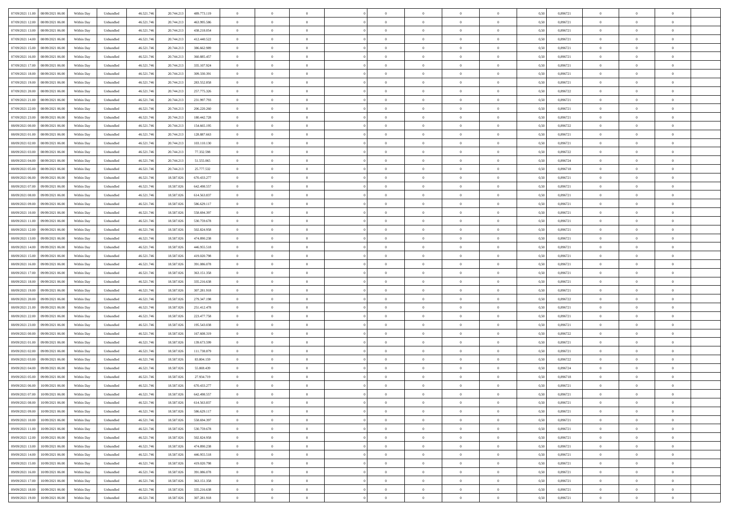| | | | | | | | | | | | | | | | | | | | | |
|---|---|---|---|---|---|---|---|---|---|---|---|---|---|---|---|---|---|---|---|---|
| 07/09/2021 11:00 | 08/09/2021 06:00 | Within Day | Unbundled | 46.521.746 | 20.744.213 | 489.773.119 | 0 | 0 | 0 | | 0 | 0 | 0 | 0 | 0,50 | 0,896721 | 0 | 0 | 0 | |
| 07/09/2021 12:00 | 08/09/2021 06:00 | Within Day | Unbundled | 46.521.746 | 20.744.213 | 463.995.586 | 0 | 0 | 0 | | 0 | 0 | 0 | 0 | 0,50 | 0,896721 | 0 | 0 | 0 | |
| 07/09/2021 13:00 | 08/09/2021 06:00 | Within Day | Unbundled | 46.521.746 | 20.744.213 | 438.218.054 | 0 | 0 | 0 | | 0 | 0 | 0 | 0 | 0,50 | 0,896721 | 0 | 0 | 0 | |
| 07/09/2021 14:00 | 08/09/2021 06:00 | Within Day | Unbundled | 46.521.746 | 20.744.213 | 412.440.522 | 0 | 0 | 0 | | 0 | 0 | 0 | 0 | 0,50 | 0,896721 | 0 | 0 | 0 | |
| 07/09/2021 15:00 | 08/09/2021 06:00 | Within Day | Unbundled | 46.521.746 | 20.744.213 | 386.662.989 | 0 | 0 | 0 | | 0 | 0 | 0 | 0 | 0,50 | 0,896721 | 0 | 0 | 0 | |
| 07/09/2021 16:00 | 08/09/2021 06:00 | Within Day | Unbundled | 46.521.746 | 20.744.213 | 360.885.457 | 0 | 0 | 0 | | 0 | 0 | 0 | 0 | 0,50 | 0,896721 | 0 | 0 | 0 | |
| 07/09/2021 17:00 | 08/09/2021 06:00 | Within Day | Unbundled | 46.521.746 | 20.744.213 | 335.107.924 | 0 | 0 | 0 | | 0 | 0 | 0 | 0 | 0,50 | 0,896721 | 0 | 0 | 0 | |
| 07/09/2021 18:00 | 08/09/2021 06:00 | Within Day | Unbundled | 46.521.746 | 20.744.213 | 309.330.391 | 0 | 0 | 0 | | 0 | 0 | 0 | 0 | 0,50 | 0,896721 | 0 | 0 | 0 | |
| 07/09/2021 19:00 | 08/09/2021 06:00 | Within Day | Unbundled | 46.521.746 | 20.744.213 | 283.552.858 | 0 | 0 | 0 | | 0 | 0 | 0 | 0 | 0,50 | 0,896721 | 0 | 0 | 0 | |
| 07/09/2021 20:00 | 08/09/2021 06:00 | Within Day | Unbundled | 46.521.746 | 20.744.213 | 257.775.326 | 0 | 0 | 0 | | 0 | 0 | 0 | 0 | 0,50 | 0,896722 | 0 | 0 | 0 | |
| 07/09/2021 21:00 | 08/09/2021 06:00 | Within Day | Unbundled | 46.521.746 | 20.744.213 | 231.997.793 | 0 | 0 | 0 | | 0 | 0 | 0 | 0 | 0,50 | 0,896721 | 0 | 0 | 0 | |
| 07/09/2021 22:00 | 08/09/2021 06:00 | Within Day | Unbundled | 46.521.746 | 20.744.213 | 206.220.260 | 0 | 0 | 0 | | 0 | 0 | 0 | 0 | 0,50 | 0,896721 | 0 | 0 | 0 | |
| 07/09/2021 23:00 | 08/09/2021 06:00 | Within Day | Unbundled | 46.521.746 | 20.744.213 | 180.442.728 | 0 | 0 | 0 | | 0 | 0 | 0 | 0 | 0,50 | 0,896721 | 0 | 0 | 0 | |
| 08/09/2021 00:00 | 08/09/2021 06:00 | Within Day | Unbundled | 46.521.746 | 20.744.213 | 154.665.195 | 0 | 0 | 0 | | 0 | 0 | 0 | 0 | 0,50 | 0,896722 | 0 | 0 | 0 | |
| 08/09/2021 01:00 | 08/09/2021 06:00 | Within Day | Unbundled | 46.521.746 | 20.744.213 | 128.887.663 | 0 | 0 | 0 | | 0 | 0 | 0 | 0 | 0,50 | 0,896721 | 0 | 0 | 0 | |
| 08/09/2021 02:00 | 08/09/2021 06:00 | Within Day | Unbundled | 46.521.746 | 20.744.213 | 103.110.130 | 0 | 0 | 0 | | 0 | 0 | 0 | 0 | 0,50 | 0,896721 | 0 | 0 | 0 | |
| 08/09/2021 03:00 | 08/09/2021 06:00 | Within Day | Unbundled | 46.521.746 | 20.744.213 | 77.332.598 | 0 | 0 | 0 | | 0 | 0 | 0 | 0 | 0,50 | 0,896722 | 0 | 0 | 0 | |
| 08/09/2021 04:00 | 08/09/2021 06:00 | Within Day | Unbundled | 46.521.746 | 20.744.213 | 51.555.065 | 0 | 0 | 0 | | 0 | 0 | 0 | 0 | 0,50 | 0,896724 | 0 | 0 | 0 | |
| 08/09/2021 05:00 | 08/09/2021 06:00 | Within Day | Unbundled | 46.521.746 | 20.744.213 | 25.777.532 | 0 | 0 | 0 | | 0 | 0 | 0 | 0 | 0,50 | 0,896718 | 0 | 0 | 0 | |
| 08/09/2021 06:00 | 09/09/2021 06:00 | Within Day | Unbundled | 46.521.746 | 18.587.026 | 670.433.277 | 0 | 0 | 0 | | 0 | 0 | 0 | 0 | 0,50 | 0,896721 | 0 | 0 | 0 | |
| 08/09/2021 07:00 | 09/09/2021 06:00 | Within Day | Unbundled | 46.521.746 | 18.587.026 | 642.498.557 | 0 | 0 | 0 | | 0 | 0 | 0 | 0 | 0,50 | 0,896721 | 0 | 0 | 0 | |
| 08/09/2021 08:00 | 09/09/2021 06:00 | Within Day | Unbundled | 46.521.746 | 18.587.026 | 614.563.837 | 0 | 0 | 0 | | 0 | 0 | 0 | 0 | 0,50 | 0,896721 | 0 | 0 | 0 | |
| 08/09/2021 09:00 | 09/09/2021 06:00 | Within Day | Unbundled | 46.521.746 | 18.587.026 | 586.629.117 | 0 | 0 | 0 | | 0 | 0 | 0 | 0 | 0,50 | 0,896721 | 0 | 0 | 0 | |
| 08/09/2021 10:00 | 09/09/2021 06:00 | Within Day | Unbundled | 46.521.746 | 18.587.026 | 558.694.397 | 0 | 0 | 0 | | 0 | 0 | 0 | 0 | 0,50 | 0,896721 | 0 | 0 | 0 | |
| 08/09/2021 11:00 | 09/09/2021 06:00 | Within Day | Unbundled | 46.521.746 | 18.587.026 | 530.759.678 | 0 | 0 | 0 | | 0 | 0 | 0 | 0 | 0,50 | 0,896721 | 0 | 0 | 0 | |
| 08/09/2021 12:00 | 09/09/2021 06:00 | Within Day | Unbundled | 46.521.746 | 18.587.026 | 502.824.958 | 0 | 0 | 0 | | 0 | 0 | 0 | 0 | 0,50 | 0,896721 | 0 | 0 | 0 | |
| 08/09/2021 13:00 | 09/09/2021 06:00 | Within Day | Unbundled | 46.521.746 | 18.587.026 | 474.890.238 | 0 | 0 | 0 | | 0 | 0 | 0 | 0 | 0,50 | 0,896721 | 0 | 0 | 0 | |
| 08/09/2021 14:00 | 09/09/2021 06:00 | Within Day | Unbundled | 46.521.746 | 18.587.026 | 446.955.518 | 0 | 0 | 0 | | 0 | 0 | 0 | 0 | 0,50 | 0,896721 | 0 | 0 | 0 | |
| 08/09/2021 15:00 | 09/09/2021 06:00 | Within Day | Unbundled | 46.521.746 | 18.587.026 | 419.020.798 | 0 | 0 | 0 | | 0 | 0 | 0 | 0 | 0,50 | 0,896721 | 0 | 0 | 0 | |
| 08/09/2021 16:00 | 09/09/2021 06:00 | Within Day | Unbundled | 46.521.746 | 18.587.026 | 391.086.078 | 0 | 0 | 0 | | 0 | 0 | 0 | 0 | 0,50 | 0,896721 | 0 | 0 | 0 | |
| 08/09/2021 17:00 | 09/09/2021 06:00 | Within Day | Unbundled | 46.521.746 | 18.587.026 | 363.151.358 | 0 | 0 | 0 | | 0 | 0 | 0 | 0 | 0,50 | 0,896721 | 0 | 0 | 0 | |
| 08/09/2021 18:00 | 09/09/2021 06:00 | Within Day | Unbundled | 46.521.746 | 18.587.026 | 335.216.638 | 0 | 0 | 0 | | 0 | 0 | 0 | 0 | 0,50 | 0,896721 | 0 | 0 | 0 | |
| 08/09/2021 19:00 | 09/09/2021 06:00 | Within Day | Unbundled | 46.521.746 | 18.587.026 | 307.281.918 | 0 | 0 | 0 | | 0 | 0 | 0 | 0 | 0,50 | 0,896721 | 0 | 0 | 0 | |
| 08/09/2021 20:00 | 09/09/2021 06:00 | Within Day | Unbundled | 46.521.746 | 18.587.026 | 279.347.198 | 0 | 0 | 0 | | 0 | 0 | 0 | 0 | 0,50 | 0,896722 | 0 | 0 | 0 | |
| 08/09/2021 21:00 | 09/09/2021 06:00 | Within Day | Unbundled | 46.521.746 | 18.587.026 | 251.412.478 | 0 | 0 | 0 | | 0 | 0 | 0 | 0 | 0,50 | 0,896721 | 0 | 0 | 0 | |
| 08/09/2021 22:00 | 09/09/2021 06:00 | Within Day | Unbundled | 46.521.746 | 18.587.026 | 223.477.758 | 0 | 0 | 0 | | 0 | 0 | 0 | 0 | 0,50 | 0,896721 | 0 | 0 | 0 | |
| 08/09/2021 23:00 | 09/09/2021 06:00 | Within Day | Unbundled | 46.521.746 | 18.587.026 | 195.543.038 | 0 | 0 | 0 | | 0 | 0 | 0 | 0 | 0,50 | 0,896721 | 0 | 0 | 0 | |
| 09/09/2021 00:00 | 09/09/2021 06:00 | Within Day | Unbundled | 46.521.746 | 18.587.026 | 167.608.319 | 0 | 0 | 0 | | 0 | 0 | 0 | 0 | 0,50 | 0,896722 | 0 | 0 | 0 | |
| 09/09/2021 01:00 | 09/09/2021 06:00 | Within Day | Unbundled | 46.521.746 | 18.587.026 | 139.673.599 | 0 | 0 | 0 | | 0 | 0 | 0 | 0 | 0,50 | 0,896721 | 0 | 0 | 0 | |
| 09/09/2021 02:00 | 09/09/2021 06:00 | Within Day | Unbundled | 46.521.746 | 18.587.026 | 111.738.879 | 0 | 0 | 0 | | 0 | 0 | 0 | 0 | 0,50 | 0,896721 | 0 | 0 | 0 | |
| 09/09/2021 03:00 | 09/09/2021 06:00 | Within Day | Unbundled | 46.521.746 | 18.587.026 | 83.804.159 | 0 | 0 | 0 | | 0 | 0 | 0 | 0 | 0,50 | 0,896722 | 0 | 0 | 0 | |
| 09/09/2021 04:00 | 09/09/2021 06:00 | Within Day | Unbundled | 46.521.746 | 18.587.026 | 55.869.439 | 0 | 0 | 0 | | 0 | 0 | 0 | 0 | 0,50 | 0,896724 | 0 | 0 | 0 | |
| 09/09/2021 05:00 | 09/09/2021 06:00 | Within Day | Unbundled | 46.521.746 | 18.587.026 | 27.934.719 | 0 | 0 | 0 | | 0 | 0 | 0 | 0 | 0,50 | 0,896718 | 0 | 0 | 0 | |
| 09/09/2021 06:00 | 10/09/2021 06:00 | Within Day | Unbundled | 46.521.746 | 18.587.026 | 670.433.277 | 0 | 0 | 0 | | 0 | 0 | 0 | 0 | 0,50 | 0,896721 | 0 | 0 | 0 | |
| 09/09/2021 07:00 | 10/09/2021 06:00 | Within Day | Unbundled | 46.521.746 | 18.587.026 | 642.498.557 | 0 | 0 | 0 | | 0 | 0 | 0 | 0 | 0,50 | 0,896721 | 0 | 0 | 0 | |
| 09/09/2021 08:00 | 10/09/2021 06:00 | Within Day | Unbundled | 46.521.746 | 18.587.026 | 614.563.837 | 0 | 0 | 0 | | 0 | 0 | 0 | 0 | 0,50 | 0,896721 | 0 | 0 | 0 | |
| 09/09/2021 09:00 | 10/09/2021 06:00 | Within Day | Unbundled | 46.521.746 | 18.587.026 | 586.629.117 | 0 | 0 | 0 | | 0 | 0 | 0 | 0 | 0,50 | 0,896721 | 0 | 0 | 0 | |
| 09/09/2021 10:00 | 10/09/2021 06:00 | Within Day | Unbundled | 46.521.746 | 18.587.026 | 558.694.397 | 0 | 0 | 0 | | 0 | 0 | 0 | 0 | 0,50 | 0,896721 | 0 | 0 | 0 | |
| 09/09/2021 11:00 | 10/09/2021 06:00 | Within Day | Unbundled | 46.521.746 | 18.587.026 | 530.759.678 | 0 | 0 | 0 | | 0 | 0 | 0 | 0 | 0,50 | 0,896721 | 0 | 0 | 0 | |
| 09/09/2021 12:00 | 10/09/2021 06:00 | Within Day | Unbundled | 46.521.746 | 18.587.026 | 502.824.958 | 0 | 0 | 0 | | 0 | 0 | 0 | 0 | 0,50 | 0,896721 | 0 | 0 | 0 | |
| 09/09/2021 13:00 | 10/09/2021 06:00 | Within Day | Unbundled | 46.521.746 | 18.587.026 | 474.890.238 | 0 | 0 | 0 | | 0 | 0 | 0 | 0 | 0,50 | 0,896721 | 0 | 0 | 0 | |
| 09/09/2021 14:00 | 10/09/2021 06:00 | Within Day | Unbundled | 46.521.746 | 18.587.026 | 446.955.518 | 0 | 0 | 0 | | 0 | 0 | 0 | 0 | 0,50 | 0,896721 | 0 | 0 | 0 | |
| 09/09/2021 15:00 | 10/09/2021 06:00 | Within Day | Unbundled | 46.521.746 | 18.587.026 | 419.020.798 | 0 | 0 | 0 | | 0 | 0 | 0 | 0 | 0,50 | 0,896721 | 0 | 0 | 0 | |
| 09/09/2021 16:00 | 10/09/2021 06:00 | Within Day | Unbundled | 46.521.746 | 18.587.026 | 391.086.078 | 0 | 0 | 0 | | 0 | 0 | 0 | 0 | 0,50 | 0,896721 | 0 | 0 | 0 | |
| 09/09/2021 17:00 | 10/09/2021 06:00 | Within Day | Unbundled | 46.521.746 | 18.587.026 | 363.151.358 | 0 | 0 | 0 | | 0 | 0 | 0 | 0 | 0,50 | 0,896721 | 0 | 0 | 0 | |
| 09/09/2021 18:00 | 10/09/2021 06:00 | Within Day | Unbundled | 46.521.746 | 18.587.026 | 335.216.638 | 0 | 0 | 0 | | 0 | 0 | 0 | 0 | 0,50 | 0,896721 | 0 | 0 | 0 | |
| 09/09/2021 19:00 | 10/09/2021 06:00 | Within Day | Unbundled | 46.521.746 | 18.587.026 | 307.281.918 | 0 | 0 | 0 | | 0 | 0 | 0 | 0 | 0,50 | 0,896721 | 0 | 0 | 0 | |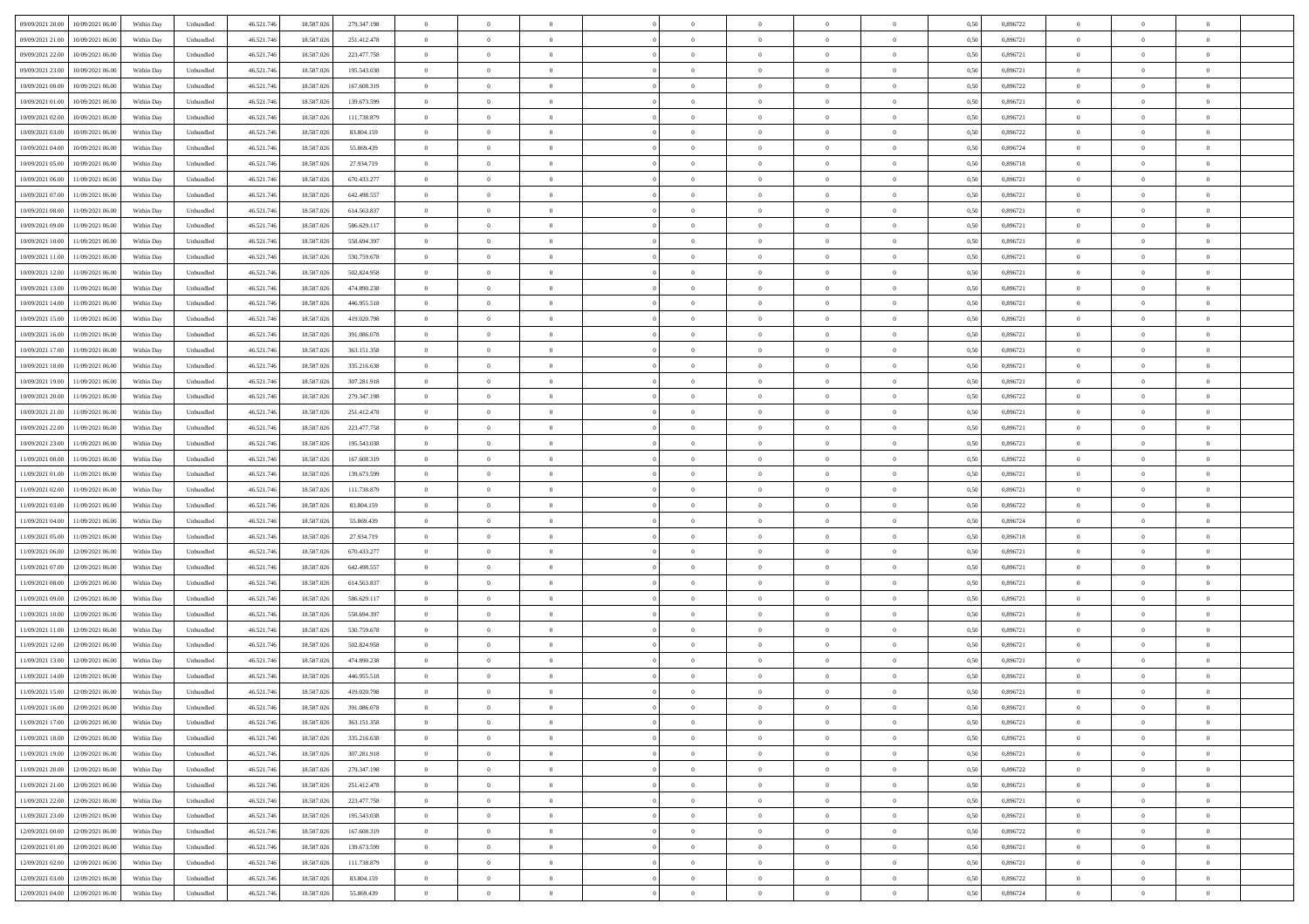| | | | | | | | | | | | | | | | | | | | | | |
|---|---|---|---|---|---|---|---|---|---|---|---|---|---|---|---|---|---|---|---|---|---|
| 09/09/2021 20:00 | 10/09/2021 06:00 | Within Day | Unbundled | 46.521.746 | 18.587.026 | 279.347.198 | 0 | 0 | 0 | | 0 | 0 | 0 | 0 | 0 | 0,50 | 0,896722 | 0 | 0 | 0 | |
| 09/09/2021 21:00 | 10/09/2021 06:00 | Within Day | Unbundled | 46.521.746 | 18.587.026 | 251.412.478 | 0 | 0 | 0 | | 0 | 0 | 0 | 0 | 0 | 0,50 | 0,896721 | 0 | 0 | 0 | |
| 09/09/2021 22:00 | 10/09/2021 06:00 | Within Day | Unbundled | 46.521.746 | 18.587.026 | 223.477.758 | 0 | 0 | 0 | | 0 | 0 | 0 | 0 | 0 | 0,50 | 0,896721 | 0 | 0 | 0 | |
| 09/09/2021 23:00 | 10/09/2021 06:00 | Within Day | Unbundled | 46.521.746 | 18.587.026 | 195.543.038 | 0 | 0 | 0 | | 0 | 0 | 0 | 0 | 0 | 0,50 | 0,896721 | 0 | 0 | 0 | |
| 10/09/2021 00:00 | 10/09/2021 06:00 | Within Day | Unbundled | 46.521.746 | 18.587.026 | 167.608.319 | 0 | 0 | 0 | | 0 | 0 | 0 | 0 | 0 | 0,50 | 0,896722 | 0 | 0 | 0 | |
| 10/09/2021 01:00 | 10/09/2021 06:00 | Within Day | Unbundled | 46.521.746 | 18.587.026 | 139.673.599 | 0 | 0 | 0 | | 0 | 0 | 0 | 0 | 0 | 0,50 | 0,896721 | 0 | 0 | 0 | |
| 10/09/2021 02:00 | 10/09/2021 06:00 | Within Day | Unbundled | 46.521.746 | 18.587.026 | 111.738.879 | 0 | 0 | 0 | | 0 | 0 | 0 | 0 | 0 | 0,50 | 0,896721 | 0 | 0 | 0 | |
| 10/09/2021 03:00 | 10/09/2021 06:00 | Within Day | Unbundled | 46.521.746 | 18.587.026 | 83.804.159 | 0 | 0 | 0 | | 0 | 0 | 0 | 0 | 0 | 0,50 | 0,896722 | 0 | 0 | 0 | |
| 10/09/2021 04:00 | 10/09/2021 06:00 | Within Day | Unbundled | 46.521.746 | 18.587.026 | 55.869.439 | 0 | 0 | 0 | | 0 | 0 | 0 | 0 | 0 | 0,50 | 0,896724 | 0 | 0 | 0 | |
| 10/09/2021 05:00 | 10/09/2021 06:00 | Within Day | Unbundled | 46.521.746 | 18.587.026 | 27.934.719 | 0 | 0 | 0 | | 0 | 0 | 0 | 0 | 0 | 0,50 | 0,896718 | 0 | 0 | 0 | |
| 10/09/2021 06:00 | 11/09/2021 06:00 | Within Day | Unbundled | 46.521.746 | 18.587.026 | 670.433.277 | 0 | 0 | 0 | | 0 | 0 | 0 | 0 | 0 | 0,50 | 0,896721 | 0 | 0 | 0 | |
| 10/09/2021 07:00 | 11/09/2021 06:00 | Within Day | Unbundled | 46.521.746 | 18.587.026 | 642.498.557 | 0 | 0 | 0 | | 0 | 0 | 0 | 0 | 0 | 0,50 | 0,896721 | 0 | 0 | 0 | |
| 10/09/2021 08:00 | 11/09/2021 06:00 | Within Day | Unbundled | 46.521.746 | 18.587.026 | 614.563.837 | 0 | 0 | 0 | | 0 | 0 | 0 | 0 | 0 | 0,50 | 0,896721 | 0 | 0 | 0 | |
| 10/09/2021 09:00 | 11/09/2021 06:00 | Within Day | Unbundled | 46.521.746 | 18.587.026 | 586.629.117 | 0 | 0 | 0 | | 0 | 0 | 0 | 0 | 0 | 0,50 | 0,896721 | 0 | 0 | 0 | |
| 10/09/2021 10:00 | 11/09/2021 06:00 | Within Day | Unbundled | 46.521.746 | 18.587.026 | 558.694.397 | 0 | 0 | 0 | | 0 | 0 | 0 | 0 | 0 | 0,50 | 0,896721 | 0 | 0 | 0 | |
| 10/09/2021 11:00 | 11/09/2021 06:00 | Within Day | Unbundled | 46.521.746 | 18.587.026 | 530.759.678 | 0 | 0 | 0 | | 0 | 0 | 0 | 0 | 0 | 0,50 | 0,896721 | 0 | 0 | 0 | |
| 10/09/2021 12:00 | 11/09/2021 06:00 | Within Day | Unbundled | 46.521.746 | 18.587.026 | 502.824.958 | 0 | 0 | 0 | | 0 | 0 | 0 | 0 | 0 | 0,50 | 0,896721 | 0 | 0 | 0 | |
| 10/09/2021 13:00 | 11/09/2021 06:00 | Within Day | Unbundled | 46.521.746 | 18.587.026 | 474.890.238 | 0 | 0 | 0 | | 0 | 0 | 0 | 0 | 0 | 0,50 | 0,896721 | 0 | 0 | 0 | |
| 10/09/2021 14:00 | 11/09/2021 06:00 | Within Day | Unbundled | 46.521.746 | 18.587.026 | 446.955.518 | 0 | 0 | 0 | | 0 | 0 | 0 | 0 | 0 | 0,50 | 0,896721 | 0 | 0 | 0 | |
| 10/09/2021 15:00 | 11/09/2021 06:00 | Within Day | Unbundled | 46.521.746 | 18.587.026 | 419.020.798 | 0 | 0 | 0 | | 0 | 0 | 0 | 0 | 0 | 0,50 | 0,896721 | 0 | 0 | 0 | |
| 10/09/2021 16:00 | 11/09/2021 06:00 | Within Day | Unbundled | 46.521.746 | 18.587.026 | 391.086.078 | 0 | 0 | 0 | | 0 | 0 | 0 | 0 | 0 | 0,50 | 0,896721 | 0 | 0 | 0 | |
| 10/09/2021 17:00 | 11/09/2021 06:00 | Within Day | Unbundled | 46.521.746 | 18.587.026 | 363.151.358 | 0 | 0 | 0 | | 0 | 0 | 0 | 0 | 0 | 0,50 | 0,896721 | 0 | 0 | 0 | |
| 10/09/2021 18:00 | 11/09/2021 06:00 | Within Day | Unbundled | 46.521.746 | 18.587.026 | 335.216.638 | 0 | 0 | 0 | | 0 | 0 | 0 | 0 | 0 | 0,50 | 0,896721 | 0 | 0 | 0 | |
| 10/09/2021 19:00 | 11/09/2021 06:00 | Within Day | Unbundled | 46.521.746 | 18.587.026 | 307.281.918 | 0 | 0 | 0 | | 0 | 0 | 0 | 0 | 0 | 0,50 | 0,896721 | 0 | 0 | 0 | |
| 10/09/2021 20:00 | 11/09/2021 06:00 | Within Day | Unbundled | 46.521.746 | 18.587.026 | 279.347.198 | 0 | 0 | 0 | | 0 | 0 | 0 | 0 | 0 | 0,50 | 0,896722 | 0 | 0 | 0 | |
| 10/09/2021 21:00 | 11/09/2021 06:00 | Within Day | Unbundled | 46.521.746 | 18.587.026 | 251.412.478 | 0 | 0 | 0 | | 0 | 0 | 0 | 0 | 0 | 0,50 | 0,896721 | 0 | 0 | 0 | |
| 10/09/2021 22:00 | 11/09/2021 06:00 | Within Day | Unbundled | 46.521.746 | 18.587.026 | 223.477.758 | 0 | 0 | 0 | | 0 | 0 | 0 | 0 | 0 | 0,50 | 0,896721 | 0 | 0 | 0 | |
| 10/09/2021 23:00 | 11/09/2021 06:00 | Within Day | Unbundled | 46.521.746 | 18.587.026 | 195.543.038 | 0 | 0 | 0 | | 0 | 0 | 0 | 0 | 0 | 0,50 | 0,896721 | 0 | 0 | 0 | |
| 11/09/2021 00:00 | 11/09/2021 06:00 | Within Day | Unbundled | 46.521.746 | 18.587.026 | 167.608.319 | 0 | 0 | 0 | | 0 | 0 | 0 | 0 | 0 | 0,50 | 0,896722 | 0 | 0 | 0 | |
| 11/09/2021 01:00 | 11/09/2021 06:00 | Within Day | Unbundled | 46.521.746 | 18.587.026 | 139.673.599 | 0 | 0 | 0 | | 0 | 0 | 0 | 0 | 0 | 0,50 | 0,896721 | 0 | 0 | 0 | |
| 11/09/2021 02:00 | 11/09/2021 06:00 | Within Day | Unbundled | 46.521.746 | 18.587.026 | 111.738.879 | 0 | 0 | 0 | | 0 | 0 | 0 | 0 | 0 | 0,50 | 0,896721 | 0 | 0 | 0 | |
| 11/09/2021 03:00 | 11/09/2021 06:00 | Within Day | Unbundled | 46.521.746 | 18.587.026 | 83.804.159 | 0 | 0 | 0 | | 0 | 0 | 0 | 0 | 0 | 0,50 | 0,896722 | 0 | 0 | 0 | |
| 11/09/2021 04:00 | 11/09/2021 06:00 | Within Day | Unbundled | 46.521.746 | 18.587.026 | 55.869.439 | 0 | 0 | 0 | | 0 | 0 | 0 | 0 | 0 | 0,50 | 0,896724 | 0 | 0 | 0 | |
| 11/09/2021 05:00 | 11/09/2021 06:00 | Within Day | Unbundled | 46.521.746 | 18.587.026 | 27.934.719 | 0 | 0 | 0 | | 0 | 0 | 0 | 0 | 0 | 0,50 | 0,896718 | 0 | 0 | 0 | |
| 11/09/2021 06:00 | 12/09/2021 06:00 | Within Day | Unbundled | 46.521.746 | 18.587.026 | 670.433.277 | 0 | 0 | 0 | | 0 | 0 | 0 | 0 | 0 | 0,50 | 0,896721 | 0 | 0 | 0 | |
| 11/09/2021 07:00 | 12/09/2021 06:00 | Within Day | Unbundled | 46.521.746 | 18.587.026 | 642.498.557 | 0 | 0 | 0 | | 0 | 0 | 0 | 0 | 0 | 0,50 | 0,896721 | 0 | 0 | 0 | |
| 11/09/2021 08:00 | 12/09/2021 06:00 | Within Day | Unbundled | 46.521.746 | 18.587.026 | 614.563.837 | 0 | 0 | 0 | | 0 | 0 | 0 | 0 | 0 | 0,50 | 0,896721 | 0 | 0 | 0 | |
| 11/09/2021 09:00 | 12/09/2021 06:00 | Within Day | Unbundled | 46.521.746 | 18.587.026 | 586.629.117 | 0 | 0 | 0 | | 0 | 0 | 0 | 0 | 0 | 0,50 | 0,896721 | 0 | 0 | 0 | |
| 11/09/2021 10:00 | 12/09/2021 06:00 | Within Day | Unbundled | 46.521.746 | 18.587.026 | 558.694.397 | 0 | 0 | 0 | | 0 | 0 | 0 | 0 | 0 | 0,50 | 0,896721 | 0 | 0 | 0 | |
| 11/09/2021 11:00 | 12/09/2021 06:00 | Within Day | Unbundled | 46.521.746 | 18.587.026 | 530.759.678 | 0 | 0 | 0 | | 0 | 0 | 0 | 0 | 0 | 0,50 | 0,896721 | 0 | 0 | 0 | |
| 11/09/2021 12:00 | 12/09/2021 06:00 | Within Day | Unbundled | 46.521.746 | 18.587.026 | 502.824.958 | 0 | 0 | 0 | | 0 | 0 | 0 | 0 | 0 | 0,50 | 0,896721 | 0 | 0 | 0 | |
| 11/09/2021 13:00 | 12/09/2021 06:00 | Within Day | Unbundled | 46.521.746 | 18.587.026 | 474.890.238 | 0 | 0 | 0 | | 0 | 0 | 0 | 0 | 0 | 0,50 | 0,896721 | 0 | 0 | 0 | |
| 11/09/2021 14:00 | 12/09/2021 06:00 | Within Day | Unbundled | 46.521.746 | 18.587.026 | 446.955.518 | 0 | 0 | 0 | | 0 | 0 | 0 | 0 | 0 | 0,50 | 0,896721 | 0 | 0 | 0 | |
| 11/09/2021 15:00 | 12/09/2021 06:00 | Within Day | Unbundled | 46.521.746 | 18.587.026 | 419.020.798 | 0 | 0 | 0 | | 0 | 0 | 0 | 0 | 0 | 0,50 | 0,896721 | 0 | 0 | 0 | |
| 11/09/2021 16:00 | 12/09/2021 06:00 | Within Day | Unbundled | 46.521.746 | 18.587.026 | 391.086.078 | 0 | 0 | 0 | | 0 | 0 | 0 | 0 | 0 | 0,50 | 0,896721 | 0 | 0 | 0 | |
| 11/09/2021 17:00 | 12/09/2021 06:00 | Within Day | Unbundled | 46.521.746 | 18.587.026 | 363.151.358 | 0 | 0 | 0 | | 0 | 0 | 0 | 0 | 0 | 0,50 | 0,896721 | 0 | 0 | 0 | |
| 11/09/2021 18:00 | 12/09/2021 06:00 | Within Day | Unbundled | 46.521.746 | 18.587.026 | 335.216.638 | 0 | 0 | 0 | | 0 | 0 | 0 | 0 | 0 | 0,50 | 0,896721 | 0 | 0 | 0 | |
| 11/09/2021 19:00 | 12/09/2021 06:00 | Within Day | Unbundled | 46.521.746 | 18.587.026 | 307.281.918 | 0 | 0 | 0 | | 0 | 0 | 0 | 0 | 0 | 0,50 | 0,896721 | 0 | 0 | 0 | |
| 11/09/2021 20:00 | 12/09/2021 06:00 | Within Day | Unbundled | 46.521.746 | 18.587.026 | 279.347.198 | 0 | 0 | 0 | | 0 | 0 | 0 | 0 | 0 | 0,50 | 0,896722 | 0 | 0 | 0 | |
| 11/09/2021 21:00 | 12/09/2021 06:00 | Within Day | Unbundled | 46.521.746 | 18.587.026 | 251.412.478 | 0 | 0 | 0 | | 0 | 0 | 0 | 0 | 0 | 0,50 | 0,896721 | 0 | 0 | 0 | |
| 11/09/2021 22:00 | 12/09/2021 06:00 | Within Day | Unbundled | 46.521.746 | 18.587.026 | 223.477.758 | 0 | 0 | 0 | | 0 | 0 | 0 | 0 | 0 | 0,50 | 0,896721 | 0 | 0 | 0 | |
| 11/09/2021 23:00 | 12/09/2021 06:00 | Within Day | Unbundled | 46.521.746 | 18.587.026 | 195.543.038 | 0 | 0 | 0 | | 0 | 0 | 0 | 0 | 0 | 0,50 | 0,896721 | 0 | 0 | 0 | |
| 12/09/2021 00:00 | 12/09/2021 06:00 | Within Day | Unbundled | 46.521.746 | 18.587.026 | 167.608.319 | 0 | 0 | 0 | | 0 | 0 | 0 | 0 | 0 | 0,50 | 0,896722 | 0 | 0 | 0 | |
| 12/09/2021 01:00 | 12/09/2021 06:00 | Within Day | Unbundled | 46.521.746 | 18.587.026 | 139.673.599 | 0 | 0 | 0 | | 0 | 0 | 0 | 0 | 0 | 0,50 | 0,896721 | 0 | 0 | 0 | |
| 12/09/2021 02:00 | 12/09/2021 06:00 | Within Day | Unbundled | 46.521.746 | 18.587.026 | 111.738.879 | 0 | 0 | 0 | | 0 | 0 | 0 | 0 | 0 | 0,50 | 0,896721 | 0 | 0 | 0 | |
| 12/09/2021 03:00 | 12/09/2021 06:00 | Within Day | Unbundled | 46.521.746 | 18.587.026 | 83.804.159 | 0 | 0 | 0 | | 0 | 0 | 0 | 0 | 0 | 0,50 | 0,896722 | 0 | 0 | 0 | |
| 12/09/2021 04:00 | 12/09/2021 06:00 | Within Day | Unbundled | 46.521.746 | 18.587.026 | 55.869.439 | 0 | 0 | 0 | | 0 | 0 | 0 | 0 | 0 | 0,50 | 0,896724 | 0 | 0 | 0 | |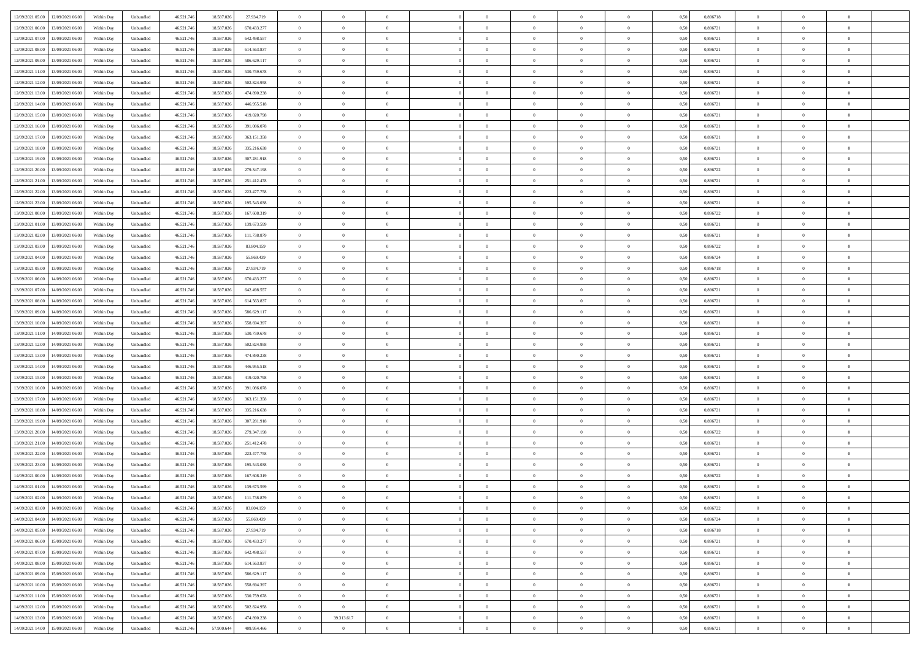| | | | | | | | | | | | | | | | | | | | | |
|---|---|---|---|---|---|---|---|---|---|---|---|---|---|---|---|---|---|---|---|---|
| 12/09/2021 05.00 | 12/09/2021 06.00 | Within Day | Unbundled | 46.521.746 | 18.587.026 | 27.934.719 | 0 | 0 | 0 | | 0 | 0 | 0 | 0 | 0,50 | 0,896718 | 0 | 0 | 0 | |
| 12/09/2021 06.00 | 13/09/2021 06.00 | Within Day | Unbundled | 46.521.746 | 18.587.026 | 670.433.277 | 0 | 0 | 0 | | 0 | 0 | 0 | 0 | 0,50 | 0,896721 | 0 | 0 | 0 | |
| 12/09/2021 07.00 | 13/09/2021 06.00 | Within Day | Unbundled | 46.521.746 | 18.587.026 | 642.498.557 | 0 | 0 | 0 | | 0 | 0 | 0 | 0 | 0,50 | 0,896721 | 0 | 0 | 0 | |
| 12/09/2021 08.00 | 13/09/2021 06.00 | Within Day | Unbundled | 46.521.746 | 18.587.026 | 614.563.837 | 0 | 0 | 0 | | 0 | 0 | 0 | 0 | 0,50 | 0,896721 | 0 | 0 | 0 | |
| 12/09/2021 09.00 | 13/09/2021 06.00 | Within Day | Unbundled | 46.521.746 | 18.587.026 | 586.629.117 | 0 | 0 | 0 | | 0 | 0 | 0 | 0 | 0,50 | 0,896721 | 0 | 0 | 0 | |
| 12/09/2021 11.00 | 13/09/2021 06.00 | Within Day | Unbundled | 46.521.746 | 18.587.026 | 530.759.678 | 0 | 0 | 0 | | 0 | 0 | 0 | 0 | 0,50 | 0,896721 | 0 | 0 | 0 | |
| 12/09/2021 12.00 | 13/09/2021 06.00 | Within Day | Unbundled | 46.521.746 | 18.587.026 | 502.824.958 | 0 | 0 | 0 | | 0 | 0 | 0 | 0 | 0,50 | 0,896721 | 0 | 0 | 0 | |
| 12/09/2021 13.00 | 13/09/2021 06.00 | Within Day | Unbundled | 46.521.746 | 18.587.026 | 474.890.238 | 0 | 0 | 0 | | 0 | 0 | 0 | 0 | 0,50 | 0,896721 | 0 | 0 | 0 | |
| 12/09/2021 14.00 | 13/09/2021 06.00 | Within Day | Unbundled | 46.521.746 | 18.587.026 | 446.955.518 | 0 | 0 | 0 | | 0 | 0 | 0 | 0 | 0,50 | 0,896721 | 0 | 0 | 0 | |
| 12/09/2021 15.00 | 13/09/2021 06.00 | Within Day | Unbundled | 46.521.746 | 18.587.026 | 419.020.798 | 0 | 0 | 0 | | 0 | 0 | 0 | 0 | 0,50 | 0,896721 | 0 | 0 | 0 | |
| 12/09/2021 16.00 | 13/09/2021 06.00 | Within Day | Unbundled | 46.521.746 | 18.587.026 | 391.086.078 | 0 | 0 | 0 | | 0 | 0 | 0 | 0 | 0,50 | 0,896721 | 0 | 0 | 0 | |
| 12/09/2021 17.00 | 13/09/2021 06.00 | Within Day | Unbundled | 46.521.746 | 18.587.026 | 363.151.358 | 0 | 0 | 0 | | 0 | 0 | 0 | 0 | 0,50 | 0,896721 | 0 | 0 | 0 | |
| 12/09/2021 18.00 | 13/09/2021 06.00 | Within Day | Unbundled | 46.521.746 | 18.587.026 | 335.216.638 | 0 | 0 | 0 | | 0 | 0 | 0 | 0 | 0,50 | 0,896721 | 0 | 0 | 0 | |
| 12/09/2021 19.00 | 13/09/2021 06.00 | Within Day | Unbundled | 46.521.746 | 18.587.026 | 307.281.918 | 0 | 0 | 0 | | 0 | 0 | 0 | 0 | 0,50 | 0,896721 | 0 | 0 | 0 | |
| 12/09/2021 20.00 | 13/09/2021 06.00 | Within Day | Unbundled | 46.521.746 | 18.587.026 | 279.347.198 | 0 | 0 | 0 | | 0 | 0 | 0 | 0 | 0,50 | 0,896722 | 0 | 0 | 0 | |
| 12/09/2021 21.00 | 13/09/2021 06.00 | Within Day | Unbundled | 46.521.746 | 18.587.026 | 251.412.478 | 0 | 0 | 0 | | 0 | 0 | 0 | 0 | 0,50 | 0,896721 | 0 | 0 | 0 | |
| 12/09/2021 22.00 | 13/09/2021 06.00 | Within Day | Unbundled | 46.521.746 | 18.587.026 | 223.477.758 | 0 | 0 | 0 | | 0 | 0 | 0 | 0 | 0,50 | 0,896721 | 0 | 0 | 0 | |
| 12/09/2021 23.00 | 13/09/2021 06.00 | Within Day | Unbundled | 46.521.746 | 18.587.026 | 195.543.038 | 0 | 0 | 0 | | 0 | 0 | 0 | 0 | 0,50 | 0,896721 | 0 | 0 | 0 | |
| 13/09/2021 00.00 | 13/09/2021 06.00 | Within Day | Unbundled | 46.521.746 | 18.587.026 | 167.608.319 | 0 | 0 | 0 | | 0 | 0 | 0 | 0 | 0,50 | 0,896722 | 0 | 0 | 0 | |
| 13/09/2021 01.00 | 13/09/2021 06.00 | Within Day | Unbundled | 46.521.746 | 18.587.026 | 139.673.599 | 0 | 0 | 0 | | 0 | 0 | 0 | 0 | 0,50 | 0,896721 | 0 | 0 | 0 | |
| 13/09/2021 02.00 | 13/09/2021 06.00 | Within Day | Unbundled | 46.521.746 | 18.587.026 | 111.738.879 | 0 | 0 | 0 | | 0 | 0 | 0 | 0 | 0,50 | 0,896721 | 0 | 0 | 0 | |
| 13/09/2021 03.00 | 13/09/2021 06.00 | Within Day | Unbundled | 46.521.746 | 18.587.026 | 83.804.159 | 0 | 0 | 0 | | 0 | 0 | 0 | 0 | 0,50 | 0,896722 | 0 | 0 | 0 | |
| 13/09/2021 04.00 | 13/09/2021 06.00 | Within Day | Unbundled | 46.521.746 | 18.587.026 | 55.869.439 | 0 | 0 | 0 | | 0 | 0 | 0 | 0 | 0,50 | 0,896724 | 0 | 0 | 0 | |
| 13/09/2021 05.00 | 13/09/2021 06.00 | Within Day | Unbundled | 46.521.746 | 18.587.026 | 27.934.719 | 0 | 0 | 0 | | 0 | 0 | 0 | 0 | 0,50 | 0,896718 | 0 | 0 | 0 | |
| 13/09/2021 06.00 | 14/09/2021 06.00 | Within Day | Unbundled | 46.521.746 | 18.587.026 | 670.433.277 | 0 | 0 | 0 | | 0 | 0 | 0 | 0 | 0,50 | 0,896721 | 0 | 0 | 0 | |
| 13/09/2021 07.00 | 14/09/2021 06.00 | Within Day | Unbundled | 46.521.746 | 18.587.026 | 642.498.557 | 0 | 0 | 0 | | 0 | 0 | 0 | 0 | 0,50 | 0,896721 | 0 | 0 | 0 | |
| 13/09/2021 08.00 | 14/09/2021 06.00 | Within Day | Unbundled | 46.521.746 | 18.587.026 | 614.563.837 | 0 | 0 | 0 | | 0 | 0 | 0 | 0 | 0,50 | 0,896721 | 0 | 0 | 0 | |
| 13/09/2021 09.00 | 14/09/2021 06.00 | Within Day | Unbundled | 46.521.746 | 18.587.026 | 586.629.117 | 0 | 0 | 0 | | 0 | 0 | 0 | 0 | 0,50 | 0,896721 | 0 | 0 | 0 | |
| 13/09/2021 10.00 | 14/09/2021 06.00 | Within Day | Unbundled | 46.521.746 | 18.587.026 | 558.694.397 | 0 | 0 | 0 | | 0 | 0 | 0 | 0 | 0,50 | 0,896721 | 0 | 0 | 0 | |
| 13/09/2021 11.00 | 14/09/2021 06.00 | Within Day | Unbundled | 46.521.746 | 18.587.026 | 530.759.678 | 0 | 0 | 0 | | 0 | 0 | 0 | 0 | 0,50 | 0,896721 | 0 | 0 | 0 | |
| 13/09/2021 12.00 | 14/09/2021 06.00 | Within Day | Unbundled | 46.521.746 | 18.587.026 | 502.824.958 | 0 | 0 | 0 | | 0 | 0 | 0 | 0 | 0,50 | 0,896721 | 0 | 0 | 0 | |
| 13/09/2021 13.00 | 14/09/2021 06.00 | Within Day | Unbundled | 46.521.746 | 18.587.026 | 474.890.238 | 0 | 0 | 0 | | 0 | 0 | 0 | 0 | 0,50 | 0,896721 | 0 | 0 | 0 | |
| 13/09/2021 14.00 | 14/09/2021 06.00 | Within Day | Unbundled | 46.521.746 | 18.587.026 | 446.955.518 | 0 | 0 | 0 | | 0 | 0 | 0 | 0 | 0,50 | 0,896721 | 0 | 0 | 0 | |
| 13/09/2021 15.00 | 14/09/2021 06.00 | Within Day | Unbundled | 46.521.746 | 18.587.026 | 419.020.798 | 0 | 0 | 0 | | 0 | 0 | 0 | 0 | 0,50 | 0,896721 | 0 | 0 | 0 | |
| 13/09/2021 16.00 | 14/09/2021 06.00 | Within Day | Unbundled | 46.521.746 | 18.587.026 | 391.086.078 | 0 | 0 | 0 | | 0 | 0 | 0 | 0 | 0,50 | 0,896721 | 0 | 0 | 0 | |
| 13/09/2021 17.00 | 14/09/2021 06.00 | Within Day | Unbundled | 46.521.746 | 18.587.026 | 363.151.358 | 0 | 0 | 0 | | 0 | 0 | 0 | 0 | 0,50 | 0,896721 | 0 | 0 | 0 | |
| 13/09/2021 18.00 | 14/09/2021 06.00 | Within Day | Unbundled | 46.521.746 | 18.587.026 | 335.216.638 | 0 | 0 | 0 | | 0 | 0 | 0 | 0 | 0,50 | 0,896721 | 0 | 0 | 0 | |
| 13/09/2021 19.00 | 14/09/2021 06.00 | Within Day | Unbundled | 46.521.746 | 18.587.026 | 307.281.918 | 0 | 0 | 0 | | 0 | 0 | 0 | 0 | 0,50 | 0,896721 | 0 | 0 | 0 | |
| 13/09/2021 20.00 | 14/09/2021 06.00 | Within Day | Unbundled | 46.521.746 | 18.587.026 | 279.347.198 | 0 | 0 | 0 | | 0 | 0 | 0 | 0 | 0,50 | 0,896722 | 0 | 0 | 0 | |
| 13/09/2021 21.00 | 14/09/2021 06.00 | Within Day | Unbundled | 46.521.746 | 18.587.026 | 251.412.478 | 0 | 0 | 0 | | 0 | 0 | 0 | 0 | 0,50 | 0,896721 | 0 | 0 | 0 | |
| 13/09/2021 22.00 | 14/09/2021 06.00 | Within Day | Unbundled | 46.521.746 | 18.587.026 | 223.477.758 | 0 | 0 | 0 | | 0 | 0 | 0 | 0 | 0,50 | 0,896721 | 0 | 0 | 0 | |
| 13/09/2021 23.00 | 14/09/2021 06.00 | Within Day | Unbundled | 46.521.746 | 18.587.026 | 195.543.038 | 0 | 0 | 0 | | 0 | 0 | 0 | 0 | 0,50 | 0,896721 | 0 | 0 | 0 | |
| 14/09/2021 00.00 | 14/09/2021 06.00 | Within Day | Unbundled | 46.521.746 | 18.587.026 | 167.608.319 | 0 | 0 | 0 | | 0 | 0 | 0 | 0 | 0,50 | 0,896722 | 0 | 0 | 0 | |
| 14/09/2021 01.00 | 14/09/2021 06.00 | Within Day | Unbundled | 46.521.746 | 18.587.026 | 139.673.599 | 0 | 0 | 0 | | 0 | 0 | 0 | 0 | 0,50 | 0,896721 | 0 | 0 | 0 | |
| 14/09/2021 02.00 | 14/09/2021 06.00 | Within Day | Unbundled | 46.521.746 | 18.587.026 | 111.738.879 | 0 | 0 | 0 | | 0 | 0 | 0 | 0 | 0,50 | 0,896721 | 0 | 0 | 0 | |
| 14/09/2021 03.00 | 14/09/2021 06.00 | Within Day | Unbundled | 46.521.746 | 18.587.026 | 83.804.159 | 0 | 0 | 0 | | 0 | 0 | 0 | 0 | 0,50 | 0,896722 | 0 | 0 | 0 | |
| 14/09/2021 04.00 | 14/09/2021 06.00 | Within Day | Unbundled | 46.521.746 | 18.587.026 | 55.869.439 | 0 | 0 | 0 | | 0 | 0 | 0 | 0 | 0,50 | 0,896724 | 0 | 0 | 0 | |
| 14/09/2021 05.00 | 14/09/2021 06.00 | Within Day | Unbundled | 46.521.746 | 18.587.026 | 27.934.719 | 0 | 0 | 0 | | 0 | 0 | 0 | 0 | 0,50 | 0,896718 | 0 | 0 | 0 | |
| 14/09/2021 06.00 | 15/09/2021 06.00 | Within Day | Unbundled | 46.521.746 | 18.587.026 | 670.433.277 | 0 | 0 | 0 | | 0 | 0 | 0 | 0 | 0,50 | 0,896721 | 0 | 0 | 0 | |
| 14/09/2021 07.00 | 15/09/2021 06.00 | Within Day | Unbundled | 46.521.746 | 18.587.026 | 642.498.557 | 0 | 0 | 0 | | 0 | 0 | 0 | 0 | 0,50 | 0,896721 | 0 | 0 | 0 | |
| 14/09/2021 08.00 | 15/09/2021 06.00 | Within Day | Unbundled | 46.521.746 | 18.587.026 | 614.563.837 | 0 | 0 | 0 | | 0 | 0 | 0 | 0 | 0,50 | 0,896721 | 0 | 0 | 0 | |
| 14/09/2021 09.00 | 15/09/2021 06.00 | Within Day | Unbundled | 46.521.746 | 18.587.026 | 586.629.117 | 0 | 0 | 0 | | 0 | 0 | 0 | 0 | 0,50 | 0,896721 | 0 | 0 | 0 | |
| 14/09/2021 10.00 | 15/09/2021 06.00 | Within Day | Unbundled | 46.521.746 | 18.587.026 | 558.694.397 | 0 | 0 | 0 | | 0 | 0 | 0 | 0 | 0,50 | 0,896721 | 0 | 0 | 0 | |
| 14/09/2021 11.00 | 15/09/2021 06.00 | Within Day | Unbundled | 46.521.746 | 18.587.026 | 530.759.678 | 0 | 0 | 0 | | 0 | 0 | 0 | 0 | 0,50 | 0,896721 | 0 | 0 | 0 | |
| 14/09/2021 12.00 | 15/09/2021 06.00 | Within Day | Unbundled | 46.521.746 | 18.587.026 | 502.824.958 | 0 | 0 | 0 | | 0 | 0 | 0 | 0 | 0,50 | 0,896721 | 0 | 0 | 0 | |
| 14/09/2021 13.00 | 15/09/2021 06.00 | Within Day | Unbundled | 46.521.746 | 18.587.026 | 474.890.238 | 0 | 39.313.617 | 0 | | 0 | 0 | 0 | 0 | 0,50 | 0,896721 | 0 | 0 | 0 | |
| 14/09/2021 14.00 | 15/09/2021 06.00 | Within Day | Unbundled | 46.521.746 | 57.900.644 | 409.954.466 | 0 | 0 | 0 | | 0 | 0 | 0 | 0 | 0,50 | 0,896721 | 0 | 0 | 0 | |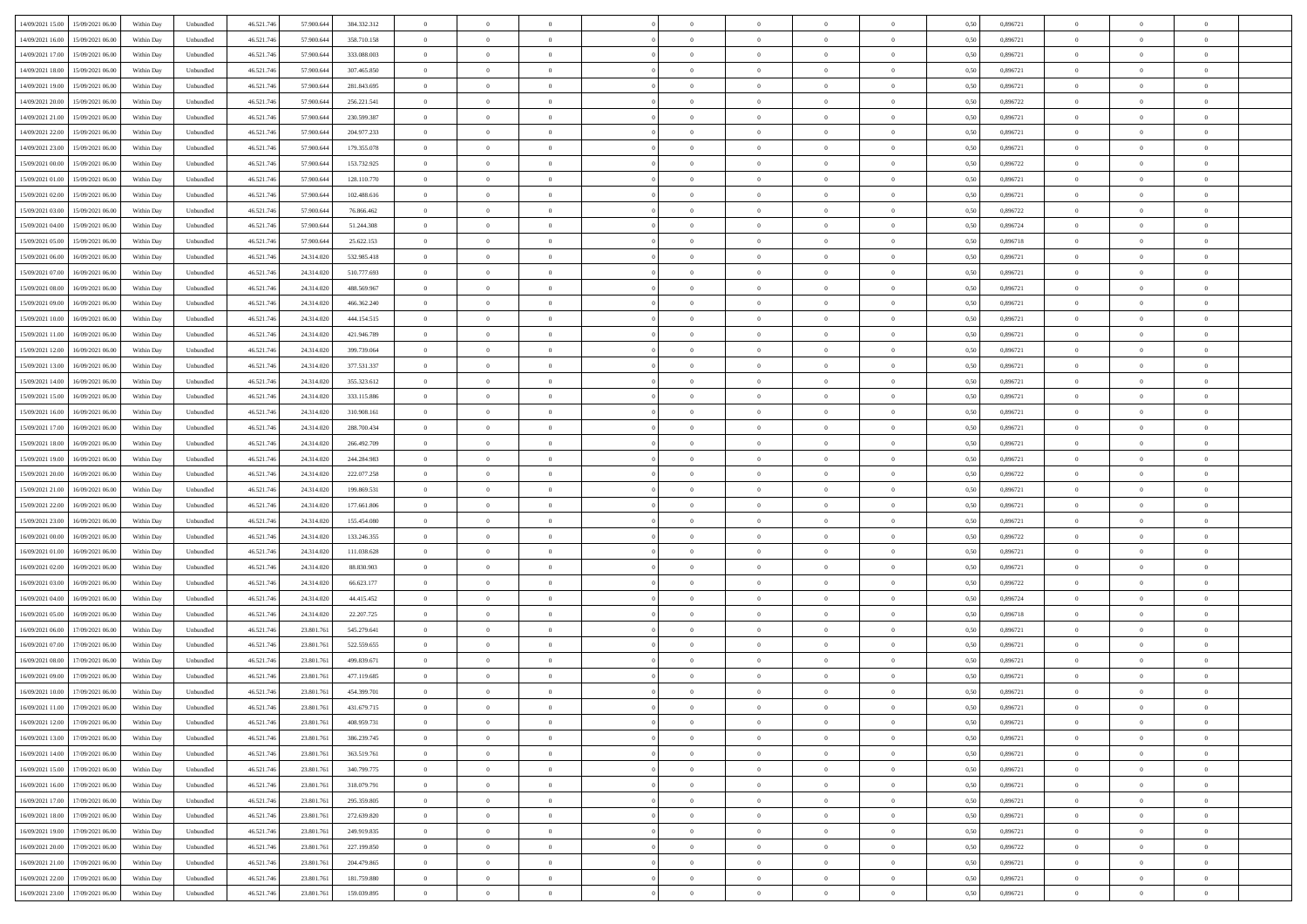| 14/09/2021 15:00 | 15/09/2021 06:00 | Within Day | Unbundled | 46.521.746 | 57.900.644 | 384.332.312 | 0 | 0 | 0 | | 0 | 0 | 0 | 0 | 0,50 | 0,896721 | 0 | 0 | 0 | |
|---|---|---|---|---|---|---|---|---|---|---|---|---|---|---|---|---|---|---|---|---|
| 14/09/2021 16:00 | 15/09/2021 06:00 | Within Day | Unbundled | 46.521.746 | 57.900.644 | 358.710.158 | 0 | 0 | 0 | | 0 | 0 | 0 | 0 | 0,50 | 0,896721 | 0 | 0 | 0 | |
| 14/09/2021 17:00 | 15/09/2021 06:00 | Within Day | Unbundled | 46.521.746 | 57.900.644 | 333.088.003 | 0 | 0 | 0 | | 0 | 0 | 0 | 0 | 0,50 | 0,896721 | 0 | 0 | 0 | |
| 14/09/2021 18:00 | 15/09/2021 06:00 | Within Day | Unbundled | 46.521.746 | 57.900.644 | 307.465.850 | 0 | 0 | 0 | | 0 | 0 | 0 | 0 | 0,50 | 0,896721 | 0 | 0 | 0 | |
| 14/09/2021 19:00 | 15/09/2021 06:00 | Within Day | Unbundled | 46.521.746 | 57.900.644 | 281.843.695 | 0 | 0 | 0 | | 0 | 0 | 0 | 0 | 0,50 | 0,896721 | 0 | 0 | 0 | |
| 14/09/2021 20:00 | 15/09/2021 06:00 | Within Day | Unbundled | 46.521.746 | 57.900.644 | 256.221.541 | 0 | 0 | 0 | | 0 | 0 | 0 | 0 | 0,50 | 0,896722 | 0 | 0 | 0 | |
| 14/09/2021 21:00 | 15/09/2021 06:00 | Within Day | Unbundled | 46.521.746 | 57.900.644 | 230.599.387 | 0 | 0 | 0 | | 0 | 0 | 0 | 0 | 0,50 | 0,896721 | 0 | 0 | 0 | |
| 14/09/2021 22:00 | 15/09/2021 06:00 | Within Day | Unbundled | 46.521.746 | 57.900.644 | 204.977.233 | 0 | 0 | 0 | | 0 | 0 | 0 | 0 | 0,50 | 0,896721 | 0 | 0 | 0 | |
| 14/09/2021 23:00 | 15/09/2021 06:00 | Within Day | Unbundled | 46.521.746 | 57.900.644 | 179.355.078 | 0 | 0 | 0 | | 0 | 0 | 0 | 0 | 0,50 | 0,896721 | 0 | 0 | 0 | |
| 15/09/2021 00:00 | 15/09/2021 06:00 | Within Day | Unbundled | 46.521.746 | 57.900.644 | 153.732.925 | 0 | 0 | 0 | | 0 | 0 | 0 | 0 | 0,50 | 0,896722 | 0 | 0 | 0 | |
| 15/09/2021 01:00 | 15/09/2021 06:00 | Within Day | Unbundled | 46.521.746 | 57.900.644 | 128.110.770 | 0 | 0 | 0 | | 0 | 0 | 0 | 0 | 0,50 | 0,896721 | 0 | 0 | 0 | |
| 15/09/2021 02:00 | 15/09/2021 06:00 | Within Day | Unbundled | 46.521.746 | 57.900.644 | 102.488.616 | 0 | 0 | 0 | | 0 | 0 | 0 | 0 | 0,50 | 0,896721 | 0 | 0 | 0 | |
| 15/09/2021 03:00 | 15/09/2021 06:00 | Within Day | Unbundled | 46.521.746 | 57.900.644 | 76.866.462 | 0 | 0 | 0 | | 0 | 0 | 0 | 0 | 0,50 | 0,896722 | 0 | 0 | 0 | |
| 15/09/2021 04:00 | 15/09/2021 06:00 | Within Day | Unbundled | 46.521.746 | 57.900.644 | 51.244.308 | 0 | 0 | 0 | | 0 | 0 | 0 | 0 | 0,50 | 0,896724 | 0 | 0 | 0 | |
| 15/09/2021 05:00 | 15/09/2021 06:00 | Within Day | Unbundled | 46.521.746 | 57.900.644 | 25.622.153 | 0 | 0 | 0 | | 0 | 0 | 0 | 0 | 0,50 | 0,896718 | 0 | 0 | 0 | |
| 15/09/2021 06:00 | 16/09/2021 06:00 | Within Day | Unbundled | 46.521.746 | 24.314.020 | 532.985.418 | 0 | 0 | 0 | | 0 | 0 | 0 | 0 | 0,50 | 0,896721 | 0 | 0 | 0 | |
| 15/09/2021 07:00 | 16/09/2021 06:00 | Within Day | Unbundled | 46.521.746 | 24.314.020 | 510.777.693 | 0 | 0 | 0 | | 0 | 0 | 0 | 0 | 0,50 | 0,896721 | 0 | 0 | 0 | |
| 15/09/2021 08:00 | 16/09/2021 06:00 | Within Day | Unbundled | 46.521.746 | 24.314.020 | 488.569.967 | 0 | 0 | 0 | | 0 | 0 | 0 | 0 | 0,50 | 0,896721 | 0 | 0 | 0 | |
| 15/09/2021 09:00 | 16/09/2021 06:00 | Within Day | Unbundled | 46.521.746 | 24.314.020 | 466.362.240 | 0 | 0 | 0 | | 0 | 0 | 0 | 0 | 0,50 | 0,896721 | 0 | 0 | 0 | |
| 15/09/2021 10:00 | 16/09/2021 06:00 | Within Day | Unbundled | 46.521.746 | 24.314.020 | 444.154.515 | 0 | 0 | 0 | | 0 | 0 | 0 | 0 | 0,50 | 0,896721 | 0 | 0 | 0 | |
| 15/09/2021 11:00 | 16/09/2021 06:00 | Within Day | Unbundled | 46.521.746 | 24.314.020 | 421.946.789 | 0 | 0 | 0 | | 0 | 0 | 0 | 0 | 0,50 | 0,896721 | 0 | 0 | 0 | |
| 15/09/2021 12:00 | 16/09/2021 06:00 | Within Day | Unbundled | 46.521.746 | 24.314.020 | 399.739.064 | 0 | 0 | 0 | | 0 | 0 | 0 | 0 | 0,50 | 0,896721 | 0 | 0 | 0 | |
| 15/09/2021 13:00 | 16/09/2021 06:00 | Within Day | Unbundled | 46.521.746 | 24.314.020 | 377.531.337 | 0 | 0 | 0 | | 0 | 0 | 0 | 0 | 0,50 | 0,896721 | 0 | 0 | 0 | |
| 15/09/2021 14:00 | 16/09/2021 06:00 | Within Day | Unbundled | 46.521.746 | 24.314.020 | 355.323.612 | 0 | 0 | 0 | | 0 | 0 | 0 | 0 | 0,50 | 0,896721 | 0 | 0 | 0 | |
| 15/09/2021 15:00 | 16/09/2021 06:00 | Within Day | Unbundled | 46.521.746 | 24.314.020 | 333.115.886 | 0 | 0 | 0 | | 0 | 0 | 0 | 0 | 0,50 | 0,896721 | 0 | 0 | 0 | |
| 15/09/2021 16:00 | 16/09/2021 06:00 | Within Day | Unbundled | 46.521.746 | 24.314.020 | 310.908.161 | 0 | 0 | 0 | | 0 | 0 | 0 | 0 | 0,50 | 0,896721 | 0 | 0 | 0 | |
| 15/09/2021 17:00 | 16/09/2021 06:00 | Within Day | Unbundled | 46.521.746 | 24.314.020 | 288.700.434 | 0 | 0 | 0 | | 0 | 0 | 0 | 0 | 0,50 | 0,896721 | 0 | 0 | 0 | |
| 15/09/2021 18:00 | 16/09/2021 06:00 | Within Day | Unbundled | 46.521.746 | 24.314.020 | 266.492.709 | 0 | 0 | 0 | | 0 | 0 | 0 | 0 | 0,50 | 0,896721 | 0 | 0 | 0 | |
| 15/09/2021 19:00 | 16/09/2021 06:00 | Within Day | Unbundled | 46.521.746 | 24.314.020 | 244.284.983 | 0 | 0 | 0 | | 0 | 0 | 0 | 0 | 0,50 | 0,896721 | 0 | 0 | 0 | |
| 15/09/2021 20:00 | 16/09/2021 06:00 | Within Day | Unbundled | 46.521.746 | 24.314.020 | 222.077.258 | 0 | 0 | 0 | | 0 | 0 | 0 | 0 | 0,50 | 0,896722 | 0 | 0 | 0 | |
| 15/09/2021 21:00 | 16/09/2021 06:00 | Within Day | Unbundled | 46.521.746 | 24.314.020 | 199.869.531 | 0 | 0 | 0 | | 0 | 0 | 0 | 0 | 0,50 | 0,896721 | 0 | 0 | 0 | |
| 15/09/2021 22:00 | 16/09/2021 06:00 | Within Day | Unbundled | 46.521.746 | 24.314.020 | 177.661.806 | 0 | 0 | 0 | | 0 | 0 | 0 | 0 | 0,50 | 0,896721 | 0 | 0 | 0 | |
| 15/09/2021 23:00 | 16/09/2021 06:00 | Within Day | Unbundled | 46.521.746 | 24.314.020 | 155.454.080 | 0 | 0 | 0 | | 0 | 0 | 0 | 0 | 0,50 | 0,896721 | 0 | 0 | 0 | |
| 16/09/2021 00:00 | 16/09/2021 06:00 | Within Day | Unbundled | 46.521.746 | 24.314.020 | 133.246.355 | 0 | 0 | 0 | | 0 | 0 | 0 | 0 | 0,50 | 0,896722 | 0 | 0 | 0 | |
| 16/09/2021 01:00 | 16/09/2021 06:00 | Within Day | Unbundled | 46.521.746 | 24.314.020 | 111.038.628 | 0 | 0 | 0 | | 0 | 0 | 0 | 0 | 0,50 | 0,896721 | 0 | 0 | 0 | |
| 16/09/2021 02:00 | 16/09/2021 06:00 | Within Day | Unbundled | 46.521.746 | 24.314.020 | 88.830.903 | 0 | 0 | 0 | | 0 | 0 | 0 | 0 | 0,50 | 0,896721 | 0 | 0 | 0 | |
| 16/09/2021 03:00 | 16/09/2021 06:00 | Within Day | Unbundled | 46.521.746 | 24.314.020 | 66.623.177 | 0 | 0 | 0 | | 0 | 0 | 0 | 0 | 0,50 | 0,896722 | 0 | 0 | 0 | |
| 16/09/2021 04:00 | 16/09/2021 06:00 | Within Day | Unbundled | 46.521.746 | 24.314.020 | 44.415.452 | 0 | 0 | 0 | | 0 | 0 | 0 | 0 | 0,50 | 0,896724 | 0 | 0 | 0 | |
| 16/09/2021 05:00 | 16/09/2021 06:00 | Within Day | Unbundled | 46.521.746 | 24.314.020 | 22.207.725 | 0 | 0 | 0 | | 0 | 0 | 0 | 0 | 0,50 | 0,896718 | 0 | 0 | 0 | |
| 16/09/2021 06:00 | 17/09/2021 06:00 | Within Day | Unbundled | 46.521.746 | 23.801.761 | 545.279.641 | 0 | 0 | 0 | | 0 | 0 | 0 | 0 | 0,50 | 0,896721 | 0 | 0 | 0 | |
| 16/09/2021 07:00 | 17/09/2021 06:00 | Within Day | Unbundled | 46.521.746 | 23.801.761 | 522.559.655 | 0 | 0 | 0 | | 0 | 0 | 0 | 0 | 0,50 | 0,896721 | 0 | 0 | 0 | |
| 16/09/2021 08:00 | 17/09/2021 06:00 | Within Day | Unbundled | 46.521.746 | 23.801.761 | 499.839.671 | 0 | 0 | 0 | | 0 | 0 | 0 | 0 | 0,50 | 0,896721 | 0 | 0 | 0 | |
| 16/09/2021 09:00 | 17/09/2021 06:00 | Within Day | Unbundled | 46.521.746 | 23.801.761 | 477.119.685 | 0 | 0 | 0 | | 0 | 0 | 0 | 0 | 0,50 | 0,896721 | 0 | 0 | 0 | |
| 16/09/2021 10:00 | 17/09/2021 06:00 | Within Day | Unbundled | 46.521.746 | 23.801.761 | 454.399.701 | 0 | 0 | 0 | | 0 | 0 | 0 | 0 | 0,50 | 0,896721 | 0 | 0 | 0 | |
| 16/09/2021 11:00 | 17/09/2021 06:00 | Within Day | Unbundled | 46.521.746 | 23.801.761 | 431.679.715 | 0 | 0 | 0 | | 0 | 0 | 0 | 0 | 0,50 | 0,896721 | 0 | 0 | 0 | |
| 16/09/2021 12:00 | 17/09/2021 06:00 | Within Day | Unbundled | 46.521.746 | 23.801.761 | 408.959.731 | 0 | 0 | 0 | | 0 | 0 | 0 | 0 | 0,50 | 0,896721 | 0 | 0 | 0 | |
| 16/09/2021 13:00 | 17/09/2021 06:00 | Within Day | Unbundled | 46.521.746 | 23.801.761 | 386.239.745 | 0 | 0 | 0 | | 0 | 0 | 0 | 0 | 0,50 | 0,896721 | 0 | 0 | 0 | |
| 16/09/2021 14:00 | 17/09/2021 06:00 | Within Day | Unbundled | 46.521.746 | 23.801.761 | 363.519.761 | 0 | 0 | 0 | | 0 | 0 | 0 | 0 | 0,50 | 0,896721 | 0 | 0 | 0 | |
| 16/09/2021 15:00 | 17/09/2021 06:00 | Within Day | Unbundled | 46.521.746 | 23.801.761 | 340.799.775 | 0 | 0 | 0 | | 0 | 0 | 0 | 0 | 0,50 | 0,896721 | 0 | 0 | 0 | |
| 16/09/2021 16:00 | 17/09/2021 06:00 | Within Day | Unbundled | 46.521.746 | 23.801.761 | 318.079.791 | 0 | 0 | 0 | | 0 | 0 | 0 | 0 | 0,50 | 0,896721 | 0 | 0 | 0 | |
| 16/09/2021 17:00 | 17/09/2021 06:00 | Within Day | Unbundled | 46.521.746 | 23.801.761 | 295.359.805 | 0 | 0 | 0 | | 0 | 0 | 0 | 0 | 0,50 | 0,896721 | 0 | 0 | 0 | |
| 16/09/2021 18:00 | 17/09/2021 06:00 | Within Day | Unbundled | 46.521.746 | 23.801.761 | 272.639.820 | 0 | 0 | 0 | | 0 | 0 | 0 | 0 | 0,50 | 0,896721 | 0 | 0 | 0 | |
| 16/09/2021 19:00 | 17/09/2021 06:00 | Within Day | Unbundled | 46.521.746 | 23.801.761 | 249.919.835 | 0 | 0 | 0 | | 0 | 0 | 0 | 0 | 0,50 | 0,896721 | 0 | 0 | 0 | |
| 16/09/2021 20:00 | 17/09/2021 06:00 | Within Day | Unbundled | 46.521.746 | 23.801.761 | 227.199.850 | 0 | 0 | 0 | | 0 | 0 | 0 | 0 | 0,50 | 0,896722 | 0 | 0 | 0 | |
| 16/09/2021 21:00 | 17/09/2021 06:00 | Within Day | Unbundled | 46.521.746 | 23.801.761 | 204.479.865 | 0 | 0 | 0 | | 0 | 0 | 0 | 0 | 0,50 | 0,896721 | 0 | 0 | 0 | |
| 16/09/2021 22:00 | 17/09/2021 06:00 | Within Day | Unbundled | 46.521.746 | 23.801.761 | 181.759.880 | 0 | 0 | 0 | | 0 | 0 | 0 | 0 | 0,50 | 0,896721 | 0 | 0 | 0 | |
| 16/09/2021 23:00 | 17/09/2021 06:00 | Within Day | Unbundled | 46.521.746 | 23.801.761 | 159.039.895 | 0 | 0 | 0 | | 0 | 0 | 0 | 0 | 0,50 | 0,896721 | 0 | 0 | 0 | |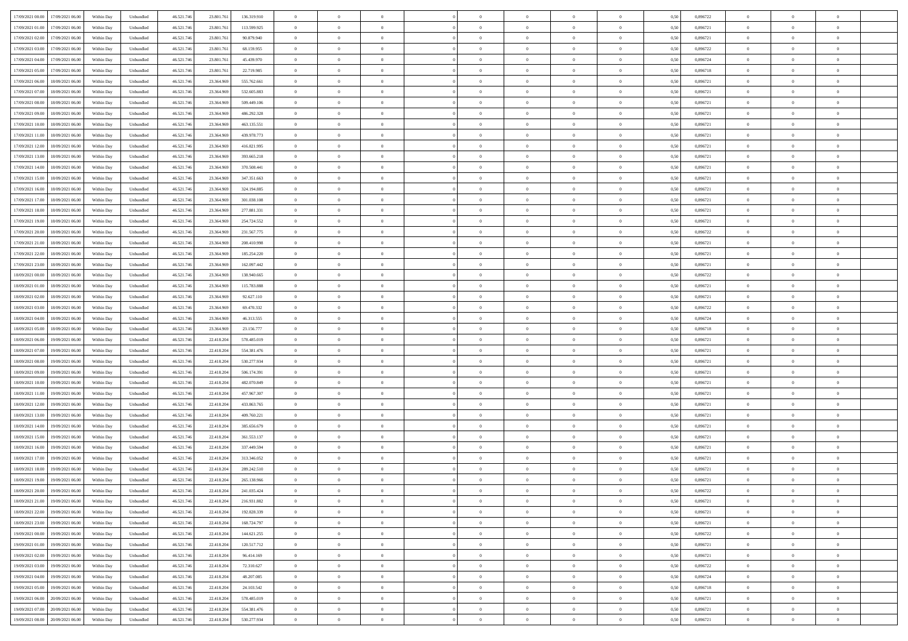| | | | | | | | | | | | | | | | | | | | | |
|---|---|---|---|---|---|---|---|---|---|---|---|---|---|---|---|---|---|---|---|---|
| 17/09/2021 00.00 | 17/09/2021 06.00 | Within Day | Unbundled | 46.521.746 | 23.801.761 | 136.319.910 | 0 | 0 | 0 | | 0 | 0 | 0 | 0 | 0,50 | 0,896722 | 0 | 0 | 0 | |
| 17/09/2021 01.00 | 17/09/2021 06.00 | Within Day | Unbundled | 46.521.746 | 23.801.761 | 113.599.925 | 0 | 0 | 0 | | 0 | 0 | 0 | 0 | 0,50 | 0,896721 | 0 | 0 | 0 | |
| 17/09/2021 02.00 | 17/09/2021 06.00 | Within Day | Unbundled | 46.521.746 | 23.801.761 | 90.879.940 | 0 | 0 | 0 | | 0 | 0 | 0 | 0 | 0,50 | 0,896721 | 0 | 0 | 0 | |
| 17/09/2021 03.00 | 17/09/2021 06.00 | Within Day | Unbundled | 46.521.746 | 23.801.761 | 68.159.955 | 0 | 0 | 0 | | 0 | 0 | 0 | 0 | 0,50 | 0,896722 | 0 | 0 | 0 | |
| 17/09/2021 04.00 | 17/09/2021 06.00 | Within Day | Unbundled | 46.521.746 | 23.801.761 | 45.439.970 | 0 | 0 | 0 | | 0 | 0 | 0 | 0 | 0,50 | 0,896724 | 0 | 0 | 0 | |
| 17/09/2021 05.00 | 17/09/2021 06.00 | Within Day | Unbundled | 46.521.746 | 23.801.761 | 22.719.985 | 0 | 0 | 0 | | 0 | 0 | 0 | 0 | 0,50 | 0,896718 | 0 | 0 | 0 | |
| 17/09/2021 06.00 | 18/09/2021 06.00 | Within Day | Unbundled | 46.521.746 | 23.364.969 | 555.762.661 | 0 | 0 | 0 | | 0 | 0 | 0 | 0 | 0,50 | 0,896721 | 0 | 0 | 0 | |
| 17/09/2021 07.00 | 18/09/2021 06.00 | Within Day | Unbundled | 46.521.746 | 23.364.969 | 532.605.883 | 0 | 0 | 0 | | 0 | 0 | 0 | 0 | 0,50 | 0,896721 | 0 | 0 | 0 | |
| 17/09/2021 08.00 | 18/09/2021 06.00 | Within Day | Unbundled | 46.521.746 | 23.364.969 | 509.449.106 | 0 | 0 | 0 | | 0 | 0 | 0 | 0 | 0,50 | 0,896721 | 0 | 0 | 0 | |
| 17/09/2021 09.00 | 18/09/2021 06.00 | Within Day | Unbundled | 46.521.746 | 23.364.969 | 486.292.328 | 0 | 0 | 0 | | 0 | 0 | 0 | 0 | 0,50 | 0,896721 | 0 | 0 | 0 | |
| 17/09/2021 10.00 | 18/09/2021 06.00 | Within Day | Unbundled | 46.521.746 | 23.364.969 | 463.135.551 | 0 | 0 | 0 | | 0 | 0 | 0 | 0 | 0,50 | 0,896721 | 0 | 0 | 0 | |
| 17/09/2021 11.00 | 18/09/2021 06.00 | Within Day | Unbundled | 46.521.746 | 23.364.969 | 439.978.773 | 0 | 0 | 0 | | 0 | 0 | 0 | 0 | 0,50 | 0,896721 | 0 | 0 | 0 | |
| 17/09/2021 12.00 | 18/09/2021 06.00 | Within Day | Unbundled | 46.521.746 | 23.364.969 | 416.821.995 | 0 | 0 | 0 | | 0 | 0 | 0 | 0 | 0,50 | 0,896721 | 0 | 0 | 0 | |
| 17/09/2021 13.00 | 18/09/2021 06.00 | Within Day | Unbundled | 46.521.746 | 23.364.969 | 393.665.218 | 0 | 0 | 0 | | 0 | 0 | 0 | 0 | 0,50 | 0,896721 | 0 | 0 | 0 | |
| 17/09/2021 14.00 | 18/09/2021 06.00 | Within Day | Unbundled | 46.521.746 | 23.364.969 | 370.508.441 | 0 | 0 | 0 | | 0 | 0 | 0 | 0 | 0,50 | 0,896721 | 0 | 0 | 0 | |
| 17/09/2021 15.00 | 18/09/2021 06.00 | Within Day | Unbundled | 46.521.746 | 23.364.969 | 347.351.663 | 0 | 0 | 0 | | 0 | 0 | 0 | 0 | 0,50 | 0,896721 | 0 | 0 | 0 | |
| 17/09/2021 16.00 | 18/09/2021 06.00 | Within Day | Unbundled | 46.521.746 | 23.364.969 | 324.194.885 | 0 | 0 | 0 | | 0 | 0 | 0 | 0 | 0,50 | 0,896721 | 0 | 0 | 0 | |
| 17/09/2021 17.00 | 18/09/2021 06.00 | Within Day | Unbundled | 46.521.746 | 23.364.969 | 301.038.108 | 0 | 0 | 0 | | 0 | 0 | 0 | 0 | 0,50 | 0,896721 | 0 | 0 | 0 | |
| 17/09/2021 18.00 | 18/09/2021 06.00 | Within Day | Unbundled | 46.521.746 | 23.364.969 | 277.881.331 | 0 | 0 | 0 | | 0 | 0 | 0 | 0 | 0,50 | 0,896721 | 0 | 0 | 0 | |
| 17/09/2021 19.00 | 18/09/2021 06.00 | Within Day | Unbundled | 46.521.746 | 23.364.969 | 254.724.552 | 0 | 0 | 0 | | 0 | 0 | 0 | 0 | 0,50 | 0,896721 | 0 | 0 | 0 | |
| 17/09/2021 20.00 | 18/09/2021 06.00 | Within Day | Unbundled | 46.521.746 | 23.364.969 | 231.567.775 | 0 | 0 | 0 | | 0 | 0 | 0 | 0 | 0,50 | 0,896722 | 0 | 0 | 0 | |
| 17/09/2021 21.00 | 18/09/2021 06.00 | Within Day | Unbundled | 46.521.746 | 23.364.969 | 208.410.998 | 0 | 0 | 0 | | 0 | 0 | 0 | 0 | 0,50 | 0,896721 | 0 | 0 | 0 | |
| 17/09/2021 22.00 | 18/09/2021 06.00 | Within Day | Unbundled | 46.521.746 | 23.364.969 | 185.254.220 | 0 | 0 | 0 | | 0 | 0 | 0 | 0 | 0,50 | 0,896721 | 0 | 0 | 0 | |
| 17/09/2021 23.00 | 18/09/2021 06.00 | Within Day | Unbundled | 46.521.746 | 23.364.969 | 162.097.442 | 0 | 0 | 0 | | 0 | 0 | 0 | 0 | 0,50 | 0,896721 | 0 | 0 | 0 | |
| 18/09/2021 00.00 | 18/09/2021 06.00 | Within Day | Unbundled | 46.521.746 | 23.364.969 | 138.940.665 | 0 | 0 | 0 | | 0 | 0 | 0 | 0 | 0,50 | 0,896722 | 0 | 0 | 0 | |
| 18/09/2021 01.00 | 18/09/2021 06.00 | Within Day | Unbundled | 46.521.746 | 23.364.969 | 115.783.888 | 0 | 0 | 0 | | 0 | 0 | 0 | 0 | 0,50 | 0,896721 | 0 | 0 | 0 | |
| 18/09/2021 02.00 | 18/09/2021 06.00 | Within Day | Unbundled | 46.521.746 | 23.364.969 | 92.627.110 | 0 | 0 | 0 | | 0 | 0 | 0 | 0 | 0,50 | 0,896721 | 0 | 0 | 0 | |
| 18/09/2021 03.00 | 18/09/2021 06.00 | Within Day | Unbundled | 46.521.746 | 23.364.969 | 69.470.332 | 0 | 0 | 0 | | 0 | 0 | 0 | 0 | 0,50 | 0,896722 | 0 | 0 | 0 | |
| 18/09/2021 04.00 | 18/09/2021 06.00 | Within Day | Unbundled | 46.521.746 | 23.364.969 | 46.313.555 | 0 | 0 | 0 | | 0 | 0 | 0 | 0 | 0,50 | 0,896724 | 0 | 0 | 0 | |
| 18/09/2021 05.00 | 18/09/2021 06.00 | Within Day | Unbundled | 46.521.746 | 23.364.969 | 23.156.777 | 0 | 0 | 0 | | 0 | 0 | 0 | 0 | 0,50 | 0,896718 | 0 | 0 | 0 | |
| 18/09/2021 06.00 | 19/09/2021 06.00 | Within Day | Unbundled | 46.521.746 | 22.418.204 | 578.485.019 | 0 | 0 | 0 | | 0 | 0 | 0 | 0 | 0,50 | 0,896721 | 0 | 0 | 0 | |
| 18/09/2021 07.00 | 19/09/2021 06.00 | Within Day | Unbundled | 46.521.746 | 22.418.204 | 554.381.476 | 0 | 0 | 0 | | 0 | 0 | 0 | 0 | 0,50 | 0,896721 | 0 | 0 | 0 | |
| 18/09/2021 08.00 | 19/09/2021 06.00 | Within Day | Unbundled | 46.521.746 | 22.418.204 | 530.277.934 | 0 | 0 | 0 | | 0 | 0 | 0 | 0 | 0,50 | 0,896721 | 0 | 0 | 0 | |
| 18/09/2021 09.00 | 19/09/2021 06.00 | Within Day | Unbundled | 46.521.746 | 22.418.204 | 506.174.391 | 0 | 0 | 0 | | 0 | 0 | 0 | 0 | 0,50 | 0,896721 | 0 | 0 | 0 | |
| 18/09/2021 10.00 | 19/09/2021 06.00 | Within Day | Unbundled | 46.521.746 | 22.418.204 | 482.070.849 | 0 | 0 | 0 | | 0 | 0 | 0 | 0 | 0,50 | 0,896721 | 0 | 0 | 0 | |
| 18/09/2021 11.00 | 19/09/2021 06.00 | Within Day | Unbundled | 46.521.746 | 22.418.204 | 457.967.307 | 0 | 0 | 0 | | 0 | 0 | 0 | 0 | 0,50 | 0,896721 | 0 | 0 | 0 | |
| 18/09/2021 12.00 | 19/09/2021 06.00 | Within Day | Unbundled | 46.521.746 | 22.418.204 | 433.863.765 | 0 | 0 | 0 | | 0 | 0 | 0 | 0 | 0,50 | 0,896721 | 0 | 0 | 0 | |
| 18/09/2021 13.00 | 19/09/2021 06.00 | Within Day | Unbundled | 46.521.746 | 22.418.204 | 409.760.221 | 0 | 0 | 0 | | 0 | 0 | 0 | 0 | 0,50 | 0,896721 | 0 | 0 | 0 | |
| 18/09/2021 14.00 | 19/09/2021 06.00 | Within Day | Unbundled | 46.521.746 | 22.418.204 | 385.656.679 | 0 | 0 | 0 | | 0 | 0 | 0 | 0 | 0,50 | 0,896721 | 0 | 0 | 0 | |
| 18/09/2021 15.00 | 19/09/2021 06.00 | Within Day | Unbundled | 46.521.746 | 22.418.204 | 361.553.137 | 0 | 0 | 0 | | 0 | 0 | 0 | 0 | 0,50 | 0,896721 | 0 | 0 | 0 | |
| 18/09/2021 16.00 | 19/09/2021 06.00 | Within Day | Unbundled | 46.521.746 | 22.418.204 | 337.449.594 | 0 | 0 | 0 | | 0 | 0 | 0 | 0 | 0,50 | 0,896721 | 0 | 0 | 0 | |
| 18/09/2021 17.00 | 19/09/2021 06.00 | Within Day | Unbundled | 46.521.746 | 22.418.204 | 313.346.052 | 0 | 0 | 0 | | 0 | 0 | 0 | 0 | 0,50 | 0,896721 | 0 | 0 | 0 | |
| 18/09/2021 18.00 | 19/09/2021 06.00 | Within Day | Unbundled | 46.521.746 | 22.418.204 | 289.242.510 | 0 | 0 | 0 | | 0 | 0 | 0 | 0 | 0,50 | 0,896721 | 0 | 0 | 0 | |
| 18/09/2021 19.00 | 19/09/2021 06.00 | Within Day | Unbundled | 46.521.746 | 22.418.204 | 265.138.966 | 0 | 0 | 0 | | 0 | 0 | 0 | 0 | 0,50 | 0,896721 | 0 | 0 | 0 | |
| 18/09/2021 20.00 | 19/09/2021 06.00 | Within Day | Unbundled | 46.521.746 | 22.418.204 | 241.035.424 | 0 | 0 | 0 | | 0 | 0 | 0 | 0 | 0,50 | 0,896722 | 0 | 0 | 0 | |
| 18/09/2021 21.00 | 19/09/2021 06.00 | Within Day | Unbundled | 46.521.746 | 22.418.204 | 216.931.882 | 0 | 0 | 0 | | 0 | 0 | 0 | 0 | 0,50 | 0,896721 | 0 | 0 | 0 | |
| 18/09/2021 22.00 | 19/09/2021 06.00 | Within Day | Unbundled | 46.521.746 | 22.418.204 | 192.828.339 | 0 | 0 | 0 | | 0 | 0 | 0 | 0 | 0,50 | 0,896721 | 0 | 0 | 0 | |
| 18/09/2021 23.00 | 19/09/2021 06.00 | Within Day | Unbundled | 46.521.746 | 22.418.204 | 168.724.797 | 0 | 0 | 0 | | 0 | 0 | 0 | 0 | 0,50 | 0,896721 | 0 | 0 | 0 | |
| 19/09/2021 00.00 | 19/09/2021 06.00 | Within Day | Unbundled | 46.521.746 | 22.418.204 | 144.621.255 | 0 | 0 | 0 | | 0 | 0 | 0 | 0 | 0,50 | 0,896722 | 0 | 0 | 0 | |
| 19/09/2021 01.00 | 19/09/2021 06.00 | Within Day | Unbundled | 46.521.746 | 22.418.204 | 120.517.712 | 0 | 0 | 0 | | 0 | 0 | 0 | 0 | 0,50 | 0,896721 | 0 | 0 | 0 | |
| 19/09/2021 02.00 | 19/09/2021 06.00 | Within Day | Unbundled | 46.521.746 | 22.418.204 | 96.414.169 | 0 | 0 | 0 | | 0 | 0 | 0 | 0 | 0,50 | 0,896721 | 0 | 0 | 0 | |
| 19/09/2021 03.00 | 19/09/2021 06.00 | Within Day | Unbundled | 46.521.746 | 22.418.204 | 72.310.627 | 0 | 0 | 0 | | 0 | 0 | 0 | 0 | 0,50 | 0,896722 | 0 | 0 | 0 | |
| 19/09/2021 04.00 | 19/09/2021 06.00 | Within Day | Unbundled | 46.521.746 | 22.418.204 | 48.207.085 | 0 | 0 | 0 | | 0 | 0 | 0 | 0 | 0,50 | 0,896724 | 0 | 0 | 0 | |
| 19/09/2021 05.00 | 19/09/2021 06.00 | Within Day | Unbundled | 46.521.746 | 22.418.204 | 24.103.542 | 0 | 0 | 0 | | 0 | 0 | 0 | 0 | 0,50 | 0,896718 | 0 | 0 | 0 | |
| 19/09/2021 06.00 | 20/09/2021 06.00 | Within Day | Unbundled | 46.521.746 | 22.418.204 | 578.485.019 | 0 | 0 | 0 | | 0 | 0 | 0 | 0 | 0,50 | 0,896721 | 0 | 0 | 0 | |
| 19/09/2021 07.00 | 20/09/2021 06.00 | Within Day | Unbundled | 46.521.746 | 22.418.204 | 554.381.476 | 0 | 0 | 0 | | 0 | 0 | 0 | 0 | 0,50 | 0,896721 | 0 | 0 | 0 | |
| 19/09/2021 08.00 | 20/09/2021 06.00 | Within Day | Unbundled | 46.521.746 | 22.418.204 | 530.277.934 | 0 | 0 | 0 | | 0 | 0 | 0 | 0 | 0,50 | 0,896721 | 0 | 0 | 0 | |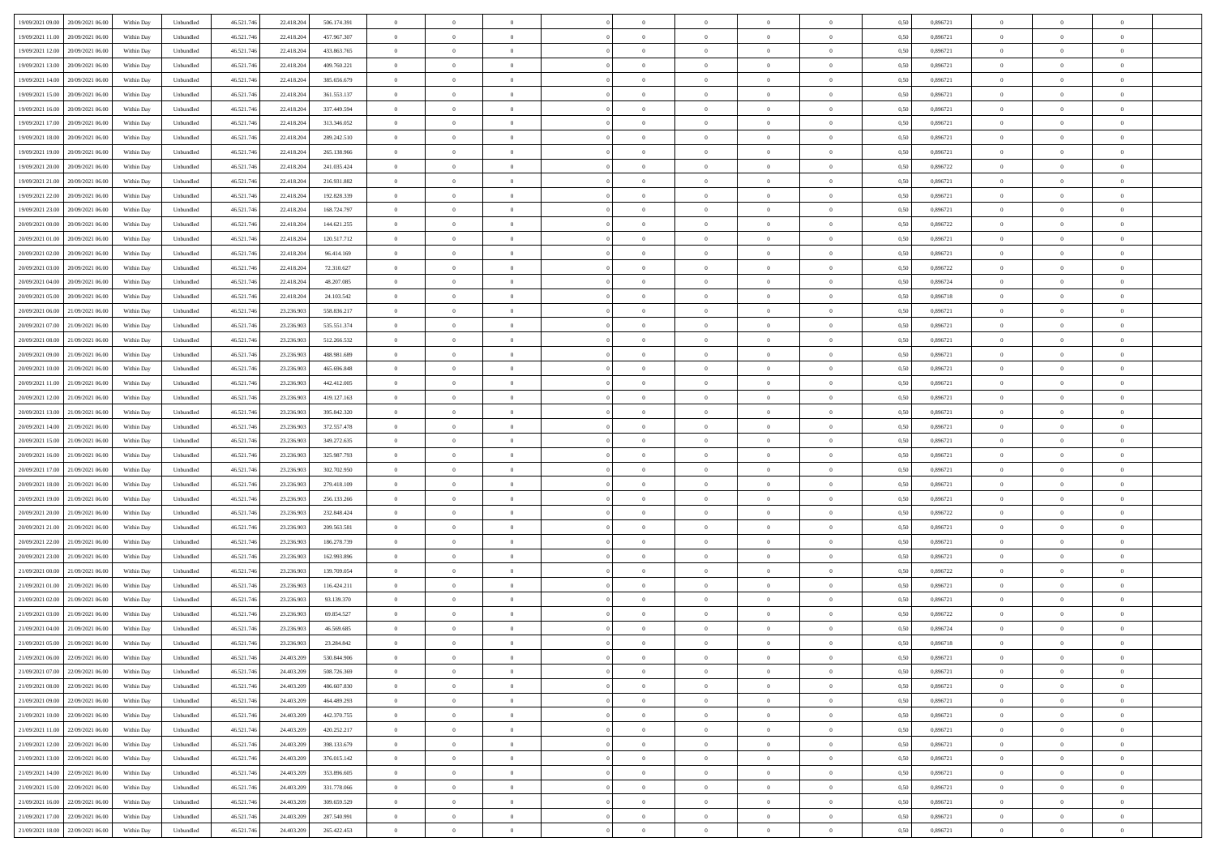| | | | | | | | | | | | | | | | | | | | | | |
|---|---|---|---|---|---|---|---|---|---|---|---|---|---|---|---|---|---|---|---|---|---|
| 19/09/2021 09.00 | 20/09/2021 06.00 | Within Day | Unbundled | 46.521.746 | 22.418.204 | 506.174.391 | 0 | 0 | 0 | | 0 | 0 | 0 | 0 | 0 | 0,50 | 0,896721 | 0 | 0 | 0 | |
| 19/09/2021 11.00 | 20/09/2021 06.00 | Within Day | Unbundled | 46.521.746 | 22.418.204 | 457.967.307 | 0 | 0 | 0 | | 0 | 0 | 0 | 0 | 0 | 0,50 | 0,896721 | 0 | 0 | 0 | |
| 19/09/2021 12.00 | 20/09/2021 06.00 | Within Day | Unbundled | 46.521.746 | 22.418.204 | 433.863.765 | 0 | 0 | 0 | | 0 | 0 | 0 | 0 | 0 | 0,50 | 0,896721 | 0 | 0 | 0 | |
| 19/09/2021 13.00 | 20/09/2021 06.00 | Within Day | Unbundled | 46.521.746 | 22.418.204 | 409.760.221 | 0 | 0 | 0 | | 0 | 0 | 0 | 0 | 0 | 0,50 | 0,896721 | 0 | 0 | 0 | |
| 19/09/2021 14.00 | 20/09/2021 06.00 | Within Day | Unbundled | 46.521.746 | 22.418.204 | 385.656.679 | 0 | 0 | 0 | | 0 | 0 | 0 | 0 | 0 | 0,50 | 0,896721 | 0 | 0 | 0 | |
| 19/09/2021 15.00 | 20/09/2021 06.00 | Within Day | Unbundled | 46.521.746 | 22.418.204 | 361.553.137 | 0 | 0 | 0 | | 0 | 0 | 0 | 0 | 0 | 0,50 | 0,896721 | 0 | 0 | 0 | |
| 19/09/2021 16.00 | 20/09/2021 06.00 | Within Day | Unbundled | 46.521.746 | 22.418.204 | 337.449.594 | 0 | 0 | 0 | | 0 | 0 | 0 | 0 | 0 | 0,50 | 0,896721 | 0 | 0 | 0 | |
| 19/09/2021 17.00 | 20/09/2021 06.00 | Within Day | Unbundled | 46.521.746 | 22.418.204 | 313.346.052 | 0 | 0 | 0 | | 0 | 0 | 0 | 0 | 0 | 0,50 | 0,896721 | 0 | 0 | 0 | |
| 19/09/2021 18.00 | 20/09/2021 06.00 | Within Day | Unbundled | 46.521.746 | 22.418.204 | 289.242.510 | 0 | 0 | 0 | | 0 | 0 | 0 | 0 | 0 | 0,50 | 0,896721 | 0 | 0 | 0 | |
| 19/09/2021 19.00 | 20/09/2021 06.00 | Within Day | Unbundled | 46.521.746 | 22.418.204 | 265.138.966 | 0 | 0 | 0 | | 0 | 0 | 0 | 0 | 0 | 0,50 | 0,896721 | 0 | 0 | 0 | |
| 19/09/2021 20.00 | 20/09/2021 06.00 | Within Day | Unbundled | 46.521.746 | 22.418.204 | 241.035.424 | 0 | 0 | 0 | | 0 | 0 | 0 | 0 | 0 | 0,50 | 0,896722 | 0 | 0 | 0 | |
| 19/09/2021 21.00 | 20/09/2021 06.00 | Within Day | Unbundled | 46.521.746 | 22.418.204 | 216.931.882 | 0 | 0 | 0 | | 0 | 0 | 0 | 0 | 0 | 0,50 | 0,896721 | 0 | 0 | 0 | |
| 19/09/2021 22.00 | 20/09/2021 06.00 | Within Day | Unbundled | 46.521.746 | 22.418.204 | 192.828.339 | 0 | 0 | 0 | | 0 | 0 | 0 | 0 | 0 | 0,50 | 0,896721 | 0 | 0 | 0 | |
| 19/09/2021 23.00 | 20/09/2021 06.00 | Within Day | Unbundled | 46.521.746 | 22.418.204 | 168.724.797 | 0 | 0 | 0 | | 0 | 0 | 0 | 0 | 0 | 0,50 | 0,896721 | 0 | 0 | 0 | |
| 20/09/2021 00.00 | 20/09/2021 06.00 | Within Day | Unbundled | 46.521.746 | 22.418.204 | 144.621.255 | 0 | 0 | 0 | | 0 | 0 | 0 | 0 | 0 | 0,50 | 0,896722 | 0 | 0 | 0 | |
| 20/09/2021 01.00 | 20/09/2021 06.00 | Within Day | Unbundled | 46.521.746 | 22.418.204 | 120.517.712 | 0 | 0 | 0 | | 0 | 0 | 0 | 0 | 0 | 0,50 | 0,896721 | 0 | 0 | 0 | |
| 20/09/2021 02.00 | 20/09/2021 06.00 | Within Day | Unbundled | 46.521.746 | 22.418.204 | 96.414.169 | 0 | 0 | 0 | | 0 | 0 | 0 | 0 | 0 | 0,50 | 0,896721 | 0 | 0 | 0 | |
| 20/09/2021 03.00 | 20/09/2021 06.00 | Within Day | Unbundled | 46.521.746 | 22.418.204 | 72.310.627 | 0 | 0 | 0 | | 0 | 0 | 0 | 0 | 0 | 0,50 | 0,896722 | 0 | 0 | 0 | |
| 20/09/2021 04.00 | 20/09/2021 06.00 | Within Day | Unbundled | 46.521.746 | 22.418.204 | 48.207.085 | 0 | 0 | 0 | | 0 | 0 | 0 | 0 | 0 | 0,50 | 0,896724 | 0 | 0 | 0 | |
| 20/09/2021 05.00 | 20/09/2021 06.00 | Within Day | Unbundled | 46.521.746 | 22.418.204 | 24.103.542 | 0 | 0 | 0 | | 0 | 0 | 0 | 0 | 0 | 0,50 | 0,896718 | 0 | 0 | 0 | |
| 20/09/2021 06.00 | 21/09/2021 06.00 | Within Day | Unbundled | 46.521.746 | 23.236.903 | 558.836.217 | 0 | 0 | 0 | | 0 | 0 | 0 | 0 | 0 | 0,50 | 0,896721 | 0 | 0 | 0 | |
| 20/09/2021 07.00 | 21/09/2021 06.00 | Within Day | Unbundled | 46.521.746 | 23.236.903 | 535.551.374 | 0 | 0 | 0 | | 0 | 0 | 0 | 0 | 0 | 0,50 | 0,896721 | 0 | 0 | 0 | |
| 20/09/2021 08.00 | 21/09/2021 06.00 | Within Day | Unbundled | 46.521.746 | 23.236.903 | 512.266.532 | 0 | 0 | 0 | | 0 | 0 | 0 | 0 | 0 | 0,50 | 0,896721 | 0 | 0 | 0 | |
| 20/09/2021 09.00 | 21/09/2021 06.00 | Within Day | Unbundled | 46.521.746 | 23.236.903 | 488.981.689 | 0 | 0 | 0 | | 0 | 0 | 0 | 0 | 0 | 0,50 | 0,896721 | 0 | 0 | 0 | |
| 20/09/2021 10.00 | 21/09/2021 06.00 | Within Day | Unbundled | 46.521.746 | 23.236.903 | 465.696.848 | 0 | 0 | 0 | | 0 | 0 | 0 | 0 | 0 | 0,50 | 0,896721 | 0 | 0 | 0 | |
| 20/09/2021 11.00 | 21/09/2021 06.00 | Within Day | Unbundled | 46.521.746 | 23.236.903 | 442.412.005 | 0 | 0 | 0 | | 0 | 0 | 0 | 0 | 0 | 0,50 | 0,896721 | 0 | 0 | 0 | |
| 20/09/2021 12.00 | 21/09/2021 06.00 | Within Day | Unbundled | 46.521.746 | 23.236.903 | 419.127.163 | 0 | 0 | 0 | | 0 | 0 | 0 | 0 | 0 | 0,50 | 0,896721 | 0 | 0 | 0 | |
| 20/09/2021 13.00 | 21/09/2021 06.00 | Within Day | Unbundled | 46.521.746 | 23.236.903 | 395.842.320 | 0 | 0 | 0 | | 0 | 0 | 0 | 0 | 0 | 0,50 | 0,896721 | 0 | 0 | 0 | |
| 20/09/2021 14.00 | 21/09/2021 06.00 | Within Day | Unbundled | 46.521.746 | 23.236.903 | 372.557.478 | 0 | 0 | 0 | | 0 | 0 | 0 | 0 | 0 | 0,50 | 0,896721 | 0 | 0 | 0 | |
| 20/09/2021 15.00 | 21/09/2021 06.00 | Within Day | Unbundled | 46.521.746 | 23.236.903 | 349.272.635 | 0 | 0 | 0 | | 0 | 0 | 0 | 0 | 0 | 0,50 | 0,896721 | 0 | 0 | 0 | |
| 20/09/2021 16.00 | 21/09/2021 06.00 | Within Day | Unbundled | 46.521.746 | 23.236.903 | 325.987.793 | 0 | 0 | 0 | | 0 | 0 | 0 | 0 | 0 | 0,50 | 0,896721 | 0 | 0 | 0 | |
| 20/09/2021 17.00 | 21/09/2021 06.00 | Within Day | Unbundled | 46.521.746 | 23.236.903 | 302.702.950 | 0 | 0 | 0 | | 0 | 0 | 0 | 0 | 0 | 0,50 | 0,896721 | 0 | 0 | 0 | |
| 20/09/2021 18.00 | 21/09/2021 06.00 | Within Day | Unbundled | 46.521.746 | 23.236.903 | 279.418.109 | 0 | 0 | 0 | | 0 | 0 | 0 | 0 | 0 | 0,50 | 0,896721 | 0 | 0 | 0 | |
| 20/09/2021 19.00 | 21/09/2021 06.00 | Within Day | Unbundled | 46.521.746 | 23.236.903 | 256.133.266 | 0 | 0 | 0 | | 0 | 0 | 0 | 0 | 0 | 0,50 | 0,896721 | 0 | 0 | 0 | |
| 20/09/2021 20.00 | 21/09/2021 06.00 | Within Day | Unbundled | 46.521.746 | 23.236.903 | 232.848.424 | 0 | 0 | 0 | | 0 | 0 | 0 | 0 | 0 | 0,50 | 0,896722 | 0 | 0 | 0 | |
| 20/09/2021 21.00 | 21/09/2021 06.00 | Within Day | Unbundled | 46.521.746 | 23.236.903 | 209.563.581 | 0 | 0 | 0 | | 0 | 0 | 0 | 0 | 0 | 0,50 | 0,896721 | 0 | 0 | 0 | |
| 20/09/2021 22.00 | 21/09/2021 06.00 | Within Day | Unbundled | 46.521.746 | 23.236.903 | 186.278.739 | 0 | 0 | 0 | | 0 | 0 | 0 | 0 | 0 | 0,50 | 0,896721 | 0 | 0 | 0 | |
| 20/09/2021 23.00 | 21/09/2021 06.00 | Within Day | Unbundled | 46.521.746 | 23.236.903 | 162.993.896 | 0 | 0 | 0 | | 0 | 0 | 0 | 0 | 0 | 0,50 | 0,896721 | 0 | 0 | 0 | |
| 21/09/2021 00.00 | 21/09/2021 06.00 | Within Day | Unbundled | 46.521.746 | 23.236.903 | 139.709.054 | 0 | 0 | 0 | | 0 | 0 | 0 | 0 | 0 | 0,50 | 0,896722 | 0 | 0 | 0 | |
| 21/09/2021 01.00 | 21/09/2021 06.00 | Within Day | Unbundled | 46.521.746 | 23.236.903 | 116.424.211 | 0 | 0 | 0 | | 0 | 0 | 0 | 0 | 0 | 0,50 | 0,896721 | 0 | 0 | 0 | |
| 21/09/2021 02.00 | 21/09/2021 06.00 | Within Day | Unbundled | 46.521.746 | 23.236.903 | 93.139.370 | 0 | 0 | 0 | | 0 | 0 | 0 | 0 | 0 | 0,50 | 0,896721 | 0 | 0 | 0 | |
| 21/09/2021 03.00 | 21/09/2021 06.00 | Within Day | Unbundled | 46.521.746 | 23.236.903 | 69.854.527 | 0 | 0 | 0 | | 0 | 0 | 0 | 0 | 0 | 0,50 | 0,896722 | 0 | 0 | 0 | |
| 21/09/2021 04.00 | 21/09/2021 06.00 | Within Day | Unbundled | 46.521.746 | 23.236.903 | 46.569.685 | 0 | 0 | 0 | | 0 | 0 | 0 | 0 | 0 | 0,50 | 0,896724 | 0 | 0 | 0 | |
| 21/09/2021 05.00 | 21/09/2021 06.00 | Within Day | Unbundled | 46.521.746 | 23.236.903 | 23.284.842 | 0 | 0 | 0 | | 0 | 0 | 0 | 0 | 0 | 0,50 | 0,896718 | 0 | 0 | 0 | |
| 21/09/2021 06.00 | 22/09/2021 06.00 | Within Day | Unbundled | 46.521.746 | 24.403.209 | 530.844.906 | 0 | 0 | 0 | | 0 | 0 | 0 | 0 | 0 | 0,50 | 0,896721 | 0 | 0 | 0 | |
| 21/09/2021 07.00 | 22/09/2021 06.00 | Within Day | Unbundled | 46.521.746 | 24.403.209 | 508.726.369 | 0 | 0 | 0 | | 0 | 0 | 0 | 0 | 0 | 0,50 | 0,896721 | 0 | 0 | 0 | |
| 21/09/2021 08.00 | 22/09/2021 06.00 | Within Day | Unbundled | 46.521.746 | 24.403.209 | 486.607.830 | 0 | 0 | 0 | | 0 | 0 | 0 | 0 | 0 | 0,50 | 0,896721 | 0 | 0 | 0 | |
| 21/09/2021 09.00 | 22/09/2021 06.00 | Within Day | Unbundled | 46.521.746 | 24.403.209 | 464.489.293 | 0 | 0 | 0 | | 0 | 0 | 0 | 0 | 0 | 0,50 | 0,896721 | 0 | 0 | 0 | |
| 21/09/2021 10.00 | 22/09/2021 06.00 | Within Day | Unbundled | 46.521.746 | 24.403.209 | 442.370.755 | 0 | 0 | 0 | | 0 | 0 | 0 | 0 | 0 | 0,50 | 0,896721 | 0 | 0 | 0 | |
| 21/09/2021 11.00 | 22/09/2021 06.00 | Within Day | Unbundled | 46.521.746 | 24.403.209 | 420.252.217 | 0 | 0 | 0 | | 0 | 0 | 0 | 0 | 0 | 0,50 | 0,896721 | 0 | 0 | 0 | |
| 21/09/2021 12.00 | 22/09/2021 06.00 | Within Day | Unbundled | 46.521.746 | 24.403.209 | 398.133.679 | 0 | 0 | 0 | | 0 | 0 | 0 | 0 | 0 | 0,50 | 0,896721 | 0 | 0 | 0 | |
| 21/09/2021 13.00 | 22/09/2021 06.00 | Within Day | Unbundled | 46.521.746 | 24.403.209 | 376.015.142 | 0 | 0 | 0 | | 0 | 0 | 0 | 0 | 0 | 0,50 | 0,896721 | 0 | 0 | 0 | |
| 21/09/2021 14.00 | 22/09/2021 06.00 | Within Day | Unbundled | 46.521.746 | 24.403.209 | 353.896.605 | 0 | 0 | 0 | | 0 | 0 | 0 | 0 | 0 | 0,50 | 0,896721 | 0 | 0 | 0 | |
| 21/09/2021 15.00 | 22/09/2021 06.00 | Within Day | Unbundled | 46.521.746 | 24.403.209 | 331.778.066 | 0 | 0 | 0 | | 0 | 0 | 0 | 0 | 0 | 0,50 | 0,896721 | 0 | 0 | 0 | |
| 21/09/2021 16.00 | 22/09/2021 06.00 | Within Day | Unbundled | 46.521.746 | 24.403.209 | 309.659.529 | 0 | 0 | 0 | | 0 | 0 | 0 | 0 | 0 | 0,50 | 0,896721 | 0 | 0 | 0 | |
| 21/09/2021 17.00 | 22/09/2021 06.00 | Within Day | Unbundled | 46.521.746 | 24.403.209 | 287.540.991 | 0 | 0 | 0 | | 0 | 0 | 0 | 0 | 0 | 0,50 | 0,896721 | 0 | 0 | 0 | |
| 21/09/2021 18.00 | 22/09/2021 06.00 | Within Day | Unbundled | 46.521.746 | 24.403.209 | 265.422.453 | 0 | 0 | 0 | | 0 | 0 | 0 | 0 | 0 | 0,50 | 0,896721 | 0 | 0 | 0 | |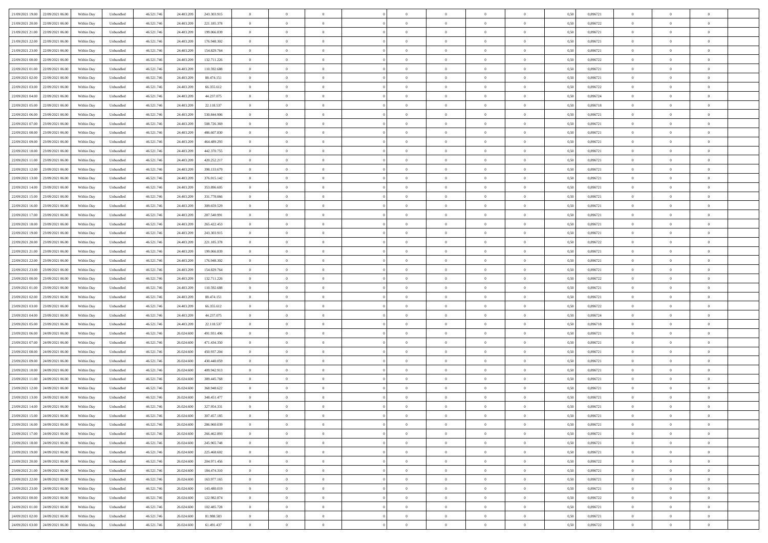| | | | | | | | | | | | | | | | | | | | | |
|---|---|---|---|---|---|---|---|---|---|---|---|---|---|---|---|---|---|---|---|---|
| 21/09/2021 19:00 | 22/09/2021 06:00 | Within Day | Unbundled | 46.521.746 | 24.403.209 | 243.303.915 | 0 | 0 | 0 | | 0 | 0 | 0 | 0 | 0,50 | 0,896721 | 0 | 0 | 0 | |
| 21/09/2021 20:00 | 22/09/2021 06:00 | Within Day | Unbundled | 46.521.746 | 24.403.209 | 221.185.378 | 0 | 0 | 0 | | 0 | 0 | 0 | 0 | 0,50 | 0,896722 | 0 | 0 | 0 | |
| 21/09/2021 21:00 | 22/09/2021 06:00 | Within Day | Unbundled | 46.521.746 | 24.403.209 | 199.066.839 | 0 | 0 | 0 | | 0 | 0 | 0 | 0 | 0,50 | 0,896721 | 0 | 0 | 0 | |
| 21/09/2021 22:00 | 22/09/2021 06:00 | Within Day | Unbundled | 46.521.746 | 24.403.209 | 176.948.302 | 0 | 0 | 0 | | 0 | 0 | 0 | 0 | 0,50 | 0,896721 | 0 | 0 | 0 | |
| 21/09/2021 23:00 | 22/09/2021 06:00 | Within Day | Unbundled | 46.521.746 | 24.403.209 | 154.829.764 | 0 | 0 | 0 | | 0 | 0 | 0 | 0 | 0,50 | 0,896721 | 0 | 0 | 0 | |
| 22/09/2021 00:00 | 22/09/2021 06:00 | Within Day | Unbundled | 46.521.746 | 24.403.209 | 132.711.226 | 0 | 0 | 0 | | 0 | 0 | 0 | 0 | 0,50 | 0,896722 | 0 | 0 | 0 | |
| 22/09/2021 01:00 | 22/09/2021 06:00 | Within Day | Unbundled | 46.521.746 | 24.403.209 | 110.592.688 | 0 | 0 | 0 | | 0 | 0 | 0 | 0 | 0,50 | 0,896721 | 0 | 0 | 0 | |
| 22/09/2021 02:00 | 22/09/2021 06:00 | Within Day | Unbundled | 46.521.746 | 24.403.209 | 88.474.151 | 0 | 0 | 0 | | 0 | 0 | 0 | 0 | 0,50 | 0,896721 | 0 | 0 | 0 | |
| 22/09/2021 03:00 | 22/09/2021 06:00 | Within Day | Unbundled | 46.521.746 | 24.403.209 | 66.355.612 | 0 | 0 | 0 | | 0 | 0 | 0 | 0 | 0,50 | 0,896722 | 0 | 0 | 0 | |
| 22/09/2021 04:00 | 22/09/2021 06:00 | Within Day | Unbundled | 46.521.746 | 24.403.209 | 44.237.075 | 0 | 0 | 0 | | 0 | 0 | 0 | 0 | 0,50 | 0,896724 | 0 | 0 | 0 | |
| 22/09/2021 05:00 | 22/09/2021 06:00 | Within Day | Unbundled | 46.521.746 | 24.403.209 | 22.118.537 | 0 | 0 | 0 | | 0 | 0 | 0 | 0 | 0,50 | 0,896718 | 0 | 0 | 0 | |
| 22/09/2021 06:00 | 23/09/2021 06:00 | Within Day | Unbundled | 46.521.746 | 24.403.209 | 530.844.906 | 0 | 0 | 0 | | 0 | 0 | 0 | 0 | 0,50 | 0,896721 | 0 | 0 | 0 | |
| 22/09/2021 07:00 | 23/09/2021 06:00 | Within Day | Unbundled | 46.521.746 | 24.403.209 | 508.726.369 | 0 | 0 | 0 | | 0 | 0 | 0 | 0 | 0,50 | 0,896721 | 0 | 0 | 0 | |
| 22/09/2021 08:00 | 23/09/2021 06:00 | Within Day | Unbundled | 46.521.746 | 24.403.209 | 486.607.830 | 0 | 0 | 0 | | 0 | 0 | 0 | 0 | 0,50 | 0,896721 | 0 | 0 | 0 | |
| 22/09/2021 09:00 | 23/09/2021 06:00 | Within Day | Unbundled | 46.521.746 | 24.403.209 | 464.489.293 | 0 | 0 | 0 | | 0 | 0 | 0 | 0 | 0,50 | 0,896721 | 0 | 0 | 0 | |
| 22/09/2021 10:00 | 23/09/2021 06:00 | Within Day | Unbundled | 46.521.746 | 24.403.209 | 442.370.755 | 0 | 0 | 0 | | 0 | 0 | 0 | 0 | 0,50 | 0,896721 | 0 | 0 | 0 | |
| 22/09/2021 11:00 | 23/09/2021 06:00 | Within Day | Unbundled | 46.521.746 | 24.403.209 | 420.252.217 | 0 | 0 | 0 | | 0 | 0 | 0 | 0 | 0,50 | 0,896721 | 0 | 0 | 0 | |
| 22/09/2021 12:00 | 23/09/2021 06:00 | Within Day | Unbundled | 46.521.746 | 24.403.209 | 398.133.679 | 0 | 0 | 0 | | 0 | 0 | 0 | 0 | 0,50 | 0,896721 | 0 | 0 | 0 | |
| 22/09/2021 13:00 | 23/09/2021 06:00 | Within Day | Unbundled | 46.521.746 | 24.403.209 | 376.015.142 | 0 | 0 | 0 | | 0 | 0 | 0 | 0 | 0,50 | 0,896721 | 0 | 0 | 0 | |
| 22/09/2021 14:00 | 23/09/2021 06:00 | Within Day | Unbundled | 46.521.746 | 24.403.209 | 353.896.605 | 0 | 0 | 0 | | 0 | 0 | 0 | 0 | 0,50 | 0,896721 | 0 | 0 | 0 | |
| 22/09/2021 15:00 | 23/09/2021 06:00 | Within Day | Unbundled | 46.521.746 | 24.403.209 | 331.778.066 | 0 | 0 | 0 | | 0 | 0 | 0 | 0 | 0,50 | 0,896721 | 0 | 0 | 0 | |
| 22/09/2021 16:00 | 23/09/2021 06:00 | Within Day | Unbundled | 46.521.746 | 24.403.209 | 309.659.529 | 0 | 0 | 0 | | 0 | 0 | 0 | 0 | 0,50 | 0,896721 | 0 | 0 | 0 | |
| 22/09/2021 17:00 | 23/09/2021 06:00 | Within Day | Unbundled | 46.521.746 | 24.403.209 | 287.540.991 | 0 | 0 | 0 | | 0 | 0 | 0 | 0 | 0,50 | 0,896721 | 0 | 0 | 0 | |
| 22/09/2021 18:00 | 23/09/2021 06:00 | Within Day | Unbundled | 46.521.746 | 24.403.209 | 265.422.453 | 0 | 0 | 0 | | 0 | 0 | 0 | 0 | 0,50 | 0,896721 | 0 | 0 | 0 | |
| 22/09/2021 19:00 | 23/09/2021 06:00 | Within Day | Unbundled | 46.521.746 | 24.403.209 | 243.303.915 | 0 | 0 | 0 | | 0 | 0 | 0 | 0 | 0,50 | 0,896721 | 0 | 0 | 0 | |
| 22/09/2021 20:00 | 23/09/2021 06:00 | Within Day | Unbundled | 46.521.746 | 24.403.209 | 221.185.378 | 0 | 0 | 0 | | 0 | 0 | 0 | 0 | 0,50 | 0,896722 | 0 | 0 | 0 | |
| 22/09/2021 21:00 | 23/09/2021 06:00 | Within Day | Unbundled | 46.521.746 | 24.403.209 | 199.066.839 | 0 | 0 | 0 | | 0 | 0 | 0 | 0 | 0,50 | 0,896721 | 0 | 0 | 0 | |
| 22/09/2021 22:00 | 23/09/2021 06:00 | Within Day | Unbundled | 46.521.746 | 24.403.209 | 176.948.302 | 0 | 0 | 0 | | 0 | 0 | 0 | 0 | 0,50 | 0,896721 | 0 | 0 | 0 | |
| 22/09/2021 23:00 | 23/09/2021 06:00 | Within Day | Unbundled | 46.521.746 | 24.403.209 | 154.829.764 | 0 | 0 | 0 | | 0 | 0 | 0 | 0 | 0,50 | 0,896721 | 0 | 0 | 0 | |
| 23/09/2021 00:00 | 23/09/2021 06:00 | Within Day | Unbundled | 46.521.746 | 24.403.209 | 132.711.226 | 0 | 0 | 0 | | 0 | 0 | 0 | 0 | 0,50 | 0,896722 | 0 | 0 | 0 | |
| 23/09/2021 01:00 | 23/09/2021 06:00 | Within Day | Unbundled | 46.521.746 | 24.403.209 | 110.592.688 | 0 | 0 | 0 | | 0 | 0 | 0 | 0 | 0,50 | 0,896721 | 0 | 0 | 0 | |
| 23/09/2021 02:00 | 23/09/2021 06:00 | Within Day | Unbundled | 46.521.746 | 24.403.209 | 88.474.151 | 0 | 0 | 0 | | 0 | 0 | 0 | 0 | 0,50 | 0,896721 | 0 | 0 | 0 | |
| 23/09/2021 03:00 | 23/09/2021 06:00 | Within Day | Unbundled | 46.521.746 | 24.403.209 | 66.355.612 | 0 | 0 | 0 | | 0 | 0 | 0 | 0 | 0,50 | 0,896722 | 0 | 0 | 0 | |
| 23/09/2021 04:00 | 23/09/2021 06:00 | Within Day | Unbundled | 46.521.746 | 24.403.209 | 44.237.075 | 0 | 0 | 0 | | 0 | 0 | 0 | 0 | 0,50 | 0,896724 | 0 | 0 | 0 | |
| 23/09/2021 05:00 | 23/09/2021 06:00 | Within Day | Unbundled | 46.521.746 | 24.403.209 | 22.118.537 | 0 | 0 | 0 | | 0 | 0 | 0 | 0 | 0,50 | 0,896718 | 0 | 0 | 0 | |
| 23/09/2021 06:00 | 24/09/2021 06:00 | Within Day | Unbundled | 46.521.746 | 26.024.600 | 491.931.496 | 0 | 0 | 0 | | 0 | 0 | 0 | 0 | 0,50 | 0,896721 | 0 | 0 | 0 | |
| 23/09/2021 07:00 | 24/09/2021 06:00 | Within Day | Unbundled | 46.521.746 | 26.024.600 | 471.434.350 | 0 | 0 | 0 | | 0 | 0 | 0 | 0 | 0,50 | 0,896721 | 0 | 0 | 0 | |
| 23/09/2021 08:00 | 24/09/2021 06:00 | Within Day | Unbundled | 46.521.746 | 26.024.600 | 450.937.204 | 0 | 0 | 0 | | 0 | 0 | 0 | 0 | 0,50 | 0,896721 | 0 | 0 | 0 | |
| 23/09/2021 09:00 | 24/09/2021 06:00 | Within Day | Unbundled | 46.521.746 | 26.024.600 | 430.440.059 | 0 | 0 | 0 | | 0 | 0 | 0 | 0 | 0,50 | 0,896721 | 0 | 0 | 0 | |
| 23/09/2021 10:00 | 24/09/2021 06:00 | Within Day | Unbundled | 46.521.746 | 26.024.600 | 409.942.913 | 0 | 0 | 0 | | 0 | 0 | 0 | 0 | 0,50 | 0,896721 | 0 | 0 | 0 | |
| 23/09/2021 11:00 | 24/09/2021 06:00 | Within Day | Unbundled | 46.521.746 | 26.024.600 | 389.445.768 | 0 | 0 | 0 | | 0 | 0 | 0 | 0 | 0,50 | 0,896721 | 0 | 0 | 0 | |
| 23/09/2021 12:00 | 24/09/2021 06:00 | Within Day | Unbundled | 46.521.746 | 26.024.600 | 368.948.622 | 0 | 0 | 0 | | 0 | 0 | 0 | 0 | 0,50 | 0,896721 | 0 | 0 | 0 | |
| 23/09/2021 13:00 | 24/09/2021 06:00 | Within Day | Unbundled | 46.521.746 | 26.024.600 | 348.451.477 | 0 | 0 | 0 | | 0 | 0 | 0 | 0 | 0,50 | 0,896721 | 0 | 0 | 0 | |
| 23/09/2021 14:00 | 24/09/2021 06:00 | Within Day | Unbundled | 46.521.746 | 26.024.600 | 327.954.331 | 0 | 0 | 0 | | 0 | 0 | 0 | 0 | 0,50 | 0,896721 | 0 | 0 | 0 | |
| 23/09/2021 15:00 | 24/09/2021 06:00 | Within Day | Unbundled | 46.521.746 | 26.024.600 | 307.457.185 | 0 | 0 | 0 | | 0 | 0 | 0 | 0 | 0,50 | 0,896721 | 0 | 0 | 0 | |
| 23/09/2021 16:00 | 24/09/2021 06:00 | Within Day | Unbundled | 46.521.746 | 26.024.600 | 286.960.039 | 0 | 0 | 0 | | 0 | 0 | 0 | 0 | 0,50 | 0,896721 | 0 | 0 | 0 | |
| 23/09/2021 17:00 | 24/09/2021 06:00 | Within Day | Unbundled | 46.521.746 | 26.024.600 | 266.462.893 | 0 | 0 | 0 | | 0 | 0 | 0 | 0 | 0,50 | 0,896721 | 0 | 0 | 0 | |
| 23/09/2021 18:00 | 24/09/2021 06:00 | Within Day | Unbundled | 46.521.746 | 26.024.600 | 245.965.748 | 0 | 0 | 0 | | 0 | 0 | 0 | 0 | 0,50 | 0,896721 | 0 | 0 | 0 | |
| 23/09/2021 19:00 | 24/09/2021 06:00 | Within Day | Unbundled | 46.521.746 | 26.024.600 | 225.468.602 | 0 | 0 | 0 | | 0 | 0 | 0 | 0 | 0,50 | 0,896721 | 0 | 0 | 0 | |
| 23/09/2021 20:00 | 24/09/2021 06:00 | Within Day | Unbundled | 46.521.746 | 26.024.600 | 204.971.456 | 0 | 0 | 0 | | 0 | 0 | 0 | 0 | 0,50 | 0,896722 | 0 | 0 | 0 | |
| 23/09/2021 21:00 | 24/09/2021 06:00 | Within Day | Unbundled | 46.521.746 | 26.024.600 | 184.474.310 | 0 | 0 | 0 | | 0 | 0 | 0 | 0 | 0,50 | 0,896721 | 0 | 0 | 0 | |
| 23/09/2021 22:00 | 24/09/2021 06:00 | Within Day | Unbundled | 46.521.746 | 26.024.600 | 163.977.165 | 0 | 0 | 0 | | 0 | 0 | 0 | 0 | 0,50 | 0,896721 | 0 | 0 | 0 | |
| 23/09/2021 23:00 | 24/09/2021 06:00 | Within Day | Unbundled | 46.521.746 | 26.024.600 | 143.480.019 | 0 | 0 | 0 | | 0 | 0 | 0 | 0 | 0,50 | 0,896721 | 0 | 0 | 0 | |
| 24/09/2021 00:00 | 24/09/2021 06:00 | Within Day | Unbundled | 46.521.746 | 26.024.600 | 122.982.874 | 0 | 0 | 0 | | 0 | 0 | 0 | 0 | 0,50 | 0,896722 | 0 | 0 | 0 | |
| 24/09/2021 01:00 | 24/09/2021 06:00 | Within Day | Unbundled | 46.521.746 | 26.024.600 | 102.485.728 | 0 | 0 | 0 | | 0 | 0 | 0 | 0 | 0,50 | 0,896721 | 0 | 0 | 0 | |
| 24/09/2021 02:00 | 24/09/2021 06:00 | Within Day | Unbundled | 46.521.746 | 26.024.600 | 81.988.583 | 0 | 0 | 0 | | 0 | 0 | 0 | 0 | 0,50 | 0,896721 | 0 | 0 | 0 | |
| 24/09/2021 03:00 | 24/09/2021 06:00 | Within Day | Unbundled | 46.521.746 | 26.024.600 | 61.491.437 | 0 | 0 | 0 | | 0 | 0 | 0 | 0 | 0,50 | 0,896722 | 0 | 0 | 0 | |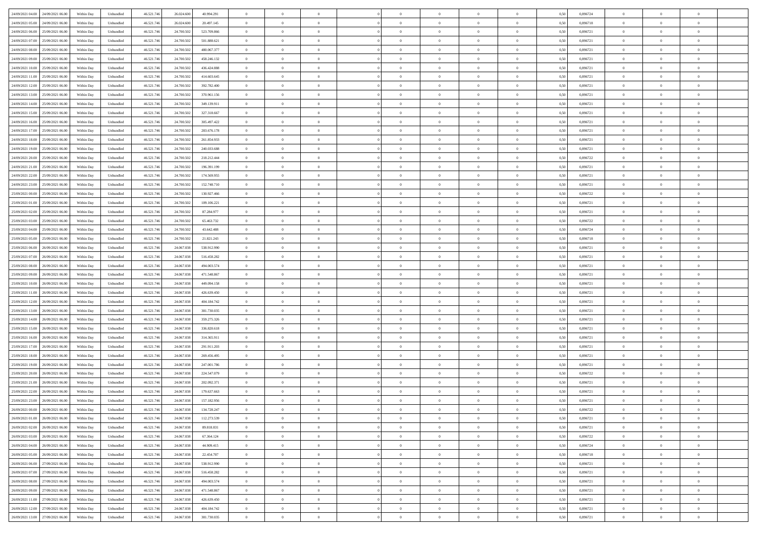| | | | | | | | | | | | | | | | | | | | | |
|---|---|---|---|---|---|---|---|---|---|---|---|---|---|---|---|---|---|---|---|---|
| 24/09/2021 04:00 | 24/09/2021 06:00 | Within Day | Unbundled | 46.521.746 | 26.024.600 | 40.994.291 | 0 | 0 | 0 | | 0 | 0 | 0 | 0 | 0,50 | 0,896724 | 0 | 0 | 0 | |
| 24/09/2021 05:00 | 24/09/2021 06:00 | Within Day | Unbundled | 46.521.746 | 26.024.600 | 20.497.145 | 0 | 0 | 0 | | 0 | 0 | 0 | 0 | 0,50 | 0,896718 | 0 | 0 | 0 | |
| 24/09/2021 06:00 | 25/09/2021 06:00 | Within Day | Unbundled | 46.521.746 | 24.700.502 | 523.709.866 | 0 | 0 | 0 | | 0 | 0 | 0 | 0 | 0,50 | 0,896721 | 0 | 0 | 0 | |
| 24/09/2021 07:00 | 25/09/2021 06:00 | Within Day | Unbundled | 46.521.746 | 24.700.502 | 501.888.621 | 0 | 0 | 0 | | 0 | 0 | 0 | 0 | 0,50 | 0,896721 | 0 | 0 | 0 | |
| 24/09/2021 08:00 | 25/09/2021 06:00 | Within Day | Unbundled | 46.521.746 | 24.700.502 | 480.067.377 | 0 | 0 | 0 | | 0 | 0 | 0 | 0 | 0,50 | 0,896721 | 0 | 0 | 0 | |
| 24/09/2021 09:00 | 25/09/2021 06:00 | Within Day | Unbundled | 46.521.746 | 24.700.502 | 458.246.132 | 0 | 0 | 0 | | 0 | 0 | 0 | 0 | 0,50 | 0,896721 | 0 | 0 | 0 | |
| 24/09/2021 10:00 | 25/09/2021 06:00 | Within Day | Unbundled | 46.521.746 | 24.700.502 | 436.424.888 | 0 | 0 | 0 | | 0 | 0 | 0 | 0 | 0,50 | 0,896721 | 0 | 0 | 0 | |
| 24/09/2021 11:00 | 25/09/2021 06:00 | Within Day | Unbundled | 46.521.746 | 24.700.502 | 414.603.645 | 0 | 0 | 0 | | 0 | 0 | 0 | 0 | 0,50 | 0,896721 | 0 | 0 | 0 | |
| 24/09/2021 12:00 | 25/09/2021 06:00 | Within Day | Unbundled | 46.521.746 | 24.700.502 | 392.782.400 | 0 | 0 | 0 | | 0 | 0 | 0 | 0 | 0,50 | 0,896721 | 0 | 0 | 0 | |
| 24/09/2021 13:00 | 25/09/2021 06:00 | Within Day | Unbundled | 46.521.746 | 24.700.502 | 370.961.156 | 0 | 0 | 0 | | 0 | 0 | 0 | 0 | 0,50 | 0,896721 | 0 | 0 | 0 | |
| 24/09/2021 14:00 | 25/09/2021 06:00 | Within Day | Unbundled | 46.521.746 | 24.700.502 | 349.139.911 | 0 | 0 | 0 | | 0 | 0 | 0 | 0 | 0,50 | 0,896721 | 0 | 0 | 0 | |
| 24/09/2021 15:00 | 25/09/2021 06:00 | Within Day | Unbundled | 46.521.746 | 24.700.502 | 327.318.667 | 0 | 0 | 0 | | 0 | 0 | 0 | 0 | 0,50 | 0,896721 | 0 | 0 | 0 | |
| 24/09/2021 16:00 | 25/09/2021 06:00 | Within Day | Unbundled | 46.521.746 | 24.700.502 | 305.497.422 | 0 | 0 | 0 | | 0 | 0 | 0 | 0 | 0,50 | 0,896721 | 0 | 0 | 0 | |
| 24/09/2021 17:00 | 25/09/2021 06:00 | Within Day | Unbundled | 46.521.746 | 24.700.502 | 283.676.178 | 0 | 0 | 0 | | 0 | 0 | 0 | 0 | 0,50 | 0,896721 | 0 | 0 | 0 | |
| 24/09/2021 18:00 | 25/09/2021 06:00 | Within Day | Unbundled | 46.521.746 | 24.700.502 | 261.854.933 | 0 | 0 | 0 | | 0 | 0 | 0 | 0 | 0,50 | 0,896721 | 0 | 0 | 0 | |
| 24/09/2021 19:00 | 25/09/2021 06:00 | Within Day | Unbundled | 46.521.746 | 24.700.502 | 240.033.688 | 0 | 0 | 0 | | 0 | 0 | 0 | 0 | 0,50 | 0,896721 | 0 | 0 | 0 | |
| 24/09/2021 20:00 | 25/09/2021 06:00 | Within Day | Unbundled | 46.521.746 | 24.700.502 | 218.212.444 | 0 | 0 | 0 | | 0 | 0 | 0 | 0 | 0,50 | 0,896722 | 0 | 0 | 0 | |
| 24/09/2021 21:00 | 25/09/2021 06:00 | Within Day | Unbundled | 46.521.746 | 24.700.502 | 196.391.199 | 0 | 0 | 0 | | 0 | 0 | 0 | 0 | 0,50 | 0,896721 | 0 | 0 | 0 | |
| 24/09/2021 22:00 | 25/09/2021 06:00 | Within Day | Unbundled | 46.521.746 | 24.700.502 | 174.569.955 | 0 | 0 | 0 | | 0 | 0 | 0 | 0 | 0,50 | 0,896721 | 0 | 0 | 0 | |
| 24/09/2021 23:00 | 25/09/2021 06:00 | Within Day | Unbundled | 46.521.746 | 24.700.502 | 152.748.710 | 0 | 0 | 0 | | 0 | 0 | 0 | 0 | 0,50 | 0,896721 | 0 | 0 | 0 | |
| 25/09/2021 00:00 | 25/09/2021 06:00 | Within Day | Unbundled | 46.521.746 | 24.700.502 | 130.927.466 | 0 | 0 | 0 | | 0 | 0 | 0 | 0 | 0,50 | 0,896722 | 0 | 0 | 0 | |
| 25/09/2021 01:00 | 25/09/2021 06:00 | Within Day | Unbundled | 46.521.746 | 24.700.502 | 109.106.221 | 0 | 0 | 0 | | 0 | 0 | 0 | 0 | 0,50 | 0,896721 | 0 | 0 | 0 | |
| 25/09/2021 02:00 | 25/09/2021 06:00 | Within Day | Unbundled | 46.521.746 | 24.700.502 | 87.284.977 | 0 | 0 | 0 | | 0 | 0 | 0 | 0 | 0,50 | 0,896721 | 0 | 0 | 0 | |
| 25/09/2021 03:00 | 25/09/2021 06:00 | Within Day | Unbundled | 46.521.746 | 24.700.502 | 65.463.732 | 0 | 0 | 0 | | 0 | 0 | 0 | 0 | 0,50 | 0,896722 | 0 | 0 | 0 | |
| 25/09/2021 04:00 | 25/09/2021 06:00 | Within Day | Unbundled | 46.521.746 | 24.700.502 | 43.642.488 | 0 | 0 | 0 | | 0 | 0 | 0 | 0 | 0,50 | 0,896724 | 0 | 0 | 0 | |
| 25/09/2021 05:00 | 25/09/2021 06:00 | Within Day | Unbundled | 46.521.746 | 24.700.502 | 21.821.243 | 0 | 0 | 0 | | 0 | 0 | 0 | 0 | 0,50 | 0,896718 | 0 | 0 | 0 | |
| 25/09/2021 06:00 | 26/09/2021 06:00 | Within Day | Unbundled | 46.521.746 | 24.067.038 | 538.912.990 | 0 | 0 | 0 | | 0 | 0 | 0 | 0 | 0,50 | 0,896721 | 0 | 0 | 0 | |
| 25/09/2021 07:00 | 26/09/2021 06:00 | Within Day | Unbundled | 46.521.746 | 24.067.038 | 516.458.282 | 0 | 0 | 0 | | 0 | 0 | 0 | 0 | 0,50 | 0,896721 | 0 | 0 | 0 | |
| 25/09/2021 08:00 | 26/09/2021 06:00 | Within Day | Unbundled | 46.521.746 | 24.067.038 | 494.003.574 | 0 | 0 | 0 | | 0 | 0 | 0 | 0 | 0,50 | 0,896721 | 0 | 0 | 0 | |
| 25/09/2021 09:00 | 26/09/2021 06:00 | Within Day | Unbundled | 46.521.746 | 24.067.038 | 471.548.867 | 0 | 0 | 0 | | 0 | 0 | 0 | 0 | 0,50 | 0,896721 | 0 | 0 | 0 | |
| 25/09/2021 10:00 | 26/09/2021 06:00 | Within Day | Unbundled | 46.521.746 | 24.067.038 | 449.094.158 | 0 | 0 | 0 | | 0 | 0 | 0 | 0 | 0,50 | 0,896721 | 0 | 0 | 0 | |
| 25/09/2021 11:00 | 26/09/2021 06:00 | Within Day | Unbundled | 46.521.746 | 24.067.038 | 426.639.450 | 0 | 0 | 0 | | 0 | 0 | 0 | 0 | 0,50 | 0,896721 | 0 | 0 | 0 | |
| 25/09/2021 12:00 | 26/09/2021 06:00 | Within Day | Unbundled | 46.521.746 | 24.067.038 | 404.184.742 | 0 | 0 | 0 | | 0 | 0 | 0 | 0 | 0,50 | 0,896721 | 0 | 0 | 0 | |
| 25/09/2021 13:00 | 26/09/2021 06:00 | Within Day | Unbundled | 46.521.746 | 24.067.038 | 381.730.035 | 0 | 0 | 0 | | 0 | 0 | 0 | 0 | 0,50 | 0,896721 | 0 | 0 | 0 | |
| 25/09/2021 14:00 | 26/09/2021 06:00 | Within Day | Unbundled | 46.521.746 | 24.067.038 | 359.275.326 | 0 | 0 | 0 | | 0 | 0 | 0 | 0 | 0,50 | 0,896721 | 0 | 0 | 0 | |
| 25/09/2021 15:00 | 26/09/2021 06:00 | Within Day | Unbundled | 46.521.746 | 24.067.038 | 336.820.618 | 0 | 0 | 0 | | 0 | 0 | 0 | 0 | 0,50 | 0,896721 | 0 | 0 | 0 | |
| 25/09/2021 16:00 | 26/09/2021 06:00 | Within Day | Unbundled | 46.521.746 | 24.067.038 | 314.365.911 | 0 | 0 | 0 | | 0 | 0 | 0 | 0 | 0,50 | 0,896721 | 0 | 0 | 0 | |
| 25/09/2021 17:00 | 26/09/2021 06:00 | Within Day | Unbundled | 46.521.746 | 24.067.038 | 291.911.203 | 0 | 0 | 0 | | 0 | 0 | 0 | 0 | 0,50 | 0,896721 | 0 | 0 | 0 | |
| 25/09/2021 18:00 | 26/09/2021 06:00 | Within Day | Unbundled | 46.521.746 | 24.067.038 | 269.456.495 | 0 | 0 | 0 | | 0 | 0 | 0 | 0 | 0,50 | 0,896721 | 0 | 0 | 0 | |
| 25/09/2021 19:00 | 26/09/2021 06:00 | Within Day | Unbundled | 46.521.746 | 24.067.038 | 247.001.786 | 0 | 0 | 0 | | 0 | 0 | 0 | 0 | 0,50 | 0,896721 | 0 | 0 | 0 | |
| 25/09/2021 20:00 | 26/09/2021 06:00 | Within Day | Unbundled | 46.521.746 | 24.067.038 | 224.547.079 | 0 | 0 | 0 | | 0 | 0 | 0 | 0 | 0,50 | 0,896722 | 0 | 0 | 0 | |
| 25/09/2021 21:00 | 26/09/2021 06:00 | Within Day | Unbundled | 46.521.746 | 24.067.038 | 202.092.371 | 0 | 0 | 0 | | 0 | 0 | 0 | 0 | 0,50 | 0,896721 | 0 | 0 | 0 | |
| 25/09/2021 22:00 | 26/09/2021 06:00 | Within Day | Unbundled | 46.521.746 | 24.067.038 | 179.637.663 | 0 | 0 | 0 | | 0 | 0 | 0 | 0 | 0,50 | 0,896721 | 0 | 0 | 0 | |
| 25/09/2021 23:00 | 26/09/2021 06:00 | Within Day | Unbundled | 46.521.746 | 24.067.038 | 157.182.956 | 0 | 0 | 0 | | 0 | 0 | 0 | 0 | 0,50 | 0,896721 | 0 | 0 | 0 | |
| 26/09/2021 00:00 | 26/09/2021 06:00 | Within Day | Unbundled | 46.521.746 | 24.067.038 | 134.728.247 | 0 | 0 | 0 | | 0 | 0 | 0 | 0 | 0,50 | 0,896722 | 0 | 0 | 0 | |
| 26/09/2021 01:00 | 26/09/2021 06:00 | Within Day | Unbundled | 46.521.746 | 24.067.038 | 112.273.539 | 0 | 0 | 0 | | 0 | 0 | 0 | 0 | 0,50 | 0,896721 | 0 | 0 | 0 | |
| 26/09/2021 02:00 | 26/09/2021 06:00 | Within Day | Unbundled | 46.521.746 | 24.067.038 | 89.818.831 | 0 | 0 | 0 | | 0 | 0 | 0 | 0 | 0,50 | 0,896721 | 0 | 0 | 0 | |
| 26/09/2021 03:00 | 26/09/2021 06:00 | Within Day | Unbundled | 46.521.746 | 24.067.038 | 67.364.124 | 0 | 0 | 0 | | 0 | 0 | 0 | 0 | 0,50 | 0,896722 | 0 | 0 | 0 | |
| 26/09/2021 04:00 | 26/09/2021 06:00 | Within Day | Unbundled | 46.521.746 | 24.067.038 | 44.909.415 | 0 | 0 | 0 | | 0 | 0 | 0 | 0 | 0,50 | 0,896724 | 0 | 0 | 0 | |
| 26/09/2021 05:00 | 26/09/2021 06:00 | Within Day | Unbundled | 46.521.746 | 24.067.038 | 22.454.707 | 0 | 0 | 0 | | 0 | 0 | 0 | 0 | 0,50 | 0,896718 | 0 | 0 | 0 | |
| 26/09/2021 06:00 | 27/09/2021 06:00 | Within Day | Unbundled | 46.521.746 | 24.067.038 | 538.912.990 | 0 | 0 | 0 | | 0 | 0 | 0 | 0 | 0,50 | 0,896721 | 0 | 0 | 0 | |
| 26/09/2021 07:00 | 27/09/2021 06:00 | Within Day | Unbundled | 46.521.746 | 24.067.038 | 516.458.282 | 0 | 0 | 0 | | 0 | 0 | 0 | 0 | 0,50 | 0,896721 | 0 | 0 | 0 | |
| 26/09/2021 08:00 | 27/09/2021 06:00 | Within Day | Unbundled | 46.521.746 | 24.067.038 | 494.003.574 | 0 | 0 | 0 | | 0 | 0 | 0 | 0 | 0,50 | 0,896721 | 0 | 0 | 0 | |
| 26/09/2021 09:00 | 27/09/2021 06:00 | Within Day | Unbundled | 46.521.746 | 24.067.038 | 471.548.867 | 0 | 0 | 0 | | 0 | 0 | 0 | 0 | 0,50 | 0,896721 | 0 | 0 | 0 | |
| 26/09/2021 11:00 | 27/09/2021 06:00 | Within Day | Unbundled | 46.521.746 | 24.067.038 | 426.639.450 | 0 | 0 | 0 | | 0 | 0 | 0 | 0 | 0,50 | 0,896721 | 0 | 0 | 0 | |
| 26/09/2021 12:00 | 27/09/2021 06:00 | Within Day | Unbundled | 46.521.746 | 24.067.038 | 404.184.742 | 0 | 0 | 0 | | 0 | 0 | 0 | 0 | 0,50 | 0,896721 | 0 | 0 | 0 | |
| 26/09/2021 13:00 | 27/09/2021 06:00 | Within Day | Unbundled | 46.521.746 | 24.067.038 | 381.730.035 | 0 | 0 | 0 | | 0 | 0 | 0 | 0 | 0,50 | 0,896721 | 0 | 0 | 0 | |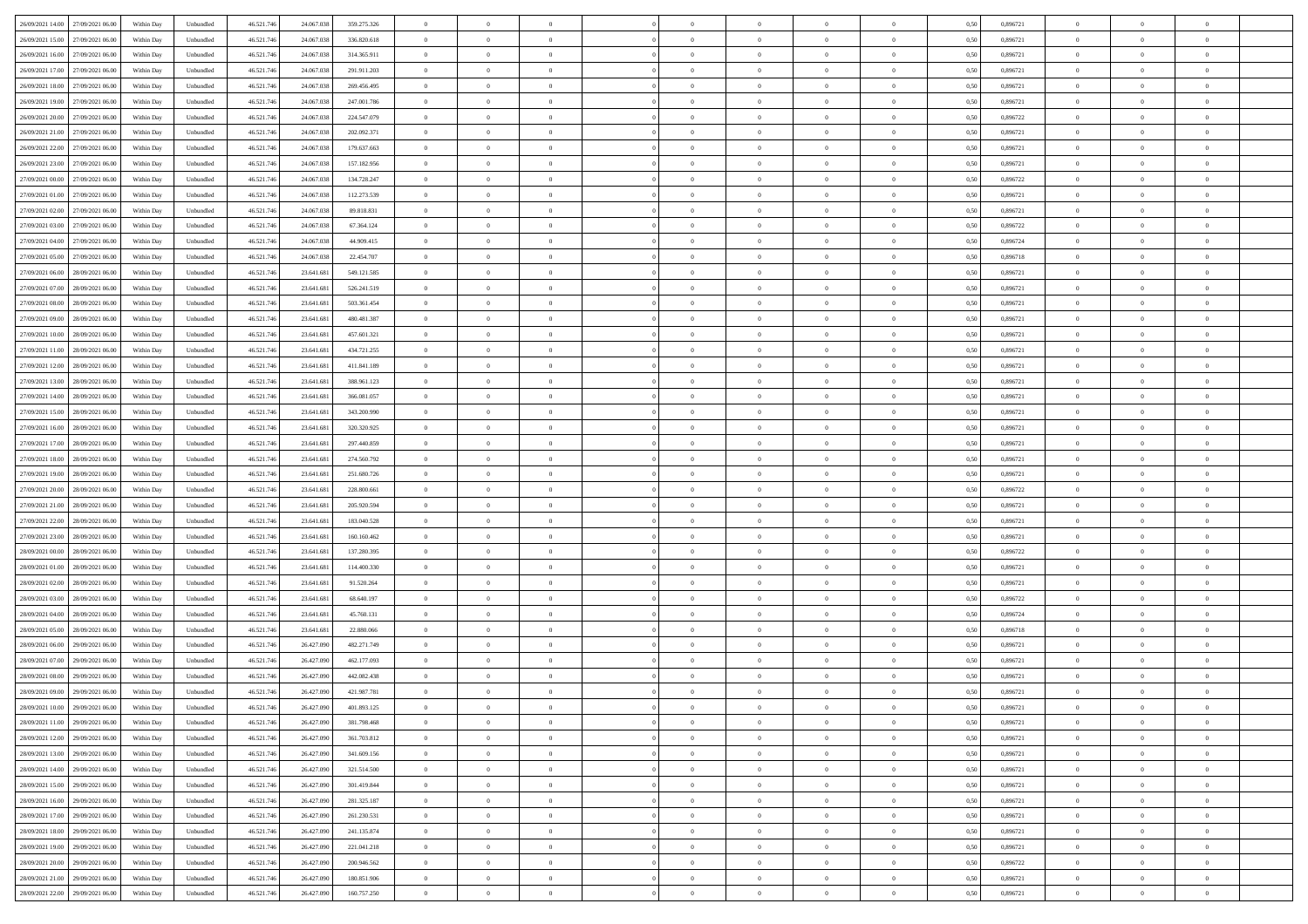| | | | | | | | | | | | | | | | | | | | | |
|---|---|---|---|---|---|---|---|---|---|---|---|---|---|---|---|---|---|---|---|---|
| 26/09/2021 14:00 | 27/09/2021 06:00 | Within Day | Unbundled | 46.521.746 | 24.067.038 | 359.275.326 | 0 | 0 | 0 | | 0 | 0 | 0 | 0 | 0,50 | 0,896721 | 0 | 0 | 0 | |
| 26/09/2021 15:00 | 27/09/2021 06:00 | Within Day | Unbundled | 46.521.746 | 24.067.038 | 336.820.618 | 0 | 0 | 0 | | 0 | 0 | 0 | 0 | 0,50 | 0,896721 | 0 | 0 | 0 | |
| 26/09/2021 16:00 | 27/09/2021 06:00 | Within Day | Unbundled | 46.521.746 | 24.067.038 | 314.365.911 | 0 | 0 | 0 | | 0 | 0 | 0 | 0 | 0,50 | 0,896721 | 0 | 0 | 0 | |
| 26/09/2021 17:00 | 27/09/2021 06:00 | Within Day | Unbundled | 46.521.746 | 24.067.038 | 291.911.203 | 0 | 0 | 0 | | 0 | 0 | 0 | 0 | 0,50 | 0,896721 | 0 | 0 | 0 | |
| 26/09/2021 18:00 | 27/09/2021 06:00 | Within Day | Unbundled | 46.521.746 | 24.067.038 | 269.456.495 | 0 | 0 | 0 | | 0 | 0 | 0 | 0 | 0,50 | 0,896721 | 0 | 0 | 0 | |
| 26/09/2021 19:00 | 27/09/2021 06:00 | Within Day | Unbundled | 46.521.746 | 24.067.038 | 247.001.786 | 0 | 0 | 0 | | 0 | 0 | 0 | 0 | 0,50 | 0,896721 | 0 | 0 | 0 | |
| 26/09/2021 20:00 | 27/09/2021 06:00 | Within Day | Unbundled | 46.521.746 | 24.067.038 | 224.547.079 | 0 | 0 | 0 | | 0 | 0 | 0 | 0 | 0,50 | 0,896722 | 0 | 0 | 0 | |
| 26/09/2021 21:00 | 27/09/2021 06:00 | Within Day | Unbundled | 46.521.746 | 24.067.038 | 202.092.371 | 0 | 0 | 0 | | 0 | 0 | 0 | 0 | 0,50 | 0,896721 | 0 | 0 | 0 | |
| 26/09/2021 22:00 | 27/09/2021 06:00 | Within Day | Unbundled | 46.521.746 | 24.067.038 | 179.637.663 | 0 | 0 | 0 | | 0 | 0 | 0 | 0 | 0,50 | 0,896721 | 0 | 0 | 0 | |
| 26/09/2021 23:00 | 27/09/2021 06:00 | Within Day | Unbundled | 46.521.746 | 24.067.038 | 157.182.956 | 0 | 0 | 0 | | 0 | 0 | 0 | 0 | 0,50 | 0,896721 | 0 | 0 | 0 | |
| 27/09/2021 00:00 | 27/09/2021 06:00 | Within Day | Unbundled | 46.521.746 | 24.067.038 | 134.728.247 | 0 | 0 | 0 | | 0 | 0 | 0 | 0 | 0,50 | 0,896722 | 0 | 0 | 0 | |
| 27/09/2021 01:00 | 27/09/2021 06:00 | Within Day | Unbundled | 46.521.746 | 24.067.038 | 112.273.539 | 0 | 0 | 0 | | 0 | 0 | 0 | 0 | 0,50 | 0,896721 | 0 | 0 | 0 | |
| 27/09/2021 02:00 | 27/09/2021 06:00 | Within Day | Unbundled | 46.521.746 | 24.067.038 | 89.818.831 | 0 | 0 | 0 | | 0 | 0 | 0 | 0 | 0,50 | 0,896721 | 0 | 0 | 0 | |
| 27/09/2021 03:00 | 27/09/2021 06:00 | Within Day | Unbundled | 46.521.746 | 24.067.038 | 67.364.124 | 0 | 0 | 0 | | 0 | 0 | 0 | 0 | 0,50 | 0,896722 | 0 | 0 | 0 | |
| 27/09/2021 04:00 | 27/09/2021 06:00 | Within Day | Unbundled | 46.521.746 | 24.067.038 | 44.909.415 | 0 | 0 | 0 | | 0 | 0 | 0 | 0 | 0,50 | 0,896724 | 0 | 0 | 0 | |
| 27/09/2021 05:00 | 27/09/2021 06:00 | Within Day | Unbundled | 46.521.746 | 24.067.038 | 22.454.707 | 0 | 0 | 0 | | 0 | 0 | 0 | 0 | 0,50 | 0,896718 | 0 | 0 | 0 | |
| 27/09/2021 06:00 | 28/09/2021 06:00 | Within Day | Unbundled | 46.521.746 | 23.641.681 | 549.121.585 | 0 | 0 | 0 | | 0 | 0 | 0 | 0 | 0,50 | 0,896721 | 0 | 0 | 0 | |
| 27/09/2021 07:00 | 28/09/2021 06:00 | Within Day | Unbundled | 46.521.746 | 23.641.681 | 526.241.519 | 0 | 0 | 0 | | 0 | 0 | 0 | 0 | 0,50 | 0,896721 | 0 | 0 | 0 | |
| 27/09/2021 08:00 | 28/09/2021 06:00 | Within Day | Unbundled | 46.521.746 | 23.641.681 | 503.361.454 | 0 | 0 | 0 | | 0 | 0 | 0 | 0 | 0,50 | 0,896721 | 0 | 0 | 0 | |
| 27/09/2021 09:00 | 28/09/2021 06:00 | Within Day | Unbundled | 46.521.746 | 23.641.681 | 480.481.387 | 0 | 0 | 0 | | 0 | 0 | 0 | 0 | 0,50 | 0,896721 | 0 | 0 | 0 | |
| 27/09/2021 10:00 | 28/09/2021 06:00 | Within Day | Unbundled | 46.521.746 | 23.641.681 | 457.601.321 | 0 | 0 | 0 | | 0 | 0 | 0 | 0 | 0,50 | 0,896721 | 0 | 0 | 0 | |
| 27/09/2021 11:00 | 28/09/2021 06:00 | Within Day | Unbundled | 46.521.746 | 23.641.681 | 434.721.255 | 0 | 0 | 0 | | 0 | 0 | 0 | 0 | 0,50 | 0,896721 | 0 | 0 | 0 | |
| 27/09/2021 12:00 | 28/09/2021 06:00 | Within Day | Unbundled | 46.521.746 | 23.641.681 | 411.841.189 | 0 | 0 | 0 | | 0 | 0 | 0 | 0 | 0,50 | 0,896721 | 0 | 0 | 0 | |
| 27/09/2021 13:00 | 28/09/2021 06:00 | Within Day | Unbundled | 46.521.746 | 23.641.681 | 388.961.123 | 0 | 0 | 0 | | 0 | 0 | 0 | 0 | 0,50 | 0,896721 | 0 | 0 | 0 | |
| 27/09/2021 14:00 | 28/09/2021 06:00 | Within Day | Unbundled | 46.521.746 | 23.641.681 | 366.081.057 | 0 | 0 | 0 | | 0 | 0 | 0 | 0 | 0,50 | 0,896721 | 0 | 0 | 0 | |
| 27/09/2021 15:00 | 28/09/2021 06:00 | Within Day | Unbundled | 46.521.746 | 23.641.681 | 343.200.990 | 0 | 0 | 0 | | 0 | 0 | 0 | 0 | 0,50 | 0,896721 | 0 | 0 | 0 | |
| 27/09/2021 16:00 | 28/09/2021 06:00 | Within Day | Unbundled | 46.521.746 | 23.641.681 | 320.320.925 | 0 | 0 | 0 | | 0 | 0 | 0 | 0 | 0,50 | 0,896721 | 0 | 0 | 0 | |
| 27/09/2021 17:00 | 28/09/2021 06:00 | Within Day | Unbundled | 46.521.746 | 23.641.681 | 297.440.859 | 0 | 0 | 0 | | 0 | 0 | 0 | 0 | 0,50 | 0,896721 | 0 | 0 | 0 | |
| 27/09/2021 18:00 | 28/09/2021 06:00 | Within Day | Unbundled | 46.521.746 | 23.641.681 | 274.560.792 | 0 | 0 | 0 | | 0 | 0 | 0 | 0 | 0,50 | 0,896721 | 0 | 0 | 0 | |
| 27/09/2021 19:00 | 28/09/2021 06:00 | Within Day | Unbundled | 46.521.746 | 23.641.681 | 251.680.726 | 0 | 0 | 0 | | 0 | 0 | 0 | 0 | 0,50 | 0,896721 | 0 | 0 | 0 | |
| 27/09/2021 20:00 | 28/09/2021 06:00 | Within Day | Unbundled | 46.521.746 | 23.641.681 | 228.800.661 | 0 | 0 | 0 | | 0 | 0 | 0 | 0 | 0,50 | 0,896722 | 0 | 0 | 0 | |
| 27/09/2021 21:00 | 28/09/2021 06:00 | Within Day | Unbundled | 46.521.746 | 23.641.681 | 205.920.594 | 0 | 0 | 0 | | 0 | 0 | 0 | 0 | 0,50 | 0,896721 | 0 | 0 | 0 | |
| 27/09/2021 22:00 | 28/09/2021 06:00 | Within Day | Unbundled | 46.521.746 | 23.641.681 | 183.040.528 | 0 | 0 | 0 | | 0 | 0 | 0 | 0 | 0,50 | 0,896721 | 0 | 0 | 0 | |
| 27/09/2021 23:00 | 28/09/2021 06:00 | Within Day | Unbundled | 46.521.746 | 23.641.681 | 160.160.462 | 0 | 0 | 0 | | 0 | 0 | 0 | 0 | 0,50 | 0,896721 | 0 | 0 | 0 | |
| 28/09/2021 00:00 | 28/09/2021 06:00 | Within Day | Unbundled | 46.521.746 | 23.641.681 | 137.280.395 | 0 | 0 | 0 | | 0 | 0 | 0 | 0 | 0,50 | 0,896722 | 0 | 0 | 0 | |
| 28/09/2021 01:00 | 28/09/2021 06:00 | Within Day | Unbundled | 46.521.746 | 23.641.681 | 114.400.330 | 0 | 0 | 0 | | 0 | 0 | 0 | 0 | 0,50 | 0,896721 | 0 | 0 | 0 | |
| 28/09/2021 02:00 | 28/09/2021 06:00 | Within Day | Unbundled | 46.521.746 | 23.641.681 | 91.520.264 | 0 | 0 | 0 | | 0 | 0 | 0 | 0 | 0,50 | 0,896721 | 0 | 0 | 0 | |
| 28/09/2021 03:00 | 28/09/2021 06:00 | Within Day | Unbundled | 46.521.746 | 23.641.681 | 68.640.197 | 0 | 0 | 0 | | 0 | 0 | 0 | 0 | 0,50 | 0,896722 | 0 | 0 | 0 | |
| 28/09/2021 04:00 | 28/09/2021 06:00 | Within Day | Unbundled | 46.521.746 | 23.641.681 | 45.760.131 | 0 | 0 | 0 | | 0 | 0 | 0 | 0 | 0,50 | 0,896724 | 0 | 0 | 0 | |
| 28/09/2021 05:00 | 28/09/2021 06:00 | Within Day | Unbundled | 46.521.746 | 23.641.681 | 22.880.066 | 0 | 0 | 0 | | 0 | 0 | 0 | 0 | 0,50 | 0,896718 | 0 | 0 | 0 | |
| 28/09/2021 06:00 | 29/09/2021 06:00 | Within Day | Unbundled | 46.521.746 | 26.427.090 | 482.271.749 | 0 | 0 | 0 | | 0 | 0 | 0 | 0 | 0,50 | 0,896721 | 0 | 0 | 0 | |
| 28/09/2021 07:00 | 29/09/2021 06:00 | Within Day | Unbundled | 46.521.746 | 26.427.090 | 462.177.093 | 0 | 0 | 0 | | 0 | 0 | 0 | 0 | 0,50 | 0,896721 | 0 | 0 | 0 | |
| 28/09/2021 08:00 | 29/09/2021 06:00 | Within Day | Unbundled | 46.521.746 | 26.427.090 | 442.082.438 | 0 | 0 | 0 | | 0 | 0 | 0 | 0 | 0,50 | 0,896721 | 0 | 0 | 0 | |
| 28/09/2021 09:00 | 29/09/2021 06:00 | Within Day | Unbundled | 46.521.746 | 26.427.090 | 421.987.781 | 0 | 0 | 0 | | 0 | 0 | 0 | 0 | 0,50 | 0,896721 | 0 | 0 | 0 | |
| 28/09/2021 10:00 | 29/09/2021 06:00 | Within Day | Unbundled | 46.521.746 | 26.427.090 | 401.893.125 | 0 | 0 | 0 | | 0 | 0 | 0 | 0 | 0,50 | 0,896721 | 0 | 0 | 0 | |
| 28/09/2021 11:00 | 29/09/2021 06:00 | Within Day | Unbundled | 46.521.746 | 26.427.090 | 381.798.468 | 0 | 0 | 0 | | 0 | 0 | 0 | 0 | 0,50 | 0,896721 | 0 | 0 | 0 | |
| 28/09/2021 12:00 | 29/09/2021 06:00 | Within Day | Unbundled | 46.521.746 | 26.427.090 | 361.703.812 | 0 | 0 | 0 | | 0 | 0 | 0 | 0 | 0,50 | 0,896721 | 0 | 0 | 0 | |
| 28/09/2021 13:00 | 29/09/2021 06:00 | Within Day | Unbundled | 46.521.746 | 26.427.090 | 341.609.156 | 0 | 0 | 0 | | 0 | 0 | 0 | 0 | 0,50 | 0,896721 | 0 | 0 | 0 | |
| 28/09/2021 14:00 | 29/09/2021 06:00 | Within Day | Unbundled | 46.521.746 | 26.427.090 | 321.514.500 | 0 | 0 | 0 | | 0 | 0 | 0 | 0 | 0,50 | 0,896721 | 0 | 0 | 0 | |
| 28/09/2021 15:00 | 29/09/2021 06:00 | Within Day | Unbundled | 46.521.746 | 26.427.090 | 301.419.844 | 0 | 0 | 0 | | 0 | 0 | 0 | 0 | 0,50 | 0,896721 | 0 | 0 | 0 | |
| 28/09/2021 16:00 | 29/09/2021 06:00 | Within Day | Unbundled | 46.521.746 | 26.427.090 | 281.325.187 | 0 | 0 | 0 | | 0 | 0 | 0 | 0 | 0,50 | 0,896721 | 0 | 0 | 0 | |
| 28/09/2021 17:00 | 29/09/2021 06:00 | Within Day | Unbundled | 46.521.746 | 26.427.090 | 261.230.531 | 0 | 0 | 0 | | 0 | 0 | 0 | 0 | 0,50 | 0,896721 | 0 | 0 | 0 | |
| 28/09/2021 18:00 | 29/09/2021 06:00 | Within Day | Unbundled | 46.521.746 | 26.427.090 | 241.135.874 | 0 | 0 | 0 | | 0 | 0 | 0 | 0 | 0,50 | 0,896721 | 0 | 0 | 0 | |
| 28/09/2021 19:00 | 29/09/2021 06:00 | Within Day | Unbundled | 46.521.746 | 26.427.090 | 221.041.218 | 0 | 0 | 0 | | 0 | 0 | 0 | 0 | 0,50 | 0,896721 | 0 | 0 | 0 | |
| 28/09/2021 20:00 | 29/09/2021 06:00 | Within Day | Unbundled | 46.521.746 | 26.427.090 | 200.946.562 | 0 | 0 | 0 | | 0 | 0 | 0 | 0 | 0,50 | 0,896722 | 0 | 0 | 0 | |
| 28/09/2021 21:00 | 29/09/2021 06:00 | Within Day | Unbundled | 46.521.746 | 26.427.090 | 180.851.906 | 0 | 0 | 0 | | 0 | 0 | 0 | 0 | 0,50 | 0,896721 | 0 | 0 | 0 | |
| 28/09/2021 22:00 | 29/09/2021 06:00 | Within Day | Unbundled | 46.521.746 | 26.427.090 | 160.757.250 | 0 | 0 | 0 | | 0 | 0 | 0 | 0 | 0,50 | 0,896721 | 0 | 0 | 0 | |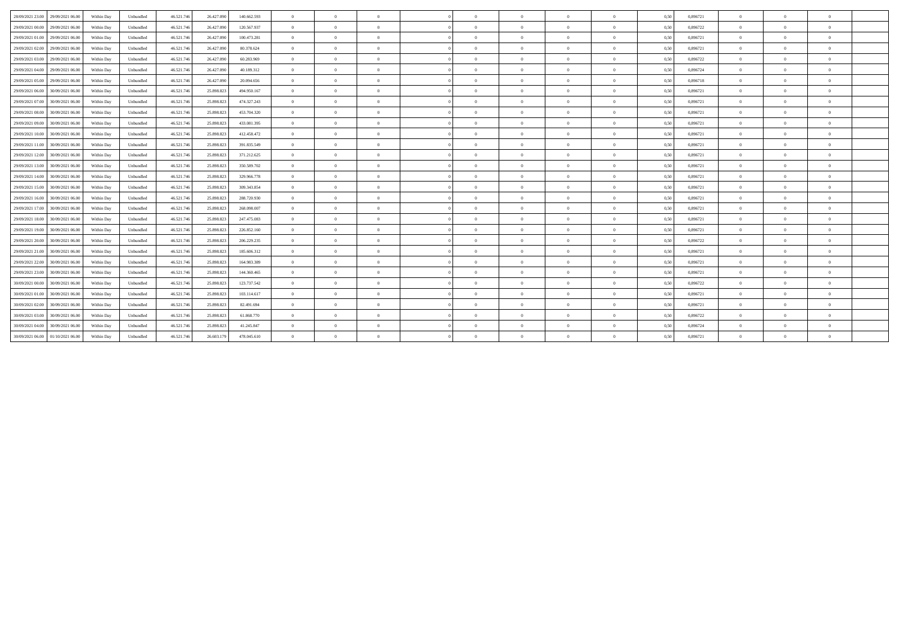| | | | | | | | | | | | | | | | | | | | | |
|---|---|---|---|---|---|---|---|---|---|---|---|---|---|---|---|---|---|---|---|---|
| 28/09/2021 23.00 | 29/09/2021 06.00 | Within Day | Unbundled | 46.521.746 | 26.427.090 | 140.662.593 | 0 | 0 | 0 | 0 | 0 | 0 | 0 | 0 | 0,50 | 0,896721 | 0 | 0 | 0 | |
| 29/09/2021 00.00 | 29/09/2021 06.00 | Within Day | Unbundled | 46.521.746 | 26.427.090 | 120.567.937 | 0 | 0 | 0 | 0 | 0 | 0 | 0 | 0 | 0,50 | 0,896722 | 0 | 0 | 0 | |
| 29/09/2021 01.00 | 29/09/2021 06.00 | Within Day | Unbundled | 46.521.746 | 26.427.090 | 100.473.281 | 0 | 0 | 0 | 0 | 0 | 0 | 0 | 0 | 0,50 | 0,896721 | 0 | 0 | 0 | |
| 29/09/2021 02.00 | 29/09/2021 06.00 | Within Day | Unbundled | 46.521.746 | 26.427.090 | 80.378.624 | 0 | 0 | 0 | 0 | 0 | 0 | 0 | 0 | 0,50 | 0,896721 | 0 | 0 | 0 | |
| 29/09/2021 03.00 | 29/09/2021 06.00 | Within Day | Unbundled | 46.521.746 | 26.427.090 | 60.283.969 | 0 | 0 | 0 | 0 | 0 | 0 | 0 | 0 | 0,50 | 0,896722 | 0 | 0 | 0 | |
| 29/09/2021 04.00 | 29/09/2021 06.00 | Within Day | Unbundled | 46.521.746 | 26.427.090 | 40.189.312 | 0 | 0 | 0 | 0 | 0 | 0 | 0 | 0 | 0,50 | 0,896724 | 0 | 0 | 0 | |
| 29/09/2021 05.00 | 29/09/2021 06.00 | Within Day | Unbundled | 46.521.746 | 26.427.090 | 20.094.656 | 0 | 0 | 0 | 0 | 0 | 0 | 0 | 0 | 0,50 | 0,896718 | 0 | 0 | 0 | |
| 29/09/2021 06.00 | 30/09/2021 06.00 | Within Day | Unbundled | 46.521.746 | 25.898.823 | 494.950.167 | 0 | 0 | 0 | 0 | 0 | 0 | 0 | 0 | 0,50 | 0,896721 | 0 | 0 | 0 | |
| 29/09/2021 07.00 | 30/09/2021 06.00 | Within Day | Unbundled | 46.521.746 | 25.898.823 | 474.327.243 | 0 | 0 | 0 | 0 | 0 | 0 | 0 | 0 | 0,50 | 0,896721 | 0 | 0 | 0 | |
| 29/09/2021 08.00 | 30/09/2021 06.00 | Within Day | Unbundled | 46.521.746 | 25.898.823 | 453.704.320 | 0 | 0 | 0 | 0 | 0 | 0 | 0 | 0 | 0,50 | 0,896721 | 0 | 0 | 0 | |
| 29/09/2021 09.00 | 30/09/2021 06.00 | Within Day | Unbundled | 46.521.746 | 25.898.823 | 433.081.395 | 0 | 0 | 0 | 0 | 0 | 0 | 0 | 0 | 0,50 | 0,896721 | 0 | 0 | 0 | |
| 29/09/2021 10.00 | 30/09/2021 06.00 | Within Day | Unbundled | 46.521.746 | 25.898.823 | 412.458.472 | 0 | 0 | 0 | 0 | 0 | 0 | 0 | 0 | 0,50 | 0,896721 | 0 | 0 | 0 | |
| 29/09/2021 11.00 | 30/09/2021 06.00 | Within Day | Unbundled | 46.521.746 | 25.898.823 | 391.835.549 | 0 | 0 | 0 | 0 | 0 | 0 | 0 | 0 | 0,50 | 0,896721 | 0 | 0 | 0 | |
| 29/09/2021 12.00 | 30/09/2021 06.00 | Within Day | Unbundled | 46.521.746 | 25.898.823 | 371.212.625 | 0 | 0 | 0 | 0 | 0 | 0 | 0 | 0 | 0,50 | 0,896721 | 0 | 0 | 0 | |
| 29/09/2021 13.00 | 30/09/2021 06.00 | Within Day | Unbundled | 46.521.746 | 25.898.823 | 350.589.702 | 0 | 0 | 0 | 0 | 0 | 0 | 0 | 0 | 0,50 | 0,896721 | 0 | 0 | 0 | |
| 29/09/2021 14.00 | 30/09/2021 06.00 | Within Day | Unbundled | 46.521.746 | 25.898.823 | 329.966.778 | 0 | 0 | 0 | 0 | 0 | 0 | 0 | 0 | 0,50 | 0,896721 | 0 | 0 | 0 | |
| 29/09/2021 15.00 | 30/09/2021 06.00 | Within Day | Unbundled | 46.521.746 | 25.898.823 | 309.343.854 | 0 | 0 | 0 | 0 | 0 | 0 | 0 | 0 | 0,50 | 0,896721 | 0 | 0 | 0 | |
| 29/09/2021 16.00 | 30/09/2021 06.00 | Within Day | Unbundled | 46.521.746 | 25.898.823 | 288.720.930 | 0 | 0 | 0 | 0 | 0 | 0 | 0 | 0 | 0,50 | 0,896721 | 0 | 0 | 0 | |
| 29/09/2021 17.00 | 30/09/2021 06.00 | Within Day | Unbundled | 46.521.746 | 25.898.823 | 268.098.007 | 0 | 0 | 0 | 0 | 0 | 0 | 0 | 0 | 0,50 | 0,896721 | 0 | 0 | 0 | |
| 29/09/2021 18.00 | 30/09/2021 06.00 | Within Day | Unbundled | 46.521.746 | 25.898.823 | 247.475.083 | 0 | 0 | 0 | 0 | 0 | 0 | 0 | 0 | 0,50 | 0,896721 | 0 | 0 | 0 | |
| 29/09/2021 19.00 | 30/09/2021 06.00 | Within Day | Unbundled | 46.521.746 | 25.898.823 | 226.852.160 | 0 | 0 | 0 | 0 | 0 | 0 | 0 | 0 | 0,50 | 0,896721 | 0 | 0 | 0 | |
| 29/09/2021 20.00 | 30/09/2021 06.00 | Within Day | Unbundled | 46.521.746 | 25.898.823 | 206.229.235 | 0 | 0 | 0 | 0 | 0 | 0 | 0 | 0 | 0,50 | 0,896722 | 0 | 0 | 0 | |
| 29/09/2021 21.00 | 30/09/2021 06.00 | Within Day | Unbundled | 46.521.746 | 25.898.823 | 185.606.312 | 0 | 0 | 0 | 0 | 0 | 0 | 0 | 0 | 0,50 | 0,896721 | 0 | 0 | 0 | |
| 29/09/2021 22.00 | 30/09/2021 06.00 | Within Day | Unbundled | 46.521.746 | 25.898.823 | 164.983.389 | 0 | 0 | 0 | 0 | 0 | 0 | 0 | 0 | 0,50 | 0,896721 | 0 | 0 | 0 | |
| 29/09/2021 23.00 | 30/09/2021 06.00 | Within Day | Unbundled | 46.521.746 | 25.898.823 | 144.360.465 | 0 | 0 | 0 | 0 | 0 | 0 | 0 | 0 | 0,50 | 0,896721 | 0 | 0 | 0 | |
| 30/09/2021 00.00 | 30/09/2021 06.00 | Within Day | Unbundled | 46.521.746 | 25.898.823 | 123.737.542 | 0 | 0 | 0 | 0 | 0 | 0 | 0 | 0 | 0,50 | 0,896722 | 0 | 0 | 0 | |
| 30/09/2021 01.00 | 30/09/2021 06.00 | Within Day | Unbundled | 46.521.746 | 25.898.823 | 103.114.617 | 0 | 0 | 0 | 0 | 0 | 0 | 0 | 0 | 0,50 | 0,896721 | 0 | 0 | 0 | |
| 30/09/2021 02.00 | 30/09/2021 06.00 | Within Day | Unbundled | 46.521.746 | 25.898.823 | 82.491.694 | 0 | 0 | 0 | 0 | 0 | 0 | 0 | 0 | 0,50 | 0,896721 | 0 | 0 | 0 | |
| 30/09/2021 03.00 | 30/09/2021 06.00 | Within Day | Unbundled | 46.521.746 | 25.898.823 | 61.868.770 | 0 | 0 | 0 | 0 | 0 | 0 | 0 | 0 | 0,50 | 0,896722 | 0 | 0 | 0 | |
| 30/09/2021 04.00 | 30/09/2021 06.00 | Within Day | Unbundled | 46.521.746 | 25.898.823 | 41.245.847 | 0 | 0 | 0 | 0 | 0 | 0 | 0 | 0 | 0,50 | 0,896724 | 0 | 0 | 0 | |
| 30/09/2021 06.00 | 01/10/2021 06.00 | Within Day | Unbundled | 46.521.746 | 26.603.179 | 478.045.610 | 0 | 0 | 0 | 0 | 0 | 0 | 0 | 0 | 0,50 | 0,896721 | 0 | 0 | 0 | |